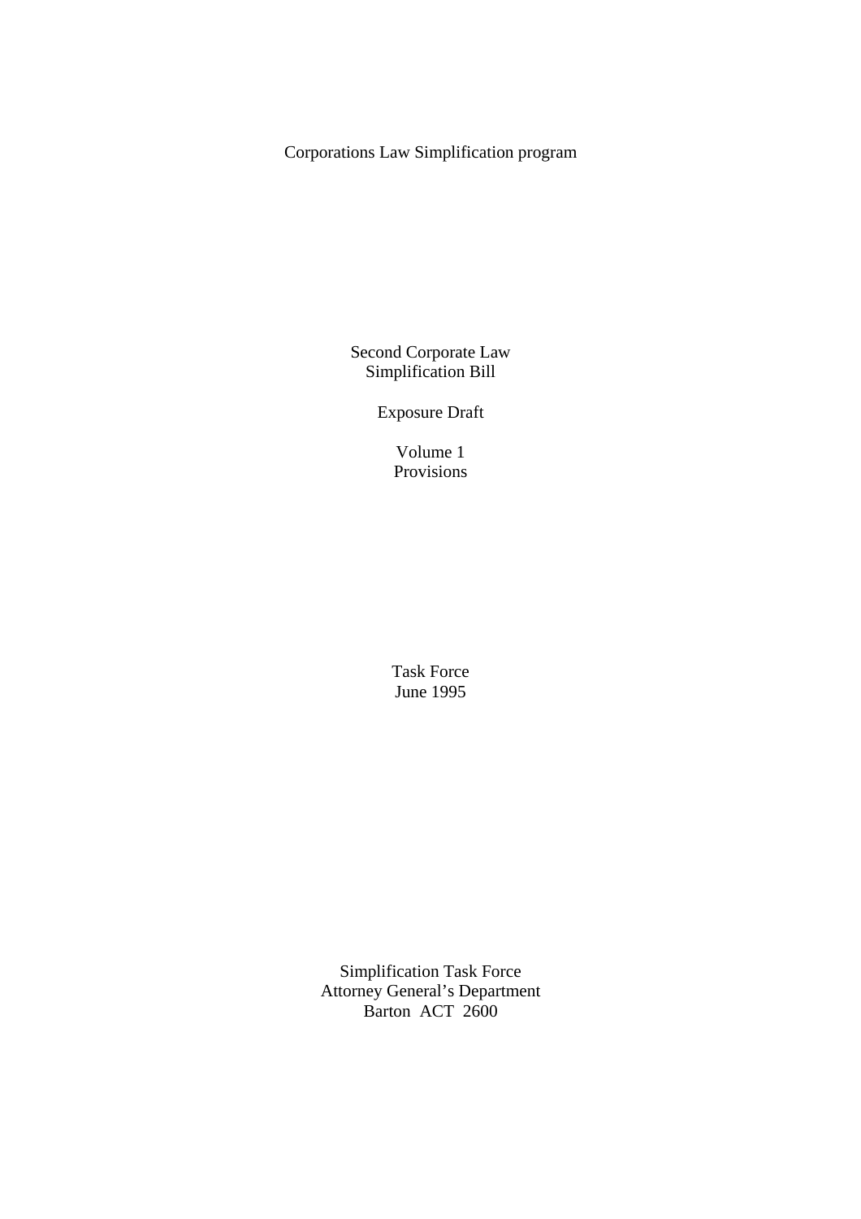Corporations Law Simplification program

# Second Corporate Law Simplification Bill

## Exposure Draft

### Volume 1
### Provisions

Task Force
June 1995

Simplification Task Force
Attorney General's Department
Barton ACT 2600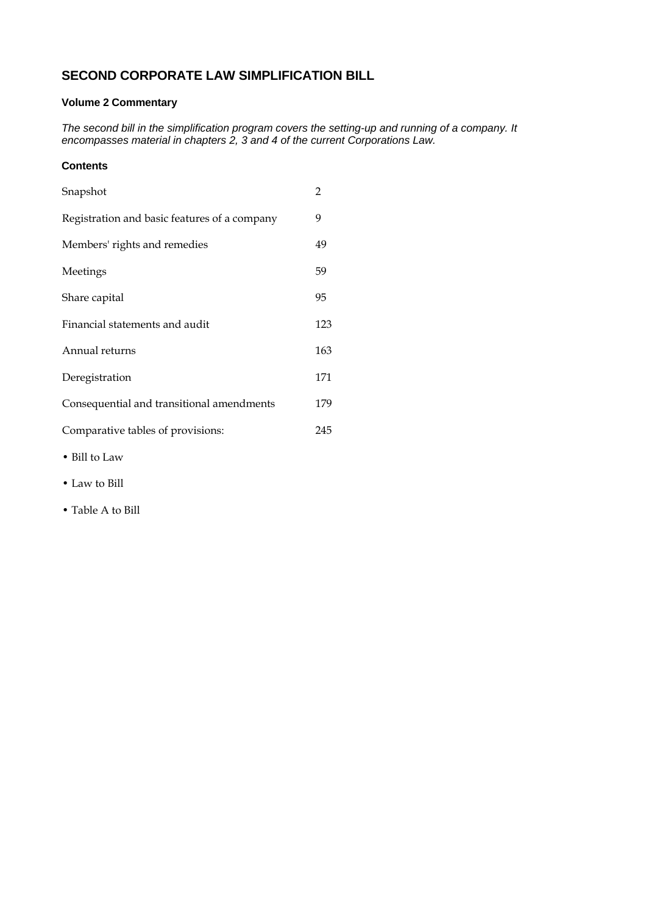# SECOND CORPORATE LAW SIMPLIFICATION BILL

### Volume 2 Commentary

*The second bill in the simplification program covers the setting-up and running of a company. It encompasses material in chapters 2, 3 and 4 of the current Corporations Law.*

### Contents

| | |
|---|---|
| Snapshot | 2 |
| Registration and basic features of a company | 9 |
| Members' rights and remedies | 49 |
| Meetings | 59 |
| Share capital | 95 |
| Financial statements and audit | 123 |
| Annual returns | 163 |
| Deregistration | 171 |
| Consequential and transitional amendments | 179 |
| Comparative tables of provisions: | 245 |

- Bill to Law
- Law to Bill
- Table A to Bill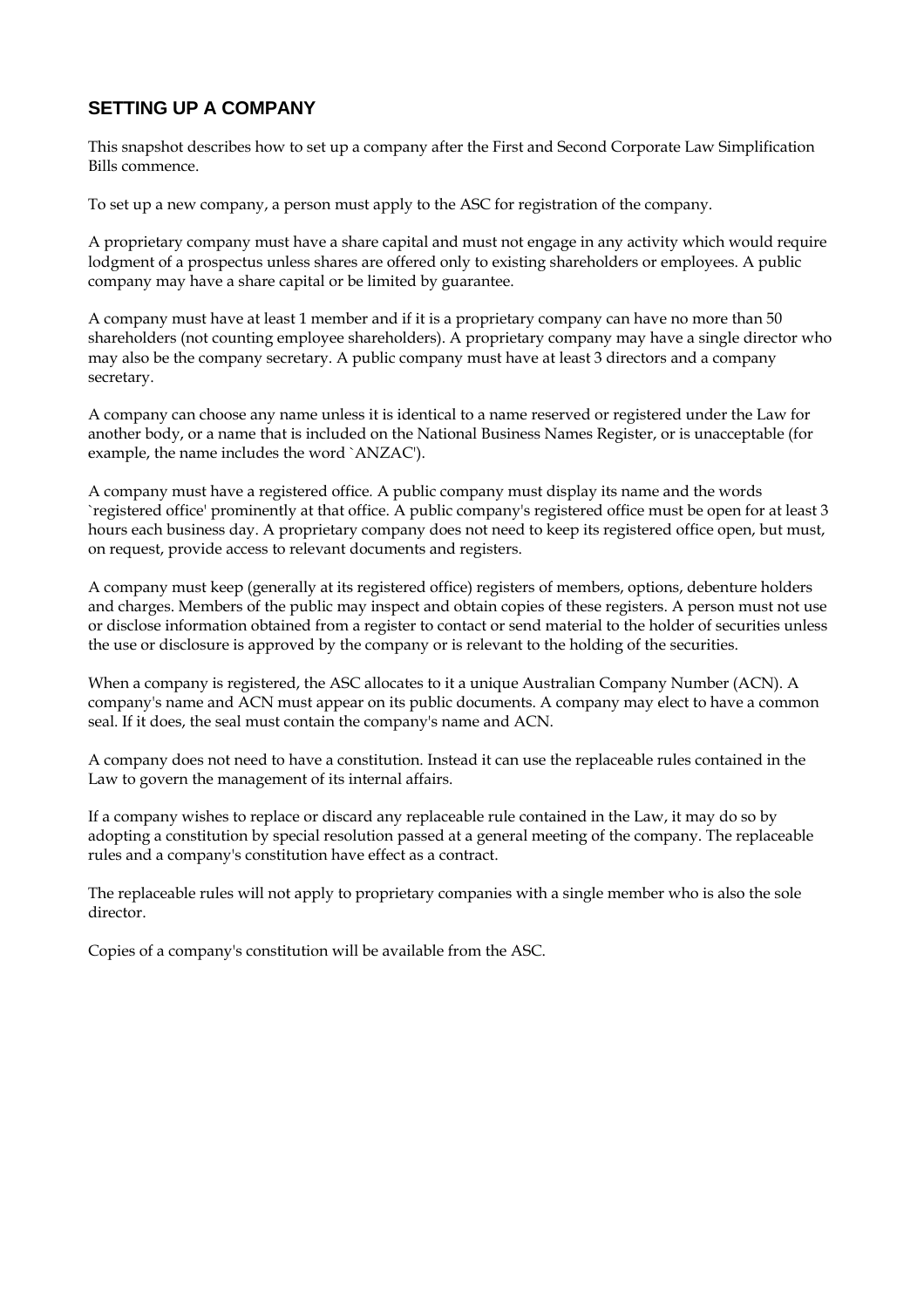## SETTING UP A COMPANY

This snapshot describes how to set up a company after the First and Second Corporate Law Simplification Bills commence.

To set up a new company, a person must apply to the ASC for registration of the company.

A proprietary company must have a share capital and must not engage in any activity which would require lodgment of a prospectus unless shares are offered only to existing shareholders or employees. A public company may have a share capital or be limited by guarantee.

A company must have at least 1 member and if it is a proprietary company can have no more than 50 shareholders (not counting employee shareholders). A proprietary company may have a single director who may also be the company secretary. A public company must have at least 3 directors and a company secretary.

A company can choose any name unless it is identical to a name reserved or registered under the Law for another body, or a name that is included on the National Business Names Register, or is unacceptable (for example, the name includes the word `ANZAC').

A company must have a registered office. A public company must display its name and the words `registered office' prominently at that office. A public company's registered office must be open for at least 3 hours each business day. A proprietary company does not need to keep its registered office open, but must, on request, provide access to relevant documents and registers.

A company must keep (generally at its registered office) registers of members, options, debenture holders and charges. Members of the public may inspect and obtain copies of these registers. A person must not use or disclose information obtained from a register to contact or send material to the holder of securities unless the use or disclosure is approved by the company or is relevant to the holding of the securities.

When a company is registered, the ASC allocates to it a unique Australian Company Number (ACN). A company's name and ACN must appear on its public documents. A company may elect to have a common seal. If it does, the seal must contain the company's name and ACN.

A company does not need to have a constitution. Instead it can use the replaceable rules contained in the Law to govern the management of its internal affairs.

If a company wishes to replace or discard any replaceable rule contained in the Law, it may do so by adopting a constitution by special resolution passed at a general meeting of the company. The replaceable rules and a company's constitution have effect as a contract.

The replaceable rules will not apply to proprietary companies with a single member who is also the sole director.

Copies of a company's constitution will be available from the ASC.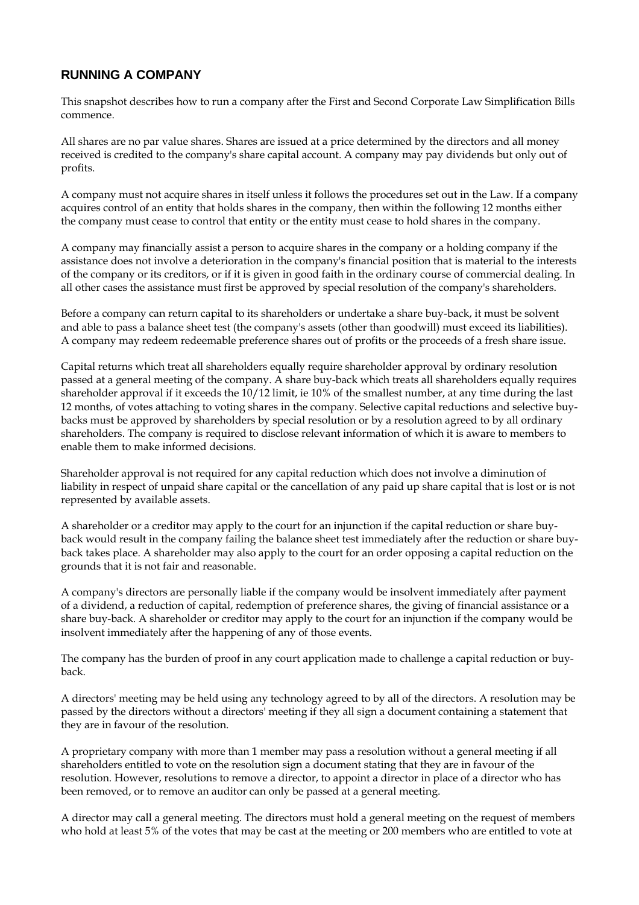## RUNNING A COMPANY

This snapshot describes how to run a company after the First and Second Corporate Law Simplification Bills commence.

All shares are no par value shares. Shares are issued at a price determined by the directors and all money received is credited to the company's share capital account. A company may pay dividends but only out of profits.

A company must not acquire shares in itself unless it follows the procedures set out in the Law. If a company acquires control of an entity that holds shares in the company, then within the following 12 months either the company must cease to control that entity or the entity must cease to hold shares in the company.

A company may financially assist a person to acquire shares in the company or a holding company if the assistance does not involve a deterioration in the company's financial position that is material to the interests of the company or its creditors, or if it is given in good faith in the ordinary course of commercial dealing. In all other cases the assistance must first be approved by special resolution of the company's shareholders.

Before a company can return capital to its shareholders or undertake a share buy-back, it must be solvent and able to pass a balance sheet test (the company's assets (other than goodwill) must exceed its liabilities). A company may redeem redeemable preference shares out of profits or the proceeds of a fresh share issue.

Capital returns which treat all shareholders equally require shareholder approval by ordinary resolution passed at a general meeting of the company. A share buy-back which treats all shareholders equally requires shareholder approval if it exceeds the 10/12 limit, ie 10% of the smallest number, at any time during the last 12 months, of votes attaching to voting shares in the company. Selective capital reductions and selective buy-backs must be approved by shareholders by special resolution or by a resolution agreed to by all ordinary shareholders. The company is required to disclose relevant information of which it is aware to members to enable them to make informed decisions.

Shareholder approval is not required for any capital reduction which does not involve a diminution of liability in respect of unpaid share capital or the cancellation of any paid up share capital that is lost or is not represented by available assets.

A shareholder or a creditor may apply to the court for an injunction if the capital reduction or share buy-back would result in the company failing the balance sheet test immediately after the reduction or share buy-back takes place. A shareholder may also apply to the court for an order opposing a capital reduction on the grounds that it is not fair and reasonable.

A company's directors are personally liable if the company would be insolvent immediately after payment of a dividend, a reduction of capital, redemption of preference shares, the giving of financial assistance or a share buy-back. A shareholder or creditor may apply to the court for an injunction if the company would be insolvent immediately after the happening of any of those events.

The company has the burden of proof in any court application made to challenge a capital reduction or buy-back.

A directors' meeting may be held using any technology agreed to by all of the directors. A resolution may be passed by the directors without a directors' meeting if they all sign a document containing a statement that they are in favour of the resolution.

A proprietary company with more than 1 member may pass a resolution without a general meeting if all shareholders entitled to vote on the resolution sign a document stating that they are in favour of the resolution. However, resolutions to remove a director, to appoint a director in place of a director who has been removed, or to remove an auditor can only be passed at a general meeting.

A director may call a general meeting. The directors must hold a general meeting on the request of members who hold at least 5% of the votes that may be cast at the meeting or 200 members who are entitled to vote at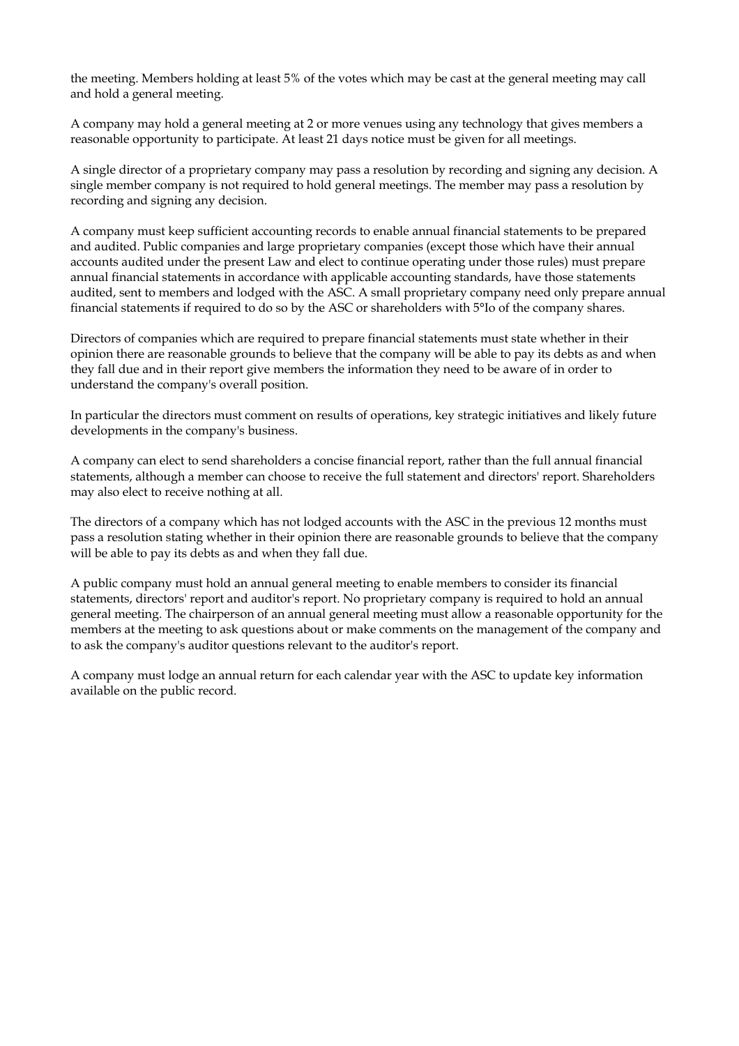the meeting. Members holding at least 5% of the votes which may be cast at the general meeting may call and hold a general meeting.

A company may hold a general meeting at 2 or more venues using any technology that gives members a reasonable opportunity to participate. At least 21 days notice must be given for all meetings.

A single director of a proprietary company may pass a resolution by recording and signing any decision. A single member company is not required to hold general meetings. The member may pass a resolution by recording and signing any decision.

A company must keep sufficient accounting records to enable annual financial statements to be prepared and audited. Public companies and large proprietary companies (except those which have their annual accounts audited under the present Law and elect to continue operating under those rules) must prepare annual financial statements in accordance with applicable accounting standards, have those statements audited, sent to members and lodged with the ASC. A small proprietary company need only prepare annual financial statements if required to do so by the ASC or shareholders with 5°Io of the company shares.

Directors of companies which are required to prepare financial statements must state whether in their opinion there are reasonable grounds to believe that the company will be able to pay its debts as and when they fall due and in their report give members the information they need to be aware of in order to understand the company's overall position.

In particular the directors must comment on results of operations, key strategic initiatives and likely future developments in the company's business.

A company can elect to send shareholders a concise financial report, rather than the full annual financial statements, although a member can choose to receive the full statement and directors' report. Shareholders may also elect to receive nothing at all.

The directors of a company which has not lodged accounts with the ASC in the previous 12 months must pass a resolution stating whether in their opinion there are reasonable grounds to believe that the company will be able to pay its debts as and when they fall due.

A public company must hold an annual general meeting to enable members to consider its financial statements, directors' report and auditor's report. No proprietary company is required to hold an annual general meeting. The chairperson of an annual general meeting must allow a reasonable opportunity for the members at the meeting to ask questions about or make comments on the management of the company and to ask the company's auditor questions relevant to the auditor's report.

A company must lodge an annual return for each calendar year with the ASC to update key information available on the public record.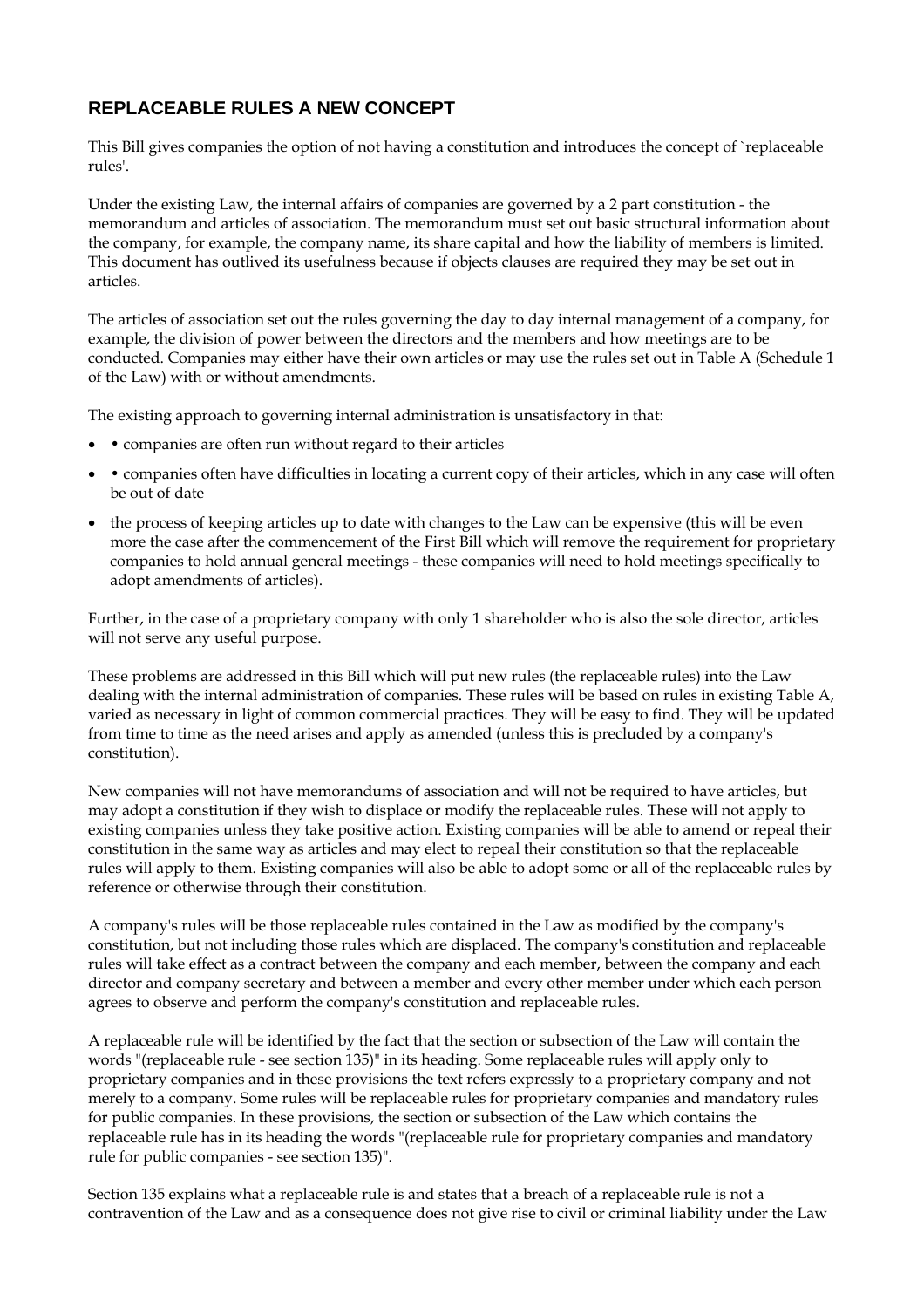## REPLACEABLE RULES A NEW CONCEPT

This Bill gives companies the option of not having a constitution and introduces the concept of `replaceable rules'.

Under the existing Law, the internal affairs of companies are governed by a 2 part constitution - the memorandum and articles of association. The memorandum must set out basic structural information about the company, for example, the company name, its share capital and how the liability of members is limited. This document has outlived its usefulness because if objects clauses are required they may be set out in articles.

The articles of association set out the rules governing the day to day internal management of a company, for example, the division of power between the directors and the members and how meetings are to be conducted. Companies may either have their own articles or may use the rules set out in Table A (Schedule 1 of the Law) with or without amendments.

The existing approach to governing internal administration is unsatisfactory in that:

- • companies are often run without regard to their articles
- • companies often have difficulties in locating a current copy of their articles, which in any case will often be out of date
- the process of keeping articles up to date with changes to the Law can be expensive (this will be even more the case after the commencement of the First Bill which will remove the requirement for proprietary companies to hold annual general meetings - these companies will need to hold meetings specifically to adopt amendments of articles).

Further, in the case of a proprietary company with only 1 shareholder who is also the sole director, articles will not serve any useful purpose.

These problems are addressed in this Bill which will put new rules (the replaceable rules) into the Law dealing with the internal administration of companies. These rules will be based on rules in existing Table A, varied as necessary in light of common commercial practices. They will be easy to find. They will be updated from time to time as the need arises and apply as amended (unless this is precluded by a company's constitution).

New companies will not have memorandums of association and will not be required to have articles, but may adopt a constitution if they wish to displace or modify the replaceable rules. These will not apply to existing companies unless they take positive action. Existing companies will be able to amend or repeal their constitution in the same way as articles and may elect to repeal their constitution so that the replaceable rules will apply to them. Existing companies will also be able to adopt some or all of the replaceable rules by reference or otherwise through their constitution.

A company's rules will be those replaceable rules contained in the Law as modified by the company's constitution, but not including those rules which are displaced. The company's constitution and replaceable rules will take effect as a contract between the company and each member, between the company and each director and company secretary and between a member and every other member under which each person agrees to observe and perform the company's constitution and replaceable rules.

A replaceable rule will be identified by the fact that the section or subsection of the Law will contain the words "(replaceable rule - see section 135)" in its heading. Some replaceable rules will apply only to proprietary companies and in these provisions the text refers expressly to a proprietary company and not merely to a company. Some rules will be replaceable rules for proprietary companies and mandatory rules for public companies. In these provisions, the section or subsection of the Law which contains the replaceable rule has in its heading the words "(replaceable rule for proprietary companies and mandatory rule for public companies - see section 135)".

Section 135 explains what a replaceable rule is and states that a breach of a replaceable rule is not a contravention of the Law and as a consequence does not give rise to civil or criminal liability under the Law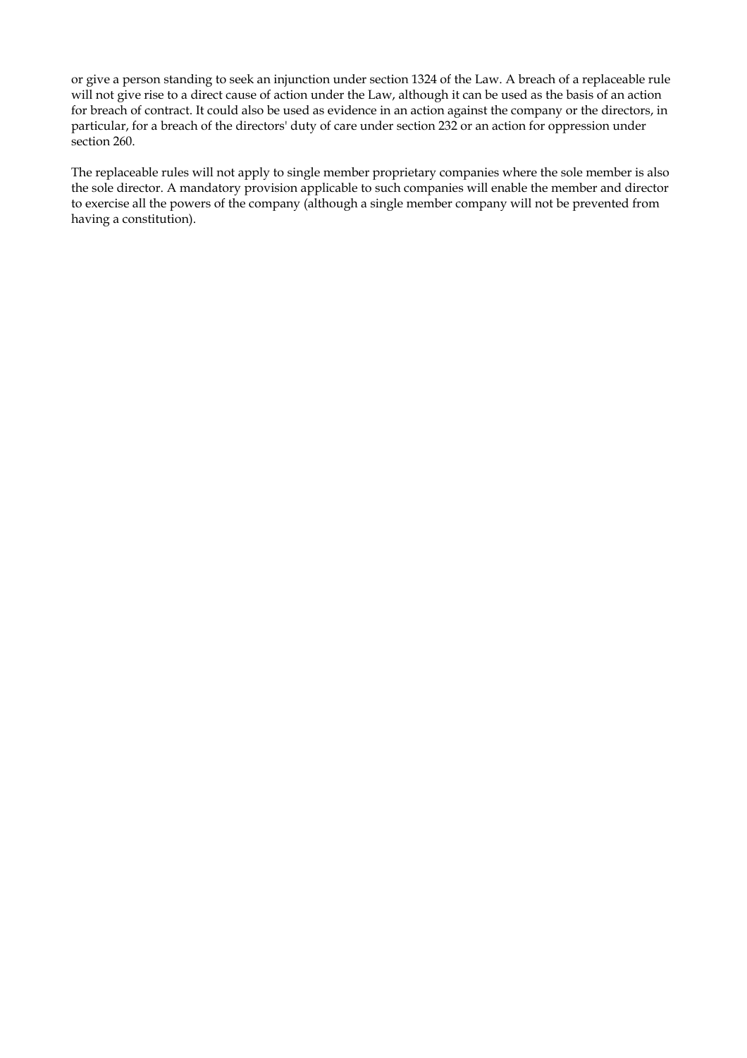or give a person standing to seek an injunction under section 1324 of the Law. A breach of a replaceable rule will not give rise to a direct cause of action under the Law, although it can be used as the basis of an action for breach of contract. It could also be used as evidence in an action against the company or the directors, in particular, for a breach of the directors' duty of care under section 232 or an action for oppression under section 260.

The replaceable rules will not apply to single member proprietary companies where the sole member is also the sole director. A mandatory provision applicable to such companies will enable the member and director to exercise all the powers of the company (although a single member company will not be prevented from having a constitution).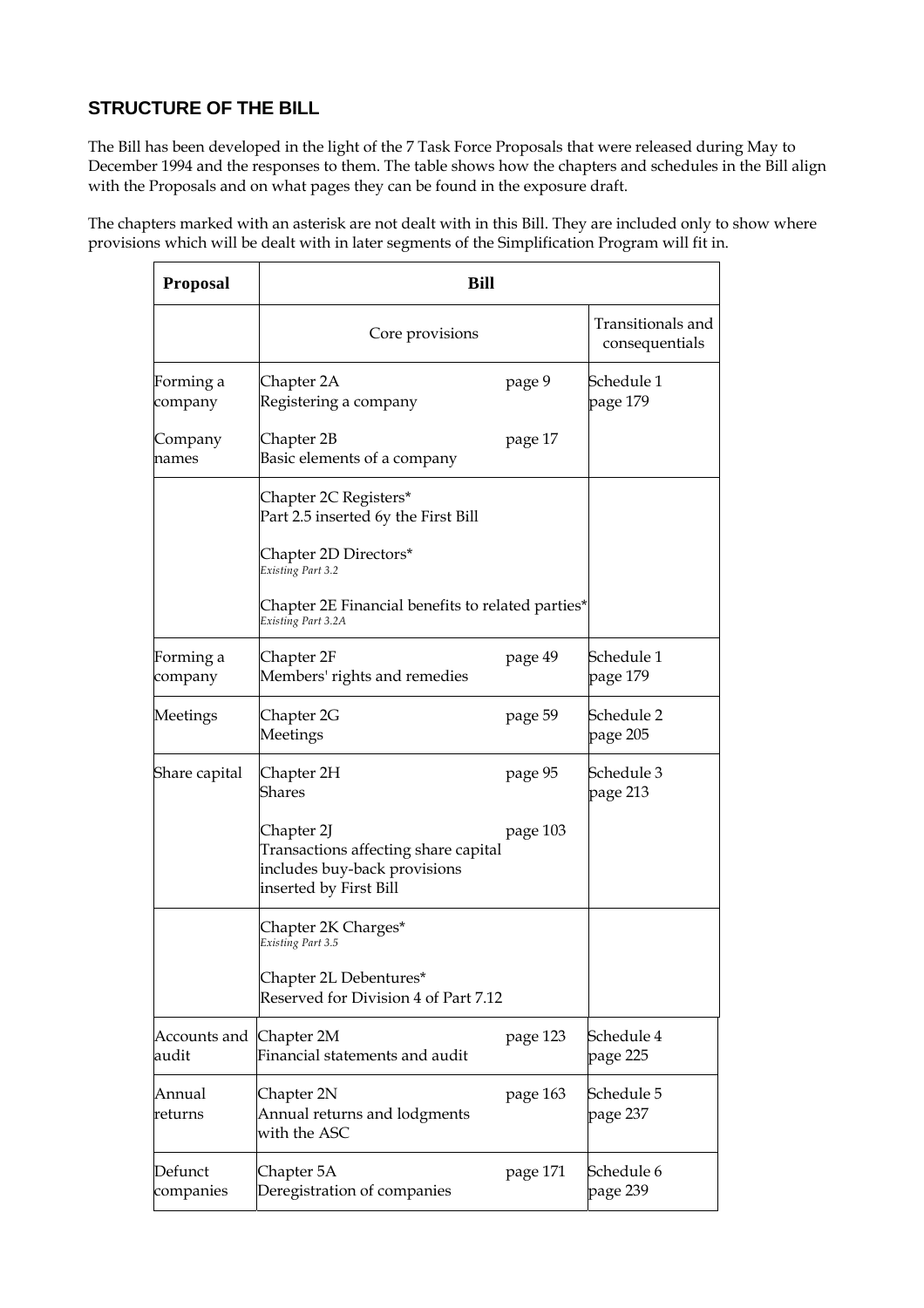## STRUCTURE OF THE BILL

The Bill has been developed in the light of the 7 Task Force Proposals that were released during May to December 1994 and the responses to them. The table shows how the chapters and schedules in the Bill align with the Proposals and on what pages they can be found in the exposure draft.

The chapters marked with an asterisk are not dealt with in this Bill. They are included only to show where provisions which will be dealt with in later segments of the Simplification Program will fit in.

| Proposal | Bill | | |
|---|---|---|---|
| | Core provisions | | Transitionals and consequentials |
| Forming a company | Chapter 2A<br>Registering a company | page 9 | Schedule 1<br>page 179 |
| Company names | Chapter 2B<br>Basic elements of a company | page 17 | |
| | Chapter 2C Registers*<br>Part 2.5 inserted 6y the First Bill<br><br>Chapter 2D Directors*<br>*Existing Part 3.2*<br><br>Chapter 2E Financial benefits to related parties*<br>*Existing Part 3.2A* | | |
| Forming a company | Chapter 2F<br>Members' rights and remedies | page 49 | Schedule 1<br>page 179 |
| Meetings | Chapter 2G<br>Meetings | page 59 | Schedule 2<br>page 205 |
| Share capital | Chapter 2H<br>Shares<br><br>Chapter 2J<br>Transactions affecting share capital includes buy-back provisions inserted by First Bill | page 95<br><br>page 103 | Schedule 3<br>page 213 |
| | Chapter 2K Charges*<br>*Existing Part 3.5*<br><br>Chapter 2L Debentures*<br>Reserved for Division 4 of Part 7.12 | | |
| Accounts and audit | Chapter 2M<br>Financial statements and audit | page 123 | Schedule 4<br>page 225 |
| Annual returns | Chapter 2N<br>Annual returns and lodgments with the ASC | page 163 | Schedule 5<br>page 237 |
| Defunct companies | Chapter 5A<br>Deregistration of companies | page 171 | Schedule 6<br>page 239 |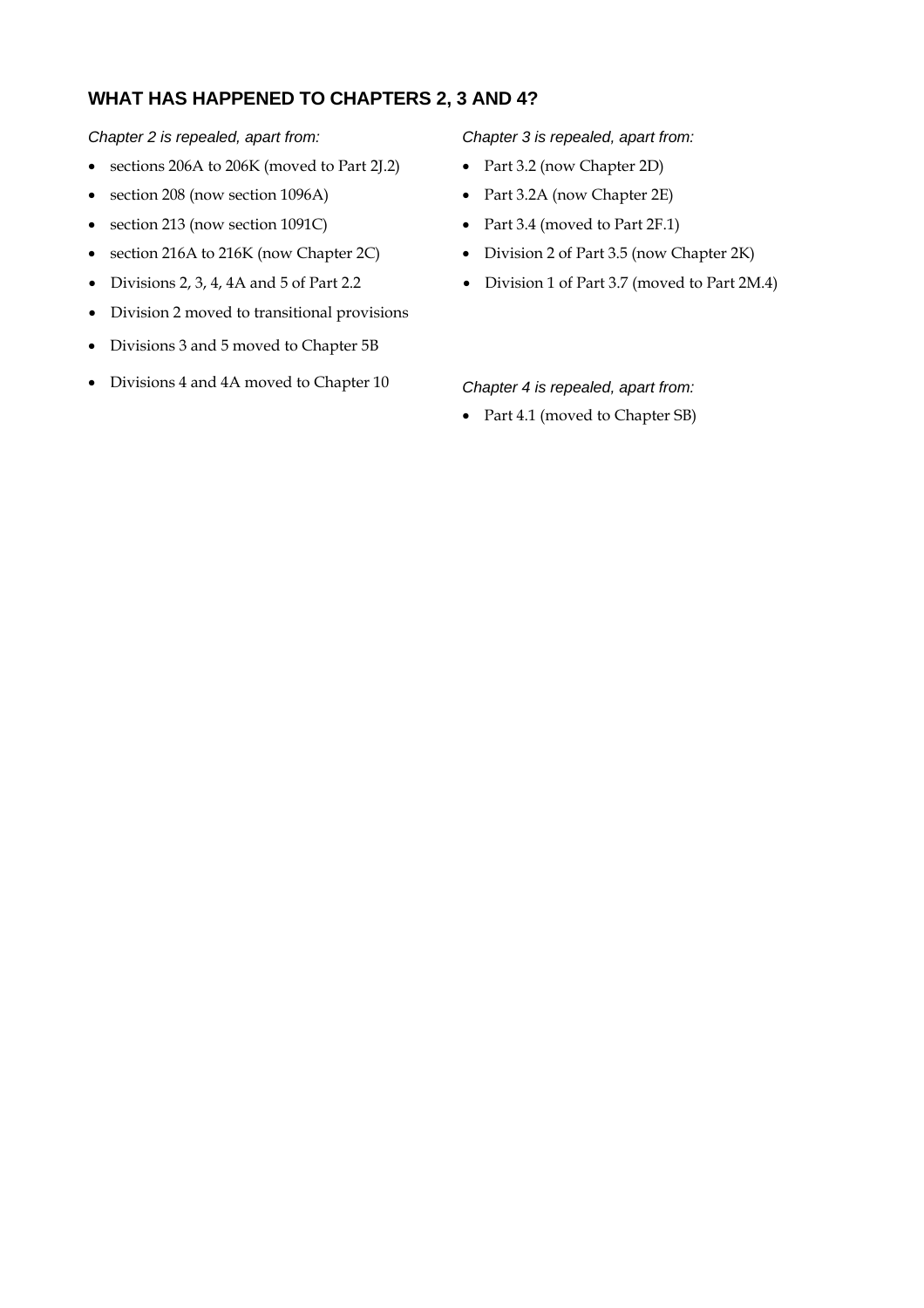## WHAT HAS HAPPENED TO CHAPTERS 2, 3 AND 4?

*Chapter 2 is repealed, apart from:*

- sections 206A to 206K (moved to Part 2J.2)
- section 208 (now section 1096A)
- section 213 (now section 1091C)
- section 216A to 216K (now Chapter 2C)
- Divisions 2, 3, 4, 4A and 5 of Part 2.2
- Division 2 moved to transitional provisions
- Divisions 3 and 5 moved to Chapter 5B
- Divisions 4 and 4A moved to Chapter 10

*Chapter 3 is repealed, apart from:*

- Part 3.2 (now Chapter 2D)
- Part 3.2A (now Chapter 2E)
- Part 3.4 (moved to Part 2F.1)
- Division 2 of Part 3.5 (now Chapter 2K)
- Division 1 of Part 3.7 (moved to Part 2M.4)

*Chapter 4 is repealed, apart from:*

- Part 4.1 (moved to Chapter SB)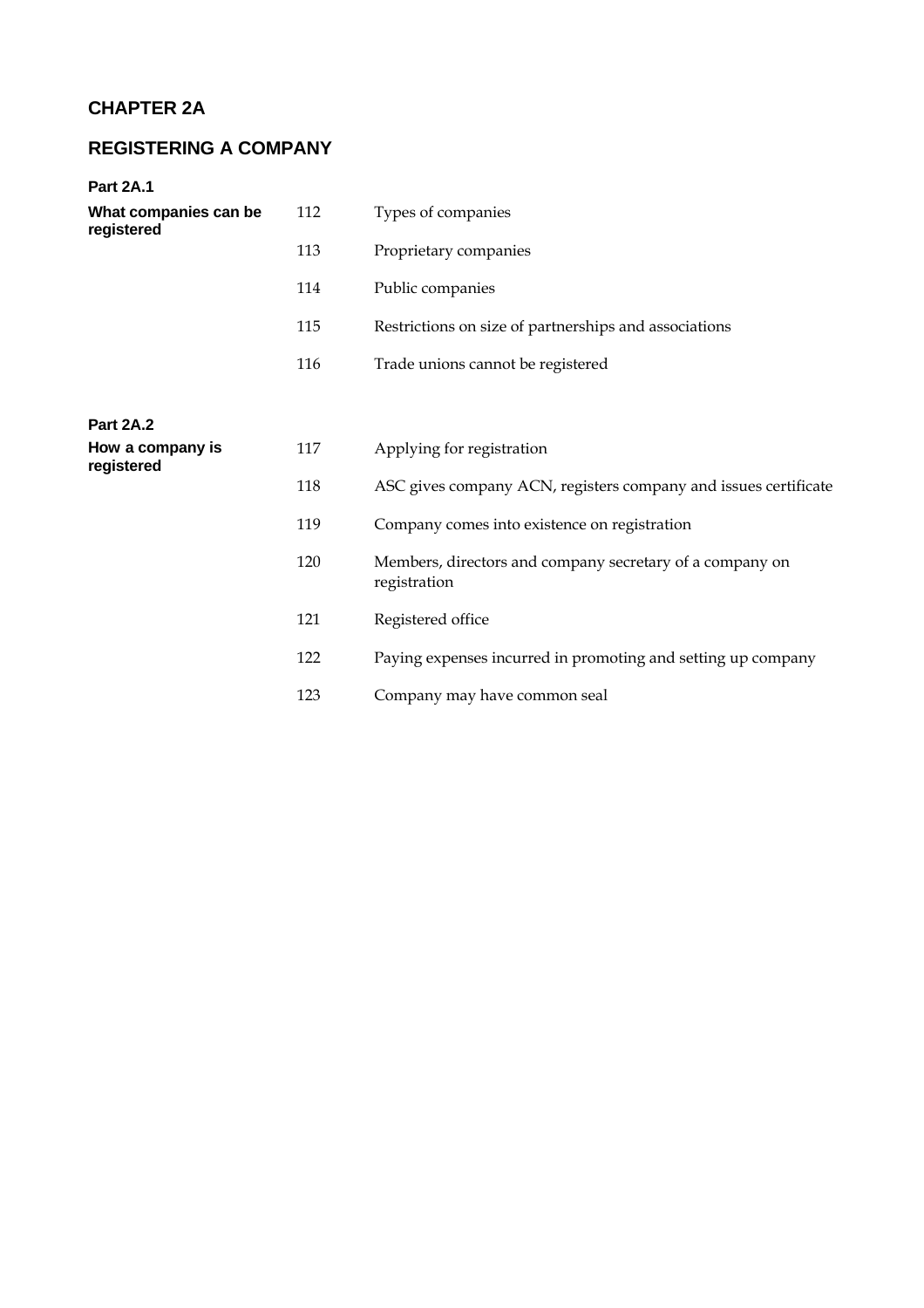# CHAPTER 2A

## REGISTERING A COMPANY

| Part | Section | Heading |
|---|---|---|
| **Part 2A.1** | | |
| **What companies can be registered** | 112 | Types of companies |
| | 113 | Proprietary companies |
| | 114 | Public companies |
| | 115 | Restrictions on size of partnerships and associations |
| | 116 | Trade unions cannot be registered |
| **Part 2A.2** | | |
| **How a company is registered** | 117 | Applying for registration |
| | 118 | ASC gives company ACN, registers company and issues certificate |
| | 119 | Company comes into existence on registration |
| | 120 | Members, directors and company secretary of a company on registration |
| | 121 | Registered office |
| | 122 | Paying expenses incurred in promoting and setting up company |
| | 123 | Company may have common seal |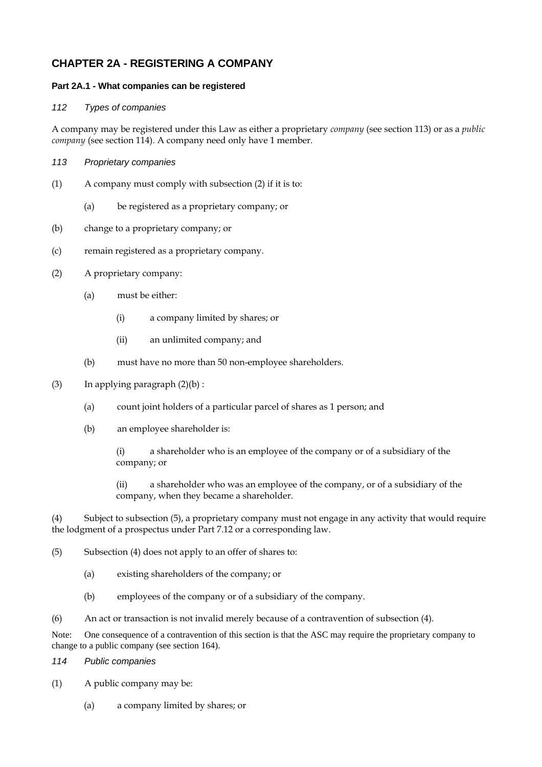## CHAPTER 2A - REGISTERING A COMPANY

### Part 2A.1 - What companies can be registered

*112 Types of companies*

A company may be registered under this Law as either a proprietary *company* (see section 113) or as a *public company* (see section 114). A company need only have 1 member.

*113 Proprietary companies*

(1) A company must comply with subsection (2) if it is to:

(a) be registered as a proprietary company; or

(b) change to a proprietary company; or

(c) remain registered as a proprietary company.

(2) A proprietary company:

(a) must be either:

(i) a company limited by shares; or

(ii) an unlimited company; and

(b) must have no more than 50 non-employee shareholders.

(3) In applying paragraph (2)(b) :

(a) count joint holders of a particular parcel of shares as 1 person; and

(b) an employee shareholder is:

(i) a shareholder who is an employee of the company or of a subsidiary of the company; or

(ii) a shareholder who was an employee of the company, or of a subsidiary of the company, when they became a shareholder.

(4) Subject to subsection (5), a proprietary company must not engage in any activity that would require the lodgment of a prospectus under Part 7.12 or a corresponding law.

(5) Subsection (4) does not apply to an offer of shares to:

(a) existing shareholders of the company; or

(b) employees of the company or of a subsidiary of the company.

(6) An act or transaction is not invalid merely because of a contravention of subsection (4).

Note: One consequence of a contravention of this section is that the ASC may require the proprietary company to change to a public company (see section 164).

*114 Public companies*

(1) A public company may be:

(a) a company limited by shares; or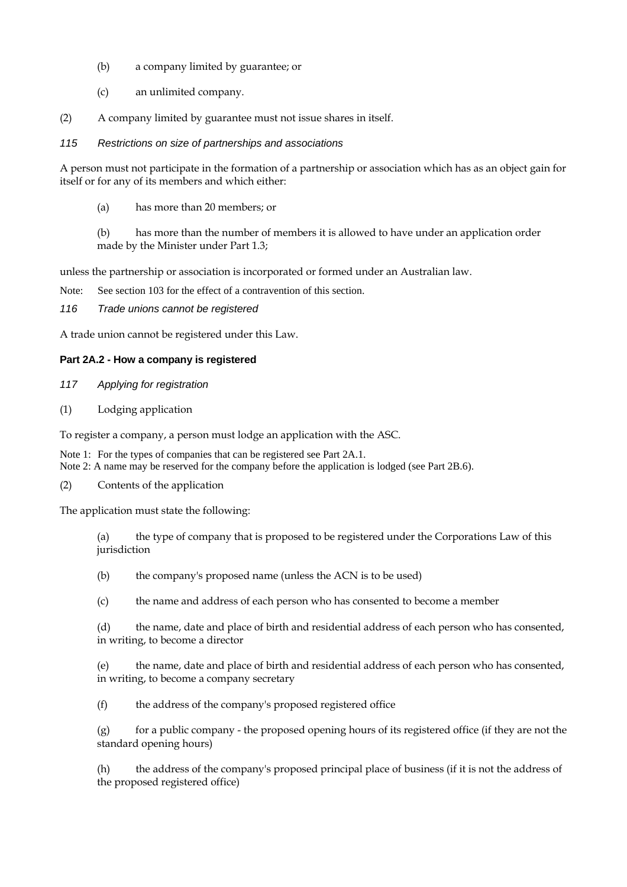(b) a company limited by guarantee; or

(c) an unlimited company.

(2) A company limited by guarantee must not issue shares in itself.

*115 Restrictions on size of partnerships and associations*

A person must not participate in the formation of a partnership or association which has as an object gain for itself or for any of its members and which either:

(a) has more than 20 members; or

(b) has more than the number of members it is allowed to have under an application order made by the Minister under Part 1.3;

unless the partnership or association is incorporated or formed under an Australian law.

Note: See section 103 for the effect of a contravention of this section.

*116 Trade unions cannot be registered*

A trade union cannot be registered under this Law.

**Part 2A.2 - How a company is registered**

*117 Applying for registration*

(1) Lodging application

To register a company, a person must lodge an application with the ASC.

Note 1: For the types of companies that can be registered see Part 2A.1.
Note 2: A name may be reserved for the company before the application is lodged (see Part 2B.6).

(2) Contents of the application

The application must state the following:

(a) the type of company that is proposed to be registered under the Corporations Law of this jurisdiction

(b) the company's proposed name (unless the ACN is to be used)

(c) the name and address of each person who has consented to become a member

(d) the name, date and place of birth and residential address of each person who has consented, in writing, to become a director

(e) the name, date and place of birth and residential address of each person who has consented, in writing, to become a company secretary

(f) the address of the company's proposed registered office

(g) for a public company - the proposed opening hours of its registered office (if they are not the standard opening hours)

(h) the address of the company's proposed principal place of business (if it is not the address of the proposed registered office)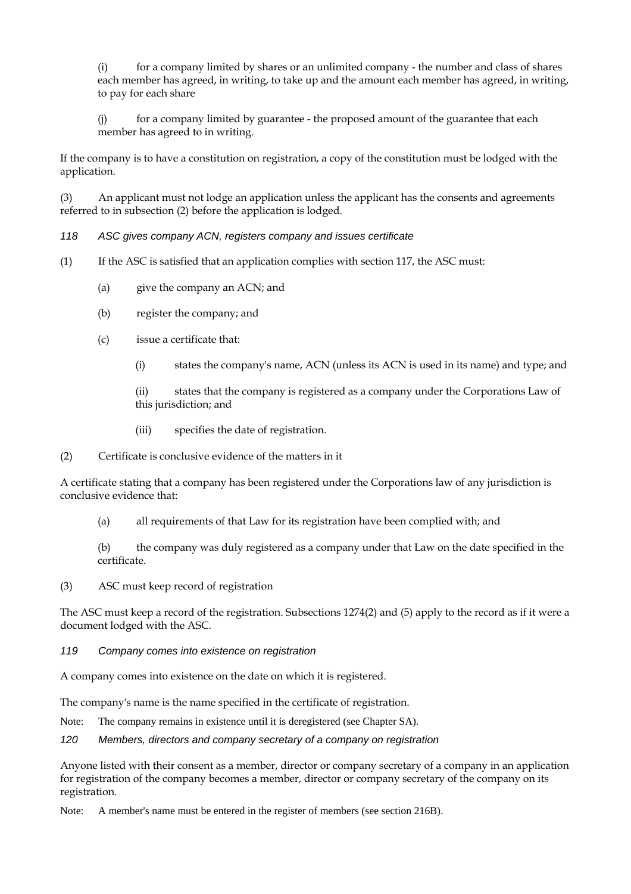(i) for a company limited by shares or an unlimited company - the number and class of shares each member has agreed, in writing, to take up and the amount each member has agreed, in writing, to pay for each share

(j) for a company limited by guarantee - the proposed amount of the guarantee that each member has agreed to in writing.

If the company is to have a constitution on registration, a copy of the constitution must be lodged with the application.

(3) An applicant must not lodge an application unless the applicant has the consents and agreements referred to in subsection (2) before the application is lodged.

*118 ASC gives company ACN, registers company and issues certificate*

(1) If the ASC is satisfied that an application complies with section 117, the ASC must:

(a) give the company an ACN; and

(b) register the company; and

(c) issue a certificate that:

(i) states the company's name, ACN (unless its ACN is used in its name) and type; and

(ii) states that the company is registered as a company under the Corporations Law of this jurisdiction; and

(iii) specifies the date of registration.

(2) Certificate is conclusive evidence of the matters in it

A certificate stating that a company has been registered under the Corporations law of any jurisdiction is conclusive evidence that:

(a) all requirements of that Law for its registration have been complied with; and

(b) the company was duly registered as a company under that Law on the date specified in the certificate.

(3) ASC must keep record of registration

The ASC must keep a record of the registration. Subsections 1274(2) and (5) apply to the record as if it were a document lodged with the ASC.

*119 Company comes into existence on registration*

A company comes into existence on the date on which it is registered.

The company's name is the name specified in the certificate of registration.

Note: The company remains in existence until it is deregistered (see Chapter SA).

*120 Members, directors and company secretary of a company on registration*

Anyone listed with their consent as a member, director or company secretary of a company in an application for registration of the company becomes a member, director or company secretary of the company on its registration.

Note: A member's name must be entered in the register of members (see section 216B).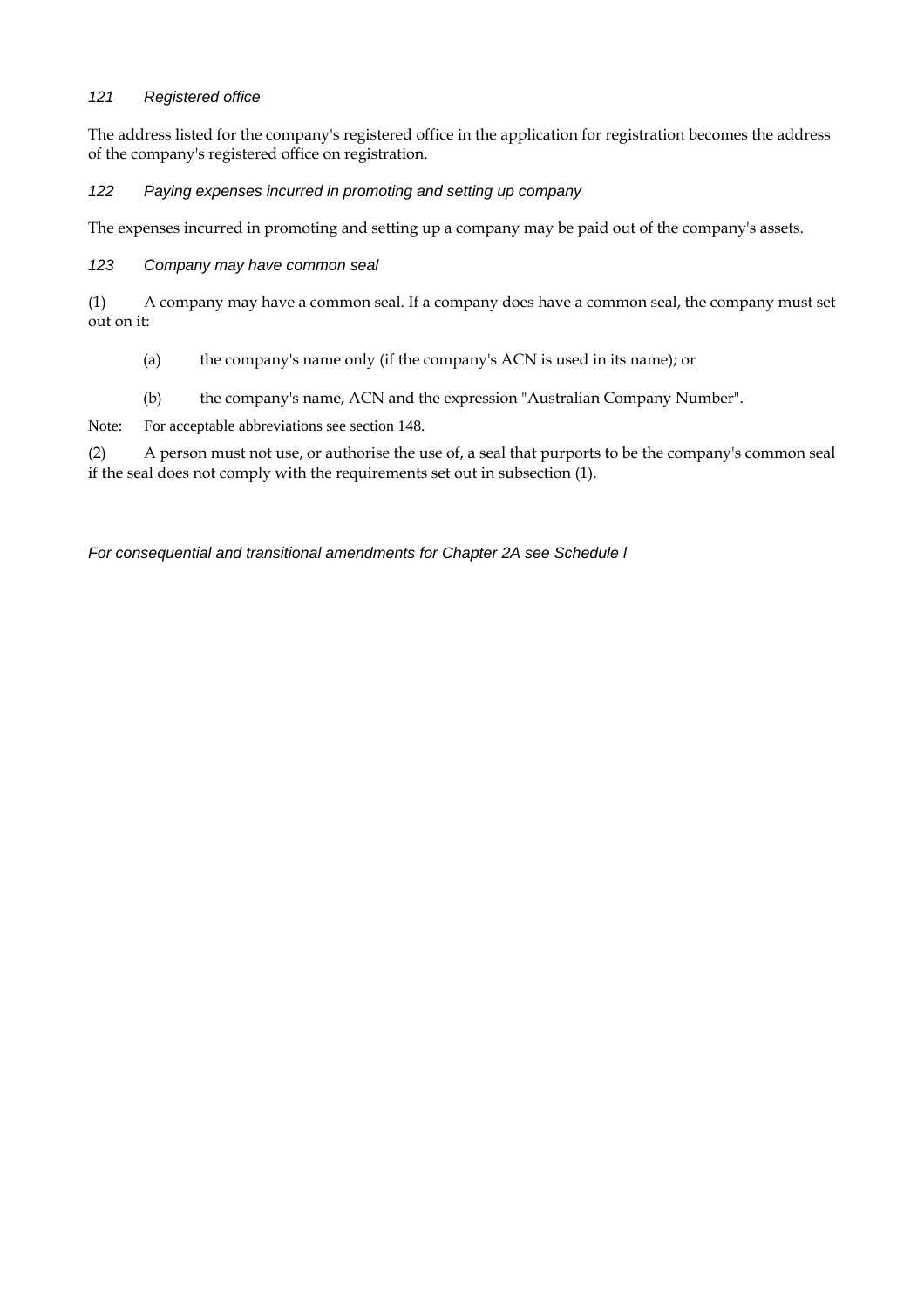### *121 Registered office*

The address listed for the company's registered office in the application for registration becomes the address of the company's registered office on registration.

### *122 Paying expenses incurred in promoting and setting up company*

The expenses incurred in promoting and setting up a company may be paid out of the company's assets.

### *123 Company may have common seal*

(1) A company may have a common seal. If a company does have a common seal, the company must set out on it:

(a) the company's name only (if the company's ACN is used in its name); or

(b) the company's name, ACN and the expression "Australian Company Number".

Note: For acceptable abbreviations see section 148.

(2) A person must not use, or authorise the use of, a seal that purports to be the company's common seal if the seal does not comply with the requirements set out in subsection (1).

*For consequential and transitional amendments for Chapter 2A see Schedule l*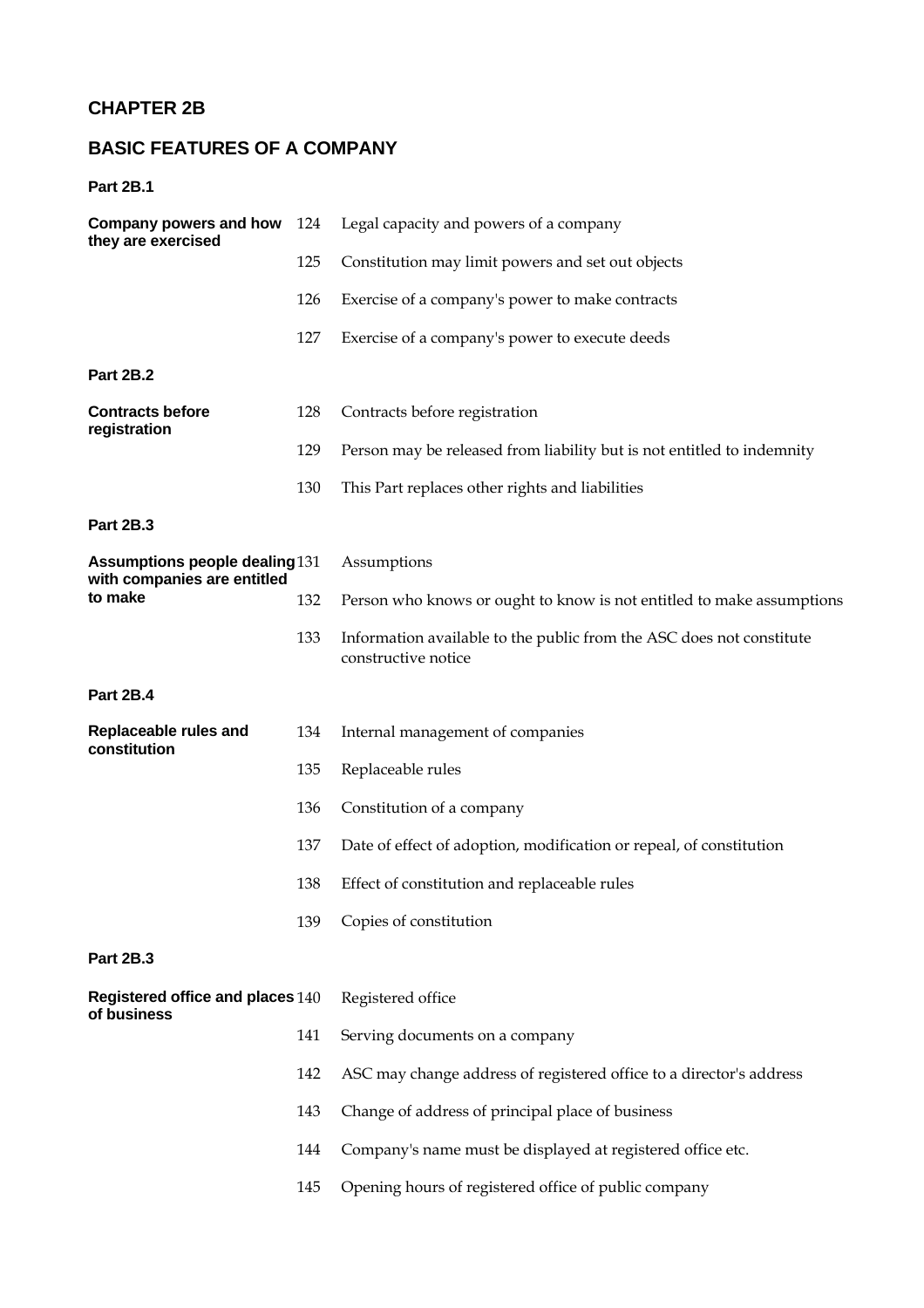## CHAPTER 2B

## BASIC FEATURES OF A COMPANY

**Part 2B.1**

| | | |
|---|---|---|
| **Company powers and how they are exercised** | 124 | Legal capacity and powers of a company |
| | 125 | Constitution may limit powers and set out objects |
| | 126 | Exercise of a company's power to make contracts |
| | 127 | Exercise of a company's power to execute deeds |

**Part 2B.2**

| | | |
|---|---|---|
| **Contracts before registration** | 128 | Contracts before registration |
| | 129 | Person may be released from liability but is not entitled to indemnity |
| | 130 | This Part replaces other rights and liabilities |

**Part 2B.3**

| | | |
|---|---|---|
| **Assumptions people dealing with companies are entitled to make** | 131 | Assumptions |
| | 132 | Person who knows or ought to know is not entitled to make assumptions |
| | 133 | Information available to the public from the ASC does not constitute constructive notice |

**Part 2B.4**

| | | |
|---|---|---|
| **Replaceable rules and constitution** | 134 | Internal management of companies |
| | 135 | Replaceable rules |
| | 136 | Constitution of a company |
| | 137 | Date of effect of adoption, modification or repeal, of constitution |
| | 138 | Effect of constitution and replaceable rules |
| | 139 | Copies of constitution |

**Part 2B.3**

| | | |
|---|---|---|
| **Registered office and places of business** | 140 | Registered office |
| | 141 | Serving documents on a company |
| | 142 | ASC may change address of registered office to a director's address |
| | 143 | Change of address of principal place of business |
| | 144 | Company's name must be displayed at registered office etc. |
| | 145 | Opening hours of registered office of public company |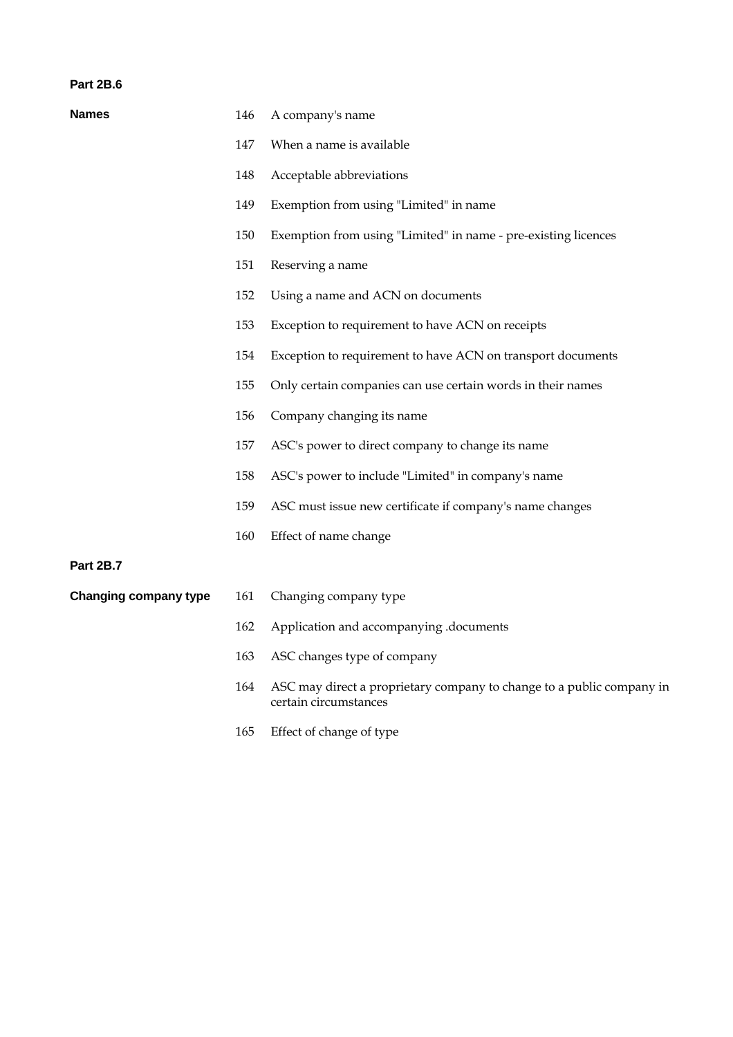**Part 2B.6**

| | | |
|---|---|---|
| **Names** | 146 | A company's name |
| | 147 | When a name is available |
| | 148 | Acceptable abbreviations |
| | 149 | Exemption from using "Limited" in name |
| | 150 | Exemption from using "Limited" in name - pre-existing licences |
| | 151 | Reserving a name |
| | 152 | Using a name and ACN on documents |
| | 153 | Exception to requirement to have ACN on receipts |
| | 154 | Exception to requirement to have ACN on transport documents |
| | 155 | Only certain companies can use certain words in their names |
| | 156 | Company changing its name |
| | 157 | ASC's power to direct company to change its name |
| | 158 | ASC's power to include "Limited" in company's name |
| | 159 | ASC must issue new certificate if company's name changes |
| | 160 | Effect of name change |

**Part 2B.7**

| | | |
|---|---|---|
| **Changing company type** | 161 | Changing company type |
| | 162 | Application and accompanying .documents |
| | 163 | ASC changes type of company |
| | 164 | ASC may direct a proprietary company to change to a public company in certain circumstances |
| | 165 | Effect of change of type |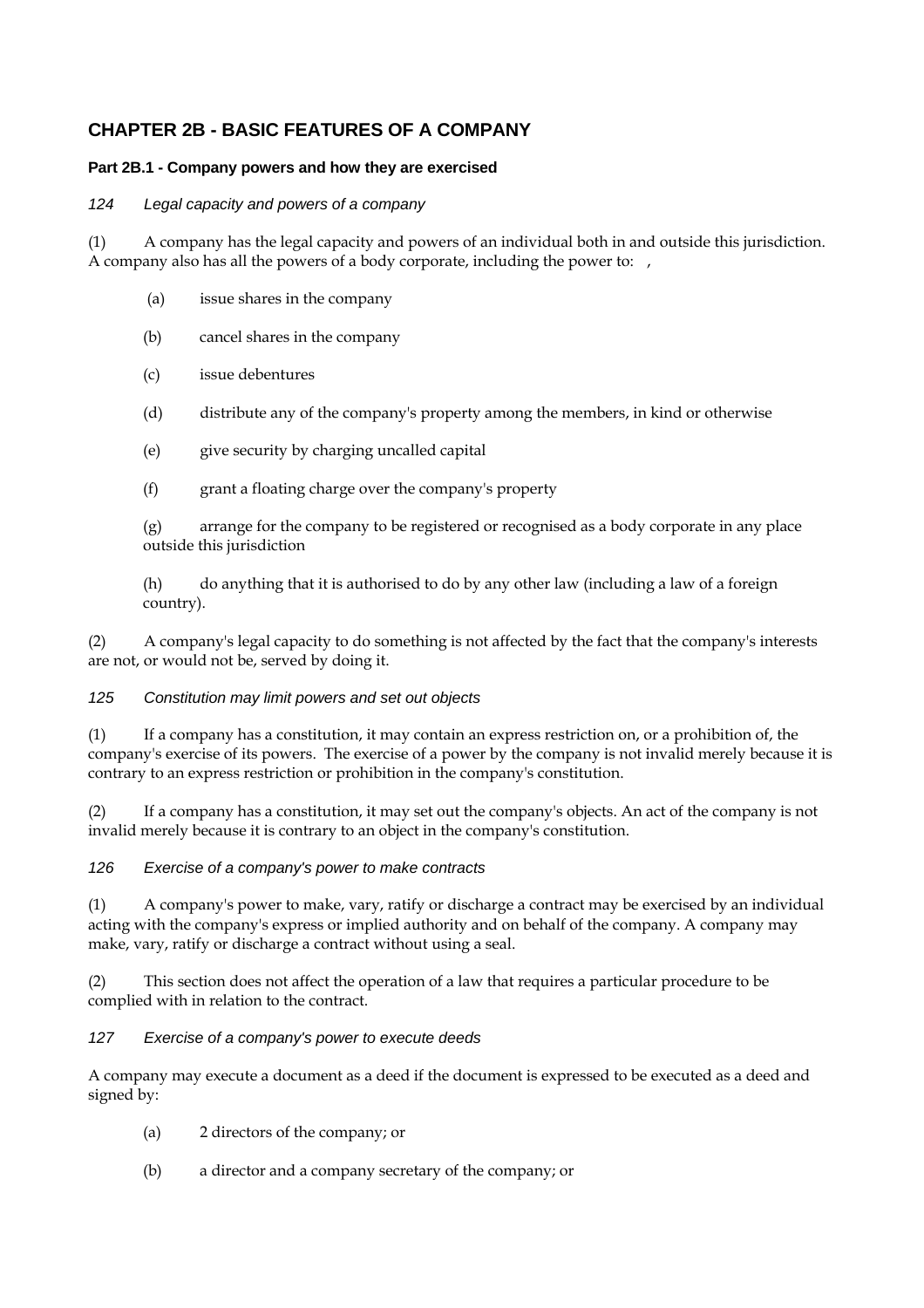## CHAPTER 2B - BASIC FEATURES OF A COMPANY

### Part 2B.1 - Company powers and how they are exercised

*124 Legal capacity and powers of a company*

(1) A company has the legal capacity and powers of an individual both in and outside this jurisdiction. A company also has all the powers of a body corporate, including the power to: ,

(a) issue shares in the company

(b) cancel shares in the company

(c) issue debentures

(d) distribute any of the company's property among the members, in kind or otherwise

(e) give security by charging uncalled capital

(f) grant a floating charge over the company's property

(g) arrange for the company to be registered or recognised as a body corporate in any place outside this jurisdiction

(h) do anything that it is authorised to do by any other law (including a law of a foreign country).

(2) A company's legal capacity to do something is not affected by the fact that the company's interests are not, or would not be, served by doing it.

*125 Constitution may limit powers and set out objects*

(1) If a company has a constitution, it may contain an express restriction on, or a prohibition of, the company's exercise of its powers. The exercise of a power by the company is not invalid merely because it is contrary to an express restriction or prohibition in the company's constitution.

(2) If a company has a constitution, it may set out the company's objects. An act of the company is not invalid merely because it is contrary to an object in the company's constitution.

*126 Exercise of a company's power to make contracts*

(1) A company's power to make, vary, ratify or discharge a contract may be exercised by an individual acting with the company's express or implied authority and on behalf of the company. A company may make, vary, ratify or discharge a contract without using a seal.

(2) This section does not affect the operation of a law that requires a particular procedure to be complied with in relation to the contract.

*127 Exercise of a company's power to execute deeds*

A company may execute a document as a deed if the document is expressed to be executed as a deed and signed by:

(a) 2 directors of the company; or

(b) a director and a company secretary of the company; or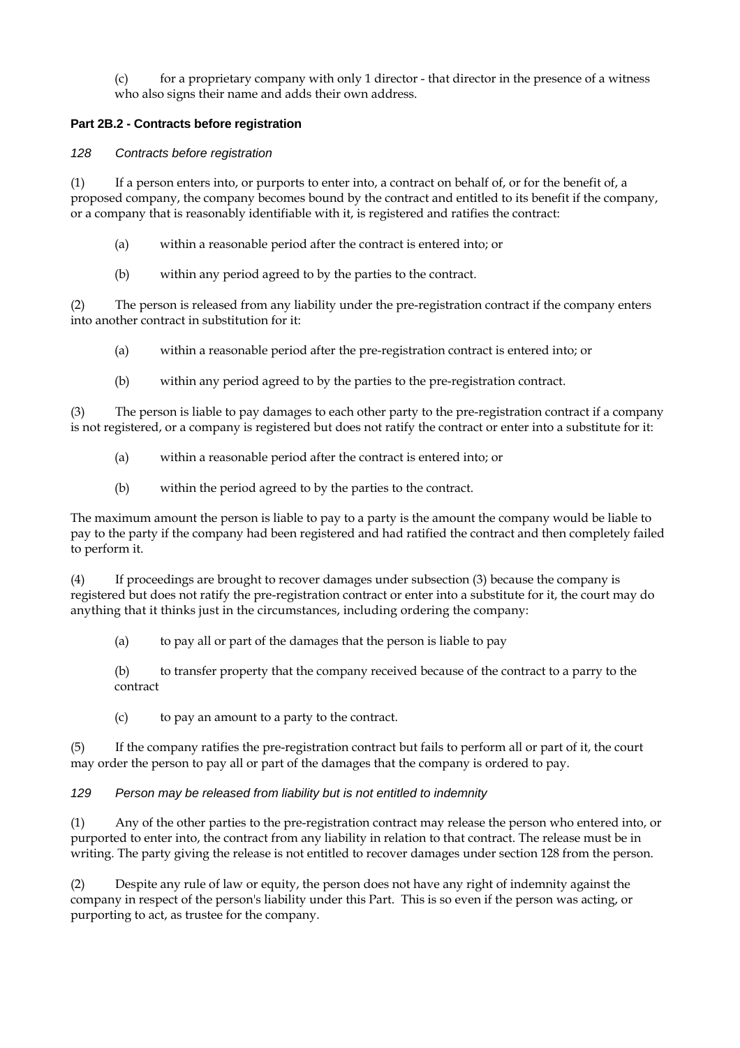(c) for a proprietary company with only 1 director - that director in the presence of a witness who also signs their name and adds their own address.

### Part 2B.2 - Contracts before registration

*128 Contracts before registration*

(1) If a person enters into, or purports to enter into, a contract on behalf of, or for the benefit of, a proposed company, the company becomes bound by the contract and entitled to its benefit if the company, or a company that is reasonably identifiable with it, is registered and ratifies the contract:

- (a) within a reasonable period after the contract is entered into; or
- (b) within any period agreed to by the parties to the contract.

(2) The person is released from any liability under the pre-registration contract if the company enters into another contract in substitution for it:

- (a) within a reasonable period after the pre-registration contract is entered into; or
- (b) within any period agreed to by the parties to the pre-registration contract.

(3) The person is liable to pay damages to each other party to the pre-registration contract if a company is not registered, or a company is registered but does not ratify the contract or enter into a substitute for it:

- (a) within a reasonable period after the contract is entered into; or
- (b) within the period agreed to by the parties to the contract.

The maximum amount the person is liable to pay to a party is the amount the company would be liable to pay to the party if the company had been registered and had ratified the contract and then completely failed to perform it.

(4) If proceedings are brought to recover damages under subsection (3) because the company is registered but does not ratify the pre-registration contract or enter into a substitute for it, the court may do anything that it thinks just in the circumstances, including ordering the company:

- (a) to pay all or part of the damages that the person is liable to pay
- (b) to transfer property that the company received because of the contract to a parry to the contract
- (c) to pay an amount to a party to the contract.

(5) If the company ratifies the pre-registration contract but fails to perform all or part of it, the court may order the person to pay all or part of the damages that the company is ordered to pay.

*129 Person may be released from liability but is not entitled to indemnity*

(1) Any of the other parties to the pre-registration contract may release the person who entered into, or purported to enter into, the contract from any liability in relation to that contract. The release must be in writing. The party giving the release is not entitled to recover damages under section 128 from the person.

(2) Despite any rule of law or equity, the person does not have any right of indemnity against the company in respect of the person's liability under this Part. This is so even if the person was acting, or purporting to act, as trustee for the company.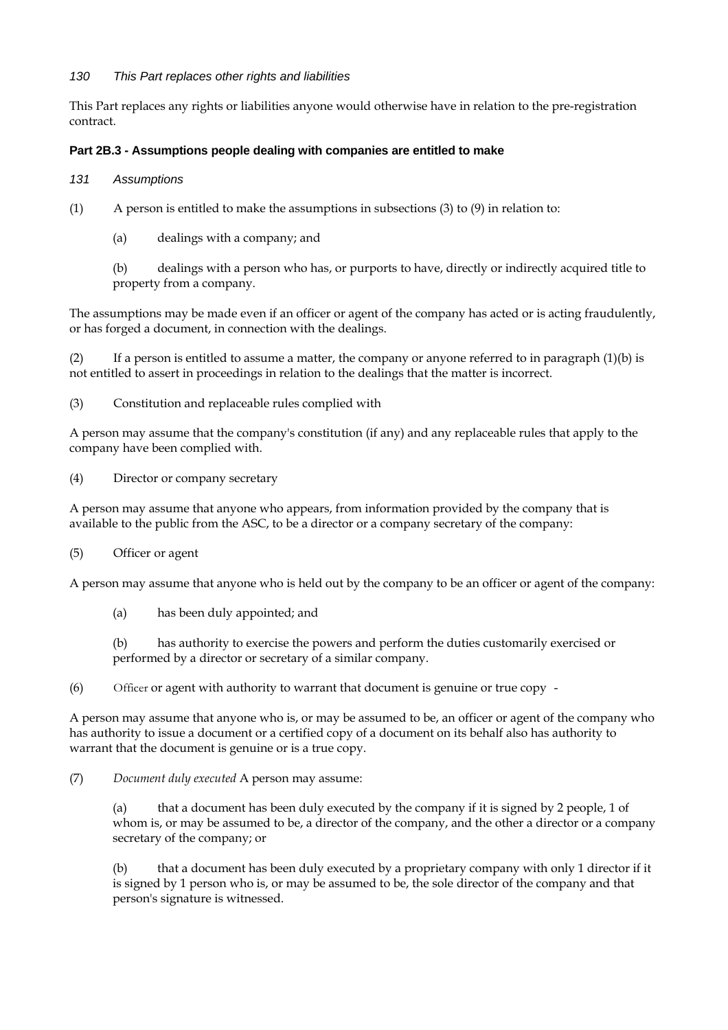*130 This Part replaces other rights and liabilities*

This Part replaces any rights or liabilities anyone would otherwise have in relation to the pre-registration contract.

**Part 2B.3 - Assumptions people dealing with companies are entitled to make**

*131 Assumptions*

(1) A person is entitled to make the assumptions in subsections (3) to (9) in relation to:

(a) dealings with a company; and

(b) dealings with a person who has, or purports to have, directly or indirectly acquired title to property from a company.

The assumptions may be made even if an officer or agent of the company has acted or is acting fraudulently, or has forged a document, in connection with the dealings.

(2) If a person is entitled to assume a matter, the company or anyone referred to in paragraph (1)(b) is not entitled to assert in proceedings in relation to the dealings that the matter is incorrect.

(3) Constitution and replaceable rules complied with

A person may assume that the company's constitution (if any) and any replaceable rules that apply to the company have been complied with.

(4) Director or company secretary

A person may assume that anyone who appears, from information provided by the company that is available to the public from the ASC, to be a director or a company secretary of the company:

(5) Officer or agent

A person may assume that anyone who is held out by the company to be an officer or agent of the company:

(a) has been duly appointed; and

(b) has authority to exercise the powers and perform the duties customarily exercised or performed by a director or secretary of a similar company.

(6) Officer or agent with authority to warrant that document is genuine or true copy -

A person may assume that anyone who is, or may be assumed to be, an officer or agent of the company who has authority to issue a document or a certified copy of a document on its behalf also has authority to warrant that the document is genuine or is a true copy.

(7) *Document duly executed* A person may assume:

(a) that a document has been duly executed by the company if it is signed by 2 people, 1 of whom is, or may be assumed to be, a director of the company, and the other a director or a company secretary of the company; or

(b) that a document has been duly executed by a proprietary company with only 1 director if it is signed by 1 person who is, or may be assumed to be, the sole director of the company and that person's signature is witnessed.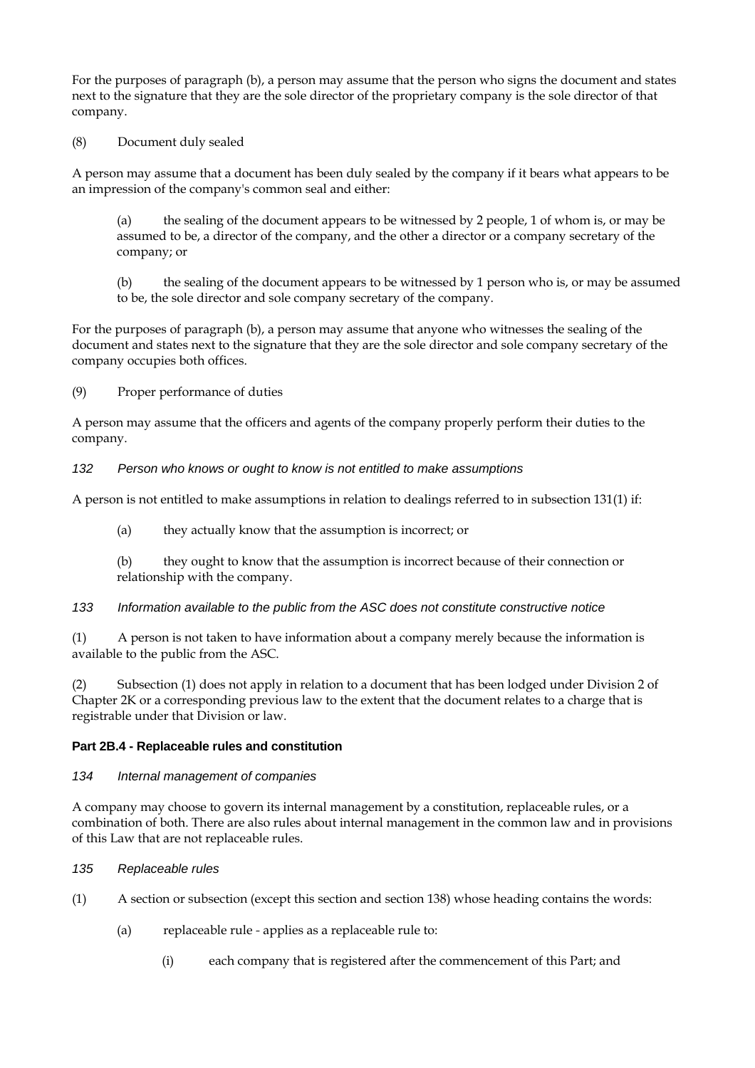For the purposes of paragraph (b), a person may assume that the person who signs the document and states next to the signature that they are the sole director of the proprietary company is the sole director of that company.

(8) Document duly sealed

A person may assume that a document has been duly sealed by the company if it bears what appears to be an impression of the company's common seal and either:

(a) the sealing of the document appears to be witnessed by 2 people, 1 of whom is, or may be assumed to be, a director of the company, and the other a director or a company secretary of the company; or

(b) the sealing of the document appears to be witnessed by 1 person who is, or may be assumed to be, the sole director and sole company secretary of the company.

For the purposes of paragraph (b), a person may assume that anyone who witnesses the sealing of the document and states next to the signature that they are the sole director and sole company secretary of the company occupies both offices.

(9) Proper performance of duties

A person may assume that the officers and agents of the company properly perform their duties to the company.

*132 Person who knows or ought to know is not entitled to make assumptions*

A person is not entitled to make assumptions in relation to dealings referred to in subsection 131(1) if:

(a) they actually know that the assumption is incorrect; or

(b) they ought to know that the assumption is incorrect because of their connection or relationship with the company.

*133 Information available to the public from the ASC does not constitute constructive notice*

(1) A person is not taken to have information about a company merely because the information is available to the public from the ASC.

(2) Subsection (1) does not apply in relation to a document that has been lodged under Division 2 of Chapter 2K or a corresponding previous law to the extent that the document relates to a charge that is registrable under that Division or law.

**Part 2B.4 - Replaceable rules and constitution**

*134 Internal management of companies*

A company may choose to govern its internal management by a constitution, replaceable rules, or a combination of both. There are also rules about internal management in the common law and in provisions of this Law that are not replaceable rules.

*135 Replaceable rules*

(1) A section or subsection (except this section and section 138) whose heading contains the words:

(a) replaceable rule - applies as a replaceable rule to:

(i) each company that is registered after the commencement of this Part; and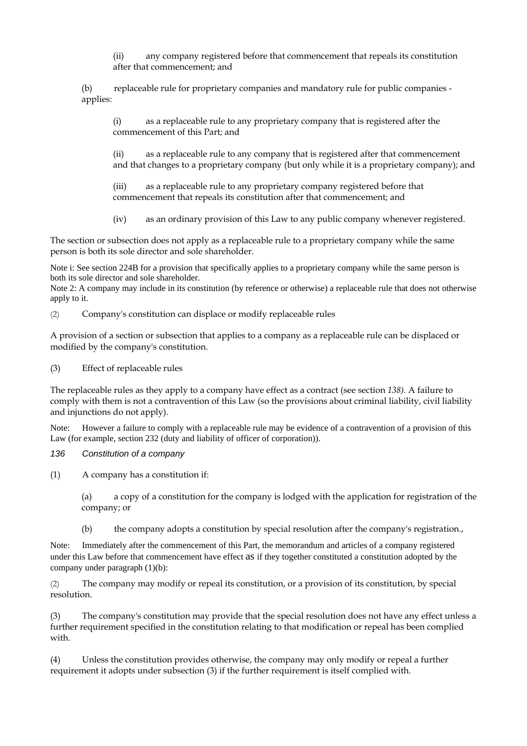(ii) any company registered before that commencement that repeals its constitution after that commencement; and

(b) replaceable rule for proprietary companies and mandatory rule for public companies - applies:

(i) as a replaceable rule to any proprietary company that is registered after the commencement of this Part; and

(ii) as a replaceable rule to any company that is registered after that commencement and that changes to a proprietary company (but only while it is a proprietary company); and

(iii) as a replaceable rule to any proprietary company registered before that commencement that repeals its constitution after that commencement; and

(iv) as an ordinary provision of this Law to any public company whenever registered.

The section or subsection does not apply as a replaceable rule to a proprietary company while the same person is both its sole director and sole shareholder.

Note i: See section 224B for a provision that specifically applies to a proprietary company while the same person is both its sole director and sole shareholder.
Note 2: A company may include in its constitution (by reference or otherwise) a replaceable rule that does not otherwise apply to it.

(2) Company's constitution can displace or modify replaceable rules

A provision of a section or subsection that applies to a company as a replaceable rule can be displaced or modified by the company's constitution.

(3) Effect of replaceable rules

The replaceable rules as they apply to a company have effect as a contract (see section *138)*. A failure to comply with them is not a contravention of this Law (so the provisions about criminal liability, civil liability and injunctions do not apply).

Note: However a failure to comply with a replaceable rule may be evidence of a contravention of a provision of this Law (for example, section 232 (duty and liability of officer of corporation)).

*136 Constitution of a company*

(1) A company has a constitution if:

(a) a copy of a constitution for the company is lodged with the application for registration of the company; or

(b) the company adopts a constitution by special resolution after the company's registration.,

Note: Immediately after the commencement of this Part, the memorandum and articles of a company registered under this Law before that commencement have effect as if they together constituted a constitution adopted by the company under paragraph (1)(b):

(2) The company may modify or repeal its constitution, or a provision of its constitution, by special resolution.

(3) The company's constitution may provide that the special resolution does not have any effect unless a further requirement specified in the constitution relating to that modification or repeal has been complied with.

(4) Unless the constitution provides otherwise, the company may only modify or repeal a further requirement it adopts under subsection (3) if the further requirement is itself complied with.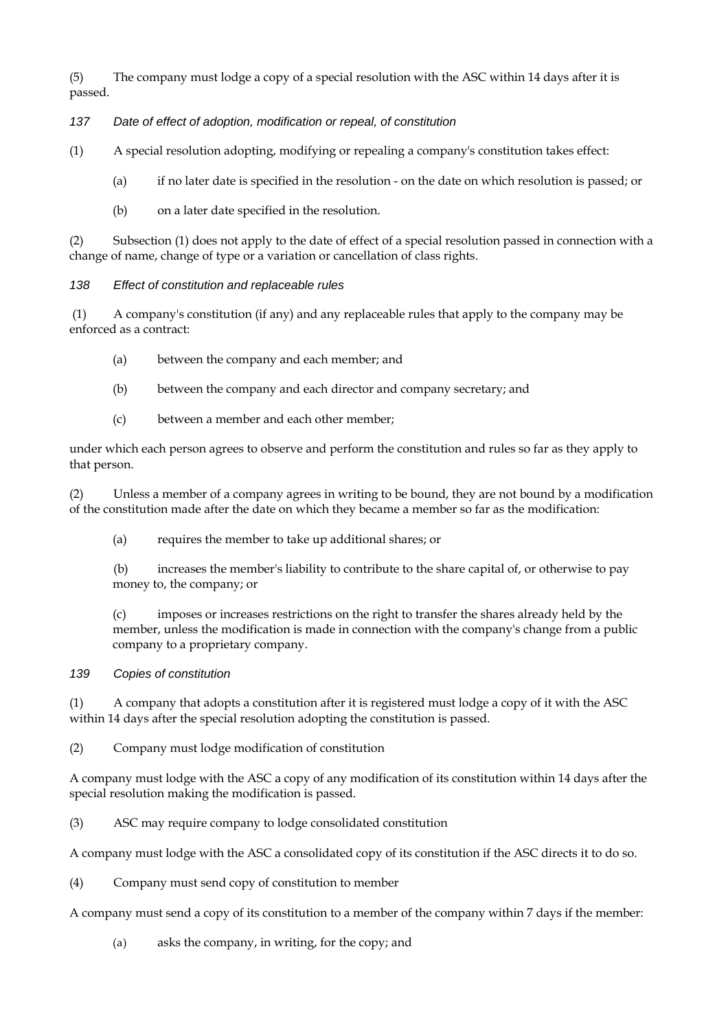(5) The company must lodge a copy of a special resolution with the ASC within 14 days after it is passed.

*137 Date of effect of adoption, modification or repeal, of constitution*

(1) A special resolution adopting, modifying or repealing a company's constitution takes effect:

(a) if no later date is specified in the resolution - on the date on which resolution is passed; or

(b) on a later date specified in the resolution.

(2) Subsection (1) does not apply to the date of effect of a special resolution passed in connection with a change of name, change of type or a variation or cancellation of class rights.

*138 Effect of constitution and replaceable rules*

(1) A company's constitution (if any) and any replaceable rules that apply to the company may be enforced as a contract:

(a) between the company and each member; and

(b) between the company and each director and company secretary; and

(c) between a member and each other member;

under which each person agrees to observe and perform the constitution and rules so far as they apply to that person.

(2) Unless a member of a company agrees in writing to be bound, they are not bound by a modification of the constitution made after the date on which they became a member so far as the modification:

(a) requires the member to take up additional shares; or

(b) increases the member's liability to contribute to the share capital of, or otherwise to pay money to, the company; or

(c) imposes or increases restrictions on the right to transfer the shares already held by the member, unless the modification is made in connection with the company's change from a public company to a proprietary company.

*139 Copies of constitution*

(1) A company that adopts a constitution after it is registered must lodge a copy of it with the ASC within 14 days after the special resolution adopting the constitution is passed.

(2) Company must lodge modification of constitution

A company must lodge with the ASC a copy of any modification of its constitution within 14 days after the special resolution making the modification is passed.

(3) ASC may require company to lodge consolidated constitution

A company must lodge with the ASC a consolidated copy of its constitution if the ASC directs it to do so.

(4) Company must send copy of constitution to member

A company must send a copy of its constitution to a member of the company within 7 days if the member:

(a) asks the company, in writing, for the copy; and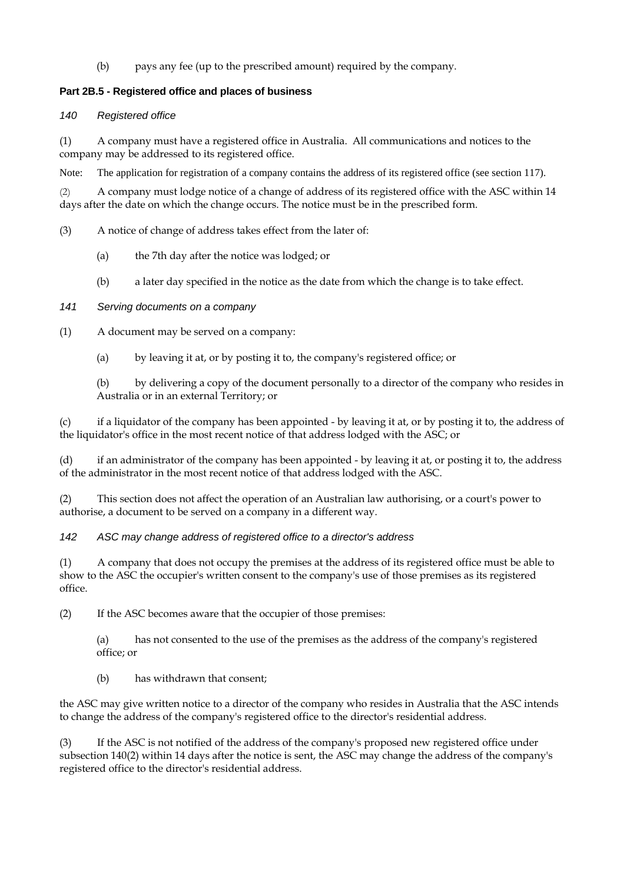(b) pays any fee (up to the prescribed amount) required by the company.

**Part 2B.5 - Registered office and places of business**

*140 Registered office*

(1) A company must have a registered office in Australia. All communications and notices to the company may be addressed to its registered office.

Note: The application for registration of a company contains the address of its registered office (see section 117).

(2) A company must lodge notice of a change of address of its registered office with the ASC within 14 days after the date on which the change occurs. The notice must be in the prescribed form.

(3) A notice of change of address takes effect from the later of:

(a) the 7th day after the notice was lodged; or

(b) a later day specified in the notice as the date from which the change is to take effect.

*141 Serving documents on a company*

(1) A document may be served on a company:

(a) by leaving it at, or by posting it to, the company's registered office; or

(b) by delivering a copy of the document personally to a director of the company who resides in Australia or in an external Territory; or

(c) if a liquidator of the company has been appointed - by leaving it at, or by posting it to, the address of the liquidator's office in the most recent notice of that address lodged with the ASC; or

(d) if an administrator of the company has been appointed - by leaving it at, or posting it to, the address of the administrator in the most recent notice of that address lodged with the ASC.

(2) This section does not affect the operation of an Australian law authorising, or a court's power to authorise, a document to be served on a company in a different way.

*142 ASC may change address of registered office to a director's address*

(1) A company that does not occupy the premises at the address of its registered office must be able to show to the ASC the occupier's written consent to the company's use of those premises as its registered office.

(2) If the ASC becomes aware that the occupier of those premises:

(a) has not consented to the use of the premises as the address of the company's registered office; or

(b) has withdrawn that consent;

the ASC may give written notice to a director of the company who resides in Australia that the ASC intends to change the address of the company's registered office to the director's residential address.

(3) If the ASC is not notified of the address of the company's proposed new registered office under subsection 140(2) within 14 days after the notice is sent, the ASC may change the address of the company's registered office to the director's residential address.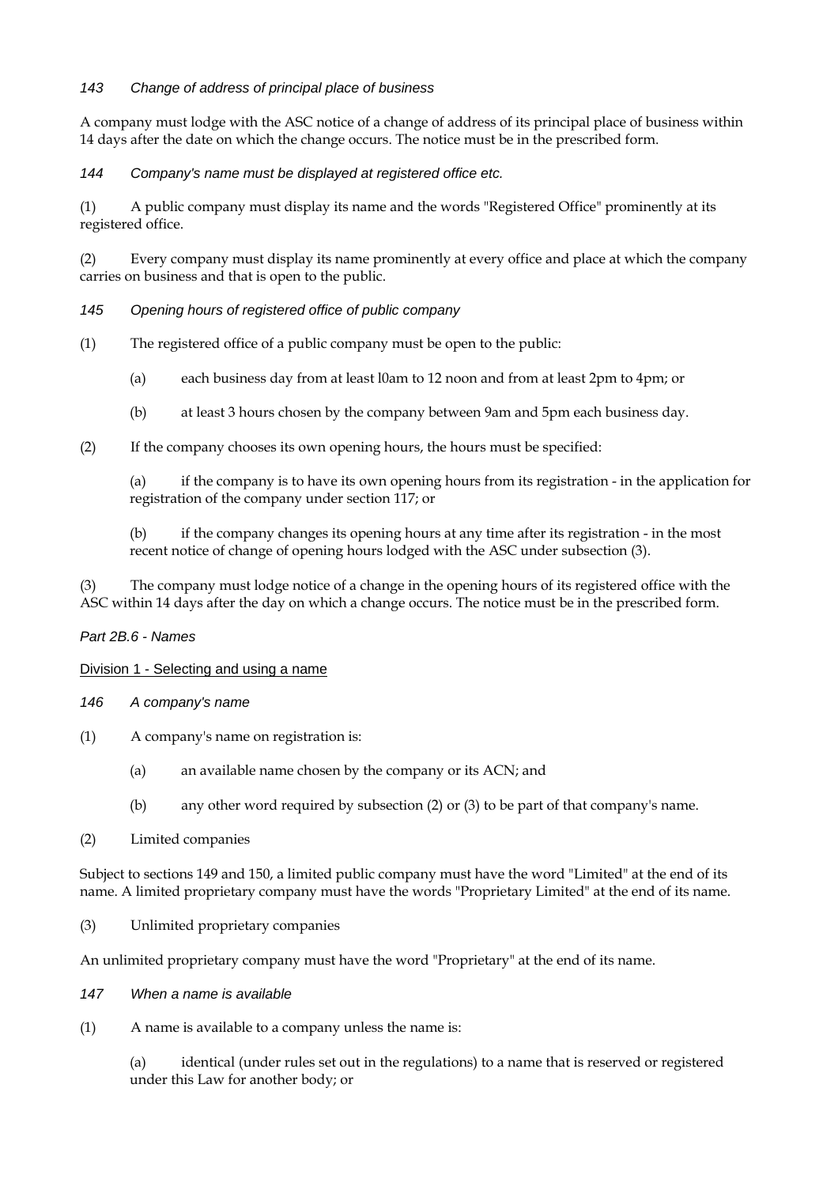### *143 Change of address of principal place of business*

A company must lodge with the ASC notice of a change of address of its principal place of business within 14 days after the date on which the change occurs. The notice must be in the prescribed form.

### *144 Company's name must be displayed at registered office etc.*

(1) A public company must display its name and the words "Registered Office" prominently at its registered office.

(2) Every company must display its name prominently at every office and place at which the company carries on business and that is open to the public.

### *145 Opening hours of registered office of public company*

(1) The registered office of a public company must be open to the public:

> (a) each business day from at least l0am to 12 noon and from at least 2pm to 4pm; or
>
> (b) at least 3 hours chosen by the company between 9am and 5pm each business day.

(2) If the company chooses its own opening hours, the hours must be specified:

> (a) if the company is to have its own opening hours from its registration - in the application for registration of the company under section 117; or
>
> (b) if the company changes its opening hours at any time after its registration - in the most recent notice of change of opening hours lodged with the ASC under subsection (3).

(3) The company must lodge notice of a change in the opening hours of its registered office with the ASC within 14 days after the day on which a change occurs. The notice must be in the prescribed form.

## *Part 2B.6 - Names*

### Division 1 - Selecting and using a name

### *146 A company's name*

(1) A company's name on registration is:

> (a) an available name chosen by the company or its ACN; and
>
> (b) any other word required by subsection (2) or (3) to be part of that company's name.

(2) Limited companies

Subject to sections 149 and 150, a limited public company must have the word "Limited" at the end of its name. A limited proprietary company must have the words "Proprietary Limited" at the end of its name.

(3) Unlimited proprietary companies

An unlimited proprietary company must have the word "Proprietary" at the end of its name.

### *147 When a name is available*

(1) A name is available to a company unless the name is:

> (a) identical (under rules set out in the regulations) to a name that is reserved or registered under this Law for another body; or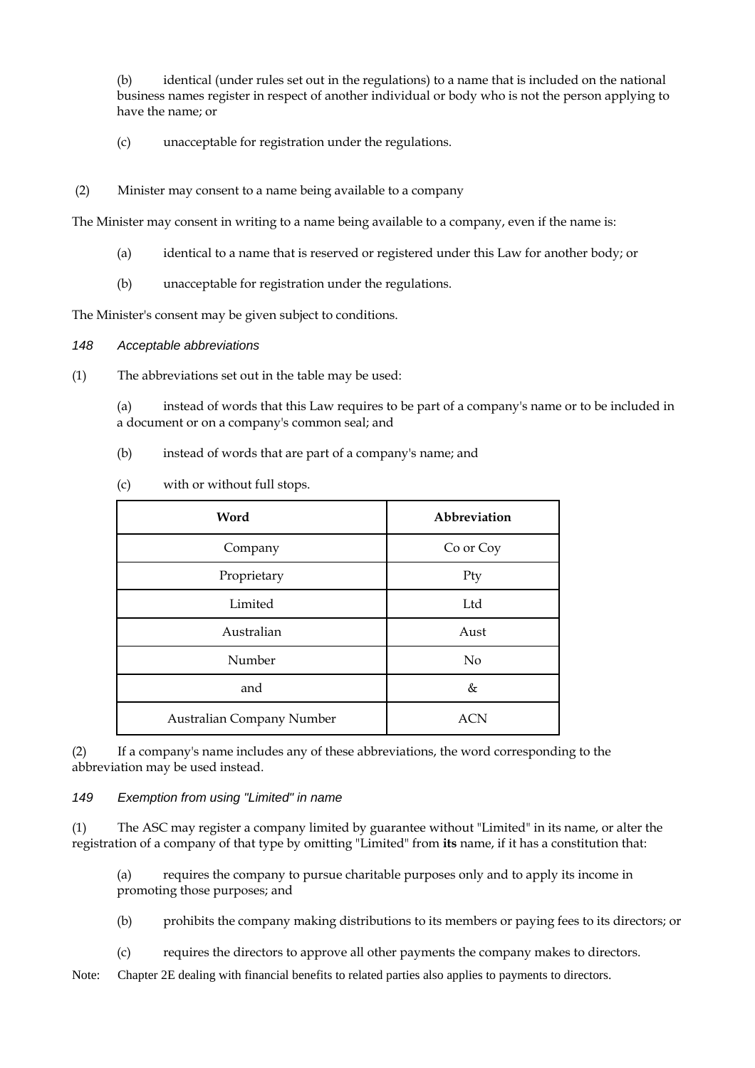(b) identical (under rules set out in the regulations) to a name that is included on the national business names register in respect of another individual or body who is not the person applying to have the name; or

(c) unacceptable for registration under the regulations.

(2) Minister may consent to a name being available to a company

The Minister may consent in writing to a name being available to a company, even if the name is:

(a) identical to a name that is reserved or registered under this Law for another body; or

(b) unacceptable for registration under the regulations.

The Minister's consent may be given subject to conditions.

### *148 Acceptable abbreviations*

(1) The abbreviations set out in the table may be used:

(a) instead of words that this Law requires to be part of a company's name or to be included in a document or on a company's common seal; and

(b) instead of words that are part of a company's name; and

(c) with or without full stops.

| Word | Abbreviation |
|---|---|
| Company | Co or Coy |
| Proprietary | Pty |
| Limited | Ltd |
| Australian | Aust |
| Number | No |
| and | & |
| Australian Company Number | ACN |

(2) If a company's name includes any of these abbreviations, the word corresponding to the abbreviation may be used instead.

### *149 Exemption from using "Limited" in name*

(1) The ASC may register a company limited by guarantee without "Limited" in its name, or alter the registration of a company of that type by omitting "Limited" from **its** name, if it has a constitution that:

(a) requires the company to pursue charitable purposes only and to apply its income in promoting those purposes; and

(b) prohibits the company making distributions to its members or paying fees to its directors; or

(c) requires the directors to approve all other payments the company makes to directors.

Note: Chapter 2E dealing with financial benefits to related parties also applies to payments to directors.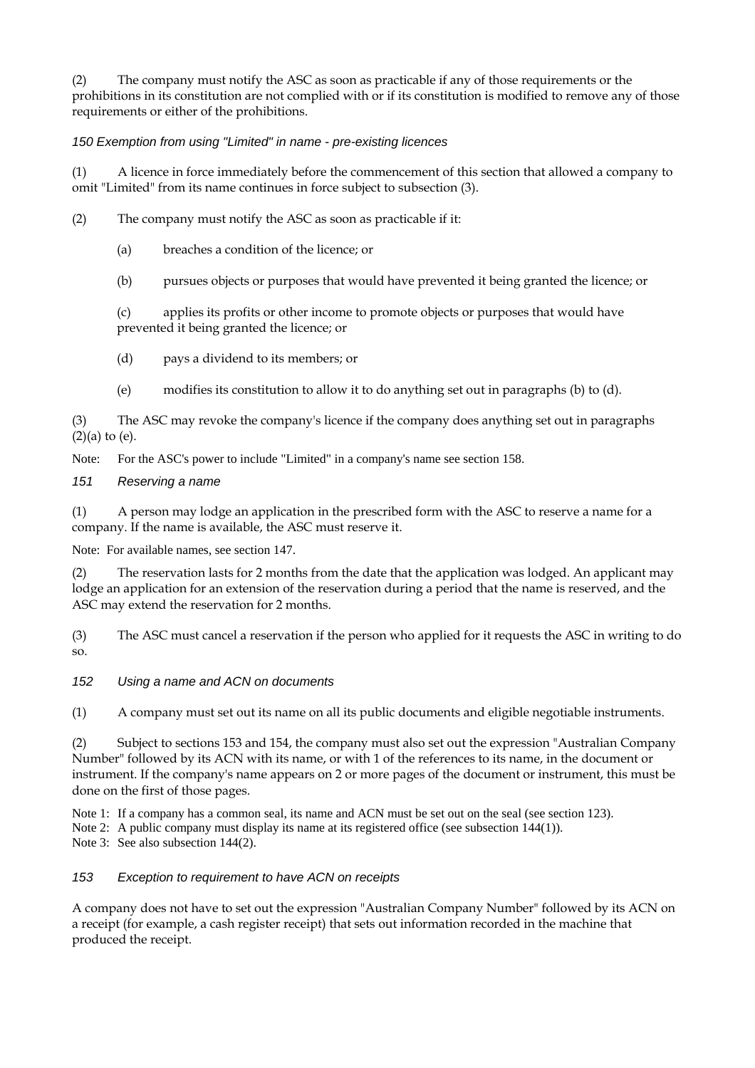(2) The company must notify the ASC as soon as practicable if any of those requirements or the prohibitions in its constitution are not complied with or if its constitution is modified to remove any of those requirements or either of the prohibitions.

### *150 Exemption from using "Limited" in name - pre-existing licences*

(1) A licence in force immediately before the commencement of this section that allowed a company to omit "Limited" from its name continues in force subject to subsection (3).

(2) The company must notify the ASC as soon as practicable if it:

(a) breaches a condition of the licence; or

(b) pursues objects or purposes that would have prevented it being granted the licence; or

(c) applies its profits or other income to promote objects or purposes that would have prevented it being granted the licence; or

(d) pays a dividend to its members; or

(e) modifies its constitution to allow it to do anything set out in paragraphs (b) to (d).

(3) The ASC may revoke the company's licence if the company does anything set out in paragraphs (2)(a) to (e).

Note: For the ASC's power to include "Limited" in a company's name see section 158.

### *151 Reserving a name*

(1) A person may lodge an application in the prescribed form with the ASC to reserve a name for a company. If the name is available, the ASC must reserve it.

Note: For available names, see section 147.

(2) The reservation lasts for 2 months from the date that the application was lodged. An applicant may lodge an application for an extension of the reservation during a period that the name is reserved, and the ASC may extend the reservation for 2 months.

(3) The ASC must cancel a reservation if the person who applied for it requests the ASC in writing to do so.

### *152 Using a name and ACN on documents*

(1) A company must set out its name on all its public documents and eligible negotiable instruments.

(2) Subject to sections 153 and 154, the company must also set out the expression "Australian Company Number" followed by its ACN with its name, or with 1 of the references to its name, in the document or instrument. If the company's name appears on 2 or more pages of the document or instrument, this must be done on the first of those pages.

Note 1: If a company has a common seal, its name and ACN must be set out on the seal (see section 123).
Note 2: A public company must display its name at its registered office (see subsection 144(1)).
Note 3: See also subsection 144(2).

### *153 Exception to requirement to have ACN on receipts*

A company does not have to set out the expression "Australian Company Number" followed by its ACN on a receipt (for example, a cash register receipt) that sets out information recorded in the machine that produced the receipt.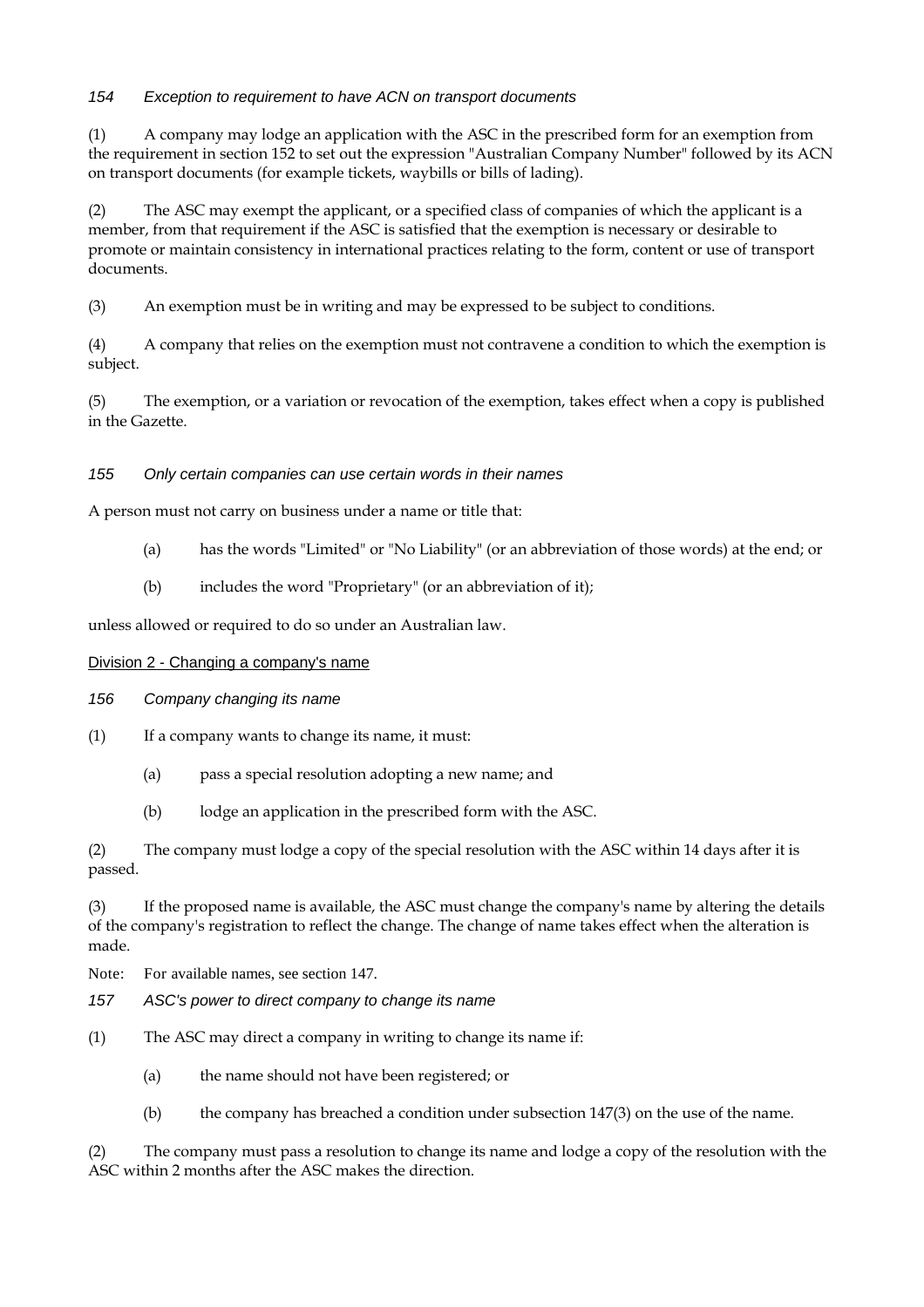*154 Exception to requirement to have ACN on transport documents*

(1) A company may lodge an application with the ASC in the prescribed form for an exemption from the requirement in section 152 to set out the expression "Australian Company Number" followed by its ACN on transport documents (for example tickets, waybills or bills of lading).

(2) The ASC may exempt the applicant, or a specified class of companies of which the applicant is a member, from that requirement if the ASC is satisfied that the exemption is necessary or desirable to promote or maintain consistency in international practices relating to the form, content or use of transport documents.

(3) An exemption must be in writing and may be expressed to be subject to conditions.

(4) A company that relies on the exemption must not contravene a condition to which the exemption is subject.

(5) The exemption, or a variation or revocation of the exemption, takes effect when a copy is published in the Gazette.

*155 Only certain companies can use certain words in their names*

A person must not carry on business under a name or title that:

- (a) has the words "Limited" or "No Liability" (or an abbreviation of those words) at the end; or
- (b) includes the word "Proprietary" (or an abbreviation of it);

unless allowed or required to do so under an Australian law.

Division 2 - Changing a company's name

*156 Company changing its name*

(1) If a company wants to change its name, it must:

- (a) pass a special resolution adopting a new name; and
- (b) lodge an application in the prescribed form with the ASC.

(2) The company must lodge a copy of the special resolution with the ASC within 14 days after it is passed.

(3) If the proposed name is available, the ASC must change the company's name by altering the details of the company's registration to reflect the change. The change of name takes effect when the alteration is made.

Note: For available names, see section 147.

*157 ASC's power to direct company to change its name*

(1) The ASC may direct a company in writing to change its name if:

- (a) the name should not have been registered; or
- (b) the company has breached a condition under subsection 147(3) on the use of the name.

(2) The company must pass a resolution to change its name and lodge a copy of the resolution with the ASC within 2 months after the ASC makes the direction.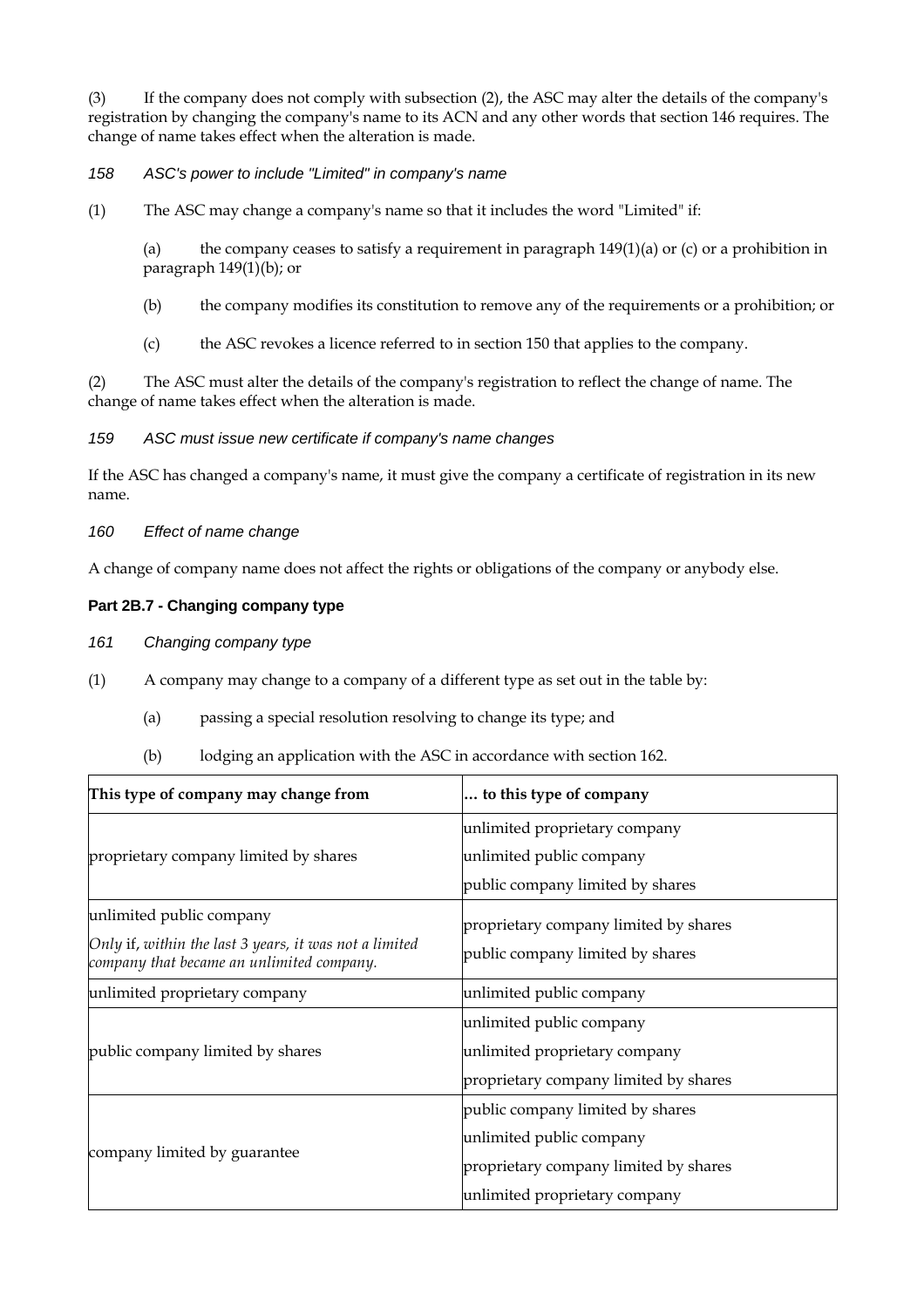(3) If the company does not comply with subsection (2), the ASC may alter the details of the company's registration by changing the company's name to its ACN and any other words that section 146 requires. The change of name takes effect when the alteration is made.

*158 ASC's power to include "Limited" in company's name*

(1) The ASC may change a company's name so that it includes the word "Limited" if:

(a) the company ceases to satisfy a requirement in paragraph 149(1)(a) or (c) or a prohibition in paragraph 149(1)(b); or

(b) the company modifies its constitution to remove any of the requirements or a prohibition; or

(c) the ASC revokes a licence referred to in section 150 that applies to the company.

(2) The ASC must alter the details of the company's registration to reflect the change of name. The change of name takes effect when the alteration is made.

*159 ASC must issue new certificate if company's name changes*

If the ASC has changed a company's name, it must give the company a certificate of registration in its new name.

*160 Effect of name change*

A change of company name does not affect the rights or obligations of the company or anybody else.

## Part 2B.7 - Changing company type

*161 Changing company type*

(1) A company may change to a company of a different type as set out in the table by:

(a) passing a special resolution resolving to change its type; and

(b) lodging an application with the ASC in accordance with section 162.

| This type of company may change from | ... to this type of company |
|---|---|
| proprietary company limited by shares | unlimited proprietary company<br>unlimited public company<br>public company limited by shares |
| unlimited public company<br>*Only* if, *within the last 3 years, it was not a limited company that became an unlimited company.* | proprietary company limited by shares<br>public company limited by shares |
| unlimited proprietary company | unlimited public company |
| public company limited by shares | unlimited public company<br>unlimited proprietary company<br>proprietary company limited by shares |
| company limited by guarantee | public company limited by shares<br>unlimited public company<br>proprietary company limited by shares<br>unlimited proprietary company |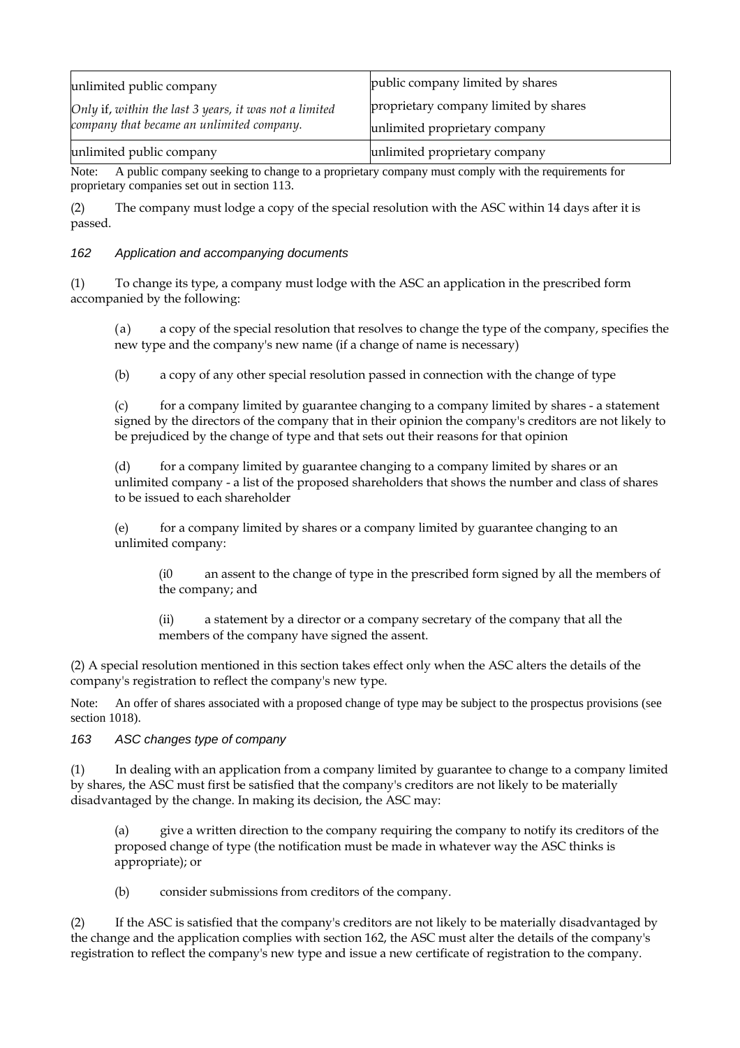| | |
|---|---|
| unlimited public company<br>*Only* if, *within the last 3 years, it was not a limited company that became an unlimited company.* | public company limited by shares<br>proprietary company limited by shares<br>unlimited proprietary company |
| unlimited public company | unlimited proprietary company |

Note: A public company seeking to change to a proprietary company must comply with the requirements for proprietary companies set out in section 113.

(2) The company must lodge a copy of the special resolution with the ASC within 14 days after it is passed.

### *162 Application and accompanying documents*

(1) To change its type, a company must lodge with the ASC an application in the prescribed form accompanied by the following:

(a) a copy of the special resolution that resolves to change the type of the company, specifies the new type and the company's new name (if a change of name is necessary)

(b) a copy of any other special resolution passed in connection with the change of type

(c) for a company limited by guarantee changing to a company limited by shares - a statement signed by the directors of the company that in their opinion the company's creditors are not likely to be prejudiced by the change of type and that sets out their reasons for that opinion

(d) for a company limited by guarantee changing to a company limited by shares or an unlimited company - a list of the proposed shareholders that shows the number and class of shares to be issued to each shareholder

(e) for a company limited by shares or a company limited by guarantee changing to an unlimited company:

(i0 an assent to the change of type in the prescribed form signed by all the members of the company; and

(ii) a statement by a director or a company secretary of the company that all the members of the company have signed the assent.

(2) A special resolution mentioned in this section takes effect only when the ASC alters the details of the company's registration to reflect the company's new type.

Note: An offer of shares associated with a proposed change of type may be subject to the prospectus provisions (see section 1018).

### *163 ASC changes type of company*

(1) In dealing with an application from a company limited by guarantee to change to a company limited by shares, the ASC must first be satisfied that the company's creditors are not likely to be materially disadvantaged by the change. In making its decision, the ASC may:

(a) give a written direction to the company requiring the company to notify its creditors of the proposed change of type (the notification must be made in whatever way the ASC thinks is appropriate); or

(b) consider submissions from creditors of the company.

(2) If the ASC is satisfied that the company's creditors are not likely to be materially disadvantaged by the change and the application complies with section 162, the ASC must alter the details of the company's registration to reflect the company's new type and issue a new certificate of registration to the company.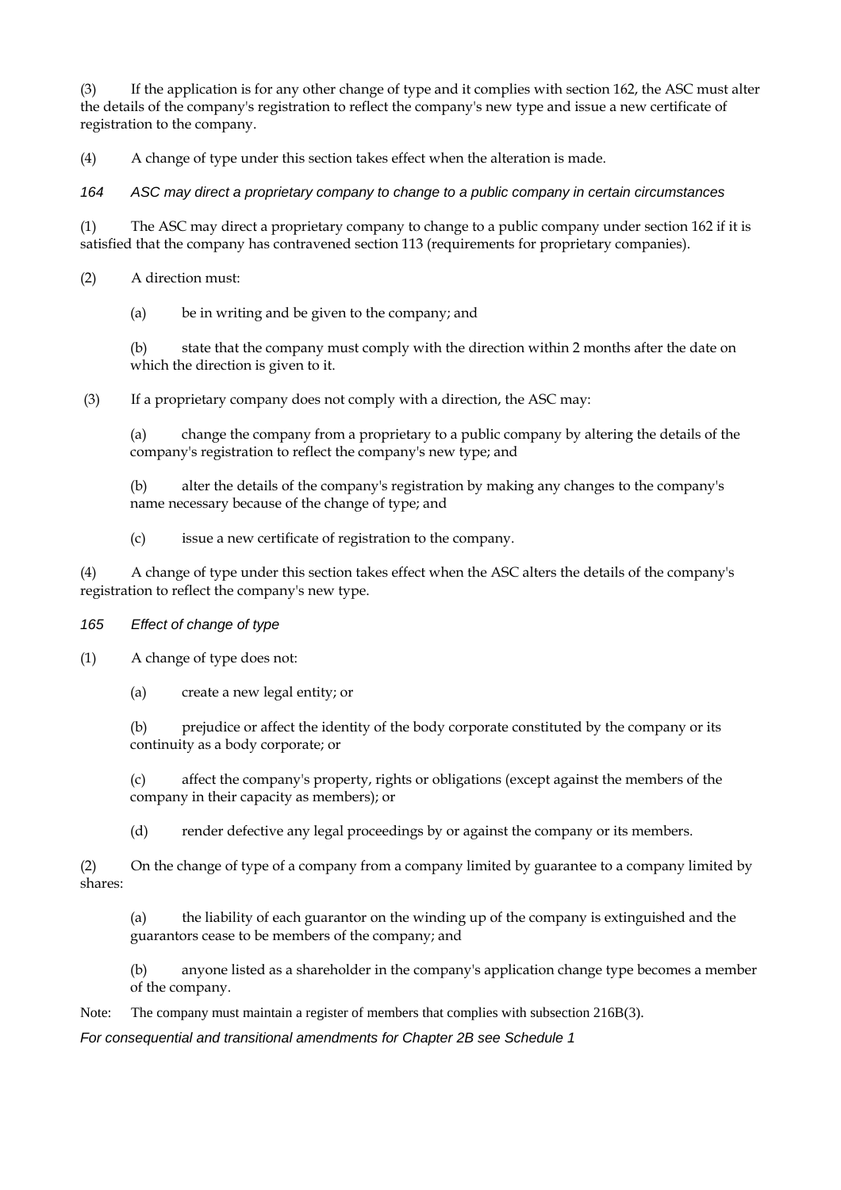(3) If the application is for any other change of type and it complies with section 162, the ASC must alter the details of the company's registration to reflect the company's new type and issue a new certificate of registration to the company.

(4) A change of type under this section takes effect when the alteration is made.

### *164 ASC may direct a proprietary company to change to a public company in certain circumstances*

(1) The ASC may direct a proprietary company to change to a public company under section 162 if it is satisfied that the company has contravened section 113 (requirements for proprietary companies).

(2) A direction must:

(a) be in writing and be given to the company; and

(b) state that the company must comply with the direction within 2 months after the date on which the direction is given to it.

(3) If a proprietary company does not comply with a direction, the ASC may:

(a) change the company from a proprietary to a public company by altering the details of the company's registration to reflect the company's new type; and

(b) alter the details of the company's registration by making any changes to the company's name necessary because of the change of type; and

(c) issue a new certificate of registration to the company.

(4) A change of type under this section takes effect when the ASC alters the details of the company's registration to reflect the company's new type.

### *165 Effect of change of type*

(1) A change of type does not:

(a) create a new legal entity; or

(b) prejudice or affect the identity of the body corporate constituted by the company or its continuity as a body corporate; or

(c) affect the company's property, rights or obligations (except against the members of the company in their capacity as members); or

(d) render defective any legal proceedings by or against the company or its members.

(2) On the change of type of a company from a company limited by guarantee to a company limited by shares:

(a) the liability of each guarantor on the winding up of the company is extinguished and the guarantors cease to be members of the company; and

(b) anyone listed as a shareholder in the company's application change type becomes a member of the company.

Note: The company must maintain a register of members that complies with subsection 216B(3).

*For consequential and transitional amendments for Chapter 2B see Schedule 1*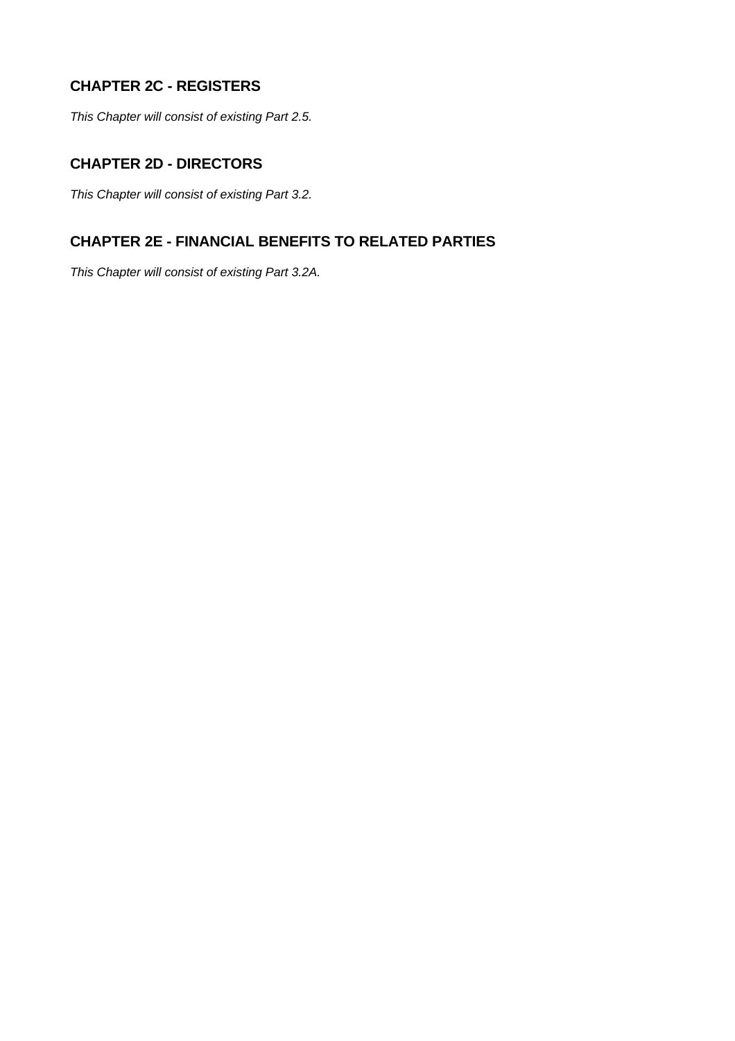## CHAPTER 2C - REGISTERS

*This Chapter will consist of existing Part 2.5.*

## CHAPTER 2D - DIRECTORS

*This Chapter will consist of existing Part 3.2.*

## CHAPTER 2E - FINANCIAL BENEFITS TO RELATED PARTIES

*This Chapter will consist of existing Part 3.2A.*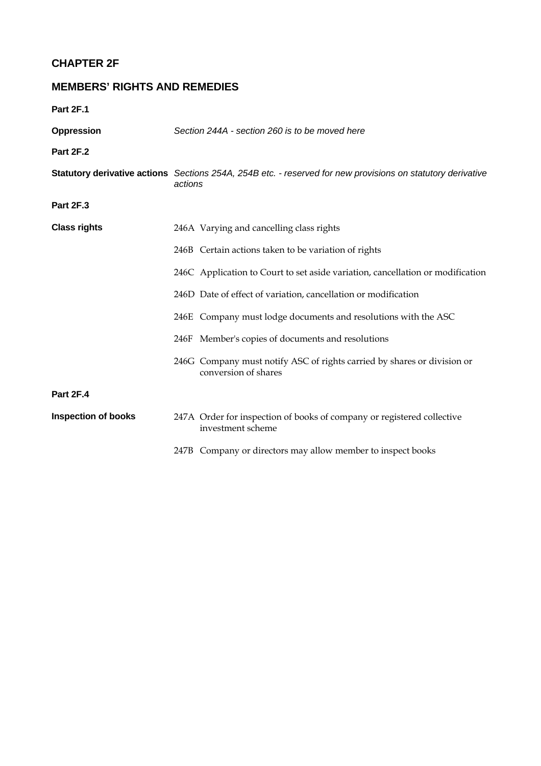# CHAPTER 2F

## MEMBERS' RIGHTS AND REMEDIES

**Part 2F.1**

**Oppression** *Section 244A - section 260 is to be moved here*

**Part 2F.2**

**Statutory derivative actions** *Sections 254A, 254B etc. - reserved for new provisions on statutory derivative actions*

**Part 2F.3**

**Class rights**

246A Varying and cancelling class rights

246B Certain actions taken to be variation of rights

246C Application to Court to set aside variation, cancellation or modification

246D Date of effect of variation, cancellation or modification

246E Company must lodge documents and resolutions with the ASC

246F Member's copies of documents and resolutions

246G Company must notify ASC of rights carried by shares or division or conversion of shares

**Part 2F.4**

**Inspection of books**

247A Order for inspection of books of company or registered collective investment scheme

247B Company or directors may allow member to inspect books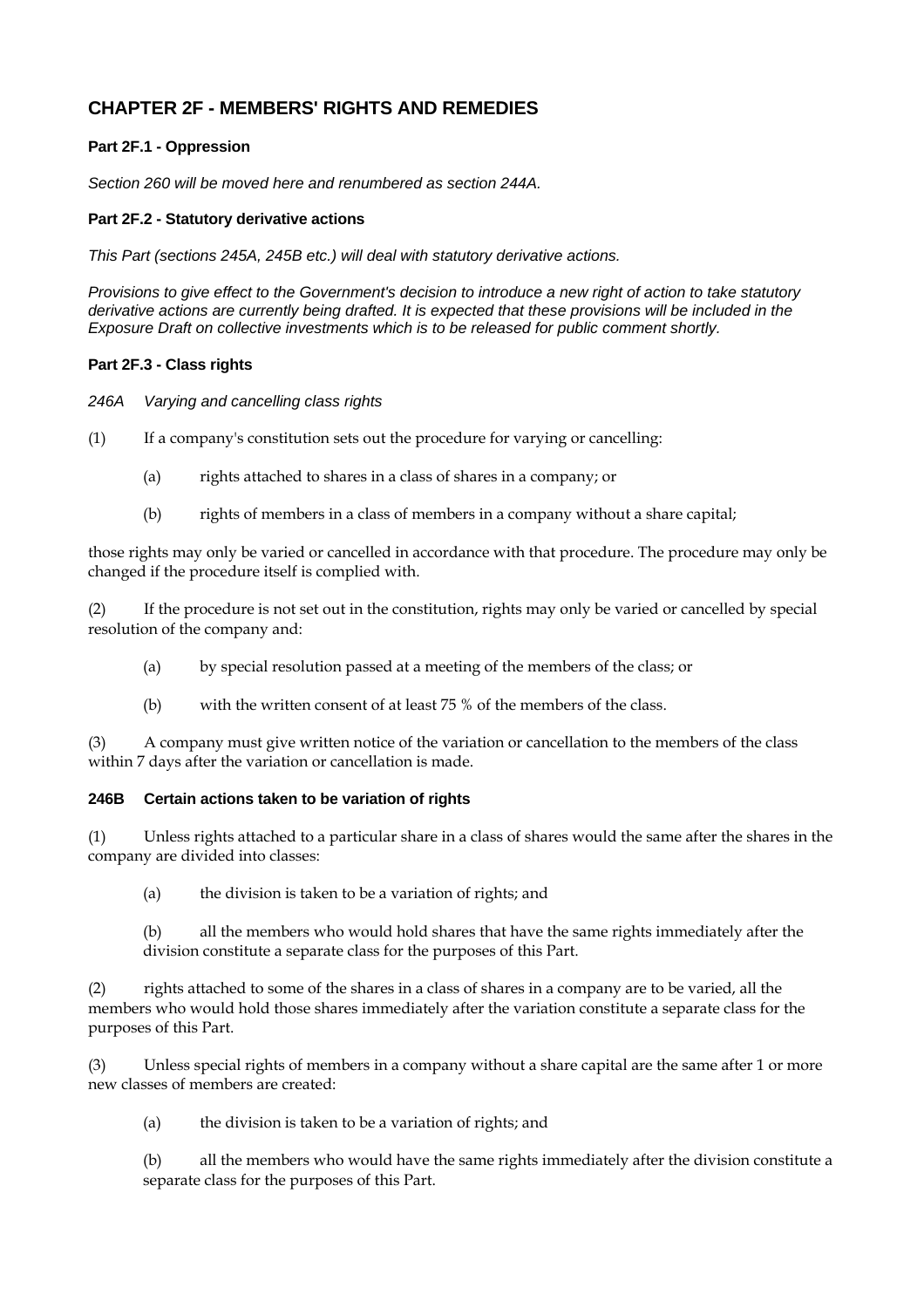## CHAPTER 2F - MEMBERS' RIGHTS AND REMEDIES

### Part 2F.1 - Oppression

*Section 260 will be moved here and renumbered as section 244A.*

### Part 2F.2 - Statutory derivative actions

*This Part (sections 245A, 245B etc.) will deal with statutory derivative actions.*

*Provisions to give effect to the Government's decision to introduce a new right of action to take statutory derivative actions are currently being drafted. It is expected that these provisions will be included in the Exposure Draft on collective investments which is to be released for public comment shortly.*

### Part 2F.3 - Class rights

*246A Varying and cancelling class rights*

(1) If a company's constitution sets out the procedure for varying or cancelling:

(a) rights attached to shares in a class of shares in a company; or

(b) rights of members in a class of members in a company without a share capital;

those rights may only be varied or cancelled in accordance with that procedure. The procedure may only be changed if the procedure itself is complied with.

(2) If the procedure is not set out in the constitution, rights may only be varied or cancelled by special resolution of the company and:

(a) by special resolution passed at a meeting of the members of the class; or

(b) with the written consent of at least 75 % of the members of the class.

(3) A company must give written notice of the variation or cancellation to the members of the class within 7 days after the variation or cancellation is made.

**246B Certain actions taken to be variation of rights**

(1) Unless rights attached to a particular share in a class of shares would the same after the shares in the company are divided into classes:

(a) the division is taken to be a variation of rights; and

(b) all the members who would hold shares that have the same rights immediately after the division constitute a separate class for the purposes of this Part.

(2) rights attached to some of the shares in a class of shares in a company are to be varied, all the members who would hold those shares immediately after the variation constitute a separate class for the purposes of this Part.

(3) Unless special rights of members in a company without a share capital are the same after 1 or more new classes of members are created:

(a) the division is taken to be a variation of rights; and

(b) all the members who would have the same rights immediately after the division constitute a separate class for the purposes of this Part.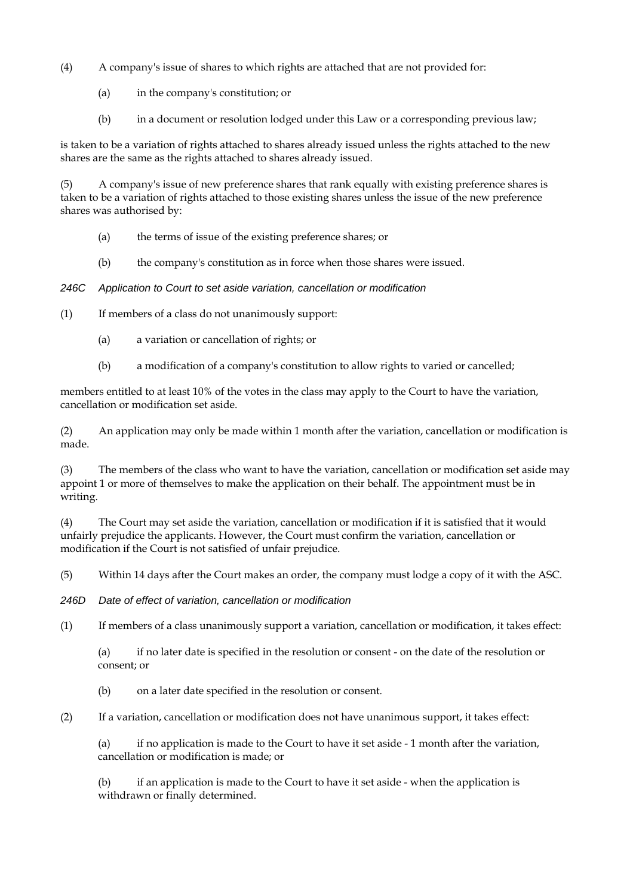(4) A company's issue of shares to which rights are attached that are not provided for:

(a) in the company's constitution; or

(b) in a document or resolution lodged under this Law or a corresponding previous law;

is taken to be a variation of rights attached to shares already issued unless the rights attached to the new shares are the same as the rights attached to shares already issued.

(5) A company's issue of new preference shares that rank equally with existing preference shares is taken to be a variation of rights attached to those existing shares unless the issue of the new preference shares was authorised by:

(a) the terms of issue of the existing preference shares; or

(b) the company's constitution as in force when those shares were issued.

*246C Application to Court to set aside variation, cancellation or modification*

(1) If members of a class do not unanimously support:

(a) a variation or cancellation of rights; or

(b) a modification of a company's constitution to allow rights to varied or cancelled;

members entitled to at least 10% of the votes in the class may apply to the Court to have the variation, cancellation or modification set aside.

(2) An application may only be made within 1 month after the variation, cancellation or modification is made.

(3) The members of the class who want to have the variation, cancellation or modification set aside may appoint 1 or more of themselves to make the application on their behalf. The appointment must be in writing.

(4) The Court may set aside the variation, cancellation or modification if it is satisfied that it would unfairly prejudice the applicants. However, the Court must confirm the variation, cancellation or modification if the Court is not satisfied of unfair prejudice.

(5) Within 14 days after the Court makes an order, the company must lodge a copy of it with the ASC.

*246D Date of effect of variation, cancellation or modification*

(1) If members of a class unanimously support a variation, cancellation or modification, it takes effect:

(a) if no later date is specified in the resolution or consent - on the date of the resolution or consent; or

(b) on a later date specified in the resolution or consent.

(2) If a variation, cancellation or modification does not have unanimous support, it takes effect:

(a) if no application is made to the Court to have it set aside - 1 month after the variation, cancellation or modification is made; or

(b) if an application is made to the Court to have it set aside - when the application is withdrawn or finally determined.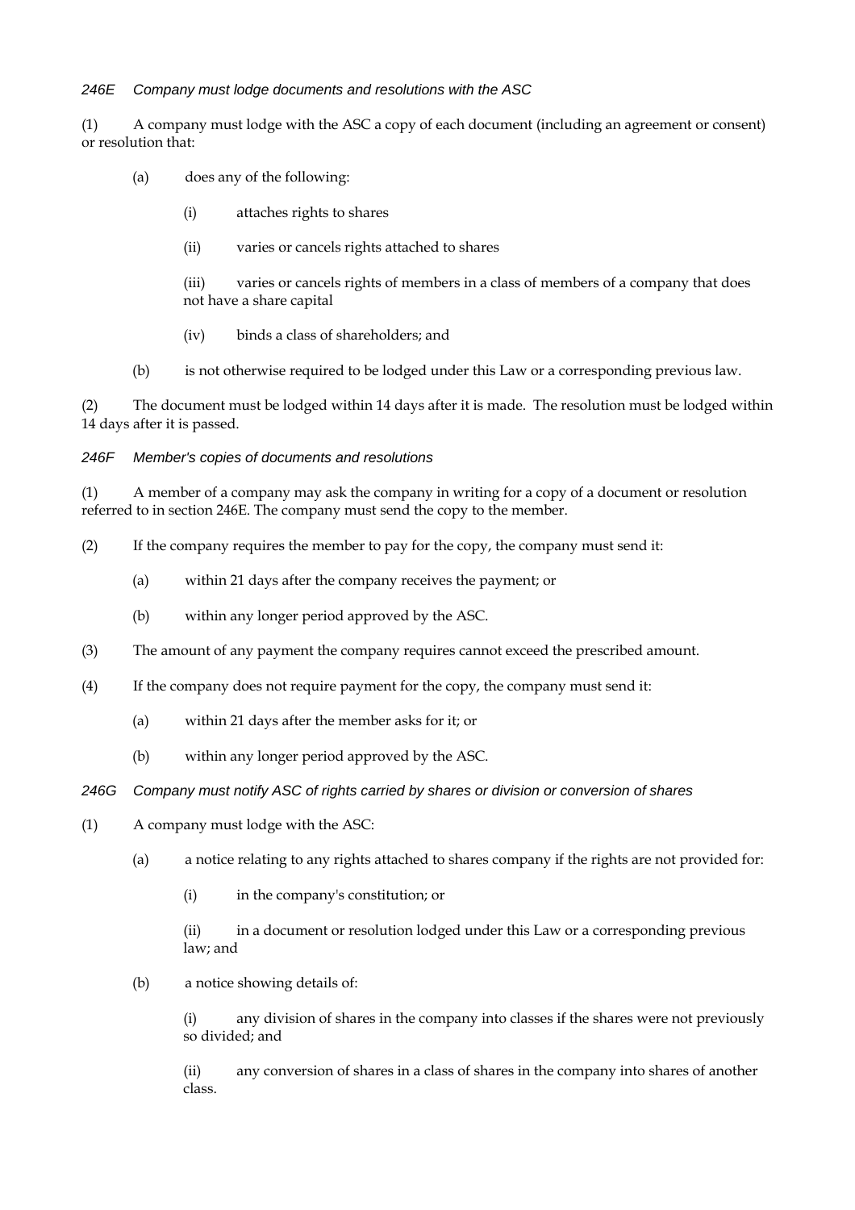*246E Company must lodge documents and resolutions with the ASC*

(1) A company must lodge with the ASC a copy of each document (including an agreement or consent) or resolution that:

(a) does any of the following:

(i) attaches rights to shares

(ii) varies or cancels rights attached to shares

(iii) varies or cancels rights of members in a class of members of a company that does not have a share capital

(iv) binds a class of shareholders; and

(b) is not otherwise required to be lodged under this Law or a corresponding previous law.

(2) The document must be lodged within 14 days after it is made. The resolution must be lodged within 14 days after it is passed.

*246F Member's copies of documents and resolutions*

(1) A member of a company may ask the company in writing for a copy of a document or resolution referred to in section 246E. The company must send the copy to the member.

(2) If the company requires the member to pay for the copy, the company must send it:

(a) within 21 days after the company receives the payment; or

(b) within any longer period approved by the ASC.

(3) The amount of any payment the company requires cannot exceed the prescribed amount.

(4) If the company does not require payment for the copy, the company must send it:

(a) within 21 days after the member asks for it; or

(b) within any longer period approved by the ASC.

*246G Company must notify ASC of rights carried by shares or division or conversion of shares*

(1) A company must lodge with the ASC:

(a) a notice relating to any rights attached to shares company if the rights are not provided for:

(i) in the company's constitution; or

(ii) in a document or resolution lodged under this Law or a corresponding previous law; and

(b) a notice showing details of:

(i) any division of shares in the company into classes if the shares were not previously so divided; and

(ii) any conversion of shares in a class of shares in the company into shares of another class.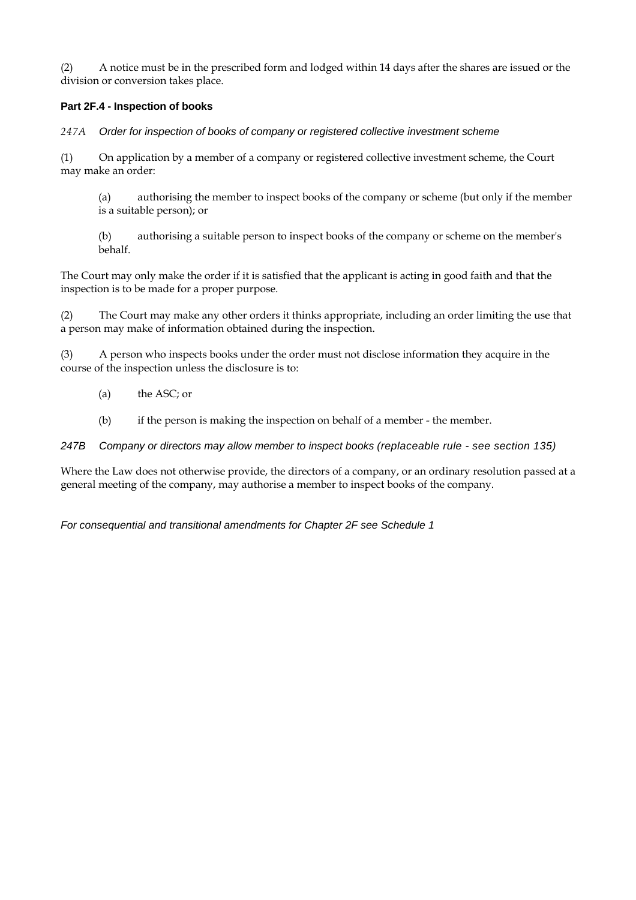(2) A notice must be in the prescribed form and lodged within 14 days after the shares are issued or the division or conversion takes place.

### Part 2F.4 - Inspection of books

*247A Order for inspection of books of company or registered collective investment scheme*

(1) On application by a member of a company or registered collective investment scheme, the Court may make an order:

> (a) authorising the member to inspect books of the company or scheme (but only if the member is a suitable person); or
>
> (b) authorising a suitable person to inspect books of the company or scheme on the member's behalf.

The Court may only make the order if it is satisfied that the applicant is acting in good faith and that the inspection is to be made for a proper purpose.

(2) The Court may make any other orders it thinks appropriate, including an order limiting the use that a person may make of information obtained during the inspection.

(3) A person who inspects books under the order must not disclose information they acquire in the course of the inspection unless the disclosure is to:

> (a) the ASC; or
>
> (b) if the person is making the inspection on behalf of a member - the member.

*247B Company or directors may allow member to inspect books (replaceable rule - see section 135)*

Where the Law does not otherwise provide, the directors of a company, or an ordinary resolution passed at a general meeting of the company, may authorise a member to inspect books of the company.

*For consequential and transitional amendments for Chapter 2F see Schedule 1*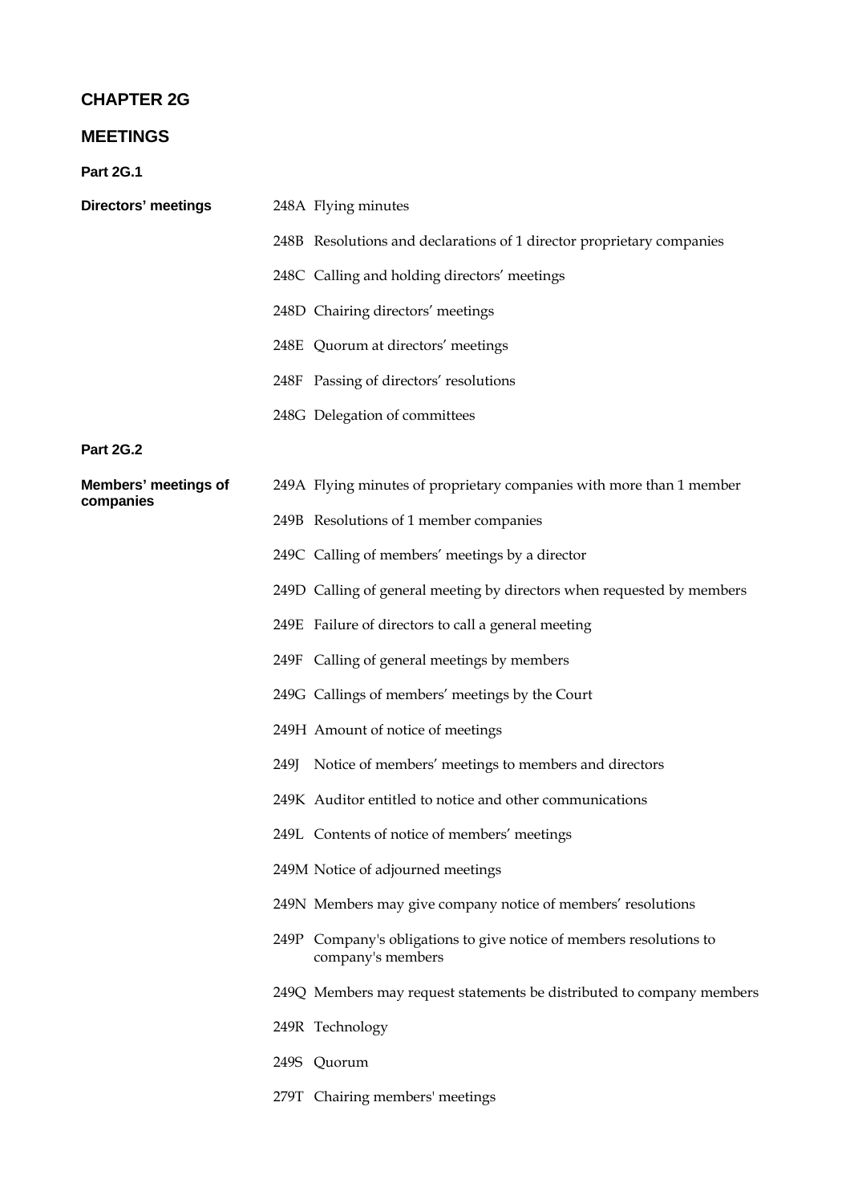# CHAPTER 2G

# MEETINGS

### Part 2G.1

**Directors' meetings**

248A Flying minutes

248B Resolutions and declarations of 1 director proprietary companies

248C Calling and holding directors' meetings

248D Chairing directors' meetings

248E Quorum at directors' meetings

248F Passing of directors' resolutions

248G Delegation of committees

### Part 2G.2

**Members' meetings of companies**

249A Flying minutes of proprietary companies with more than 1 member

249B Resolutions of 1 member companies

249C Calling of members' meetings by a director

249D Calling of general meeting by directors when requested by members

249E Failure of directors to call a general meeting

249F Calling of general meetings by members

249G Callings of members' meetings by the Court

249H Amount of notice of meetings

249J Notice of members' meetings to members and directors

249K Auditor entitled to notice and other communications

249L Contents of notice of members' meetings

249M Notice of adjourned meetings

249N Members may give company notice of members' resolutions

249P Company's obligations to give notice of members resolutions to company's members

249Q Members may request statements be distributed to company members

249R Technology

249S Quorum

279T Chairing members' meetings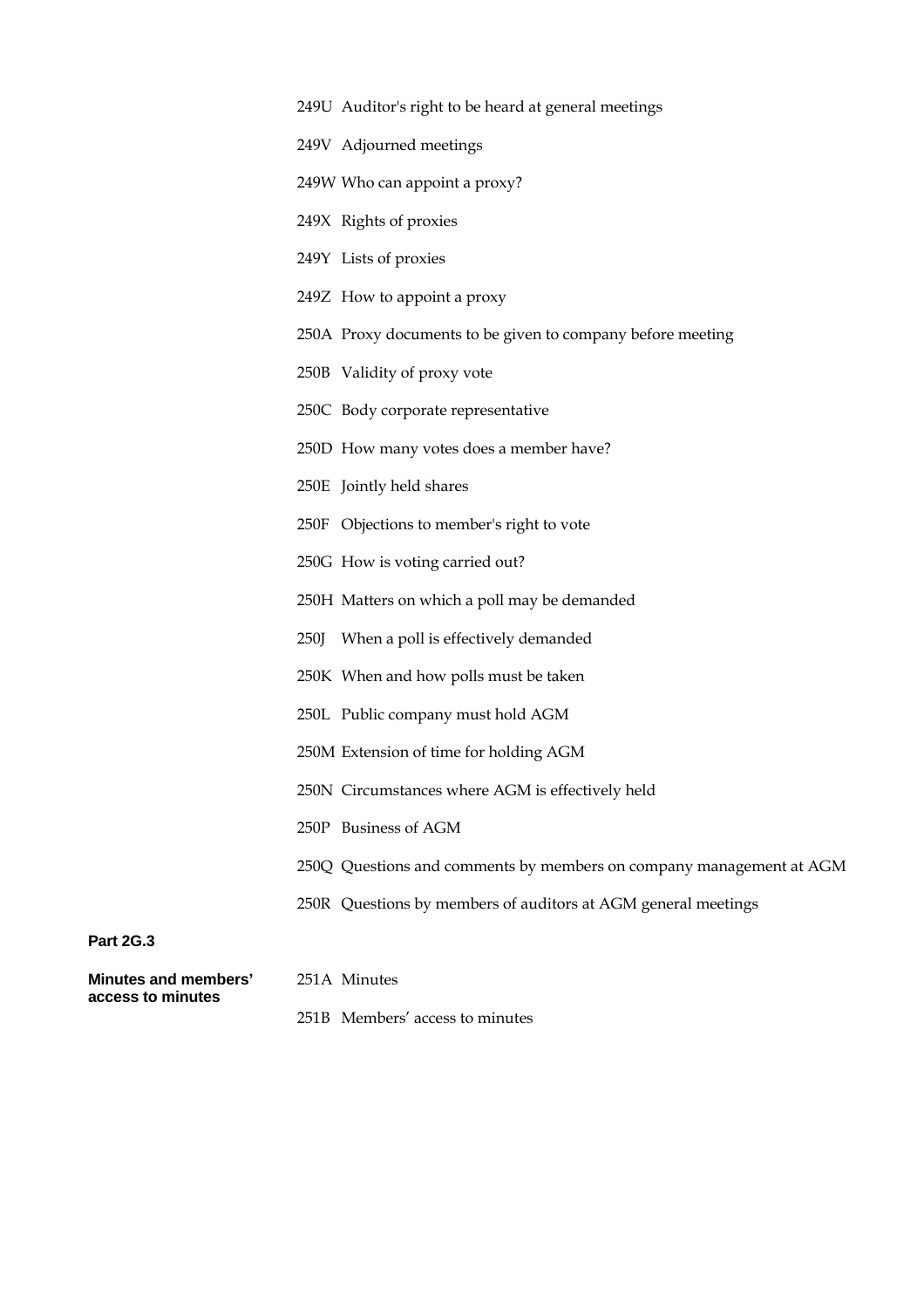249U Auditor's right to be heard at general meetings

249V Adjourned meetings

249W Who can appoint a proxy?

249X Rights of proxies

249Y Lists of proxies

249Z How to appoint a proxy

250A Proxy documents to be given to company before meeting

250B Validity of proxy vote

250C Body corporate representative

250D How many votes does a member have?

250E Jointly held shares

250F Objections to member's right to vote

250G How is voting carried out?

250H Matters on which a poll may be demanded

250J When a poll is effectively demanded

250K When and how polls must be taken

250L Public company must hold AGM

250M Extension of time for holding AGM

250N Circumstances where AGM is effectively held

250P Business of AGM

250Q Questions and comments by members on company management at AGM

250R Questions by members of auditors at AGM general meetings

**Part 2G.3**

**Minutes and members' access to minutes**

251A Minutes

251B Members' access to minutes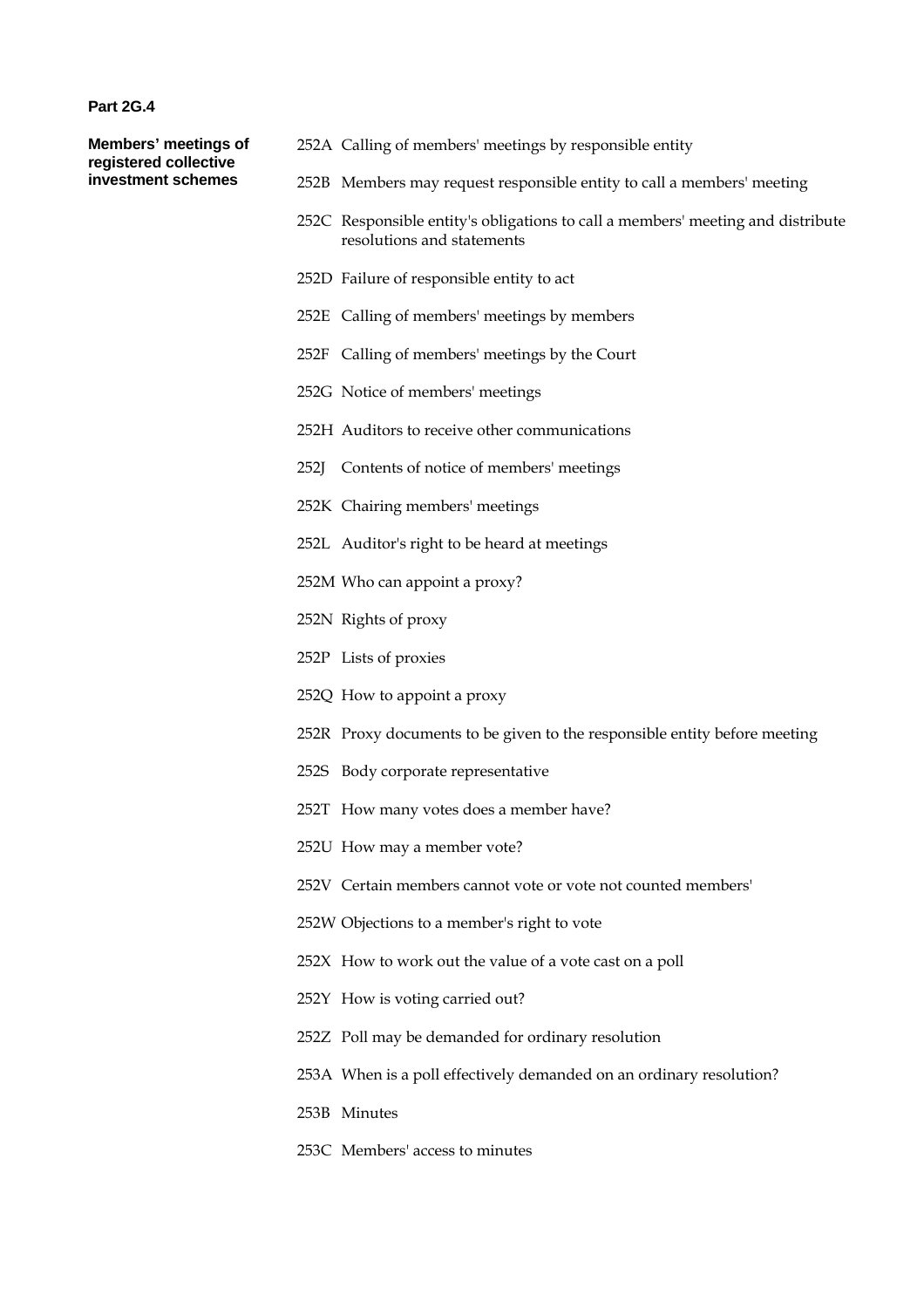**Part 2G.4**

**Members' meetings of registered collective investment schemes**

252A Calling of members' meetings by responsible entity

252B Members may request responsible entity to call a members' meeting

252C Responsible entity's obligations to call a members' meeting and distribute resolutions and statements

252D Failure of responsible entity to act

252E Calling of members' meetings by members

252F Calling of members' meetings by the Court

252G Notice of members' meetings

252H Auditors to receive other communications

252J Contents of notice of members' meetings

252K Chairing members' meetings

252L Auditor's right to be heard at meetings

252M Who can appoint a proxy?

252N Rights of proxy

252P Lists of proxies

252Q How to appoint a proxy

252R Proxy documents to be given to the responsible entity before meeting

252S Body corporate representative

252T How many votes does a member have?

252U How may a member vote?

252V Certain members cannot vote or vote not counted members'

252W Objections to a member's right to vote

252X How to work out the value of a vote cast on a poll

252Y How is voting carried out?

252Z Poll may be demanded for ordinary resolution

253A When is a poll effectively demanded on an ordinary resolution?

253B Minutes

253C Members' access to minutes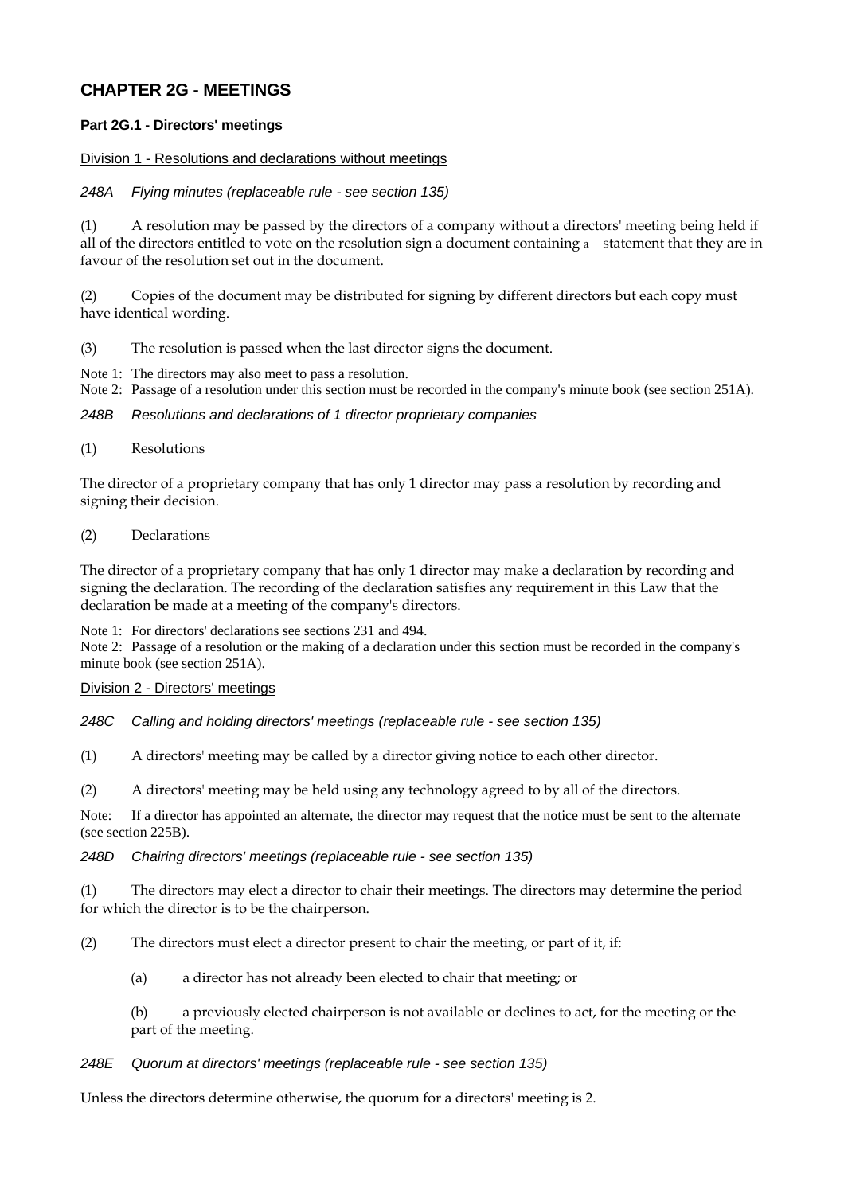# CHAPTER 2G - MEETINGS

### Part 2G.1 - Directors' meetings

Division 1 - Resolutions and declarations without meetings

*248A Flying minutes (replaceable rule - see section 135)*

(1) A resolution may be passed by the directors of a company without a directors' meeting being held if all of the directors entitled to vote on the resolution sign a document containing a statement that they are in favour of the resolution set out in the document.

(2) Copies of the document may be distributed for signing by different directors but each copy must have identical wording.

(3) The resolution is passed when the last director signs the document.

Note 1: The directors may also meet to pass a resolution.
Note 2: Passage of a resolution under this section must be recorded in the company's minute book (see section 251A).

*248B Resolutions and declarations of 1 director proprietary companies*

(1) Resolutions

The director of a proprietary company that has only 1 director may pass a resolution by recording and signing their decision.

(2) Declarations

The director of a proprietary company that has only 1 director may make a declaration by recording and signing the declaration. The recording of the declaration satisfies any requirement in this Law that the declaration be made at a meeting of the company's directors.

Note 1: For directors' declarations see sections 231 and 494.
Note 2: Passage of a resolution or the making of a declaration under this section must be recorded in the company's minute book (see section 251A).

Division 2 - Directors' meetings

*248C Calling and holding directors' meetings (replaceable rule - see section 135)*

(1) A directors' meeting may be called by a director giving notice to each other director.

(2) A directors' meeting may be held using any technology agreed to by all of the directors.

Note: If a director has appointed an alternate, the director may request that the notice must be sent to the alternate (see section 225B).

*248D Chairing directors' meetings (replaceable rule - see section 135)*

(1) The directors may elect a director to chair their meetings. The directors may determine the period for which the director is to be the chairperson.

(2) The directors must elect a director present to chair the meeting, or part of it, if:

(a) a director has not already been elected to chair that meeting; or

(b) a previously elected chairperson is not available or declines to act, for the meeting or the part of the meeting.

*248E Quorum at directors' meetings (replaceable rule - see section 135)*

Unless the directors determine otherwise, the quorum for a directors' meeting is 2.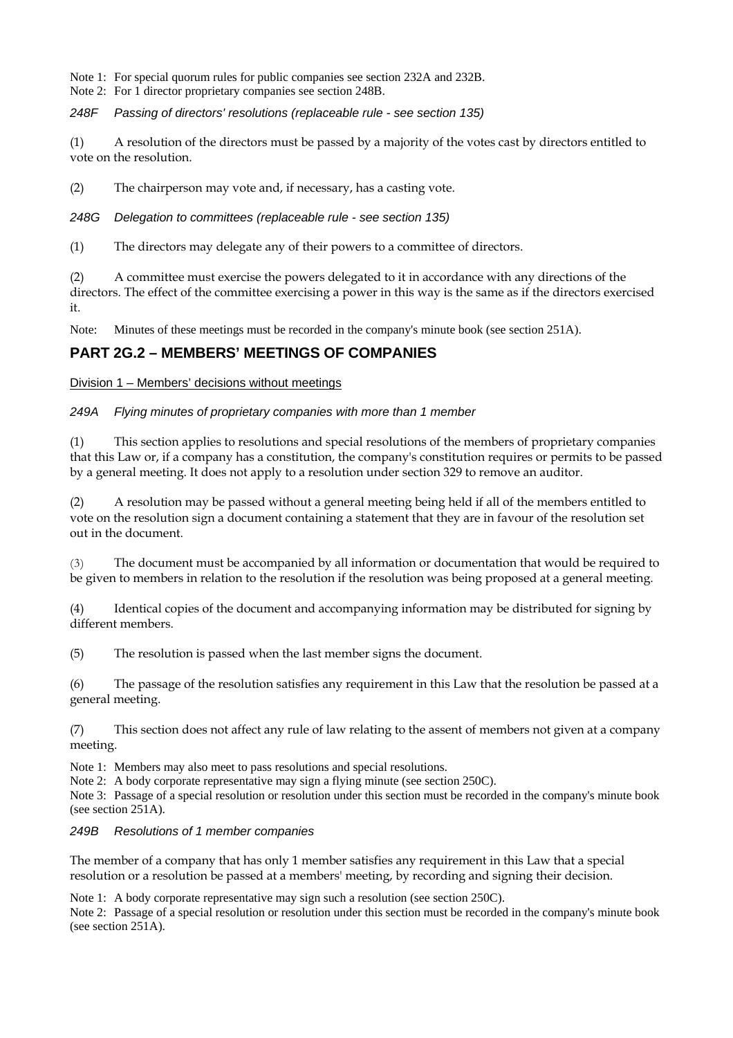Note 1: For special quorum rules for public companies see section 232A and 232B.
Note 2: For 1 director proprietary companies see section 248B.

*248F Passing of directors' resolutions (replaceable rule - see section 135)*

(1) A resolution of the directors must be passed by a majority of the votes cast by directors entitled to vote on the resolution.

(2) The chairperson may vote and, if necessary, has a casting vote.

*248G Delegation to committees (replaceable rule - see section 135)*

(1) The directors may delegate any of their powers to a committee of directors.

(2) A committee must exercise the powers delegated to it in accordance with any directions of the directors. The effect of the committee exercising a power in this way is the same as if the directors exercised it.

Note: Minutes of these meetings must be recorded in the company's minute book (see section 251A).

## PART 2G.2 – MEMBERS' MEETINGS OF COMPANIES

Division 1 – Members' decisions without meetings

*249A Flying minutes of proprietary companies with more than 1 member*

(1) This section applies to resolutions and special resolutions of the members of proprietary companies that this Law or, if a company has a constitution, the company's constitution requires or permits to be passed by a general meeting. It does not apply to a resolution under section 329 to remove an auditor.

(2) A resolution may be passed without a general meeting being held if all of the members entitled to vote on the resolution sign a document containing a statement that they are in favour of the resolution set out in the document.

(3) The document must be accompanied by all information or documentation that would be required to be given to members in relation to the resolution if the resolution was being proposed at a general meeting.

(4) Identical copies of the document and accompanying information may be distributed for signing by different members.

(5) The resolution is passed when the last member signs the document.

(6) The passage of the resolution satisfies any requirement in this Law that the resolution be passed at a general meeting.

(7) This section does not affect any rule of law relating to the assent of members not given at a company meeting.

Note 1: Members may also meet to pass resolutions and special resolutions.
Note 2: A body corporate representative may sign a flying minute (see section 250C).
Note 3: Passage of a special resolution or resolution under this section must be recorded in the company's minute book (see section 251A).

*249B Resolutions of 1 member companies*

The member of a company that has only 1 member satisfies any requirement in this Law that a special resolution or a resolution be passed at a members' meeting, by recording and signing their decision.

Note 1: A body corporate representative may sign such a resolution (see section 250C).
Note 2: Passage of a special resolution or resolution under this section must be recorded in the company's minute book (see section 251A).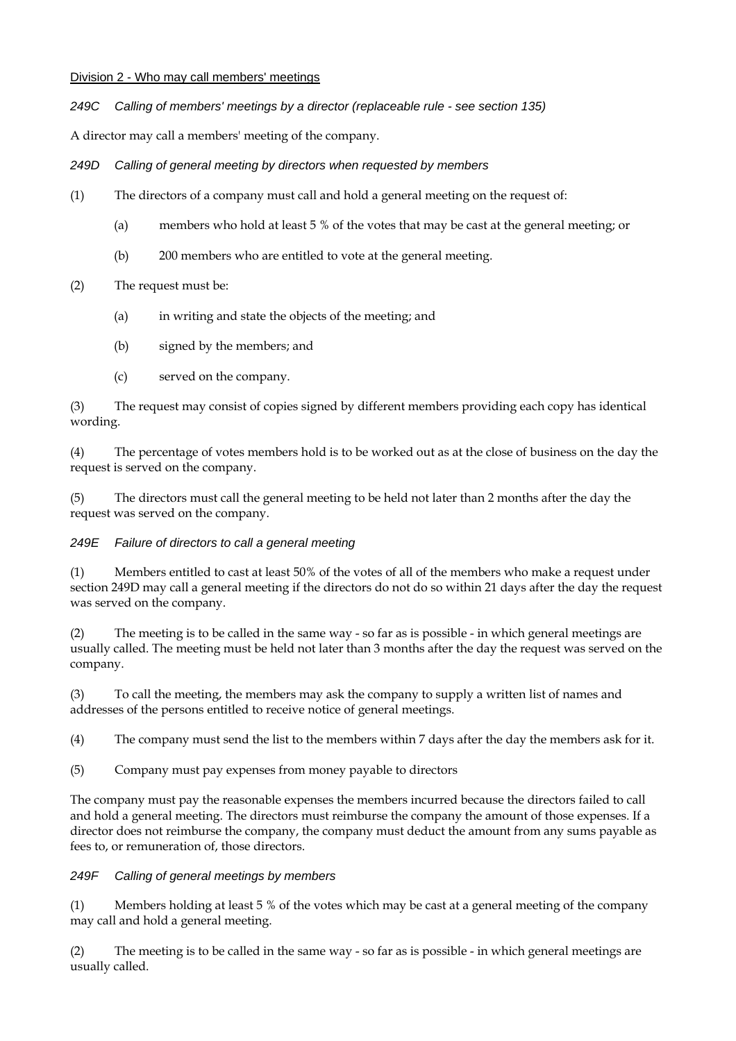## Division 2 - Who may call members' meetings

### *249C Calling of members' meetings by a director (replaceable rule - see section 135)*

A director may call a members' meeting of the company.

### *249D Calling of general meeting by directors when requested by members*

(1) The directors of a company must call and hold a general meeting on the request of:

- (a) members who hold at least 5 % of the votes that may be cast at the general meeting; or
- (b) 200 members who are entitled to vote at the general meeting.

(2) The request must be:

- (a) in writing and state the objects of the meeting; and
- (b) signed by the members; and
- (c) served on the company.

(3) The request may consist of copies signed by different members providing each copy has identical wording.

(4) The percentage of votes members hold is to be worked out as at the close of business on the day the request is served on the company.

(5) The directors must call the general meeting to be held not later than 2 months after the day the request was served on the company.

### *249E Failure of directors to call a general meeting*

(1) Members entitled to cast at least 50% of the votes of all of the members who make a request under section 249D may call a general meeting if the directors do not do so within 21 days after the day the request was served on the company.

(2) The meeting is to be called in the same way - so far as is possible - in which general meetings are usually called. The meeting must be held not later than 3 months after the day the request was served on the company.

(3) To call the meeting, the members may ask the company to supply a written list of names and addresses of the persons entitled to receive notice of general meetings.

(4) The company must send the list to the members within 7 days after the day the members ask for it.

(5) Company must pay expenses from money payable to directors

The company must pay the reasonable expenses the members incurred because the directors failed to call and hold a general meeting. The directors must reimburse the company the amount of those expenses. If a director does not reimburse the company, the company must deduct the amount from any sums payable as fees to, or remuneration of, those directors.

### *249F Calling of general meetings by members*

(1) Members holding at least 5 % of the votes which may be cast at a general meeting of the company may call and hold a general meeting.

(2) The meeting is to be called in the same way - so far as is possible - in which general meetings are usually called.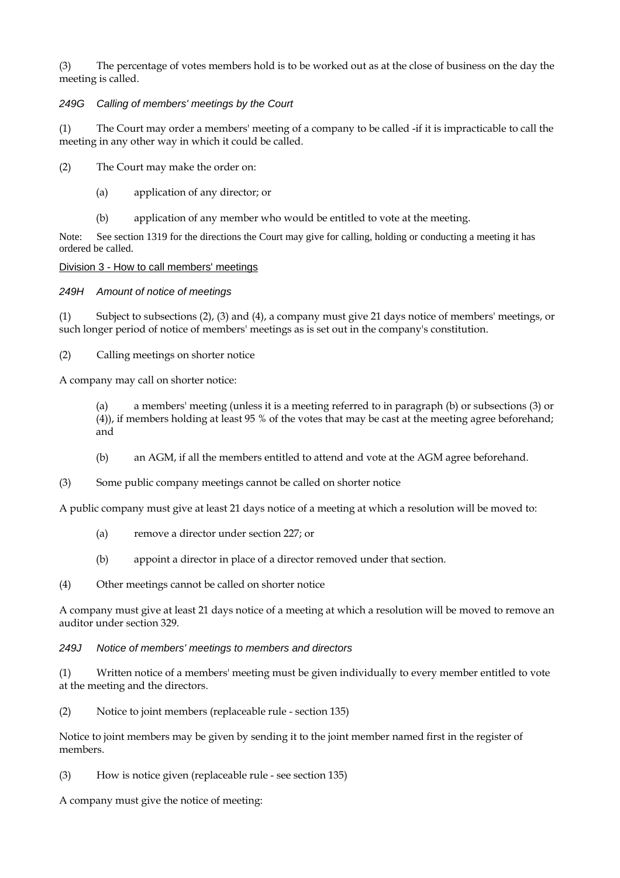(3) The percentage of votes members hold is to be worked out as at the close of business on the day the meeting is called.

### *249G Calling of members' meetings by the Court*

(1) The Court may order a members' meeting of a company to be called -if it is impracticable to call the meeting in any other way in which it could be called.

(2) The Court may make the order on:

(a) application of any director; or

(b) application of any member who would be entitled to vote at the meeting.

Note: See section 1319 for the directions the Court may give for calling, holding or conducting a meeting it has ordered be called.

## Division 3 - How to call members' meetings

### *249H Amount of notice of meetings*

(1) Subject to subsections (2), (3) and (4), a company must give 21 days notice of members' meetings, or such longer period of notice of members' meetings as is set out in the company's constitution.

(2) Calling meetings on shorter notice

A company may call on shorter notice:

(a) a members' meeting (unless it is a meeting referred to in paragraph (b) or subsections (3) or (4)), if members holding at least 95 % of the votes that may be cast at the meeting agree beforehand; and

(b) an AGM, if all the members entitled to attend and vote at the AGM agree beforehand.

(3) Some public company meetings cannot be called on shorter notice

A public company must give at least 21 days notice of a meeting at which a resolution will be moved to:

(a) remove a director under section 227; or

(b) appoint a director in place of a director removed under that section.

(4) Other meetings cannot be called on shorter notice

A company must give at least 21 days notice of a meeting at which a resolution will be moved to remove an auditor under section 329.

### *249J Notice of members' meetings to members and directors*

(1) Written notice of a members' meeting must be given individually to every member entitled to vote at the meeting and the directors.

(2) Notice to joint members (replaceable rule - section 135)

Notice to joint members may be given by sending it to the joint member named first in the register of members.

(3) How is notice given (replaceable rule - see section 135)

A company must give the notice of meeting: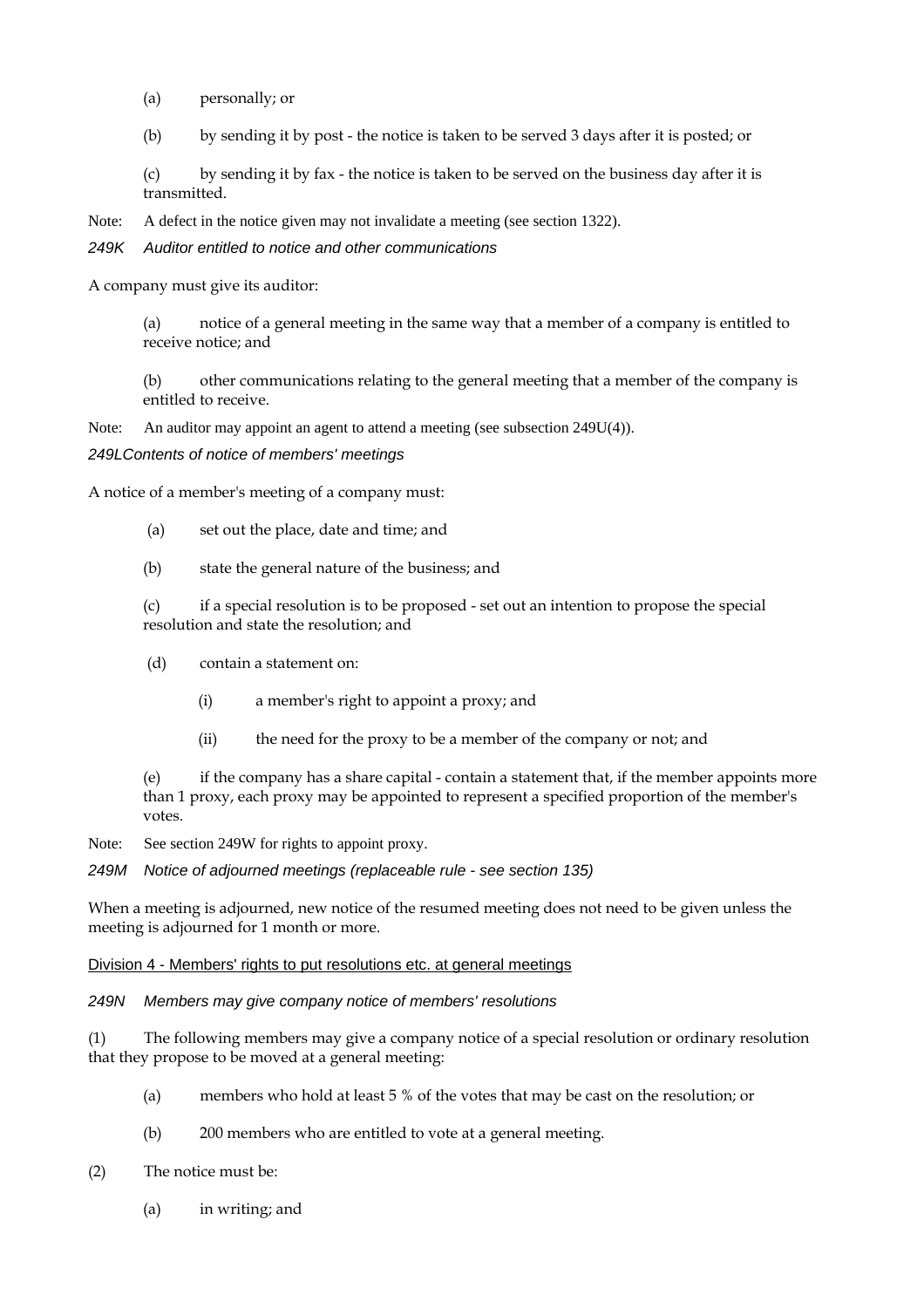(a) personally; or

(b) by sending it by post - the notice is taken to be served 3 days after it is posted; or

(c) by sending it by fax - the notice is taken to be served on the business day after it is transmitted.

Note: A defect in the notice given may not invalidate a meeting (see section 1322).

*249K Auditor entitled to notice and other communications*

A company must give its auditor:

(a) notice of a general meeting in the same way that a member of a company is entitled to receive notice; and

(b) other communications relating to the general meeting that a member of the company is entitled to receive.

Note: An auditor may appoint an agent to attend a meeting (see subsection 249U(4)).

*249LContents of notice of members' meetings*

A notice of a member's meeting of a company must:

(a) set out the place, date and time; and

(b) state the general nature of the business; and

(c) if a special resolution is to be proposed - set out an intention to propose the special resolution and state the resolution; and

(d) contain a statement on:

(i) a member's right to appoint a proxy; and

(ii) the need for the proxy to be a member of the company or not; and

(e) if the company has a share capital - contain a statement that, if the member appoints more than 1 proxy, each proxy may be appointed to represent a specified proportion of the member's votes.

Note: See section 249W for rights to appoint proxy.

*249M Notice of adjourned meetings (replaceable rule - see section 135)*

When a meeting is adjourned, new notice of the resumed meeting does not need to be given unless the meeting is adjourned for 1 month or more.

Division 4 - Members' rights to put resolutions etc. at general meetings

*249N Members may give company notice of members' resolutions*

(1) The following members may give a company notice of a special resolution or ordinary resolution that they propose to be moved at a general meeting:

(a) members who hold at least 5 % of the votes that may be cast on the resolution; or

(b) 200 members who are entitled to vote at a general meeting.

(2) The notice must be:

(a) in writing; and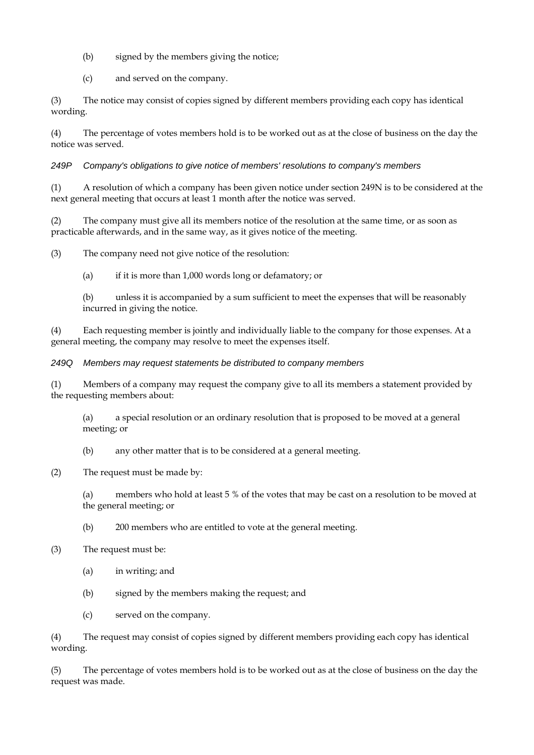(b) signed by the members giving the notice;

(c) and served on the company.

(3) The notice may consist of copies signed by different members providing each copy has identical wording.

(4) The percentage of votes members hold is to be worked out as at the close of business on the day the notice was served.

### *249P Company's obligations to give notice of members' resolutions to company's members*

(1) A resolution of which a company has been given notice under section 249N is to be considered at the next general meeting that occurs at least 1 month after the notice was served.

(2) The company must give all its members notice of the resolution at the same time, or as soon as practicable afterwards, and in the same way, as it gives notice of the meeting.

(3) The company need not give notice of the resolution:

(a) if it is more than 1,000 words long or defamatory; or

(b) unless it is accompanied by a sum sufficient to meet the expenses that will be reasonably incurred in giving the notice.

(4) Each requesting member is jointly and individually liable to the company for those expenses. At a general meeting, the company may resolve to meet the expenses itself.

### *249Q Members may request statements be distributed to company members*

(1) Members of a company may request the company give to all its members a statement provided by the requesting members about:

(a) a special resolution or an ordinary resolution that is proposed to be moved at a general meeting; or

(b) any other matter that is to be considered at a general meeting.

(2) The request must be made by:

(a) members who hold at least 5 % of the votes that may be cast on a resolution to be moved at the general meeting; or

(b) 200 members who are entitled to vote at the general meeting.

(3) The request must be:

(a) in writing; and

(b) signed by the members making the request; and

(c) served on the company.

(4) The request may consist of copies signed by different members providing each copy has identical wording.

(5) The percentage of votes members hold is to be worked out as at the close of business on the day the request was made.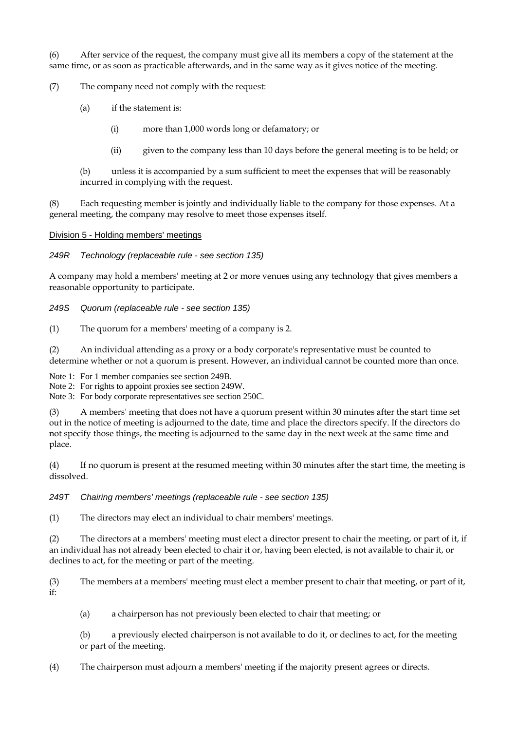(6) After service of the request, the company must give all its members a copy of the statement at the same time, or as soon as practicable afterwards, and in the same way as it gives notice of the meeting.

(7) The company need not comply with the request:

  (a) if the statement is:

    (i) more than 1,000 words long or defamatory; or

    (ii) given to the company less than 10 days before the general meeting is to be held; or

  (b) unless it is accompanied by a sum sufficient to meet the expenses that will be reasonably incurred in complying with the request.

(8) Each requesting member is jointly and individually liable to the company for those expenses. At a general meeting, the company may resolve to meet those expenses itself.

## Division 5 - Holding members' meetings

### *249R Technology (replaceable rule - see section 135)*

A company may hold a members' meeting at 2 or more venues using any technology that gives members a reasonable opportunity to participate.

### *249S Quorum (replaceable rule - see section 135)*

(1) The quorum for a members' meeting of a company is 2.

(2) An individual attending as a proxy or a body corporate's representative must be counted to determine whether or not a quorum is present. However, an individual cannot be counted more than once.

Note 1: For 1 member companies see section 249B.
Note 2: For rights to appoint proxies see section 249W.
Note 3: For body corporate representatives see section 250C.

(3) A members' meeting that does not have a quorum present within 30 minutes after the start time set out in the notice of meeting is adjourned to the date, time and place the directors specify. If the directors do not specify those things, the meeting is adjourned to the same day in the next week at the same time and place.

(4) If no quorum is present at the resumed meeting within 30 minutes after the start time, the meeting is dissolved.

### *249T Chairing members' meetings (replaceable rule - see section 135)*

(1) The directors may elect an individual to chair members' meetings.

(2) The directors at a members' meeting must elect a director present to chair the meeting, or part of it, if an individual has not already been elected to chair it or, having been elected, is not available to chair it, or declines to act, for the meeting or part of the meeting.

(3) The members at a members' meeting must elect a member present to chair that meeting, or part of it, if:

  (a) a chairperson has not previously been elected to chair that meeting; or

  (b) a previously elected chairperson is not available to do it, or declines to act, for the meeting or part of the meeting.

(4) The chairperson must adjourn a members' meeting if the majority present agrees or directs.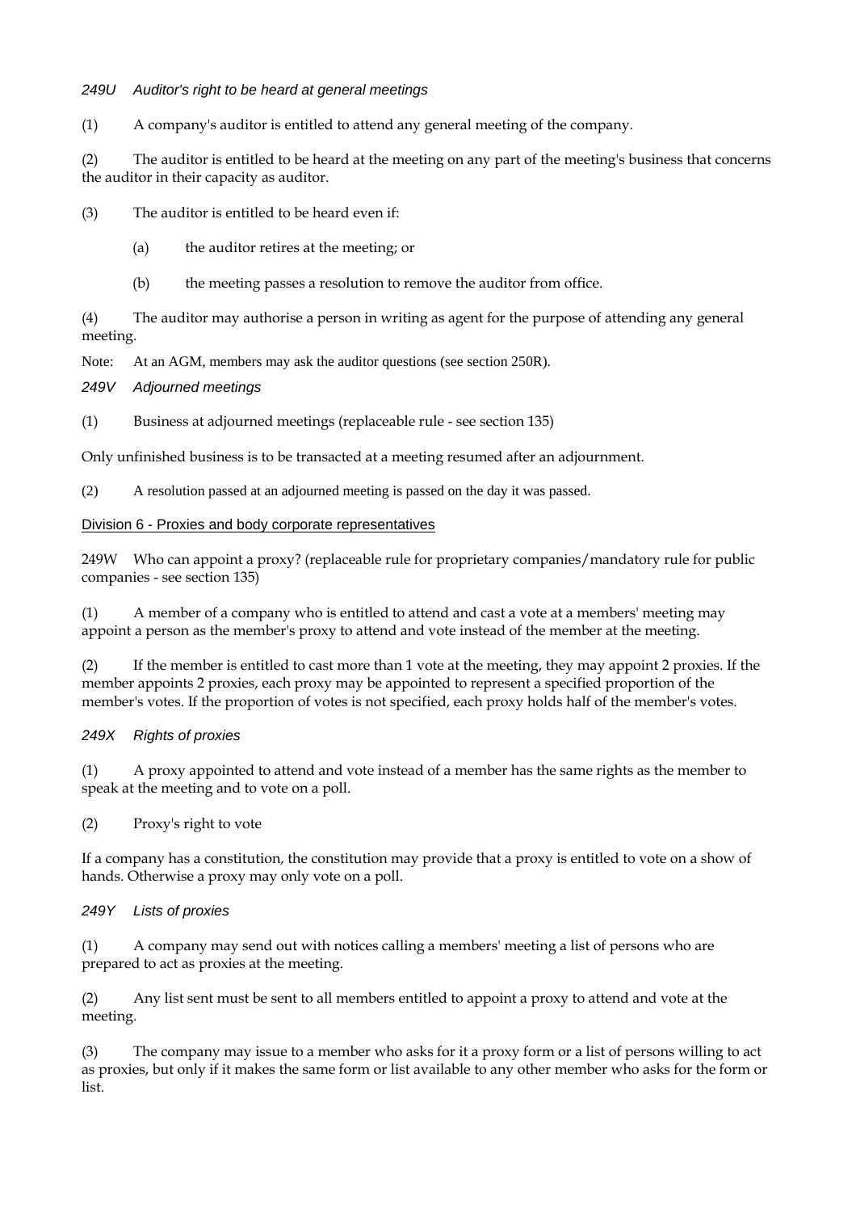*249U Auditor's right to be heard at general meetings*

(1) A company's auditor is entitled to attend any general meeting of the company.

(2) The auditor is entitled to be heard at the meeting on any part of the meeting's business that concerns the auditor in their capacity as auditor.

(3) The auditor is entitled to be heard even if:

(a) the auditor retires at the meeting; or

(b) the meeting passes a resolution to remove the auditor from office.

(4) The auditor may authorise a person in writing as agent for the purpose of attending any general meeting.

Note: At an AGM, members may ask the auditor questions (see section 250R).

*249V Adjourned meetings*

(1) Business at adjourned meetings (replaceable rule - see section 135)

Only unfinished business is to be transacted at a meeting resumed after an adjournment.

(2) A resolution passed at an adjourned meeting is passed on the day it was passed.

Division 6 - Proxies and body corporate representatives

249W Who can appoint a proxy? (replaceable rule for proprietary companies/mandatory rule for public companies - see section 135)

(1) A member of a company who is entitled to attend and cast a vote at a members' meeting may appoint a person as the member's proxy to attend and vote instead of the member at the meeting.

(2) If the member is entitled to cast more than 1 vote at the meeting, they may appoint 2 proxies. If the member appoints 2 proxies, each proxy may be appointed to represent a specified proportion of the member's votes. If the proportion of votes is not specified, each proxy holds half of the member's votes.

*249X Rights of proxies*

(1) A proxy appointed to attend and vote instead of a member has the same rights as the member to speak at the meeting and to vote on a poll.

(2) Proxy's right to vote

If a company has a constitution, the constitution may provide that a proxy is entitled to vote on a show of hands. Otherwise a proxy may only vote on a poll.

*249Y Lists of proxies*

(1) A company may send out with notices calling a members' meeting a list of persons who are prepared to act as proxies at the meeting.

(2) Any list sent must be sent to all members entitled to appoint a proxy to attend and vote at the meeting.

(3) The company may issue to a member who asks for it a proxy form or a list of persons willing to act as proxies, but only if it makes the same form or list available to any other member who asks for the form or list.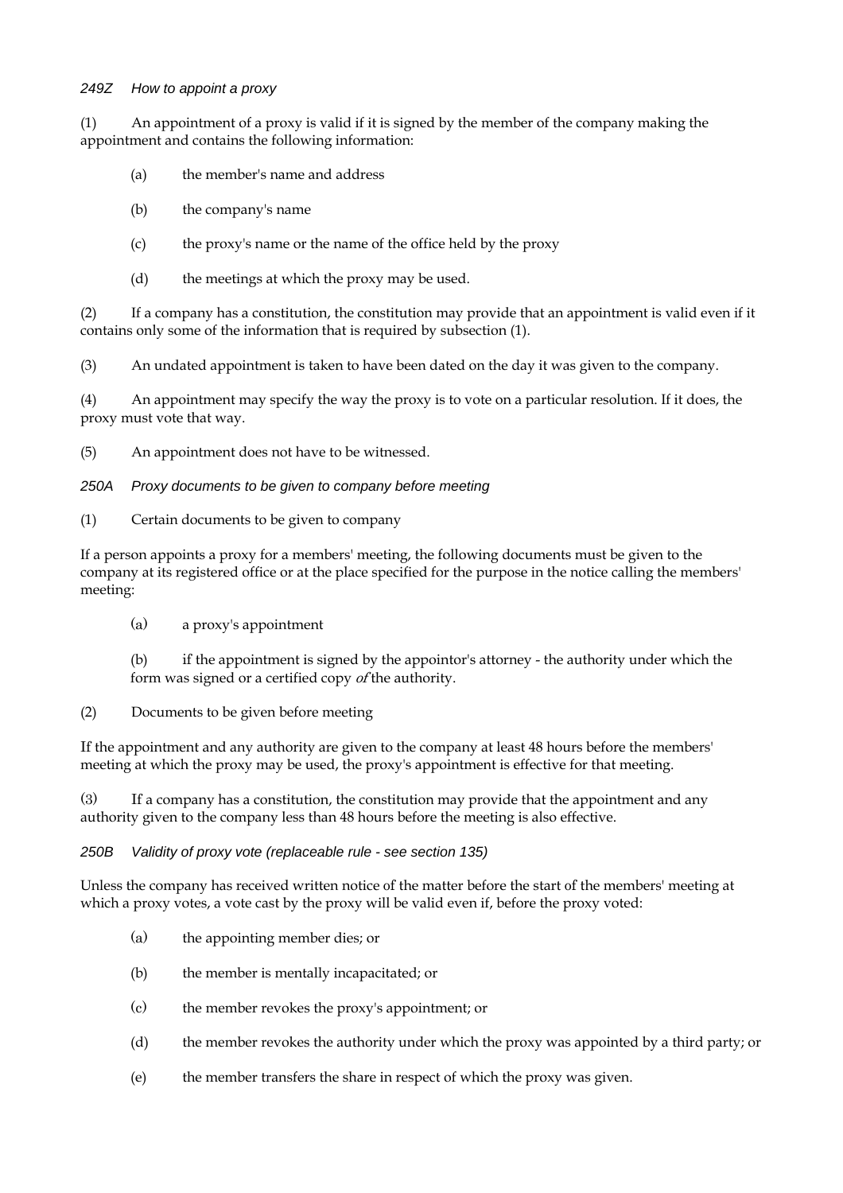*249Z How to appoint a proxy*

(1) An appointment of a proxy is valid if it is signed by the member of the company making the appointment and contains the following information:

(a) the member's name and address

(b) the company's name

(c) the proxy's name or the name of the office held by the proxy

(d) the meetings at which the proxy may be used.

(2) If a company has a constitution, the constitution may provide that an appointment is valid even if it contains only some of the information that is required by subsection (1).

(3) An undated appointment is taken to have been dated on the day it was given to the company.

(4) An appointment may specify the way the proxy is to vote on a particular resolution. If it does, the proxy must vote that way.

(5) An appointment does not have to be witnessed.

*250A Proxy documents to be given to company before meeting*

(1) Certain documents to be given to company

If a person appoints a proxy for a members' meeting, the following documents must be given to the company at its registered office or at the place specified for the purpose in the notice calling the members' meeting:

(a) a proxy's appointment

(b) if the appointment is signed by the appointor's attorney - the authority under which the form was signed or a certified copy *of* the authority.

(2) Documents to be given before meeting

If the appointment and any authority are given to the company at least 48 hours before the members' meeting at which the proxy may be used, the proxy's appointment is effective for that meeting.

(3) If a company has a constitution, the constitution may provide that the appointment and any authority given to the company less than 48 hours before the meeting is also effective.

*250B Validity of proxy vote (replaceable rule - see section 135)*

Unless the company has received written notice of the matter before the start of the members' meeting at which a proxy votes, a vote cast by the proxy will be valid even if, before the proxy voted:

(a) the appointing member dies; or

(b) the member is mentally incapacitated; or

(c) the member revokes the proxy's appointment; or

(d) the member revokes the authority under which the proxy was appointed by a third party; or

(e) the member transfers the share in respect of which the proxy was given.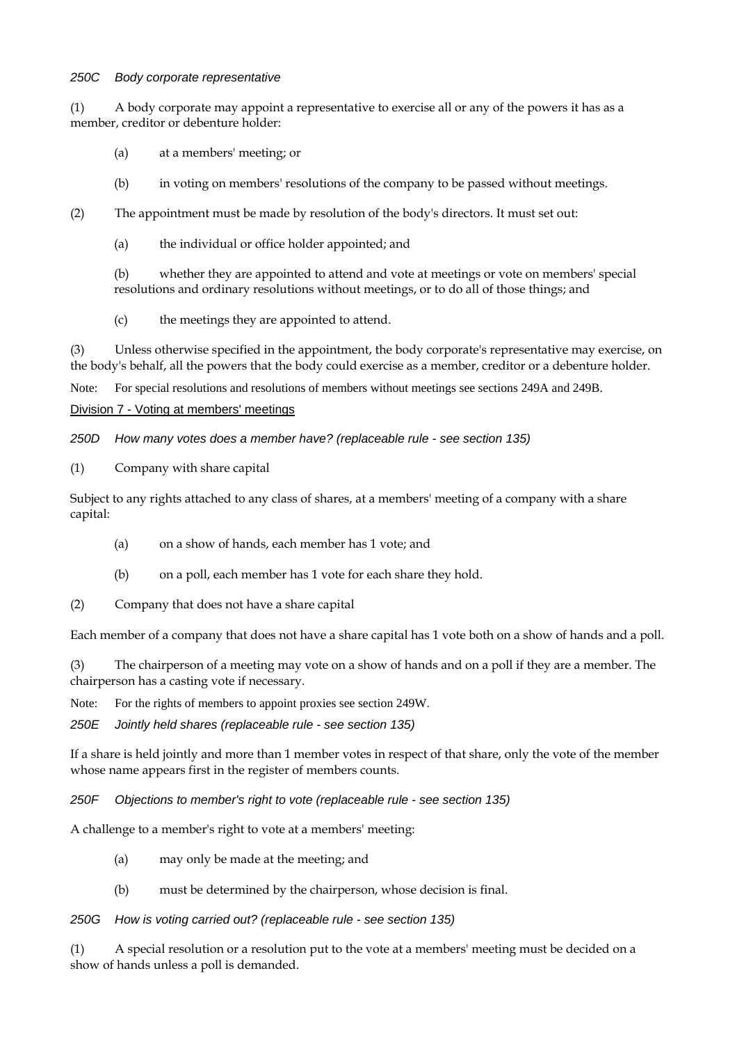*250C Body corporate representative*

(1) A body corporate may appoint a representative to exercise all or any of the powers it has as a member, creditor or debenture holder:

(a) at a members' meeting; or

(b) in voting on members' resolutions of the company to be passed without meetings.

(2) The appointment must be made by resolution of the body's directors. It must set out:

(a) the individual or office holder appointed; and

(b) whether they are appointed to attend and vote at meetings or vote on members' special resolutions and ordinary resolutions without meetings, or to do all of those things; and

(c) the meetings they are appointed to attend.

(3) Unless otherwise specified in the appointment, the body corporate's representative may exercise, on the body's behalf, all the powers that the body could exercise as a member, creditor or a debenture holder.

Note: For special resolutions and resolutions of members without meetings see sections 249A and 249B.

## Division 7 - Voting at members' meetings

*250D How many votes does a member have? (replaceable rule - see section 135)*

(1) Company with share capital

Subject to any rights attached to any class of shares, at a members' meeting of a company with a share capital:

(a) on a show of hands, each member has 1 vote; and

(b) on a poll, each member has 1 vote for each share they hold.

(2) Company that does not have a share capital

Each member of a company that does not have a share capital has 1 vote both on a show of hands and a poll.

(3) The chairperson of a meeting may vote on a show of hands and on a poll if they are a member. The chairperson has a casting vote if necessary.

Note: For the rights of members to appoint proxies see section 249W.

*250E Jointly held shares (replaceable rule - see section 135)*

If a share is held jointly and more than 1 member votes in respect of that share, only the vote of the member whose name appears first in the register of members counts.

*250F Objections to member's right to vote (replaceable rule - see section 135)*

A challenge to a member's right to vote at a members' meeting:

(a) may only be made at the meeting; and

(b) must be determined by the chairperson, whose decision is final.

*250G How is voting carried out? (replaceable rule - see section 135)*

(1) A special resolution or a resolution put to the vote at a members' meeting must be decided on a show of hands unless a poll is demanded.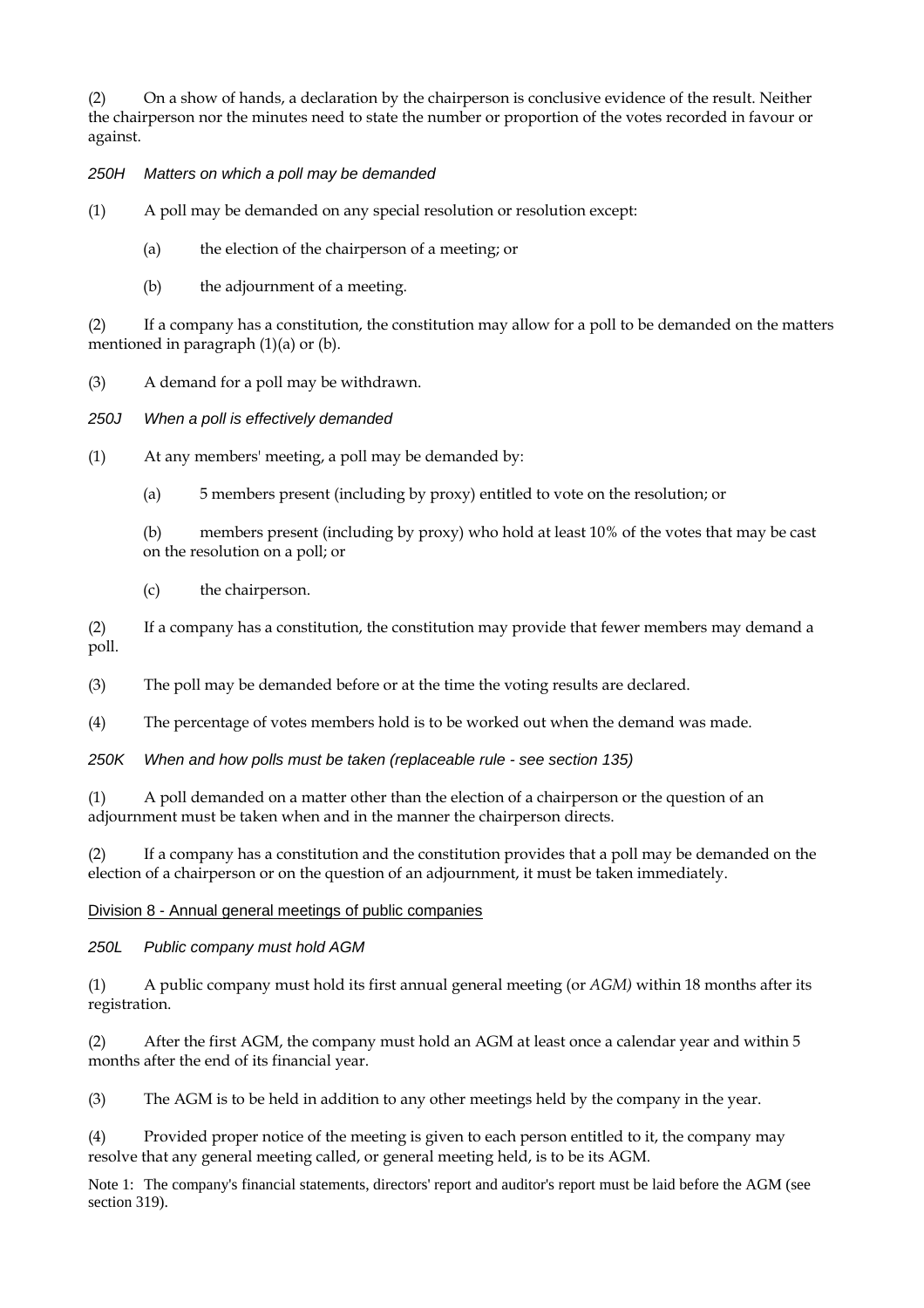(2) On a show of hands, a declaration by the chairperson is conclusive evidence of the result. Neither the chairperson nor the minutes need to state the number or proportion of the votes recorded in favour or against.

*250H Matters on which a poll may be demanded*

(1) A poll may be demanded on any special resolution or resolution except:

(a) the election of the chairperson of a meeting; or

(b) the adjournment of a meeting.

(2) If a company has a constitution, the constitution may allow for a poll to be demanded on the matters mentioned in paragraph (1)(a) or (b).

(3) A demand for a poll may be withdrawn.

*250J When a poll is effectively demanded*

(1) At any members' meeting, a poll may be demanded by:

(a) 5 members present (including by proxy) entitled to vote on the resolution; or

(b) members present (including by proxy) who hold at least 10% of the votes that may be cast on the resolution on a poll; or

(c) the chairperson.

(2) If a company has a constitution, the constitution may provide that fewer members may demand a poll.

(3) The poll may be demanded before or at the time the voting results are declared.

(4) The percentage of votes members hold is to be worked out when the demand was made.

*250K When and how polls must be taken (replaceable rule - see section 135)*

(1) A poll demanded on a matter other than the election of a chairperson or the question of an adjournment must be taken when and in the manner the chairperson directs.

(2) If a company has a constitution and the constitution provides that a poll may be demanded on the election of a chairperson or on the question of an adjournment, it must be taken immediately.

## Division 8 - Annual general meetings of public companies

*250L Public company must hold AGM*

(1) A public company must hold its first annual general meeting (or *AGM)* within 18 months after its registration.

(2) After the first AGM, the company must hold an AGM at least once a calendar year and within 5 months after the end of its financial year.

(3) The AGM is to be held in addition to any other meetings held by the company in the year.

(4) Provided proper notice of the meeting is given to each person entitled to it, the company may resolve that any general meeting called, or general meeting held, is to be its AGM.

Note 1: The company's financial statements, directors' report and auditor's report must be laid before the AGM (see section 319).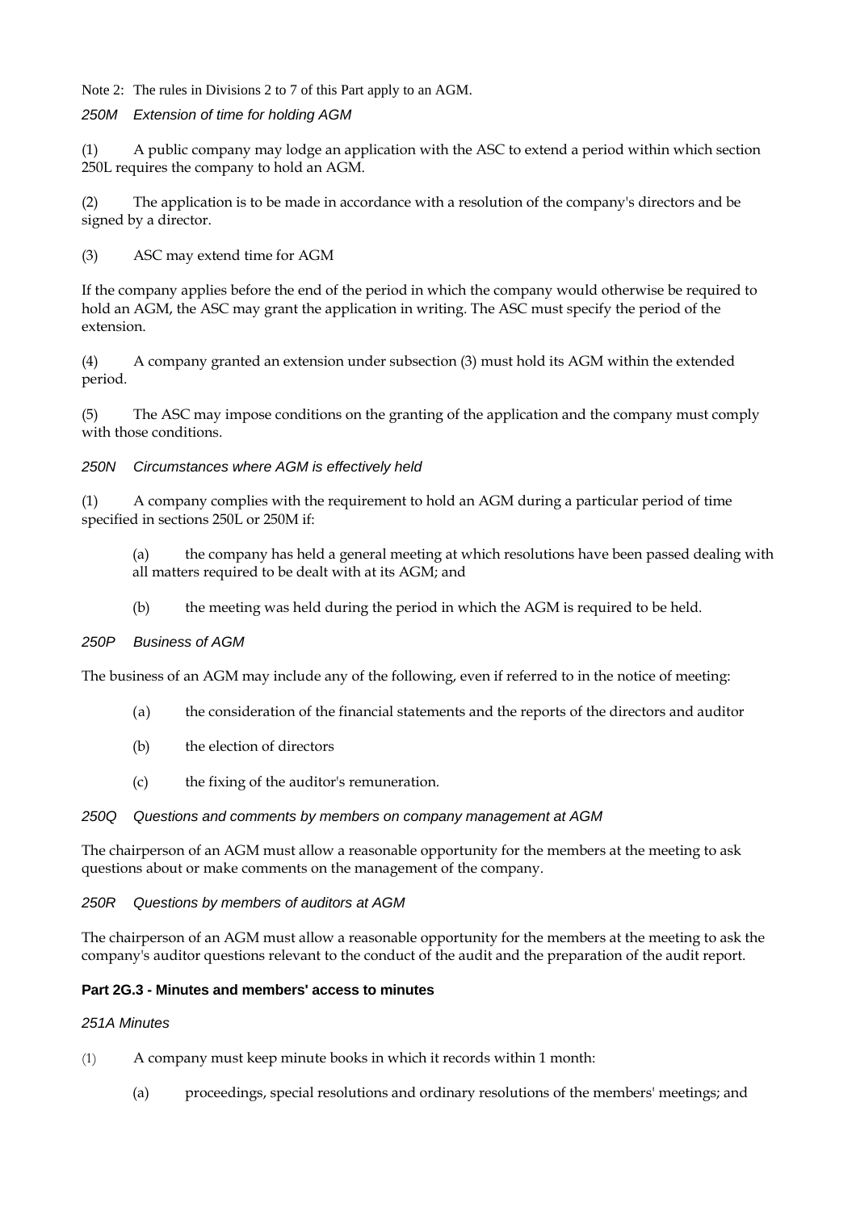Note 2: The rules in Divisions 2 to 7 of this Part apply to an AGM.

*250M Extension of time for holding AGM*

(1) A public company may lodge an application with the ASC to extend a period within which section 250L requires the company to hold an AGM.

(2) The application is to be made in accordance with a resolution of the company's directors and be signed by a director.

(3) ASC may extend time for AGM

If the company applies before the end of the period in which the company would otherwise be required to hold an AGM, the ASC may grant the application in writing. The ASC must specify the period of the extension.

(4) A company granted an extension under subsection (3) must hold its AGM within the extended period.

(5) The ASC may impose conditions on the granting of the application and the company must comply with those conditions.

*250N Circumstances where AGM is effectively held*

(1) A company complies with the requirement to hold an AGM during a particular period of time specified in sections 250L or 250M if:

> (a) the company has held a general meeting at which resolutions have been passed dealing with all matters required to be dealt with at its AGM; and
>
> (b) the meeting was held during the period in which the AGM is required to be held.

*250P Business of AGM*

The business of an AGM may include any of the following, even if referred to in the notice of meeting:

> (a) the consideration of the financial statements and the reports of the directors and auditor
>
> (b) the election of directors
>
> (c) the fixing of the auditor's remuneration.

*250Q Questions and comments by members on company management at AGM*

The chairperson of an AGM must allow a reasonable opportunity for the members at the meeting to ask questions about or make comments on the management of the company.

*250R Questions by members of auditors at AGM*

The chairperson of an AGM must allow a reasonable opportunity for the members at the meeting to ask the company's auditor questions relevant to the conduct of the audit and the preparation of the audit report.

**Part 2G.3 - Minutes and members' access to minutes**

*251A Minutes*

(1) A company must keep minute books in which it records within 1 month:

> (a) proceedings, special resolutions and ordinary resolutions of the members' meetings; and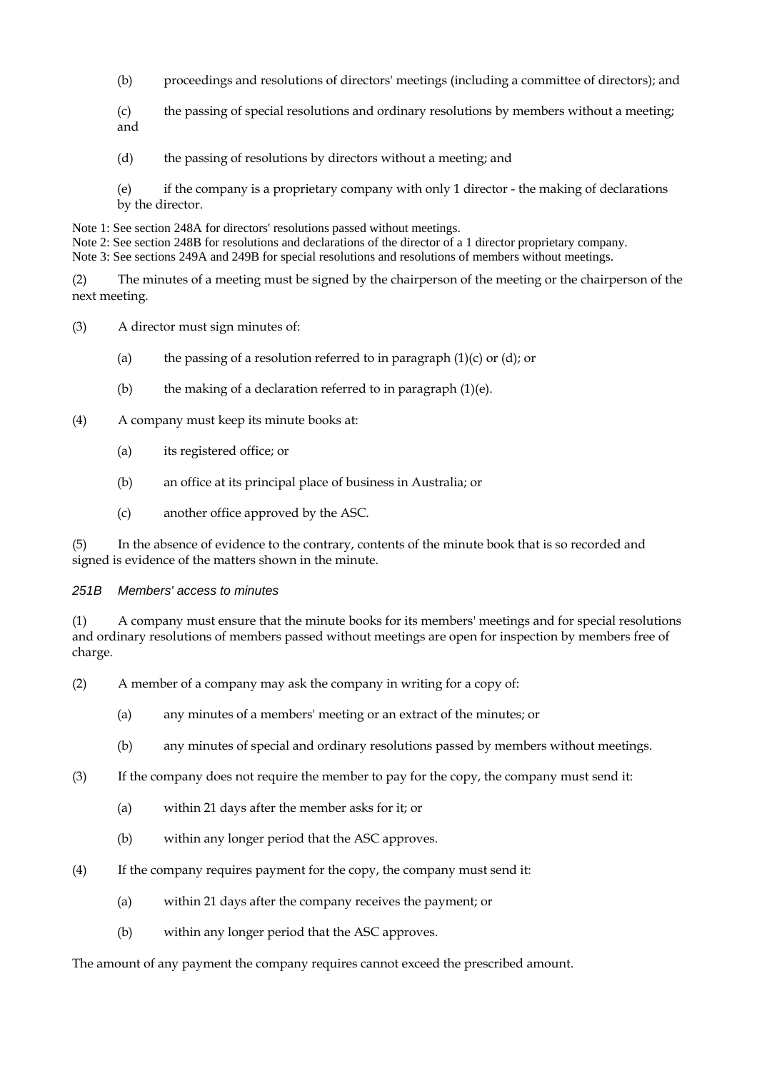(b) proceedings and resolutions of directors' meetings (including a committee of directors); and

(c) the passing of special resolutions and ordinary resolutions by members without a meeting; and

(d) the passing of resolutions by directors without a meeting; and

(e) if the company is a proprietary company with only 1 director - the making of declarations by the director.

Note 1: See section 248A for directors' resolutions passed without meetings.
Note 2: See section 248B for resolutions and declarations of the director of a 1 director proprietary company.
Note 3: See sections 249A and 249B for special resolutions and resolutions of members without meetings.

(2) The minutes of a meeting must be signed by the chairperson of the meeting or the chairperson of the next meeting.

(3) A director must sign minutes of:

(a) the passing of a resolution referred to in paragraph (1)(c) or (d); or

(b) the making of a declaration referred to in paragraph (1)(e).

(4) A company must keep its minute books at:

(a) its registered office; or

(b) an office at its principal place of business in Australia; or

(c) another office approved by the ASC.

(5) In the absence of evidence to the contrary, contents of the minute book that is so recorded and signed is evidence of the matters shown in the minute.

*251B Members' access to minutes*

(1) A company must ensure that the minute books for its members' meetings and for special resolutions and ordinary resolutions of members passed without meetings are open for inspection by members free of charge.

(2) A member of a company may ask the company in writing for a copy of:

(a) any minutes of a members' meeting or an extract of the minutes; or

(b) any minutes of special and ordinary resolutions passed by members without meetings.

(3) If the company does not require the member to pay for the copy, the company must send it:

(a) within 21 days after the member asks for it; or

(b) within any longer period that the ASC approves.

(4) If the company requires payment for the copy, the company must send it:

(a) within 21 days after the company receives the payment; or

(b) within any longer period that the ASC approves.

The amount of any payment the company requires cannot exceed the prescribed amount.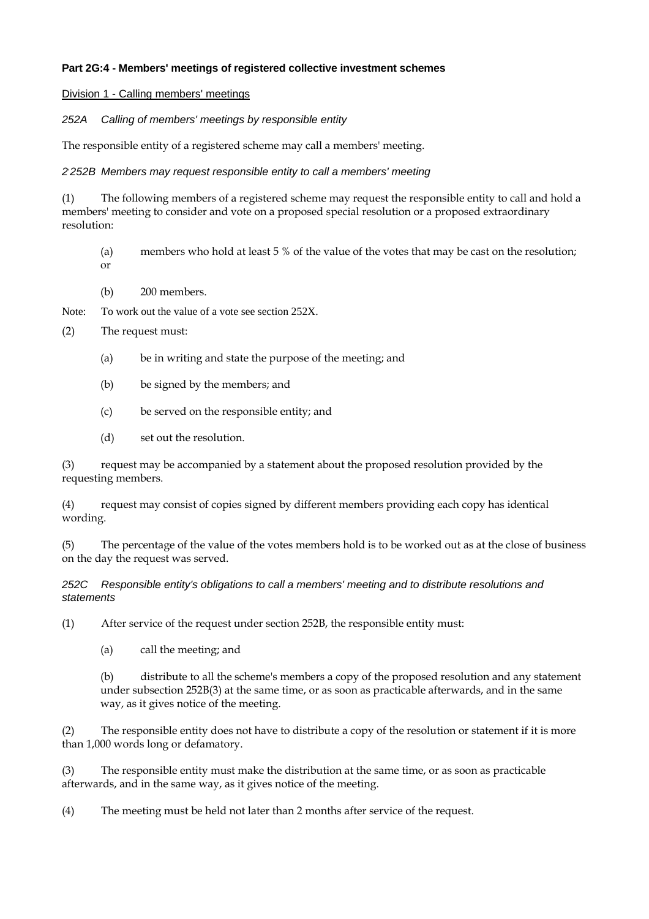**Part 2G:4 - Members' meetings of registered collective investment schemes**

Division 1 - Calling members' meetings

*252A Calling of members' meetings by responsible entity*

The responsible entity of a registered scheme may call a members' meeting.

*2 252B Members may request responsible entity to call a members' meeting*

(1) The following members of a registered scheme may request the responsible entity to call and hold a members' meeting to consider and vote on a proposed special resolution or a proposed extraordinary resolution:

(a) members who hold at least 5 % of the value of the votes that may be cast on the resolution; or

(b) 200 members.

Note: To work out the value of a vote see section 252X.

(2) The request must:

(a) be in writing and state the purpose of the meeting; and

(b) be signed by the members; and

(c) be served on the responsible entity; and

(d) set out the resolution.

(3) request may be accompanied by a statement about the proposed resolution provided by the requesting members.

(4) request may consist of copies signed by different members providing each copy has identical wording.

(5) The percentage of the value of the votes members hold is to be worked out as at the close of business on the day the request was served.

*252C Responsible entity's obligations to call a members' meeting and to distribute resolutions and statements*

(1) After service of the request under section 252B, the responsible entity must:

(a) call the meeting; and

(b) distribute to all the scheme's members a copy of the proposed resolution and any statement under subsection 252B(3) at the same time, or as soon as practicable afterwards, and in the same way, as it gives notice of the meeting.

(2) The responsible entity does not have to distribute a copy of the resolution or statement if it is more than 1,000 words long or defamatory.

(3) The responsible entity must make the distribution at the same time, or as soon as practicable afterwards, and in the same way, as it gives notice of the meeting.

(4) The meeting must be held not later than 2 months after service of the request.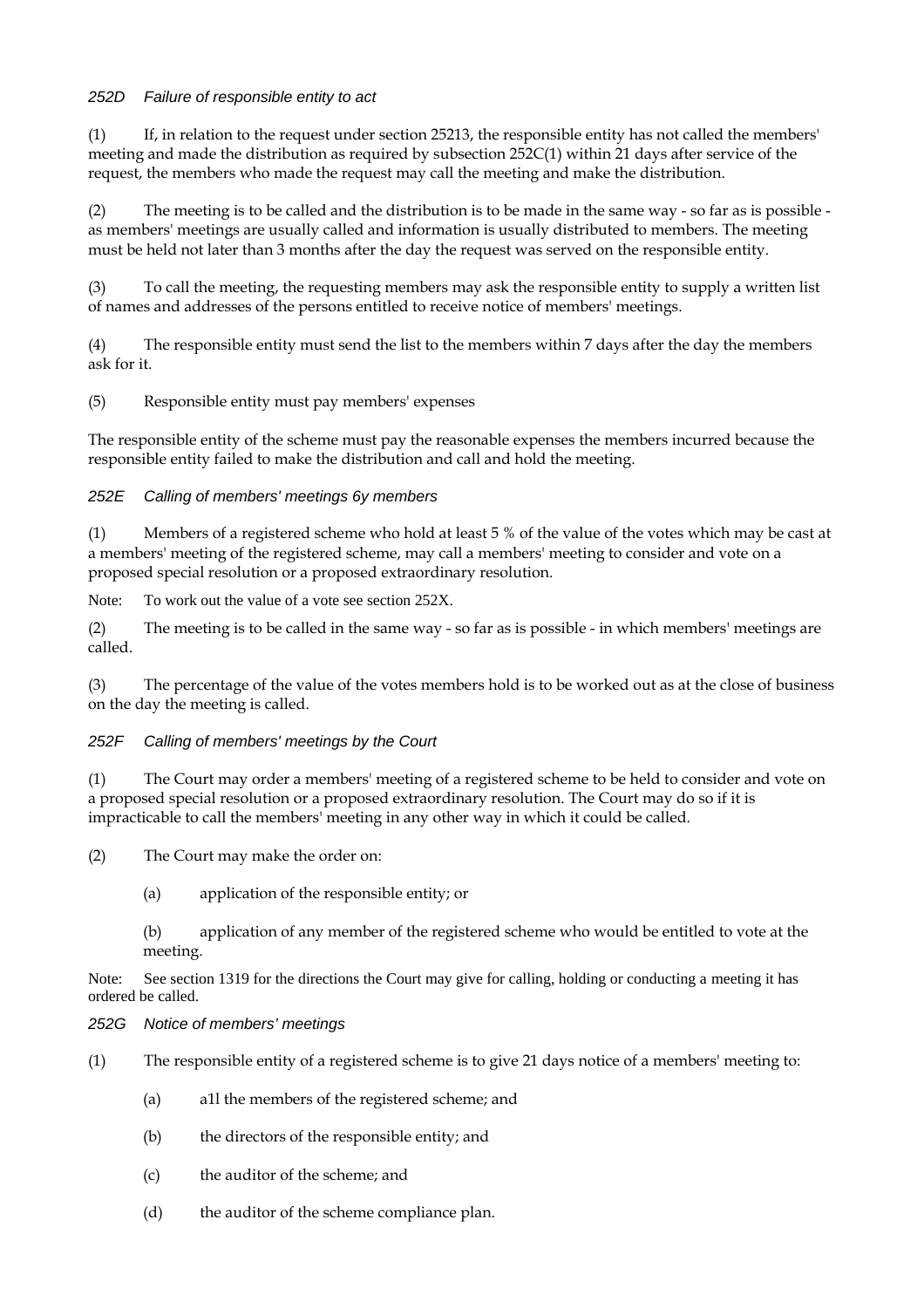*252D Failure of responsible entity to act*

(1) If, in relation to the request under section 25213, the responsible entity has not called the members' meeting and made the distribution as required by subsection 252C(1) within 21 days after service of the request, the members who made the request may call the meeting and make the distribution.

(2) The meeting is to be called and the distribution is to be made in the same way - so far as is possible - as members' meetings are usually called and information is usually distributed to members. The meeting must be held not later than 3 months after the day the request was served on the responsible entity.

(3) To call the meeting, the requesting members may ask the responsible entity to supply a written list of names and addresses of the persons entitled to receive notice of members' meetings.

(4) The responsible entity must send the list to the members within 7 days after the day the members ask for it.

(5) Responsible entity must pay members' expenses

The responsible entity of the scheme must pay the reasonable expenses the members incurred because the responsible entity failed to make the distribution and call and hold the meeting.

*252E Calling of members' meetings 6y members*

(1) Members of a registered scheme who hold at least 5 % of the value of the votes which may be cast at a members' meeting of the registered scheme, may call a members' meeting to consider and vote on a proposed special resolution or a proposed extraordinary resolution.

Note: To work out the value of a vote see section 252X.

(2) The meeting is to be called in the same way - so far as is possible - in which members' meetings are called.

(3) The percentage of the value of the votes members hold is to be worked out as at the close of business on the day the meeting is called.

*252F Calling of members' meetings by the Court*

(1) The Court may order a members' meeting of a registered scheme to be held to consider and vote on a proposed special resolution or a proposed extraordinary resolution. The Court may do so if it is impracticable to call the members' meeting in any other way in which it could be called.

(2) The Court may make the order on:

(a) application of the responsible entity; or

(b) application of any member of the registered scheme who would be entitled to vote at the meeting.

Note: See section 1319 for the directions the Court may give for calling, holding or conducting a meeting it has ordered be called.

*252G Notice of members' meetings*

(1) The responsible entity of a registered scheme is to give 21 days notice of a members' meeting to:

(a) a1l the members of the registered scheme; and

(b) the directors of the responsible entity; and

(c) the auditor of the scheme; and

(d) the auditor of the scheme compliance plan.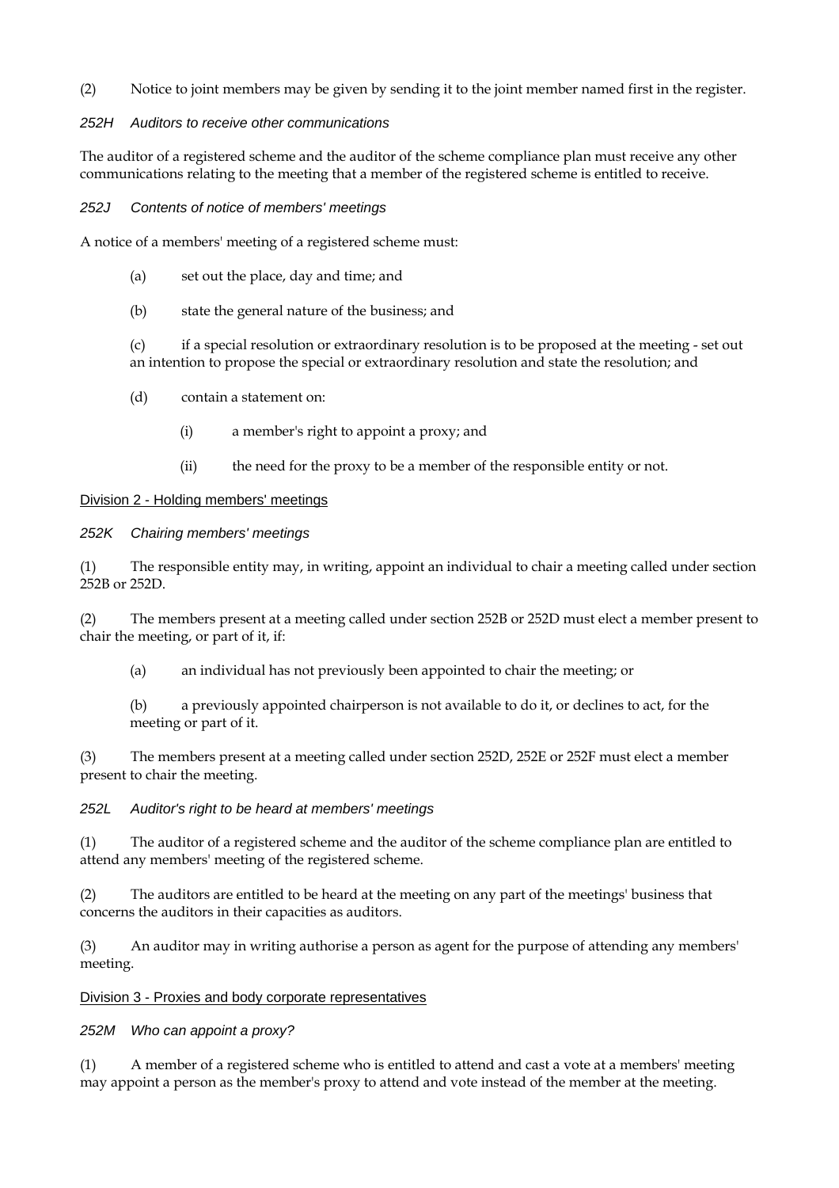(2) Notice to joint members may be given by sending it to the joint member named first in the register.

#### *252H Auditors to receive other communications*

The auditor of a registered scheme and the auditor of the scheme compliance plan must receive any other communications relating to the meeting that a member of the registered scheme is entitled to receive.

#### *252J Contents of notice of members' meetings*

A notice of a members' meeting of a registered scheme must:

(a) set out the place, day and time; and

(b) state the general nature of the business; and

(c) if a special resolution or extraordinary resolution is to be proposed at the meeting - set out an intention to propose the special or extraordinary resolution and state the resolution; and

(d) contain a statement on:

(i) a member's right to appoint a proxy; and

(ii) the need for the proxy to be a member of the responsible entity or not.

### Division 2 - Holding members' meetings

#### *252K Chairing members' meetings*

(1) The responsible entity may, in writing, appoint an individual to chair a meeting called under section 252B or 252D.

(2) The members present at a meeting called under section 252B or 252D must elect a member present to chair the meeting, or part of it, if:

(a) an individual has not previously been appointed to chair the meeting; or

(b) a previously appointed chairperson is not available to do it, or declines to act, for the meeting or part of it.

(3) The members present at a meeting called under section 252D, 252E or 252F must elect a member present to chair the meeting.

#### *252L Auditor's right to be heard at members' meetings*

(1) The auditor of a registered scheme and the auditor of the scheme compliance plan are entitled to attend any members' meeting of the registered scheme.

(2) The auditors are entitled to be heard at the meeting on any part of the meetings' business that concerns the auditors in their capacities as auditors.

(3) An auditor may in writing authorise a person as agent for the purpose of attending any members' meeting.

### Division 3 - Proxies and body corporate representatives

#### *252M Who can appoint a proxy?*

(1) A member of a registered scheme who is entitled to attend and cast a vote at a members' meeting may appoint a person as the member's proxy to attend and vote instead of the member at the meeting.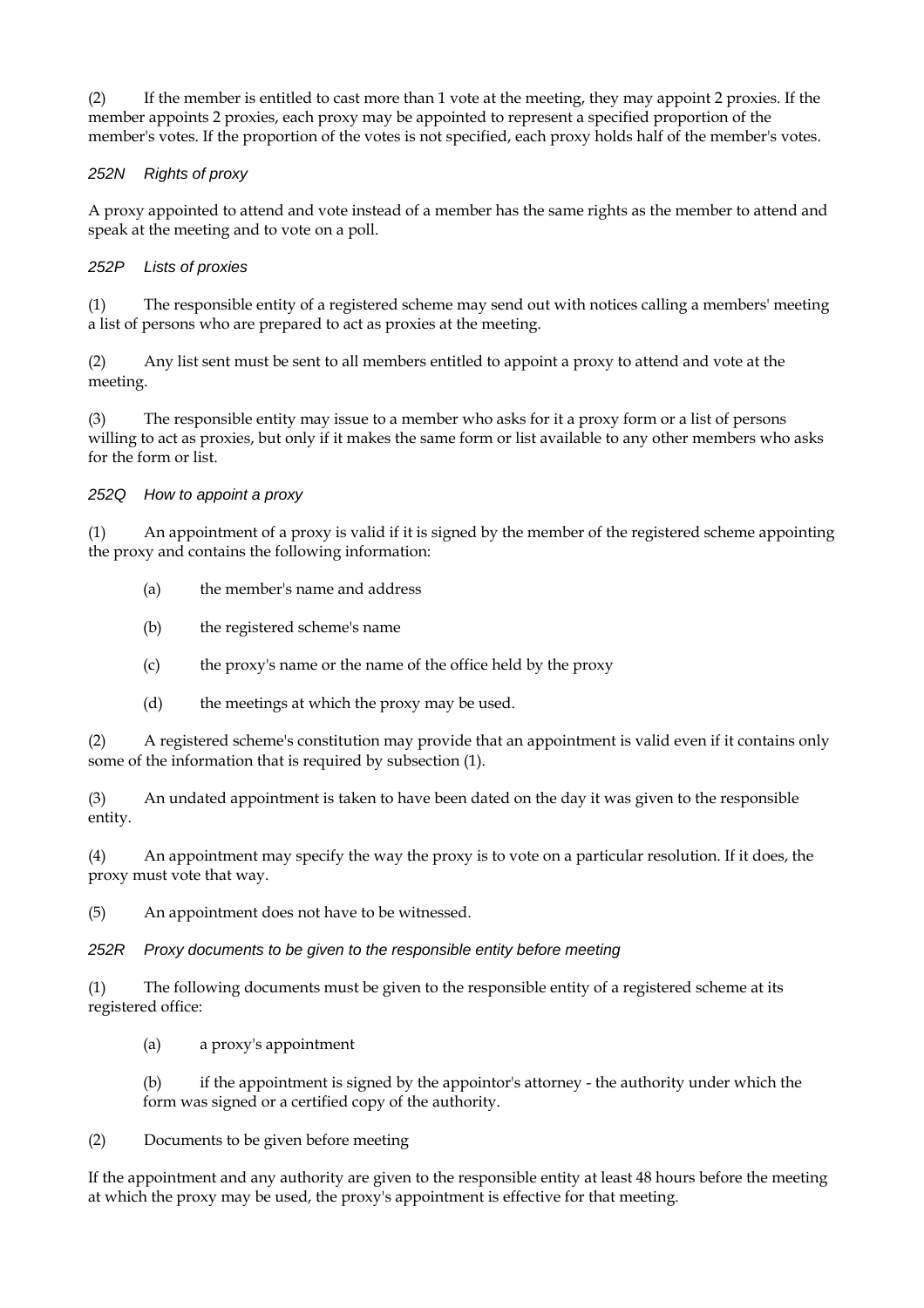(2) If the member is entitled to cast more than 1 vote at the meeting, they may appoint 2 proxies. If the member appoints 2 proxies, each proxy may be appointed to represent a specified proportion of the member's votes. If the proportion of the votes is not specified, each proxy holds half of the member's votes.

### *252N Rights of proxy*

A proxy appointed to attend and vote instead of a member has the same rights as the member to attend and speak at the meeting and to vote on a poll.

### *252P Lists of proxies*

(1) The responsible entity of a registered scheme may send out with notices calling a members' meeting a list of persons who are prepared to act as proxies at the meeting.

(2) Any list sent must be sent to all members entitled to appoint a proxy to attend and vote at the meeting.

(3) The responsible entity may issue to a member who asks for it a proxy form or a list of persons willing to act as proxies, but only if it makes the same form or list available to any other members who asks for the form or list.

### *252Q How to appoint a proxy*

(1) An appointment of a proxy is valid if it is signed by the member of the registered scheme appointing the proxy and contains the following information:

- (a) the member's name and address
- (b) the registered scheme's name
- (c) the proxy's name or the name of the office held by the proxy
- (d) the meetings at which the proxy may be used.

(2) A registered scheme's constitution may provide that an appointment is valid even if it contains only some of the information that is required by subsection (1).

(3) An undated appointment is taken to have been dated on the day it was given to the responsible entity.

(4) An appointment may specify the way the proxy is to vote on a particular resolution. If it does, the proxy must vote that way.

(5) An appointment does not have to be witnessed.

### *252R Proxy documents to be given to the responsible entity before meeting*

(1) The following documents must be given to the responsible entity of a registered scheme at its registered office:

- (a) a proxy's appointment
- (b) if the appointment is signed by the appointor's attorney - the authority under which the form was signed or a certified copy of the authority.

(2) Documents to be given before meeting

If the appointment and any authority are given to the responsible entity at least 48 hours before the meeting at which the proxy may be used, the proxy's appointment is effective for that meeting.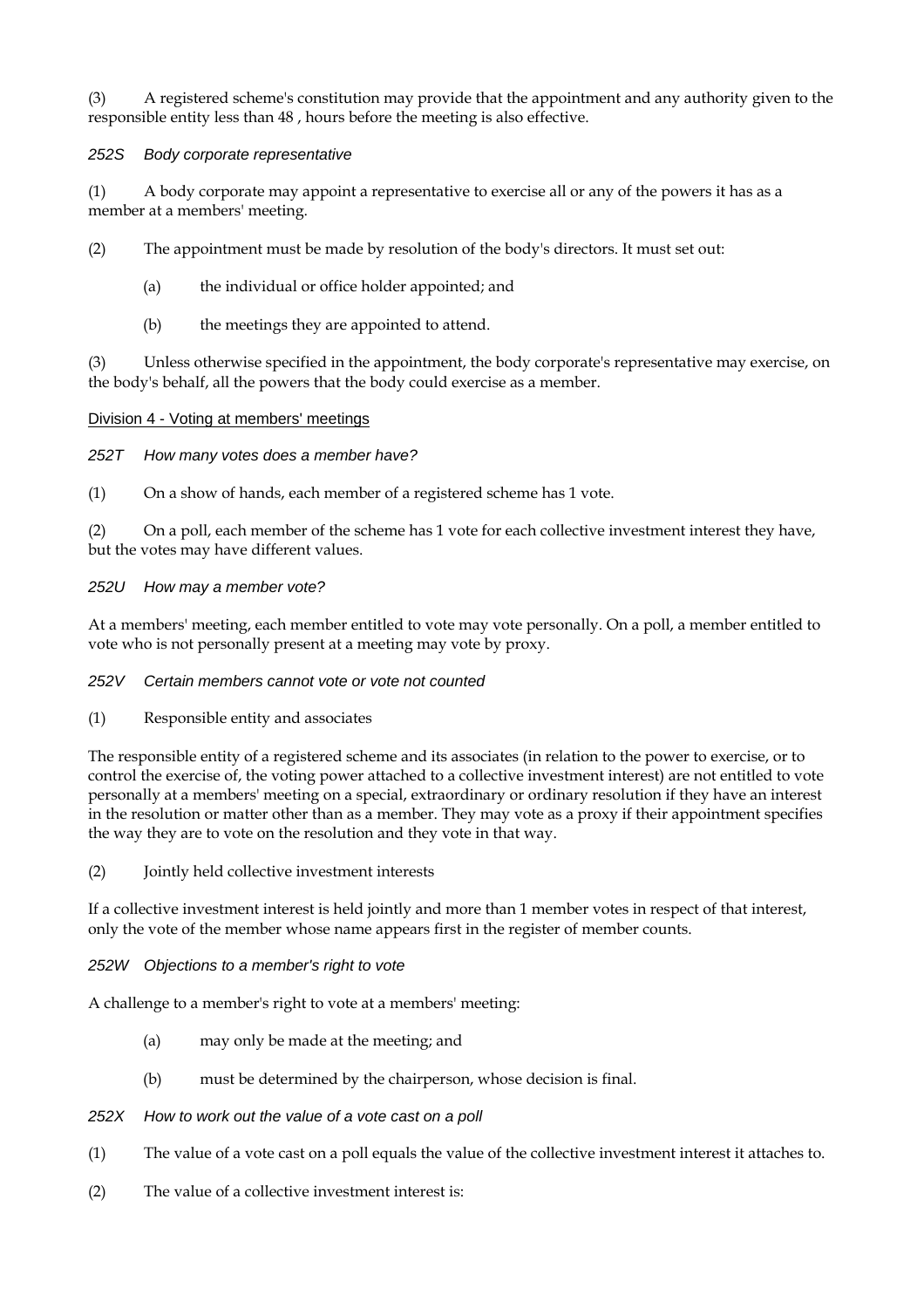(3) A registered scheme's constitution may provide that the appointment and any authority given to the responsible entity less than 48 , hours before the meeting is also effective.

*252S Body corporate representative*

(1) A body corporate may appoint a representative to exercise all or any of the powers it has as a member at a members' meeting.

(2) The appointment must be made by resolution of the body's directors. It must set out:

- (a) the individual or office holder appointed; and
- (b) the meetings they are appointed to attend.

(3) Unless otherwise specified in the appointment, the body corporate's representative may exercise, on the body's behalf, all the powers that the body could exercise as a member.

Division 4 - Voting at members' meetings

*252T How many votes does a member have?*

(1) On a show of hands, each member of a registered scheme has 1 vote.

(2) On a poll, each member of the scheme has 1 vote for each collective investment interest they have, but the votes may have different values.

*252U How may a member vote?*

At a members' meeting, each member entitled to vote may vote personally. On a poll, a member entitled to vote who is not personally present at a meeting may vote by proxy.

*252V Certain members cannot vote or vote not counted*

(1) Responsible entity and associates

The responsible entity of a registered scheme and its associates (in relation to the power to exercise, or to control the exercise of, the voting power attached to a collective investment interest) are not entitled to vote personally at a members' meeting on a special, extraordinary or ordinary resolution if they have an interest in the resolution or matter other than as a member. They may vote as a proxy if their appointment specifies the way they are to vote on the resolution and they vote in that way.

(2) Jointly held collective investment interests

If a collective investment interest is held jointly and more than 1 member votes in respect of that interest, only the vote of the member whose name appears first in the register of member counts.

*252W Objections to a member's right to vote*

A challenge to a member's right to vote at a members' meeting:

- (a) may only be made at the meeting; and
- (b) must be determined by the chairperson, whose decision is final.

*252X How to work out the value of a vote cast on a poll*

(1) The value of a vote cast on a poll equals the value of the collective investment interest it attaches to.

(2) The value of a collective investment interest is: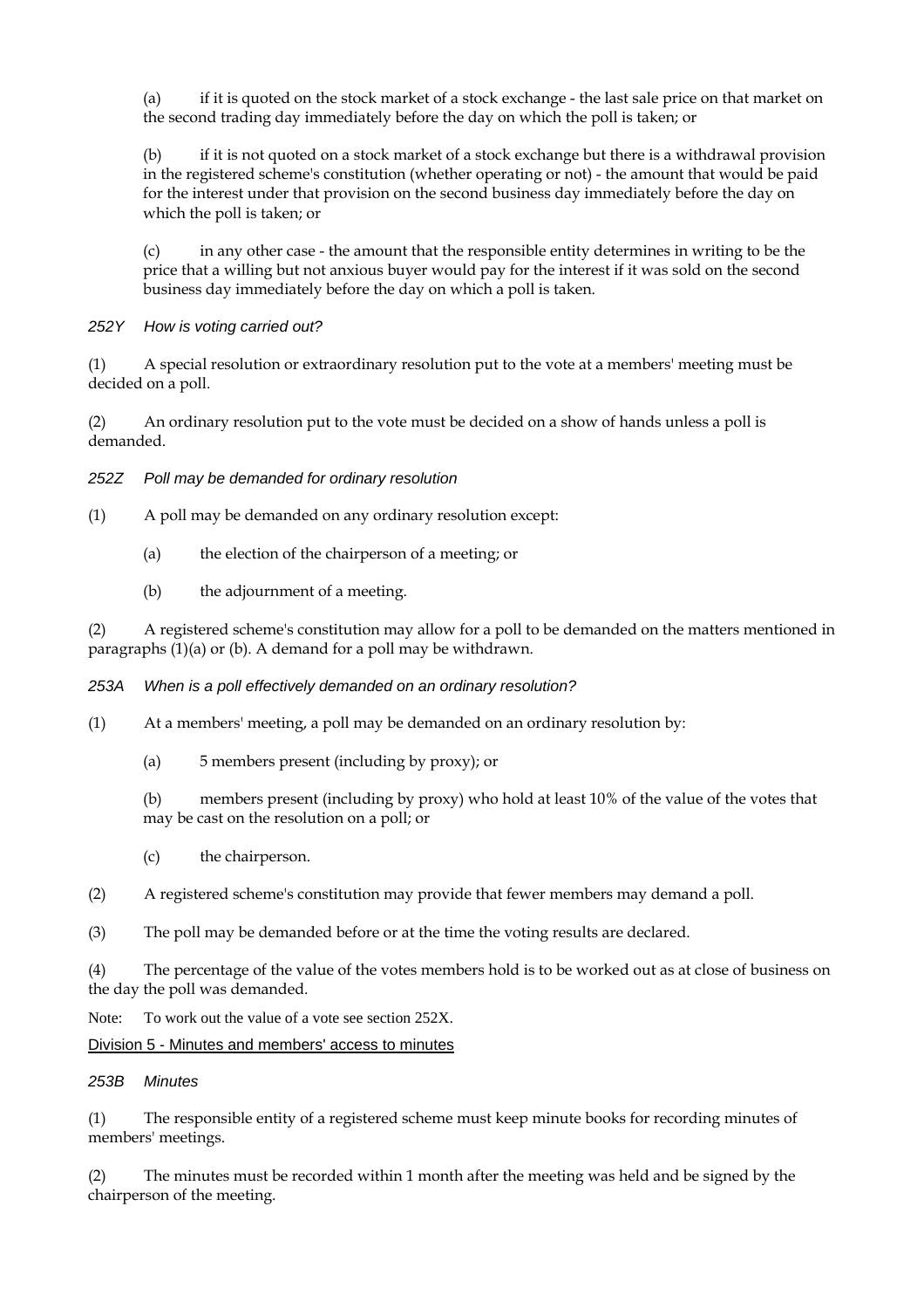(a) if it is quoted on the stock market of a stock exchange - the last sale price on that market on the second trading day immediately before the day on which the poll is taken; or

(b) if it is not quoted on a stock market of a stock exchange but there is a withdrawal provision in the registered scheme's constitution (whether operating or not) - the amount that would be paid for the interest under that provision on the second business day immediately before the day on which the poll is taken; or

(c) in any other case - the amount that the responsible entity determines in writing to be the price that a willing but not anxious buyer would pay for the interest if it was sold on the second business day immediately before the day on which a poll is taken.

*252Y How is voting carried out?*

(1) A special resolution or extraordinary resolution put to the vote at a members' meeting must be decided on a poll.

(2) An ordinary resolution put to the vote must be decided on a show of hands unless a poll is demanded.

*252Z Poll may be demanded for ordinary resolution*

(1) A poll may be demanded on any ordinary resolution except:

(a) the election of the chairperson of a meeting; or

(b) the adjournment of a meeting.

(2) A registered scheme's constitution may allow for a poll to be demanded on the matters mentioned in paragraphs (1)(a) or (b). A demand for a poll may be withdrawn.

*253A When is a poll effectively demanded on an ordinary resolution?*

(1) At a members' meeting, a poll may be demanded on an ordinary resolution by:

(a) 5 members present (including by proxy); or

(b) members present (including by proxy) who hold at least 10% of the value of the votes that may be cast on the resolution on a poll; or

(c) the chairperson.

(2) A registered scheme's constitution may provide that fewer members may demand a poll.

(3) The poll may be demanded before or at the time the voting results are declared.

(4) The percentage of the value of the votes members hold is to be worked out as at close of business on the day the poll was demanded.

Note: To work out the value of a vote see section 252X.

## Division 5 - Minutes and members' access to minutes

*253B Minutes*

(1) The responsible entity of a registered scheme must keep minute books for recording minutes of members' meetings.

(2) The minutes must be recorded within 1 month after the meeting was held and be signed by the chairperson of the meeting.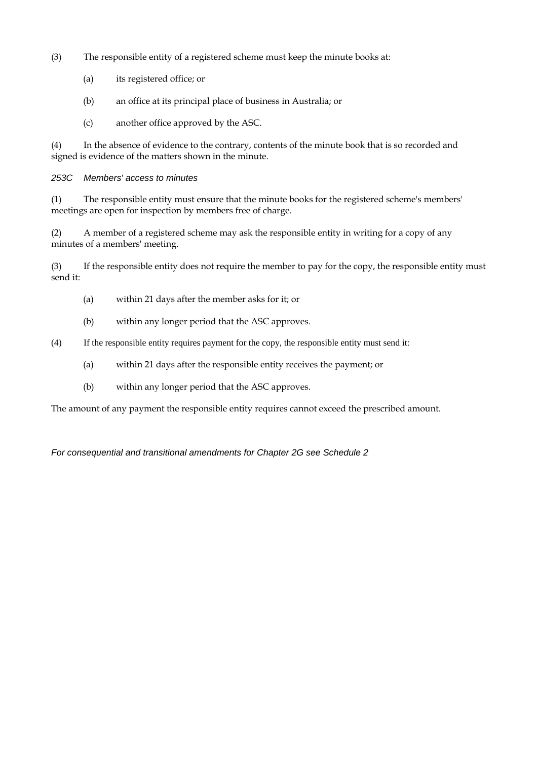(3) The responsible entity of a registered scheme must keep the minute books at:

(a) its registered office; or

(b) an office at its principal place of business in Australia; or

(c) another office approved by the ASC.

(4) In the absence of evidence to the contrary, contents of the minute book that is so recorded and signed is evidence of the matters shown in the minute.

### *253C Members' access to minutes*

(1) The responsible entity must ensure that the minute books for the registered scheme's members' meetings are open for inspection by members free of charge.

(2) A member of a registered scheme may ask the responsible entity in writing for a copy of any minutes of a members' meeting.

(3) If the responsible entity does not require the member to pay for the copy, the responsible entity must send it:

(a) within 21 days after the member asks for it; or

(b) within any longer period that the ASC approves.

(4) If the responsible entity requires payment for the copy, the responsible entity must send it:

(a) within 21 days after the responsible entity receives the payment; or

(b) within any longer period that the ASC approves.

The amount of any payment the responsible entity requires cannot exceed the prescribed amount.

*For consequential and transitional amendments for Chapter 2G see Schedule 2*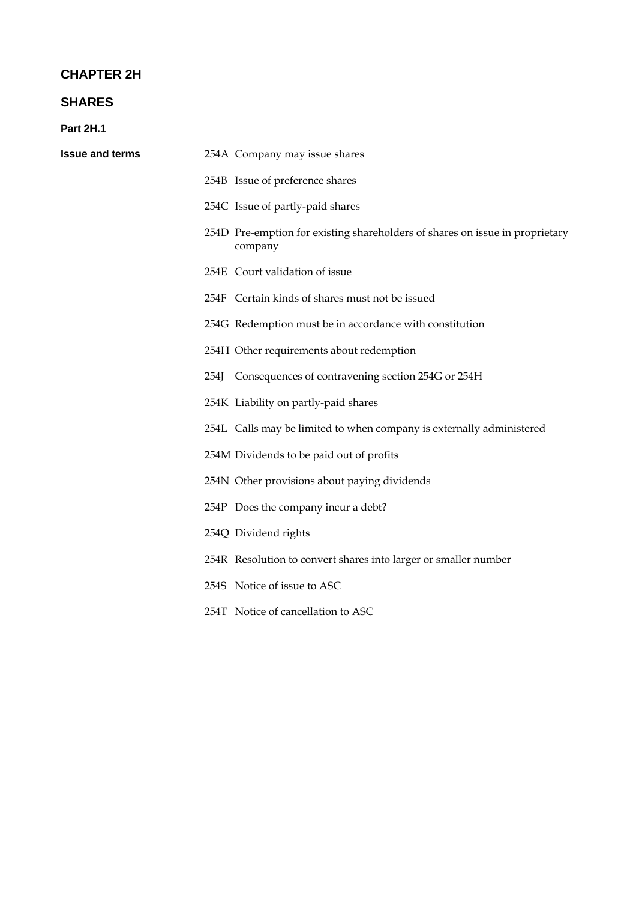# CHAPTER 2H

# SHARES

### Part 2H.1

**Issue and terms**

254A Company may issue shares

254B Issue of preference shares

254C Issue of partly-paid shares

254D Pre-emption for existing shareholders of shares on issue in proprietary company

254E Court validation of issue

254F Certain kinds of shares must not be issued

254G Redemption must be in accordance with constitution

254H Other requirements about redemption

254J Consequences of contravening section 254G or 254H

254K Liability on partly-paid shares

254L Calls may be limited to when company is externally administered

254M Dividends to be paid out of profits

254N Other provisions about paying dividends

254P Does the company incur a debt?

254Q Dividend rights

254R Resolution to convert shares into larger or smaller number

254S Notice of issue to ASC

254T Notice of cancellation to ASC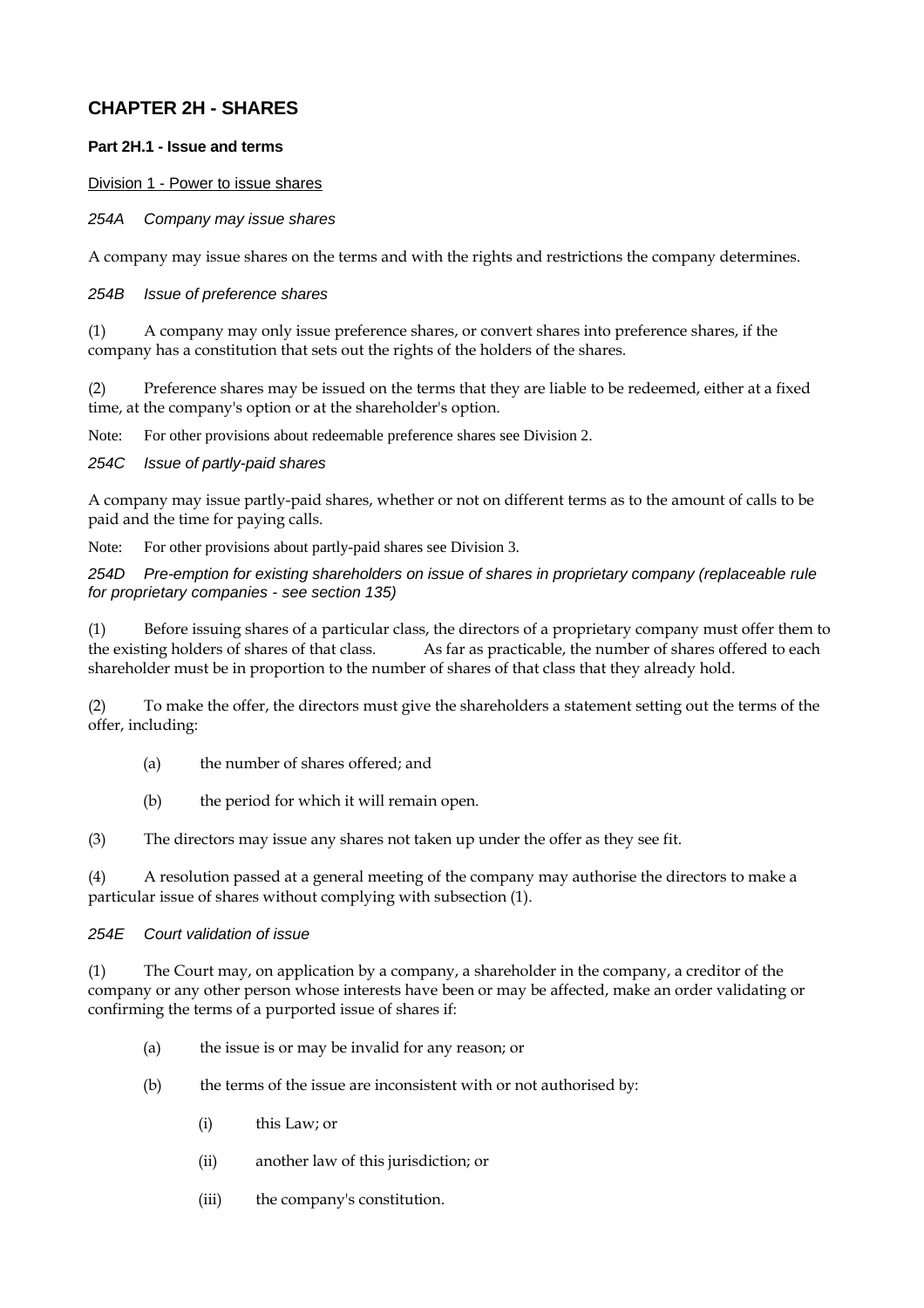## CHAPTER 2H - SHARES

### Part 2H.1 - Issue and terms

Division 1 - Power to issue shares

*254A Company may issue shares*

A company may issue shares on the terms and with the rights and restrictions the company determines.

*254B Issue of preference shares*

(1) A company may only issue preference shares, or convert shares into preference shares, if the company has a constitution that sets out the rights of the holders of the shares.

(2) Preference shares may be issued on the terms that they are liable to be redeemed, either at a fixed time, at the company's option or at the shareholder's option.

Note: For other provisions about redeemable preference shares see Division 2.

*254C Issue of partly-paid shares*

A company may issue partly-paid shares, whether or not on different terms as to the amount of calls to be paid and the time for paying calls.

Note: For other provisions about partly-paid shares see Division 3.

*254D Pre-emption for existing shareholders on issue of shares in proprietary company (replaceable rule for proprietary companies - see section 135)*

(1) Before issuing shares of a particular class, the directors of a proprietary company must offer them to the existing holders of shares of that class. As far as practicable, the number of shares offered to each shareholder must be in proportion to the number of shares of that class that they already hold.

(2) To make the offer, the directors must give the shareholders a statement setting out the terms of the offer, including:

- (a) the number of shares offered; and
- (b) the period for which it will remain open.

(3) The directors may issue any shares not taken up under the offer as they see fit.

(4) A resolution passed at a general meeting of the company may authorise the directors to make a particular issue of shares without complying with subsection (1).

*254E Court validation of issue*

(1) The Court may, on application by a company, a shareholder in the company, a creditor of the company or any other person whose interests have been or may be affected, make an order validating or confirming the terms of a purported issue of shares if:

- (a) the issue is or may be invalid for any reason; or
- (b) the terms of the issue are inconsistent with or not authorised by:
  - (i) this Law; or
  - (ii) another law of this jurisdiction; or
  - (iii) the company's constitution.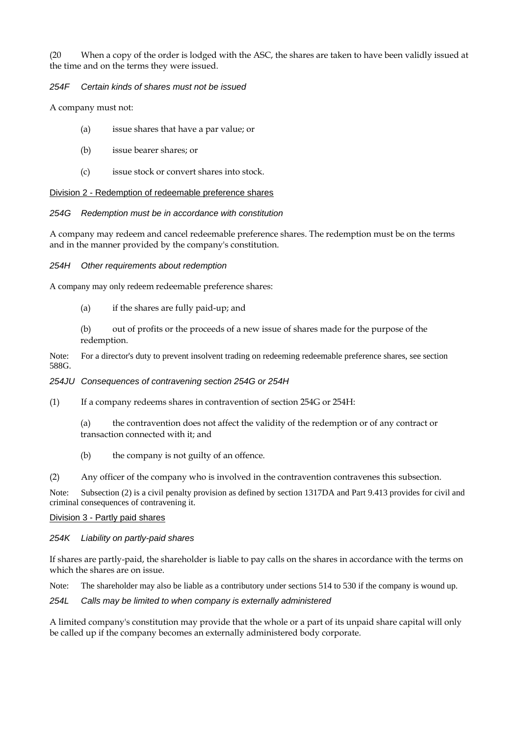(20 When a copy of the order is lodged with the ASC, the shares are taken to have been validly issued at the time and on the terms they were issued.

*254F Certain kinds of shares must not be issued*

A company must not:

(a) issue shares that have a par value; or

(b) issue bearer shares; or

(c) issue stock or convert shares into stock.

Division 2 - Redemption of redeemable preference shares

*254G Redemption must be in accordance with constitution*

A company may redeem and cancel redeemable preference shares. The redemption must be on the terms and in the manner provided by the company's constitution.

*254H Other requirements about redemption*

A company may only redeem redeemable preference shares:

(a) if the shares are fully paid-up; and

(b) out of profits or the proceeds of a new issue of shares made for the purpose of the redemption.

Note: For a director's duty to prevent insolvent trading on redeeming redeemable preference shares, see section 588G.

*254JU Consequences of contravening section 254G or 254H*

(1) If a company redeems shares in contravention of section 254G or 254H:

(a) the contravention does not affect the validity of the redemption or of any contract or transaction connected with it; and

(b) the company is not guilty of an offence.

(2) Any officer of the company who is involved in the contravention contravenes this subsection.

Note: Subsection (2) is a civil penalty provision as defined by section 1317DA and Part 9.413 provides for civil and criminal consequences of contravening it.

Division 3 - Partly paid shares

*254K Liability on partly-paid shares*

If shares are partly-paid, the shareholder is liable to pay calls on the shares in accordance with the terms on which the shares are on issue.

Note: The shareholder may also be liable as a contributory under sections 514 to 530 if the company is wound up.

*254L Calls may be limited to when company is externally administered*

A limited company's constitution may provide that the whole or a part of its unpaid share capital will only be called up if the company becomes an externally administered body corporate.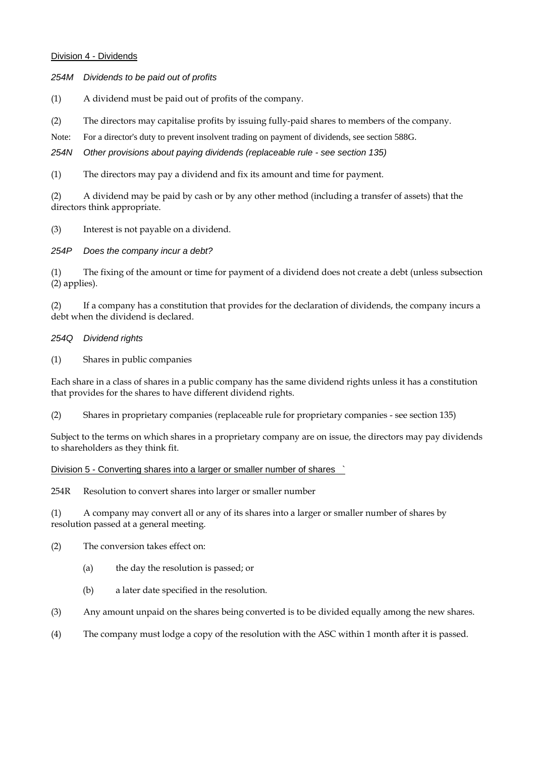## Division 4 - Dividends

### *254M Dividends to be paid out of profits*

(1) A dividend must be paid out of profits of the company.

(2) The directors may capitalise profits by issuing fully-paid shares to members of the company.

Note: For a director's duty to prevent insolvent trading on payment of dividends, see section 588G.

### *254N Other provisions about paying dividends (replaceable rule - see section 135)*

(1) The directors may pay a dividend and fix its amount and time for payment.

(2) A dividend may be paid by cash or by any other method (including a transfer of assets) that the directors think appropriate.

(3) Interest is not payable on a dividend.

### *254P Does the company incur a debt?*

(1) The fixing of the amount or time for payment of a dividend does not create a debt (unless subsection (2) applies).

(2) If a company has a constitution that provides for the declaration of dividends, the company incurs a debt when the dividend is declared.

### *254Q Dividend rights*

(1) Shares in public companies

Each share in a class of shares in a public company has the same dividend rights unless it has a constitution that provides for the shares to have different dividend rights.

(2) Shares in proprietary companies (replaceable rule for proprietary companies - see section 135)

Subject to the terms on which shares in a proprietary company are on issue, the directors may pay dividends to shareholders as they think fit.

## Division 5 - Converting shares into a larger or smaller number of shares `

### 254R Resolution to convert shares into larger or smaller number

(1) A company may convert all or any of its shares into a larger or smaller number of shares by resolution passed at a general meeting.

(2) The conversion takes effect on:

- (a) the day the resolution is passed; or
- (b) a later date specified in the resolution.

(3) Any amount unpaid on the shares being converted is to be divided equally among the new shares.

(4) The company must lodge a copy of the resolution with the ASC within 1 month after it is passed.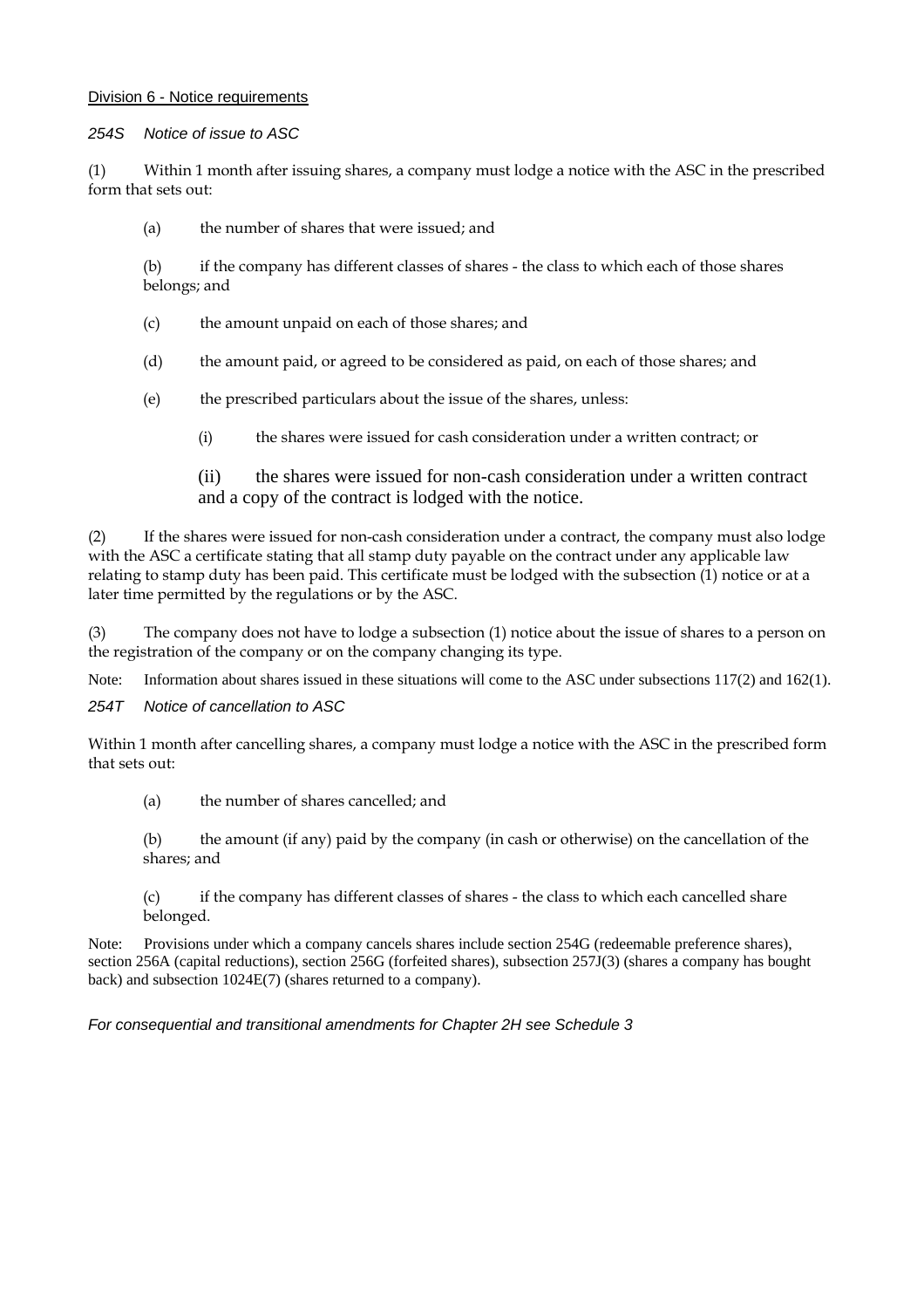## Division 6 - Notice requirements

### *254S Notice of issue to ASC*

(1) Within 1 month after issuing shares, a company must lodge a notice with the ASC in the prescribed form that sets out:

(a) the number of shares that were issued; and

(b) if the company has different classes of shares - the class to which each of those shares belongs; and

(c) the amount unpaid on each of those shares; and

(d) the amount paid, or agreed to be considered as paid, on each of those shares; and

(e) the prescribed particulars about the issue of the shares, unless:

(i) the shares were issued for cash consideration under a written contract; or

(ii) the shares were issued for non-cash consideration under a written contract and a copy of the contract is lodged with the notice.

(2) If the shares were issued for non-cash consideration under a contract, the company must also lodge with the ASC a certificate stating that all stamp duty payable on the contract under any applicable law relating to stamp duty has been paid. This certificate must be lodged with the subsection (1) notice or at a later time permitted by the regulations or by the ASC.

(3) The company does not have to lodge a subsection (1) notice about the issue of shares to a person on the registration of the company or on the company changing its type.

Note: Information about shares issued in these situations will come to the ASC under subsections 117(2) and 162(1).

### *254T Notice of cancellation to ASC*

Within 1 month after cancelling shares, a company must lodge a notice with the ASC in the prescribed form that sets out:

(a) the number of shares cancelled; and

(b) the amount (if any) paid by the company (in cash or otherwise) on the cancellation of the shares; and

(c) if the company has different classes of shares - the class to which each cancelled share belonged.

Note: Provisions under which a company cancels shares include section 254G (redeemable preference shares), section 256A (capital reductions), section 256G (forfeited shares), subsection 257J(3) (shares a company has bought back) and subsection 1024E(7) (shares returned to a company).

*For consequential and transitional amendments for Chapter 2H see Schedule 3*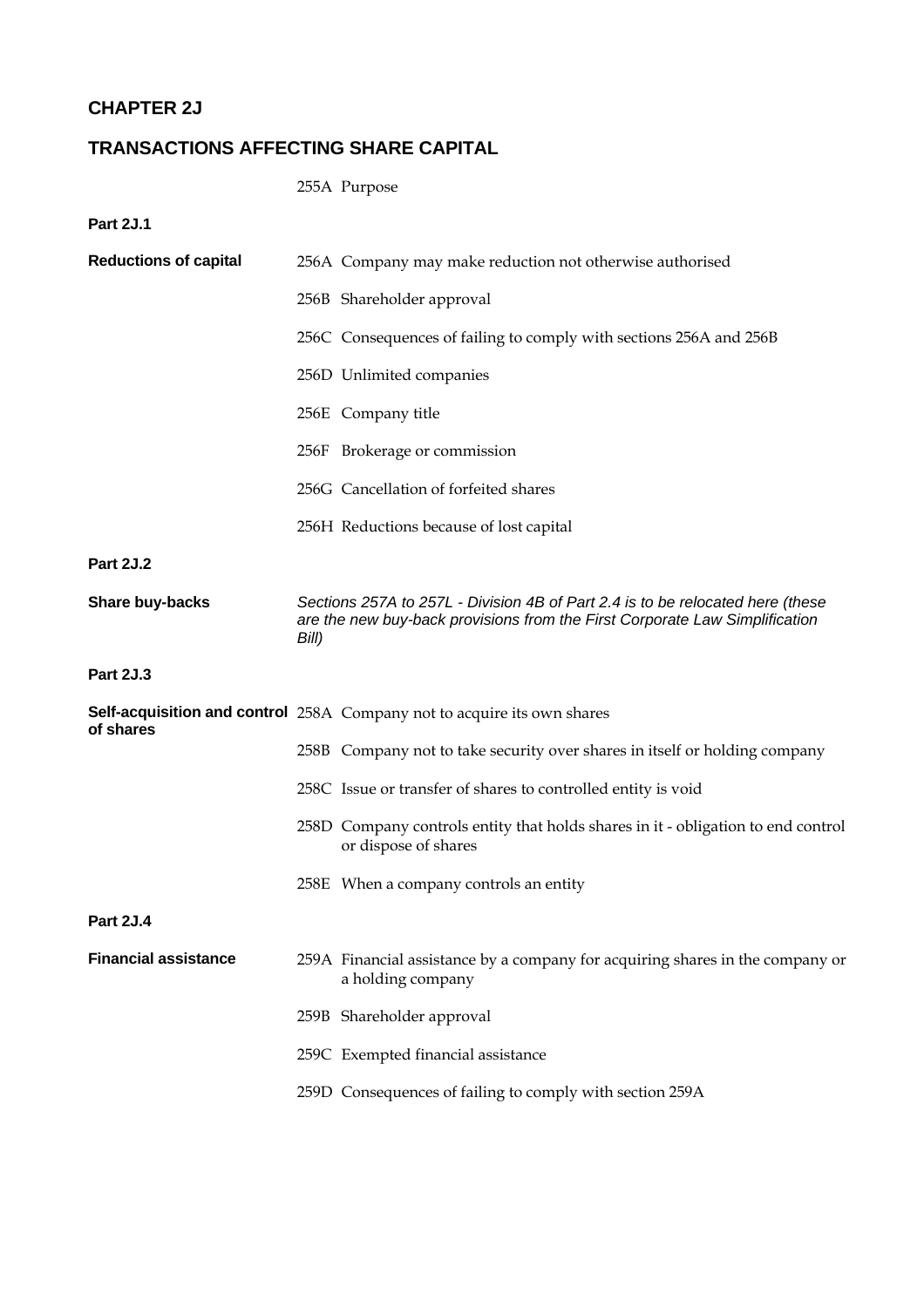# CHAPTER 2J

## TRANSACTIONS AFFECTING SHARE CAPITAL

255A Purpose

### Part 2J.1

**Reductions of capital**

256A Company may make reduction not otherwise authorised

256B Shareholder approval

256C Consequences of failing to comply with sections 256A and 256B

256D Unlimited companies

256E Company title

256F Brokerage or commission

256G Cancellation of forfeited shares

256H Reductions because of lost capital

### Part 2J.2

**Share buy-backs**

*Sections 257A to 257L - Division 4B of Part 2.4 is to be relocated here (these are the new buy-back provisions from the First Corporate Law Simplification Bill)*

### Part 2J.3

**Self-acquisition and control of shares**

258A Company not to acquire its own shares

258B Company not to take security over shares in itself or holding company

258C Issue or transfer of shares to controlled entity is void

258D Company controls entity that holds shares in it - obligation to end control or dispose of shares

258E When a company controls an entity

### Part 2J.4

**Financial assistance**

259A Financial assistance by a company for acquiring shares in the company or a holding company

259B Shareholder approval

259C Exempted financial assistance

259D Consequences of failing to comply with section 259A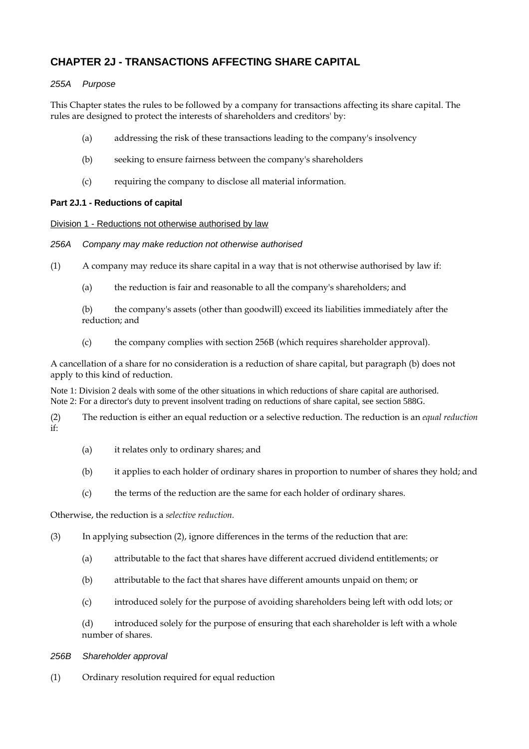# CHAPTER 2J - TRANSACTIONS AFFECTING SHARE CAPITAL

*255A Purpose*

This Chapter states the rules to be followed by a company for transactions affecting its share capital. The rules are designed to protect the interests of shareholders and creditors' by:

(a) addressing the risk of these transactions leading to the company's insolvency

(b) seeking to ensure fairness between the company's shareholders

(c) requiring the company to disclose all material information.

**Part 2J.1 - Reductions of capital**

Division 1 - Reductions not otherwise authorised by law

*256A Company may make reduction not otherwise authorised*

(1) A company may reduce its share capital in a way that is not otherwise authorised by law if:

(a) the reduction is fair and reasonable to all the company's shareholders; and

(b) the company's assets (other than goodwill) exceed its liabilities immediately after the reduction; and

(c) the company complies with section 256B (which requires shareholder approval).

A cancellation of a share for no consideration is a reduction of share capital, but paragraph (b) does not apply to this kind of reduction.

Note 1: Division 2 deals with some of the other situations in which reductions of share capital are authorised.
Note 2: For a director's duty to prevent insolvent trading on reductions of share capital, see section 588G.

(2) The reduction is either an equal reduction or a selective reduction. The reduction is an *equal reduction* if:

(a) it relates only to ordinary shares; and

(b) it applies to each holder of ordinary shares in proportion to number of shares they hold; and

(c) the terms of the reduction are the same for each holder of ordinary shares.

Otherwise, the reduction is a *selective reduction*.

(3) In applying subsection (2), ignore differences in the terms of the reduction that are:

(a) attributable to the fact that shares have different accrued dividend entitlements; or

(b) attributable to the fact that shares have different amounts unpaid on them; or

(c) introduced solely for the purpose of avoiding shareholders being left with odd lots; or

(d) introduced solely for the purpose of ensuring that each shareholder is left with a whole number of shares.

*256B Shareholder approval*

(1) Ordinary resolution required for equal reduction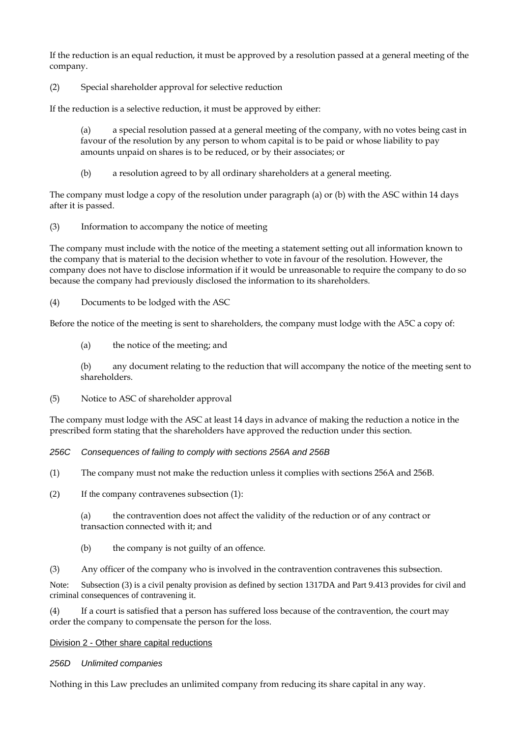If the reduction is an equal reduction, it must be approved by a resolution passed at a general meeting of the company.

(2) Special shareholder approval for selective reduction

If the reduction is a selective reduction, it must be approved by either:

(a) a special resolution passed at a general meeting of the company, with no votes being cast in favour of the resolution by any person to whom capital is to be paid or whose liability to pay amounts unpaid on shares is to be reduced, or by their associates; or

(b) a resolution agreed to by all ordinary shareholders at a general meeting.

The company must lodge a copy of the resolution under paragraph (a) or (b) with the ASC within 14 days after it is passed.

(3) Information to accompany the notice of meeting

The company must include with the notice of the meeting a statement setting out all information known to the company that is material to the decision whether to vote in favour of the resolution. However, the company does not have to disclose information if it would be unreasonable to require the company to do so because the company had previously disclosed the information to its shareholders.

(4) Documents to be lodged with the ASC

Before the notice of the meeting is sent to shareholders, the company must lodge with the A5C a copy of:

(a) the notice of the meeting; and

(b) any document relating to the reduction that will accompany the notice of the meeting sent to shareholders.

(5) Notice to ASC of shareholder approval

The company must lodge with the ASC at least 14 days in advance of making the reduction a notice in the prescribed form stating that the shareholders have approved the reduction under this section.

*256C Consequences of failing to comply with sections 256A and 256B*

(1) The company must not make the reduction unless it complies with sections 256A and 256B.

(2) If the company contravenes subsection (1):

(a) the contravention does not affect the validity of the reduction or of any contract or transaction connected with it; and

(b) the company is not guilty of an offence.

(3) Any officer of the company who is involved in the contravention contravenes this subsection.

Note: Subsection (3) is a civil penalty provision as defined by section 1317DA and Part 9.413 provides for civil and criminal consequences of contravening it.

(4) If a court is satisfied that a person has suffered loss because of the contravention, the court may order the company to compensate the person for the loss.

Division 2 - Other share capital reductions

*256D Unlimited companies*

Nothing in this Law precludes an unlimited company from reducing its share capital in any way.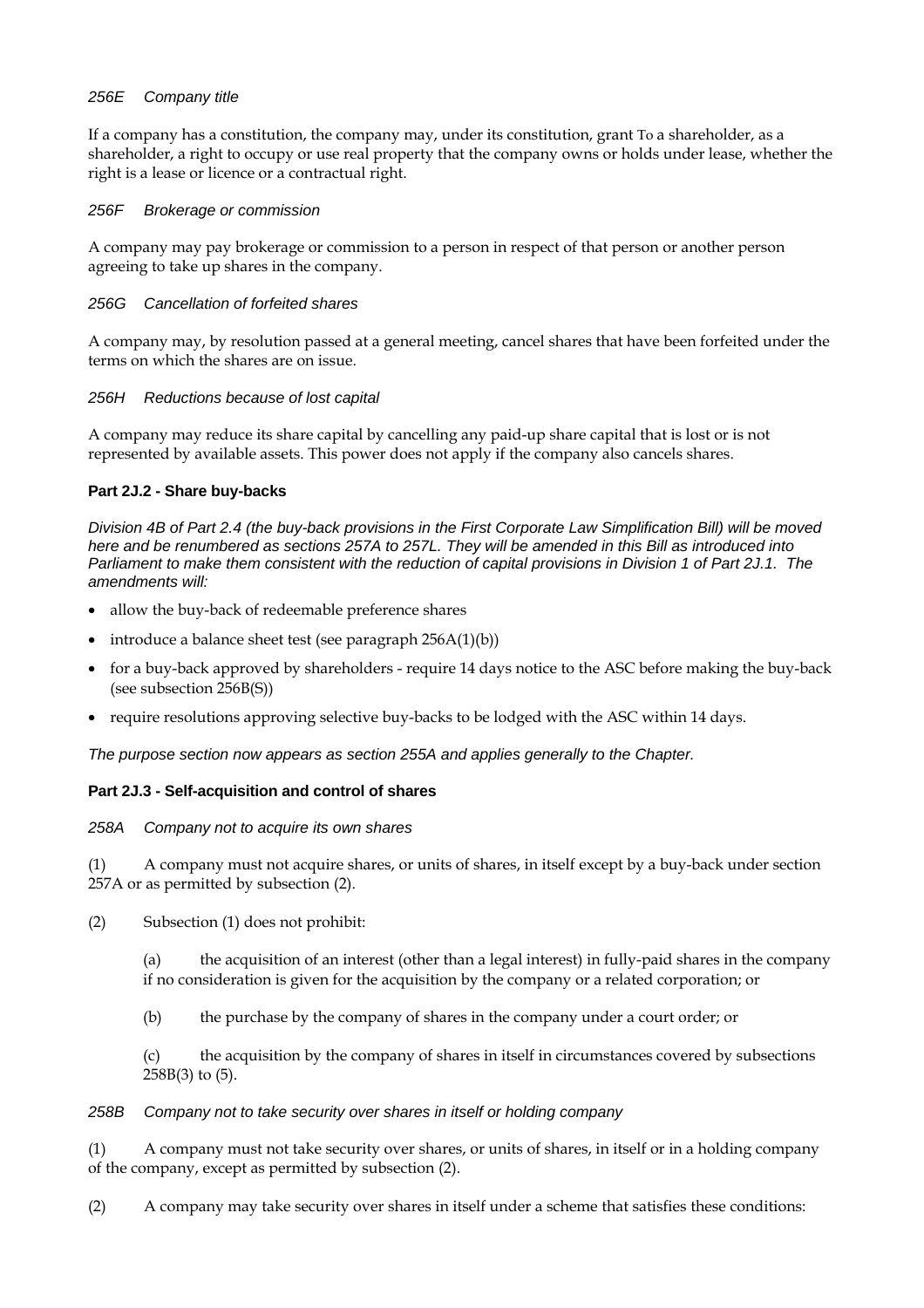*256E Company title*

If a company has a constitution, the company may, under its constitution, grant To a shareholder, as a shareholder, a right to occupy or use real property that the company owns or holds under lease, whether the right is a lease or licence or a contractual right.

*256F Brokerage or commission*

A company may pay brokerage or commission to a person in respect of that person or another person agreeing to take up shares in the company.

*256G Cancellation of forfeited shares*

A company may, by resolution passed at a general meeting, cancel shares that have been forfeited under the terms on which the shares are on issue.

*256H Reductions because of lost capital*

A company may reduce its share capital by cancelling any paid-up share capital that is lost or is not represented by available assets. This power does not apply if the company also cancels shares.

**Part 2J.2 - Share buy-backs**

*Division 4B of Part 2.4 (the buy-back provisions in the First Corporate Law Simplification Bill) will be moved here and be renumbered as sections 257A to 257L. They will be amended in this Bill as introduced into Parliament to make them consistent with the reduction of capital provisions in Division 1 of Part 2J.1. The amendments will:*

- allow the buy-back of redeemable preference shares
- introduce a balance sheet test (see paragraph 256A(1)(b))
- for a buy-back approved by shareholders - require 14 days notice to the ASC before making the buy-back (see subsection 256B(S))
- require resolutions approving selective buy-backs to be lodged with the ASC within 14 days.

*The purpose section now appears as section 255A and applies generally to the Chapter.*

**Part 2J.3 - Self-acquisition and control of shares**

*258A Company not to acquire its own shares*

(1) A company must not acquire shares, or units of shares, in itself except by a buy-back under section 257A or as permitted by subsection (2).

(2) Subsection (1) does not prohibit:

(a) the acquisition of an interest (other than a legal interest) in fully-paid shares in the company if no consideration is given for the acquisition by the company or a related corporation; or

(b) the purchase by the company of shares in the company under a court order; or

(c) the acquisition by the company of shares in itself in circumstances covered by subsections 258B(3) to (5).

*258B Company not to take security over shares in itself or holding company*

(1) A company must not take security over shares, or units of shares, in itself or in a holding company of the company, except as permitted by subsection (2).

(2) A company may take security over shares in itself under a scheme that satisfies these conditions: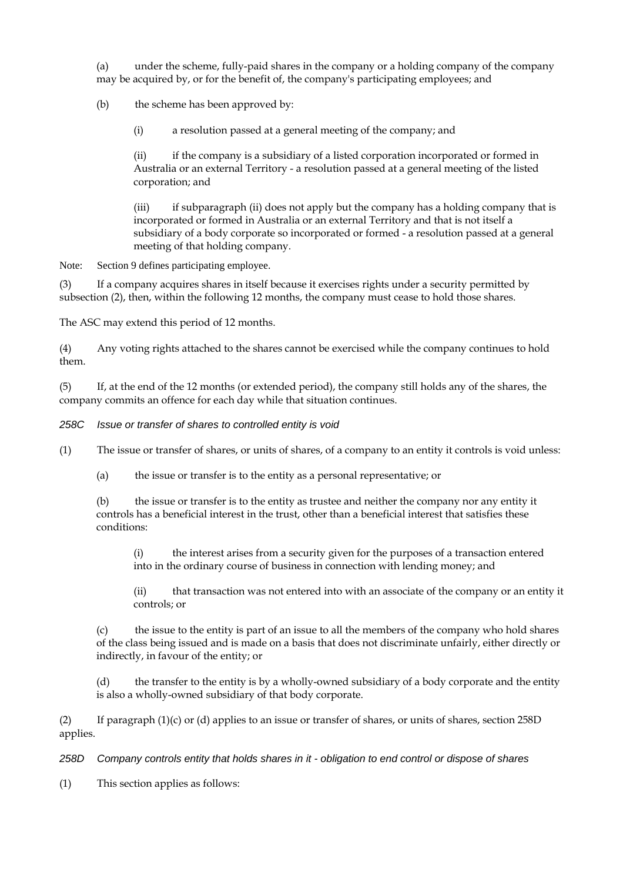(a) under the scheme, fully-paid shares in the company or a holding company of the company may be acquired by, or for the benefit of, the company's participating employees; and

(b) the scheme has been approved by:

(i) a resolution passed at a general meeting of the company; and

(ii) if the company is a subsidiary of a listed corporation incorporated or formed in Australia or an external Territory - a resolution passed at a general meeting of the listed corporation; and

(iii) if subparagraph (ii) does not apply but the company has a holding company that is incorporated or formed in Australia or an external Territory and that is not itself a subsidiary of a body corporate so incorporated or formed - a resolution passed at a general meeting of that holding company.

Note: Section 9 defines participating employee.

(3) If a company acquires shares in itself because it exercises rights under a security permitted by subsection (2), then, within the following 12 months, the company must cease to hold those shares.

The ASC may extend this period of 12 months.

(4) Any voting rights attached to the shares cannot be exercised while the company continues to hold them.

(5) If, at the end of the 12 months (or extended period), the company still holds any of the shares, the company commits an offence for each day while that situation continues.

*258C Issue or transfer of shares to controlled entity is void*

(1) The issue or transfer of shares, or units of shares, of a company to an entity it controls is void unless:

(a) the issue or transfer is to the entity as a personal representative; or

(b) the issue or transfer is to the entity as trustee and neither the company nor any entity it controls has a beneficial interest in the trust, other than a beneficial interest that satisfies these conditions:

(i) the interest arises from a security given for the purposes of a transaction entered into in the ordinary course of business in connection with lending money; and

(ii) that transaction was not entered into with an associate of the company or an entity it controls; or

(c) the issue to the entity is part of an issue to all the members of the company who hold shares of the class being issued and is made on a basis that does not discriminate unfairly, either directly or indirectly, in favour of the entity; or

(d) the transfer to the entity is by a wholly-owned subsidiary of a body corporate and the entity is also a wholly-owned subsidiary of that body corporate.

(2) If paragraph (1)(c) or (d) applies to an issue or transfer of shares, or units of shares, section 258D applies.

*258D Company controls entity that holds shares in it - obligation to end control or dispose of shares*

(1) This section applies as follows: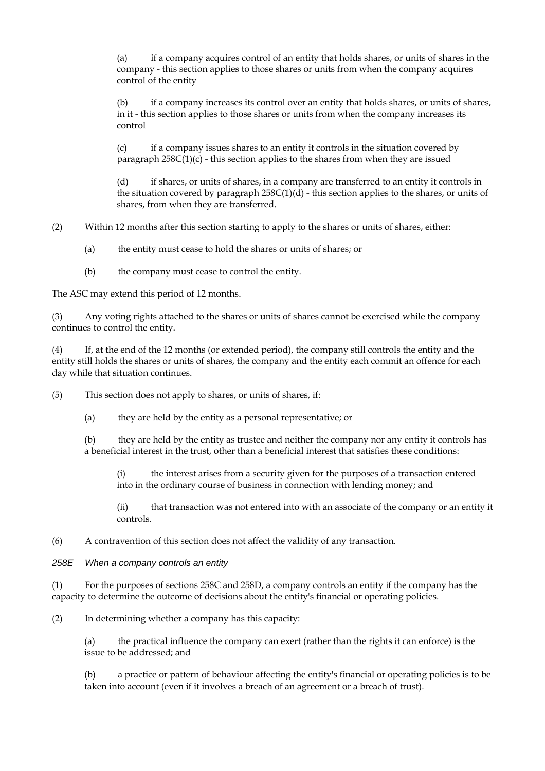(a) if a company acquires control of an entity that holds shares, or units of shares in the company - this section applies to those shares or units from when the company acquires control of the entity

(b) if a company increases its control over an entity that holds shares, or units of shares, in it - this section applies to those shares or units from when the company increases its control

(c) if a company issues shares to an entity it controls in the situation covered by paragraph 258C(1)(c) - this section applies to the shares from when they are issued

(d) if shares, or units of shares, in a company are transferred to an entity it controls in the situation covered by paragraph 258C(1)(d) - this section applies to the shares, or units of shares, from when they are transferred.

(2) Within 12 months after this section starting to apply to the shares or units of shares, either:

(a) the entity must cease to hold the shares or units of shares; or

(b) the company must cease to control the entity.

The ASC may extend this period of 12 months.

(3) Any voting rights attached to the shares or units of shares cannot be exercised while the company continues to control the entity.

(4) If, at the end of the 12 months (or extended period), the company still controls the entity and the entity still holds the shares or units of shares, the company and the entity each commit an offence for each day while that situation continues.

(5) This section does not apply to shares, or units of shares, if:

(a) they are held by the entity as a personal representative; or

(b) they are held by the entity as trustee and neither the company nor any entity it controls has a beneficial interest in the trust, other than a beneficial interest that satisfies these conditions:

(i) the interest arises from a security given for the purposes of a transaction entered into in the ordinary course of business in connection with lending money; and

(ii) that transaction was not entered into with an associate of the company or an entity it controls.

(6) A contravention of this section does not affect the validity of any transaction.

*258E When a company controls an entity*

(1) For the purposes of sections 258C and 258D, a company controls an entity if the company has the capacity to determine the outcome of decisions about the entity's financial or operating policies.

(2) In determining whether a company has this capacity:

(a) the practical influence the company can exert (rather than the rights it can enforce) is the issue to be addressed; and

(b) a practice or pattern of behaviour affecting the entity's financial or operating policies is to be taken into account (even if it involves a breach of an agreement or a breach of trust).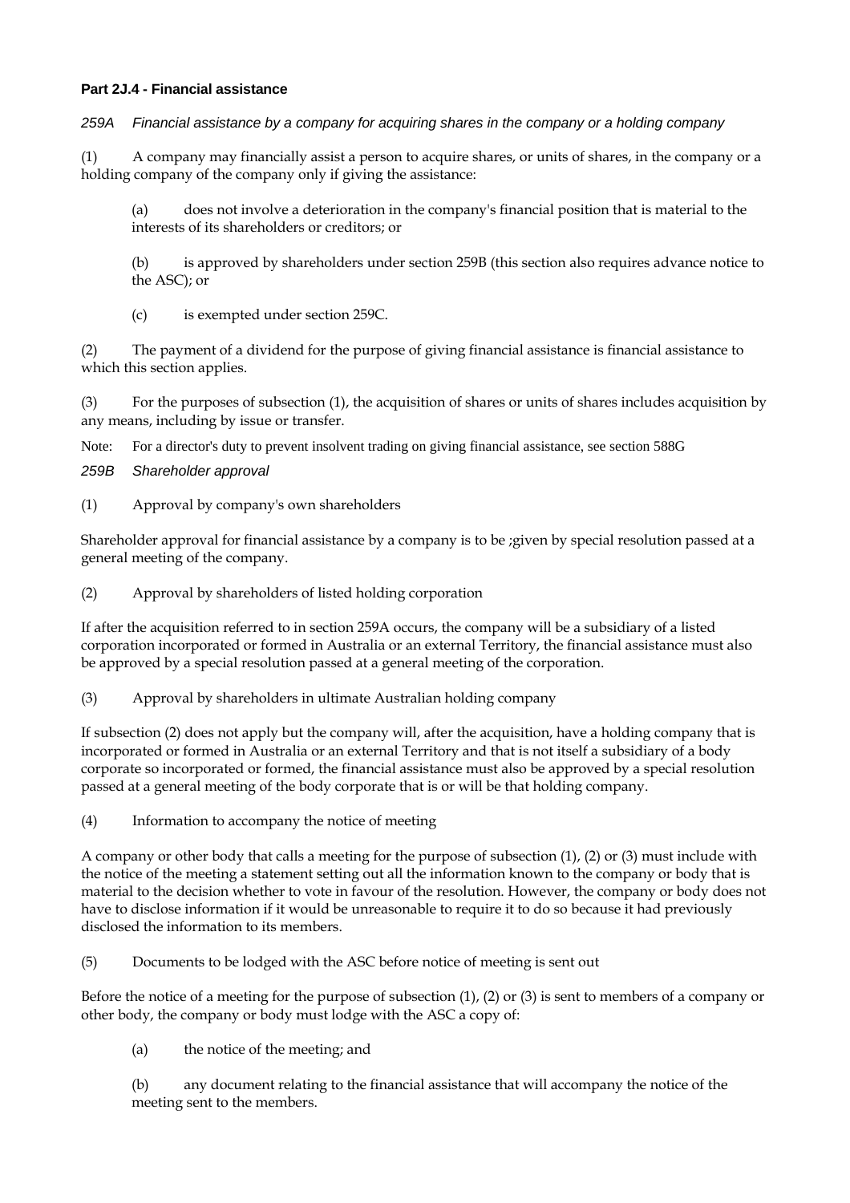**Part 2J.4 - Financial assistance**

*259A Financial assistance by a company for acquiring shares in the company or a holding company*

(1) A company may financially assist a person to acquire shares, or units of shares, in the company or a holding company of the company only if giving the assistance:

> (a) does not involve a deterioration in the company's financial position that is material to the interests of its shareholders or creditors; or
>
> (b) is approved by shareholders under section 259B (this section also requires advance notice to the ASC); or
>
> (c) is exempted under section 259C.

(2) The payment of a dividend for the purpose of giving financial assistance is financial assistance to which this section applies.

(3) For the purposes of subsection (1), the acquisition of shares or units of shares includes acquisition by any means, including by issue or transfer.

Note: For a director's duty to prevent insolvent trading on giving financial assistance, see section 588G

*259B Shareholder approval*

(1) Approval by company's own shareholders

Shareholder approval for financial assistance by a company is to be ;given by special resolution passed at a general meeting of the company.

(2) Approval by shareholders of listed holding corporation

If after the acquisition referred to in section 259A occurs, the company will be a subsidiary of a listed corporation incorporated or formed in Australia or an external Territory, the financial assistance must also be approved by a special resolution passed at a general meeting of the corporation.

(3) Approval by shareholders in ultimate Australian holding company

If subsection (2) does not apply but the company will, after the acquisition, have a holding company that is incorporated or formed in Australia or an external Territory and that is not itself a subsidiary of a body corporate so incorporated or formed, the financial assistance must also be approved by a special resolution passed at a general meeting of the body corporate that is or will be that holding company.

(4) Information to accompany the notice of meeting

A company or other body that calls a meeting for the purpose of subsection (1), (2) or (3) must include with the notice of the meeting a statement setting out all the information known to the company or body that is material to the decision whether to vote in favour of the resolution. However, the company or body does not have to disclose information if it would be unreasonable to require it to do so because it had previously disclosed the information to its members.

(5) Documents to be lodged with the ASC before notice of meeting is sent out

Before the notice of a meeting for the purpose of subsection (1), (2) or (3) is sent to members of a company or other body, the company or body must lodge with the ASC a copy of:

> (a) the notice of the meeting; and
>
> (b) any document relating to the financial assistance that will accompany the notice of the meeting sent to the members.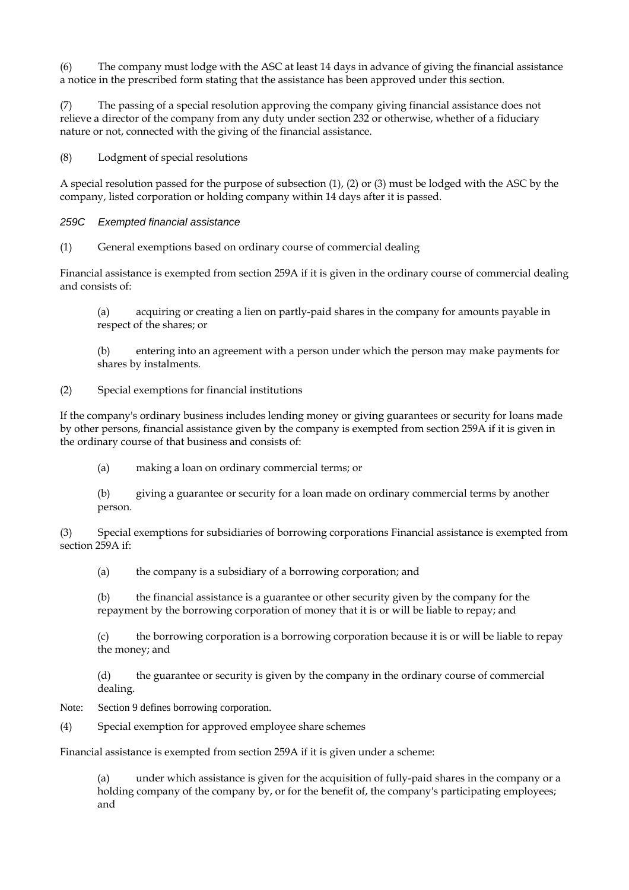(6) The company must lodge with the ASC at least 14 days in advance of giving the financial assistance a notice in the prescribed form stating that the assistance has been approved under this section.

(7) The passing of a special resolution approving the company giving financial assistance does not relieve a director of the company from any duty under section 232 or otherwise, whether of a fiduciary nature or not, connected with the giving of the financial assistance.

(8) Lodgment of special resolutions

A special resolution passed for the purpose of subsection (1), (2) or (3) must be lodged with the ASC by the company, listed corporation or holding company within 14 days after it is passed.

### *259C Exempted financial assistance*

(1) General exemptions based on ordinary course of commercial dealing

Financial assistance is exempted from section 259A if it is given in the ordinary course of commercial dealing and consists of:

> (a) acquiring or creating a lien on partly-paid shares in the company for amounts payable in respect of the shares; or
>
> (b) entering into an agreement with a person under which the person may make payments for shares by instalments.

(2) Special exemptions for financial institutions

If the company's ordinary business includes lending money or giving guarantees or security for loans made by other persons, financial assistance given by the company is exempted from section 259A if it is given in the ordinary course of that business and consists of:

> (a) making a loan on ordinary commercial terms; or
>
> (b) giving a guarantee or security for a loan made on ordinary commercial terms by another person.

(3) Special exemptions for subsidiaries of borrowing corporations Financial assistance is exempted from section 259A if:

> (a) the company is a subsidiary of a borrowing corporation; and
>
> (b) the financial assistance is a guarantee or other security given by the company for the repayment by the borrowing corporation of money that it is or will be liable to repay; and
>
> (c) the borrowing corporation is a borrowing corporation because it is or will be liable to repay the money; and
>
> (d) the guarantee or security is given by the company in the ordinary course of commercial dealing.

Note: Section 9 defines borrowing corporation.

(4) Special exemption for approved employee share schemes

Financial assistance is exempted from section 259A if it is given under a scheme:

> (a) under which assistance is given for the acquisition of fully-paid shares in the company or a holding company of the company by, or for the benefit of, the company's participating employees; and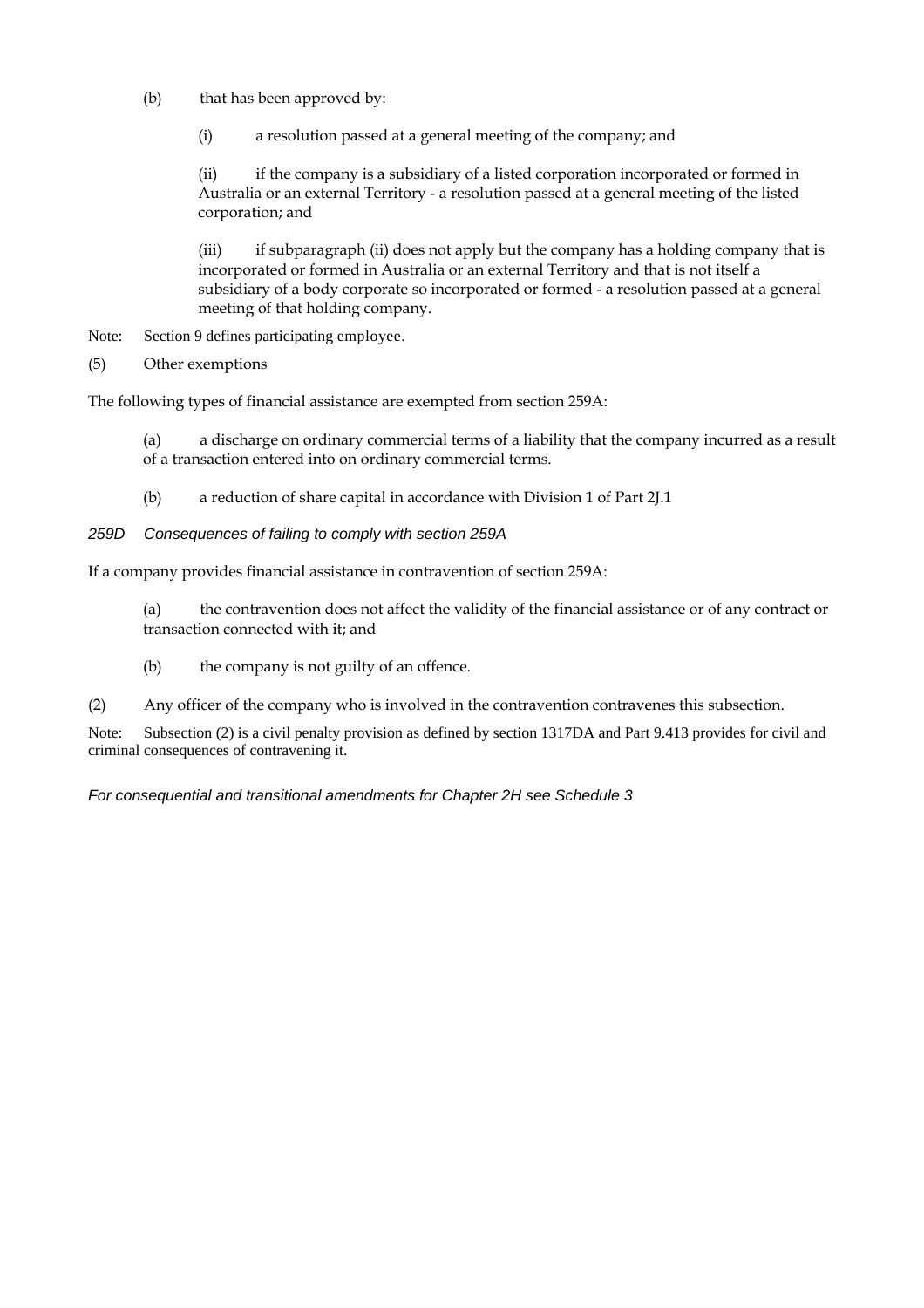(b) that has been approved by:

(i) a resolution passed at a general meeting of the company; and

(ii) if the company is a subsidiary of a listed corporation incorporated or formed in Australia or an external Territory - a resolution passed at a general meeting of the listed corporation; and

(iii) if subparagraph (ii) does not apply but the company has a holding company that is incorporated or formed in Australia or an external Territory and that is not itself a subsidiary of a body corporate so incorporated or formed - a resolution passed at a general meeting of that holding company.

Note: Section 9 defines participating employee.

(5) Other exemptions

The following types of financial assistance are exempted from section 259A:

(a) a discharge on ordinary commercial terms of a liability that the company incurred as a result of a transaction entered into on ordinary commercial terms.

(b) a reduction of share capital in accordance with Division 1 of Part 2J.1

*259D Consequences of failing to comply with section 259A*

If a company provides financial assistance in contravention of section 259A:

(a) the contravention does not affect the validity of the financial assistance or of any contract or transaction connected with it; and

(b) the company is not guilty of an offence.

(2) Any officer of the company who is involved in the contravention contravenes this subsection.

Note: Subsection (2) is a civil penalty provision as defined by section 1317DA and Part 9.413 provides for civil and criminal consequences of contravening it.

*For consequential and transitional amendments for Chapter 2H see Schedule 3*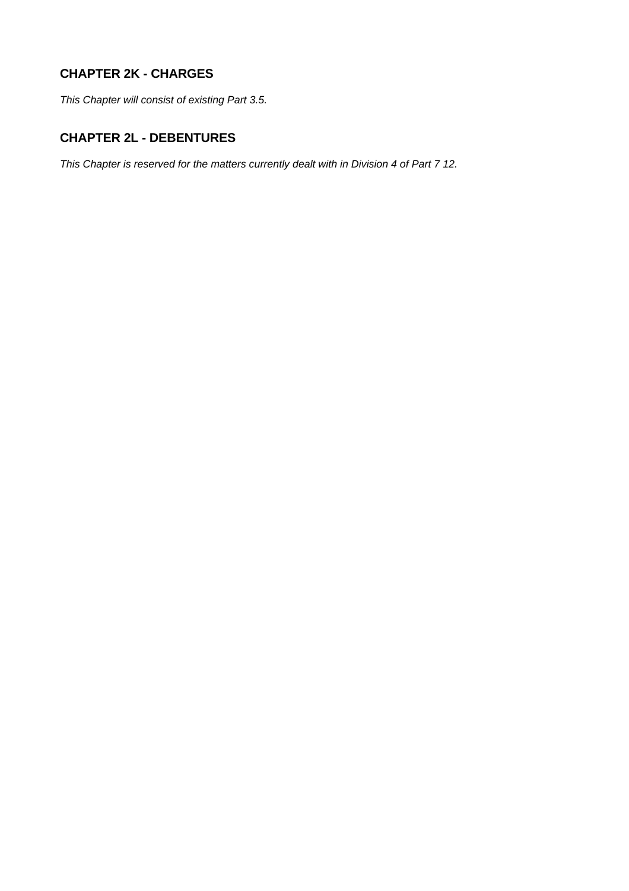## CHAPTER 2K - CHARGES

*This Chapter will consist of existing Part 3.5.*

## CHAPTER 2L - DEBENTURES

*This Chapter is reserved for the matters currently dealt with in Division 4 of Part 7 12.*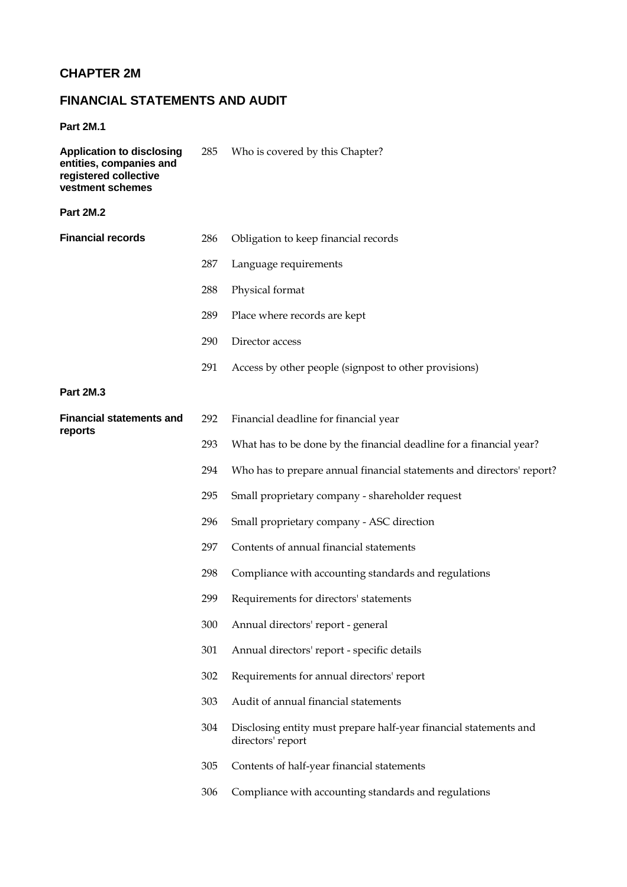# CHAPTER 2M

## FINANCIAL STATEMENTS AND AUDIT

**Part 2M.1**

| | | |
|---|---|---|
| **Application to disclosing entities, companies and registered collective vestment schemes** | 285 | Who is covered by this Chapter? |

**Part 2M.2**

| | | |
|---|---|---|
| **Financial records** | 286 | Obligation to keep financial records |
| | 287 | Language requirements |
| | 288 | Physical format |
| | 289 | Place where records are kept |
| | 290 | Director access |
| | 291 | Access by other people (signpost to other provisions) |

**Part 2M.3**

| | | |
|---|---|---|
| **Financial statements and reports** | 292 | Financial deadline for financial year |
| | 293 | What has to be done by the financial deadline for a financial year? |
| | 294 | Who has to prepare annual financial statements and directors' report? |
| | 295 | Small proprietary company - shareholder request |
| | 296 | Small proprietary company - ASC direction |
| | 297 | Contents of annual financial statements |
| | 298 | Compliance with accounting standards and regulations |
| | 299 | Requirements for directors' statements |
| | 300 | Annual directors' report - general |
| | 301 | Annual directors' report - specific details |
| | 302 | Requirements for annual directors' report |
| | 303 | Audit of annual financial statements |
| | 304 | Disclosing entity must prepare half-year financial statements and directors' report |
| | 305 | Contents of half-year financial statements |
| | 306 | Compliance with accounting standards and regulations |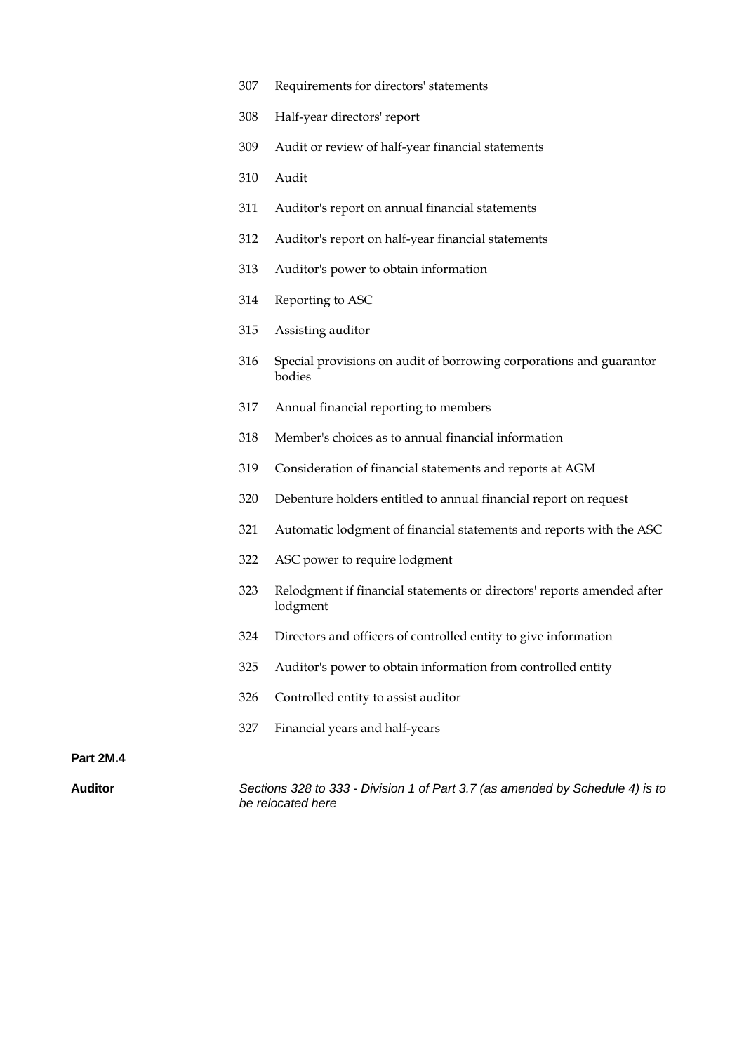307 Requirements for directors' statements

308 Half-year directors' report

309 Audit or review of half-year financial statements

310 Audit

311 Auditor's report on annual financial statements

312 Auditor's report on half-year financial statements

313 Auditor's power to obtain information

314 Reporting to ASC

315 Assisting auditor

316 Special provisions on audit of borrowing corporations and guarantor bodies

317 Annual financial reporting to members

318 Member's choices as to annual financial information

319 Consideration of financial statements and reports at AGM

320 Debenture holders entitled to annual financial report on request

321 Automatic lodgment of financial statements and reports with the ASC

322 ASC power to require lodgment

323 Relodgment if financial statements or directors' reports amended after lodgment

324 Directors and officers of controlled entity to give information

325 Auditor's power to obtain information from controlled entity

326 Controlled entity to assist auditor

327 Financial years and half-years

**Part 2M.4**

**Auditor**

*Sections 328 to 333 - Division 1 of Part 3.7 (as amended by Schedule 4) is to be relocated here*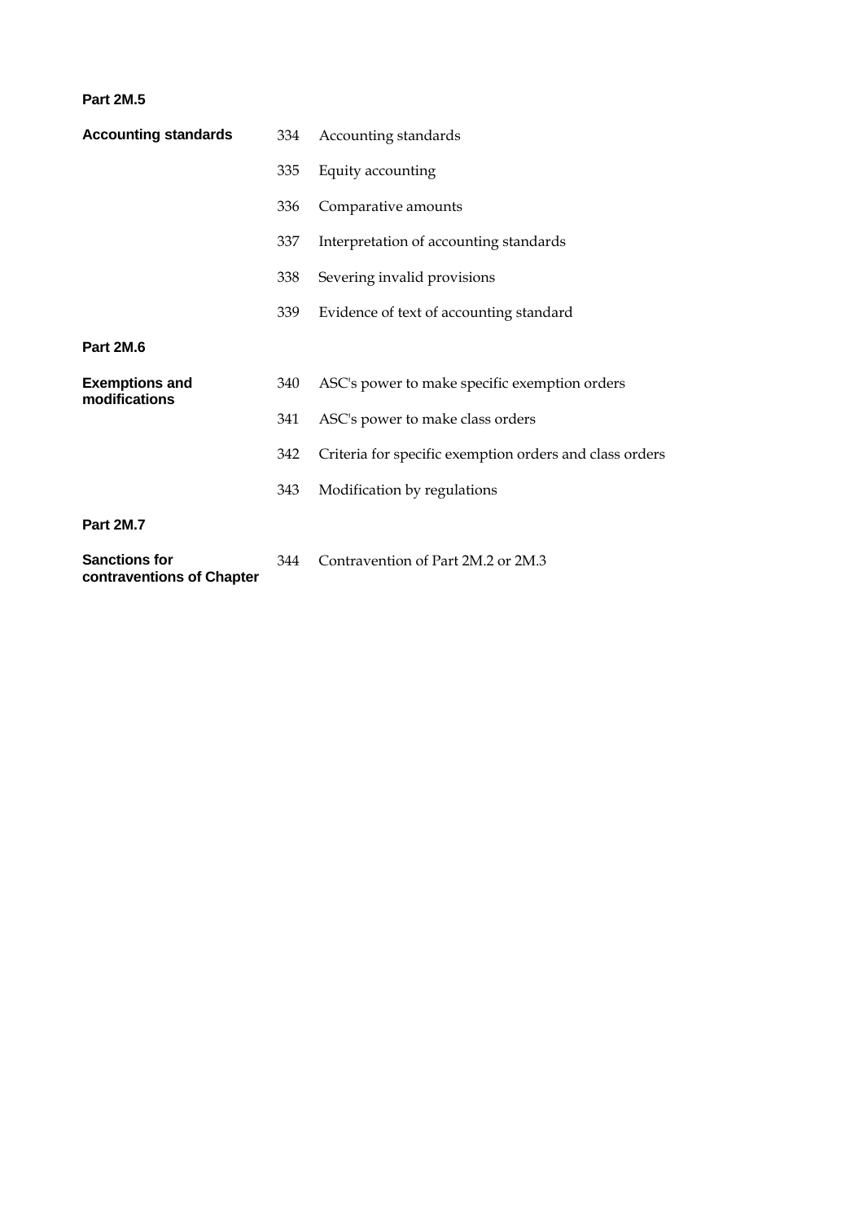**Part 2M.5**

**Accounting standards**

334 Accounting standards

335 Equity accounting

336 Comparative amounts

337 Interpretation of accounting standards

338 Severing invalid provisions

339 Evidence of text of accounting standard

**Part 2M.6**

**Exemptions and modifications**

340 ASC's power to make specific exemption orders

341 ASC's power to make class orders

342 Criteria for specific exemption orders and class orders

343 Modification by regulations

**Part 2M.7**

**Sanctions for contraventions of Chapter**

344 Contravention of Part 2M.2 or 2M.3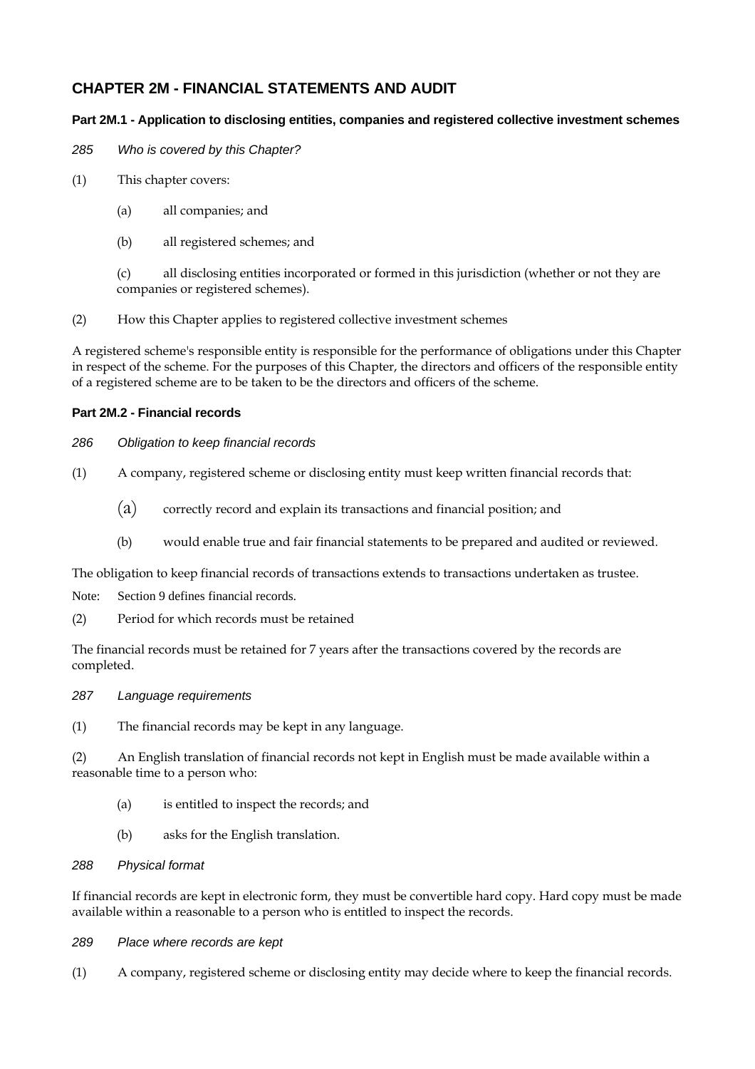# CHAPTER 2M - FINANCIAL STATEMENTS AND AUDIT

## Part 2M.1 - Application to disclosing entities, companies and registered collective investment schemes

*285 Who is covered by this Chapter?*

(1) This chapter covers:

(a) all companies; and

(b) all registered schemes; and

(c) all disclosing entities incorporated or formed in this jurisdiction (whether or not they are companies or registered schemes).

(2) How this Chapter applies to registered collective investment schemes

A registered scheme's responsible entity is responsible for the performance of obligations under this Chapter in respect of the scheme. For the purposes of this Chapter, the directors and officers of the responsible entity of a registered scheme are to be taken to be the directors and officers of the scheme.

## Part 2M.2 - Financial records

*286 Obligation to keep financial records*

(1) A company, registered scheme or disclosing entity must keep written financial records that:

(a) correctly record and explain its transactions and financial position; and

(b) would enable true and fair financial statements to be prepared and audited or reviewed.

The obligation to keep financial records of transactions extends to transactions undertaken as trustee.

Note: Section 9 defines financial records.

(2) Period for which records must be retained

The financial records must be retained for 7 years after the transactions covered by the records are completed.

*287 Language requirements*

(1) The financial records may be kept in any language.

(2) An English translation of financial records not kept in English must be made available within a reasonable time to a person who:

(a) is entitled to inspect the records; and

(b) asks for the English translation.

*288 Physical format*

If financial records are kept in electronic form, they must be convertible hard copy. Hard copy must be made available within a reasonable to a person who is entitled to inspect the records.

*289 Place where records are kept*

(1) A company, registered scheme or disclosing entity may decide where to keep the financial records.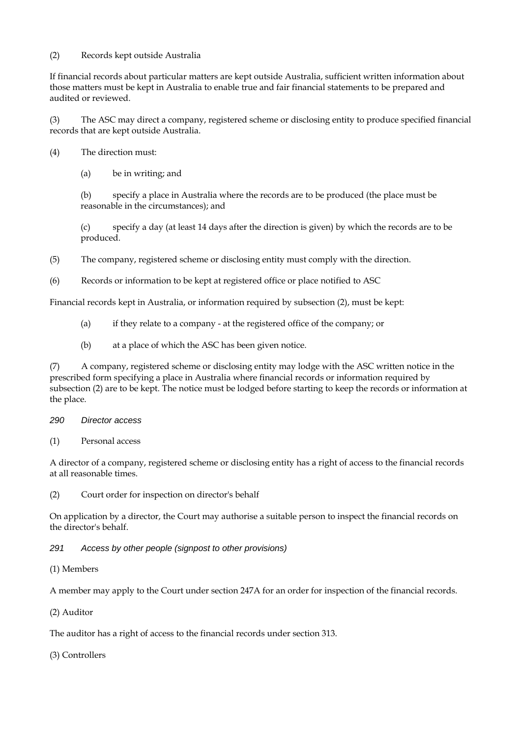(2) Records kept outside Australia

If financial records about particular matters are kept outside Australia, sufficient written information about those matters must be kept in Australia to enable true and fair financial statements to be prepared and audited or reviewed.

(3) The ASC may direct a company, registered scheme or disclosing entity to produce specified financial records that are kept outside Australia.

(4) The direction must:

(a) be in writing; and

(b) specify a place in Australia where the records are to be produced (the place must be reasonable in the circumstances); and

(c) specify a day (at least 14 days after the direction is given) by which the records are to be produced.

(5) The company, registered scheme or disclosing entity must comply with the direction.

(6) Records or information to be kept at registered office or place notified to ASC

Financial records kept in Australia, or information required by subsection (2), must be kept:

(a) if they relate to a company - at the registered office of the company; or

(b) at a place of which the ASC has been given notice.

(7) A company, registered scheme or disclosing entity may lodge with the ASC written notice in the prescribed form specifying a place in Australia where financial records or information required by subsection (2) are to be kept. The notice must be lodged before starting to keep the records or information at the place.

*290 Director access*

(1) Personal access

A director of a company, registered scheme or disclosing entity has a right of access to the financial records at all reasonable times.

(2) Court order for inspection on director's behalf

On application by a director, the Court may authorise a suitable person to inspect the financial records on the director's behalf.

*291 Access by other people (signpost to other provisions)*

(1) Members

A member may apply to the Court under section 247A for an order for inspection of the financial records.

(2) Auditor

The auditor has a right of access to the financial records under section 313.

(3) Controllers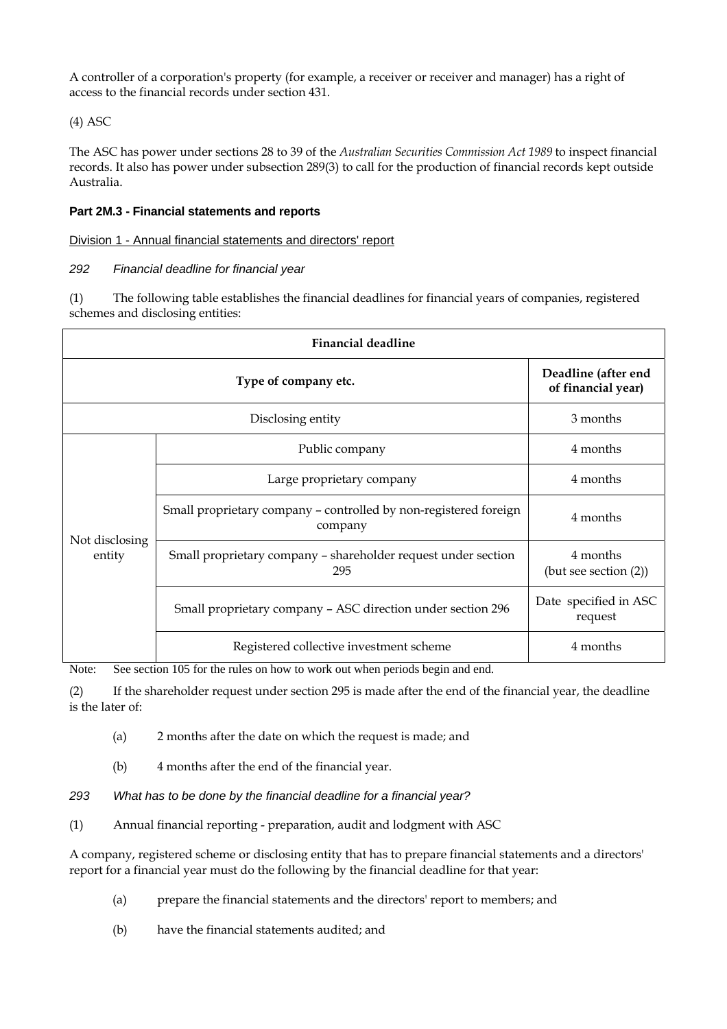A controller of a corporation's property (for example, a receiver or receiver and manager) has a right of access to the financial records under section 431.

(4) ASC

The ASC has power under sections 28 to 39 of the *Australian Securities Commission Act 1989* to inspect financial records. It also has power under subsection 289(3) to call for the production of financial records kept outside Australia.

### Part 2M.3 - Financial statements and reports

Division 1 - Annual financial statements and directors' report

*292 Financial deadline for financial year*

(1) The following table establishes the financial deadlines for financial years of companies, registered schemes and disclosing entities:

| Financial deadline | | |
|---|---|---|
| **Type of company etc.** | | **Deadline (after end of financial year)** |
| Disclosing entity | | 3 months |
| Not disclosing entity | Public company | 4 months |
| | Large proprietary company | 4 months |
| | Small proprietary company – controlled by non-registered foreign company | 4 months |
| | Small proprietary company – shareholder request under section 295 | 4 months (but see section (2)) |
| | Small proprietary company – ASC direction under section 296 | Date specified in ASC request |
| | Registered collective investment scheme | 4 months |

Note: See section 105 for the rules on how to work out when periods begin and end.

(2) If the shareholder request under section 295 is made after the end of the financial year, the deadline is the later of:

(a) 2 months after the date on which the request is made; and

(b) 4 months after the end of the financial year.

*293 What has to be done by the financial deadline for a financial year?*

(1) Annual financial reporting - preparation, audit and lodgment with ASC

A company, registered scheme or disclosing entity that has to prepare financial statements and a directors' report for a financial year must do the following by the financial deadline for that year:

(a) prepare the financial statements and the directors' report to members; and

(b) have the financial statements audited; and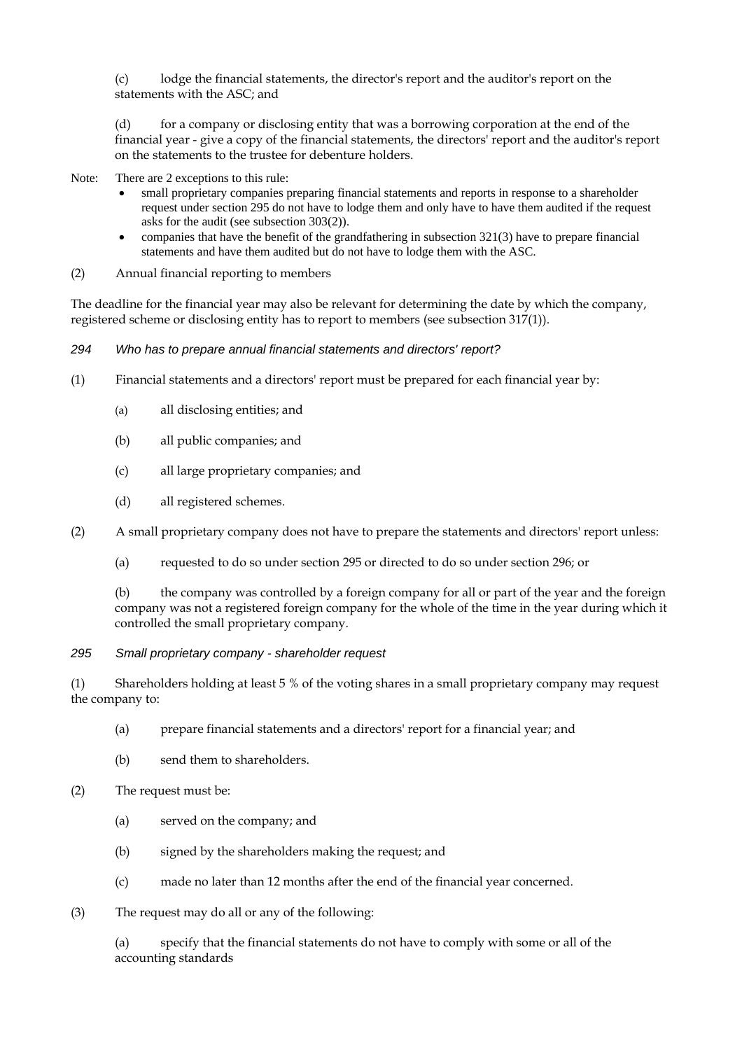(c) lodge the financial statements, the director's report and the auditor's report on the statements with the ASC; and

(d) for a company or disclosing entity that was a borrowing corporation at the end of the financial year - give a copy of the financial statements, the directors' report and the auditor's report on the statements to the trustee for debenture holders.

Note: There are 2 exceptions to this rule:

- small proprietary companies preparing financial statements and reports in response to a shareholder request under section 295 do not have to lodge them and only have to have them audited if the request asks for the audit (see subsection 303(2)).
- companies that have the benefit of the grandfathering in subsection 321(3) have to prepare financial statements and have them audited but do not have to lodge them with the ASC.

(2) Annual financial reporting to members

The deadline for the financial year may also be relevant for determining the date by which the company, registered scheme or disclosing entity has to report to members (see subsection 317(1)).

*294 Who has to prepare annual financial statements and directors' report?*

(1) Financial statements and a directors' report must be prepared for each financial year by:

(a) all disclosing entities; and

(b) all public companies; and

(c) all large proprietary companies; and

(d) all registered schemes.

(2) A small proprietary company does not have to prepare the statements and directors' report unless:

(a) requested to do so under section 295 or directed to do so under section 296; or

(b) the company was controlled by a foreign company for all or part of the year and the foreign company was not a registered foreign company for the whole of the time in the year during which it controlled the small proprietary company.

*295 Small proprietary company - shareholder request*

(1) Shareholders holding at least 5 % of the voting shares in a small proprietary company may request the company to:

(a) prepare financial statements and a directors' report for a financial year; and

(b) send them to shareholders.

(2) The request must be:

(a) served on the company; and

(b) signed by the shareholders making the request; and

(c) made no later than 12 months after the end of the financial year concerned.

(3) The request may do all or any of the following:

(a) specify that the financial statements do not have to comply with some or all of the accounting standards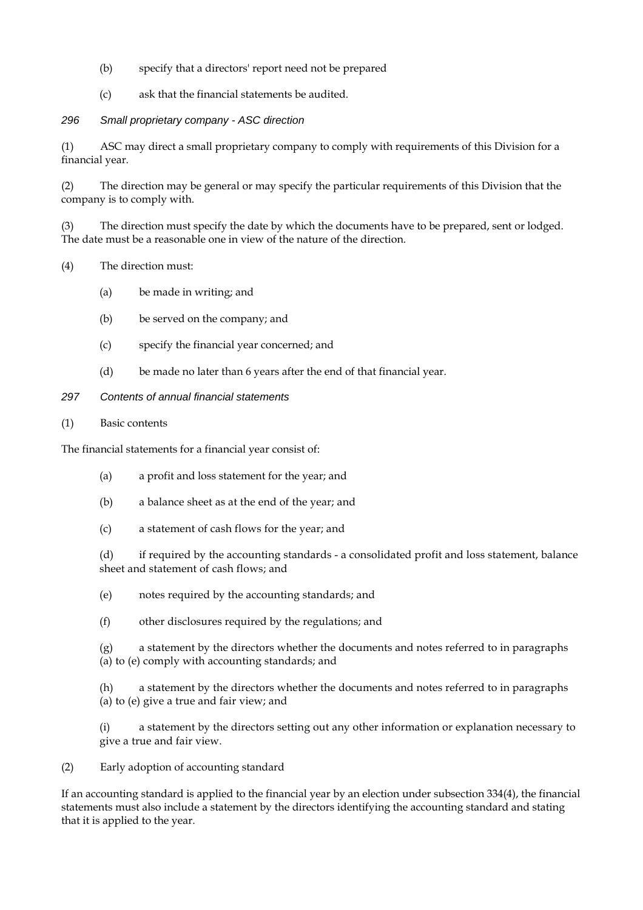(b) specify that a directors' report need not be prepared

(c) ask that the financial statements be audited.

*296 Small proprietary company - ASC direction*

(1) ASC may direct a small proprietary company to comply with requirements of this Division for a financial year.

(2) The direction may be general or may specify the particular requirements of this Division that the company is to comply with.

(3) The direction must specify the date by which the documents have to be prepared, sent or lodged. The date must be a reasonable one in view of the nature of the direction.

(4) The direction must:

(a) be made in writing; and

(b) be served on the company; and

(c) specify the financial year concerned; and

(d) be made no later than 6 years after the end of that financial year.

*297 Contents of annual financial statements*

(1) Basic contents

The financial statements for a financial year consist of:

(a) a profit and loss statement for the year; and

(b) a balance sheet as at the end of the year; and

(c) a statement of cash flows for the year; and

(d) if required by the accounting standards - a consolidated profit and loss statement, balance sheet and statement of cash flows; and

(e) notes required by the accounting standards; and

(f) other disclosures required by the regulations; and

(g) a statement by the directors whether the documents and notes referred to in paragraphs (a) to (e) comply with accounting standards; and

(h) a statement by the directors whether the documents and notes referred to in paragraphs (a) to (e) give a true and fair view; and

(i) a statement by the directors setting out any other information or explanation necessary to give a true and fair view.

(2) Early adoption of accounting standard

If an accounting standard is applied to the financial year by an election under subsection 334(4), the financial statements must also include a statement by the directors identifying the accounting standard and stating that it is applied to the year.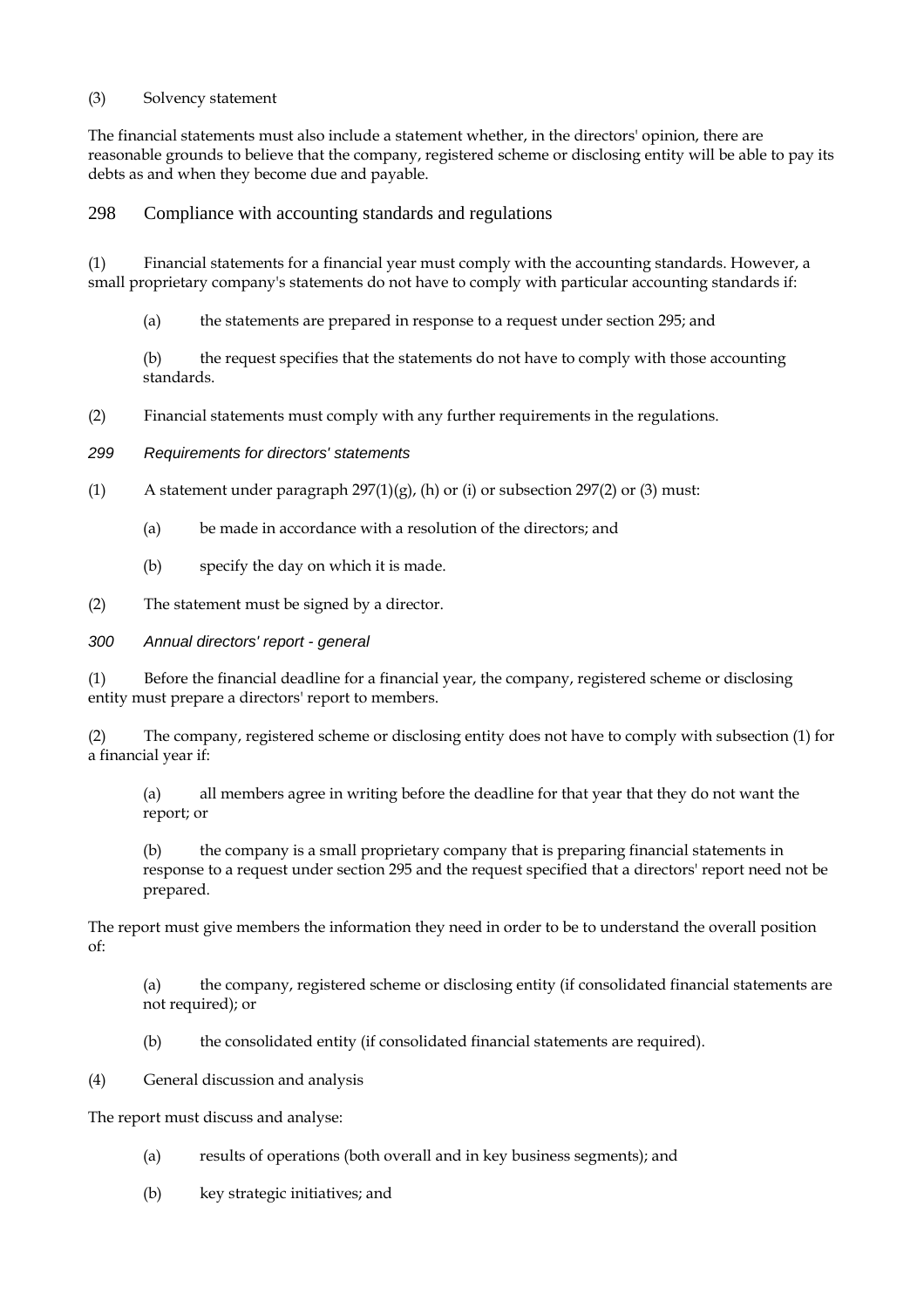(3) Solvency statement

The financial statements must also include a statement whether, in the directors' opinion, there are reasonable grounds to believe that the company, registered scheme or disclosing entity will be able to pay its debts as and when they become due and payable.

## 298 Compliance with accounting standards and regulations

(1) Financial statements for a financial year must comply with the accounting standards. However, a small proprietary company's statements do not have to comply with particular accounting standards if:

> (a) the statements are prepared in response to a request under section 295; and
>
> (b) the request specifies that the statements do not have to comply with those accounting standards.

(2) Financial statements must comply with any further requirements in the regulations.

### *299 Requirements for directors' statements*

(1) A statement under paragraph 297(1)(g), (h) or (i) or subsection 297(2) or (3) must:

> (a) be made in accordance with a resolution of the directors; and
>
> (b) specify the day on which it is made.

(2) The statement must be signed by a director.

### *300 Annual directors' report - general*

(1) Before the financial deadline for a financial year, the company, registered scheme or disclosing entity must prepare a directors' report to members.

(2) The company, registered scheme or disclosing entity does not have to comply with subsection (1) for a financial year if:

> (a) all members agree in writing before the deadline for that year that they do not want the report; or
>
> (b) the company is a small proprietary company that is preparing financial statements in response to a request under section 295 and the request specified that a directors' report need not be prepared.

The report must give members the information they need in order to be to understand the overall position of:

> (a) the company, registered scheme or disclosing entity (if consolidated financial statements are not required); or
>
> (b) the consolidated entity (if consolidated financial statements are required).

(4) General discussion and analysis

The report must discuss and analyse:

> (a) results of operations (both overall and in key business segments); and
>
> (b) key strategic initiatives; and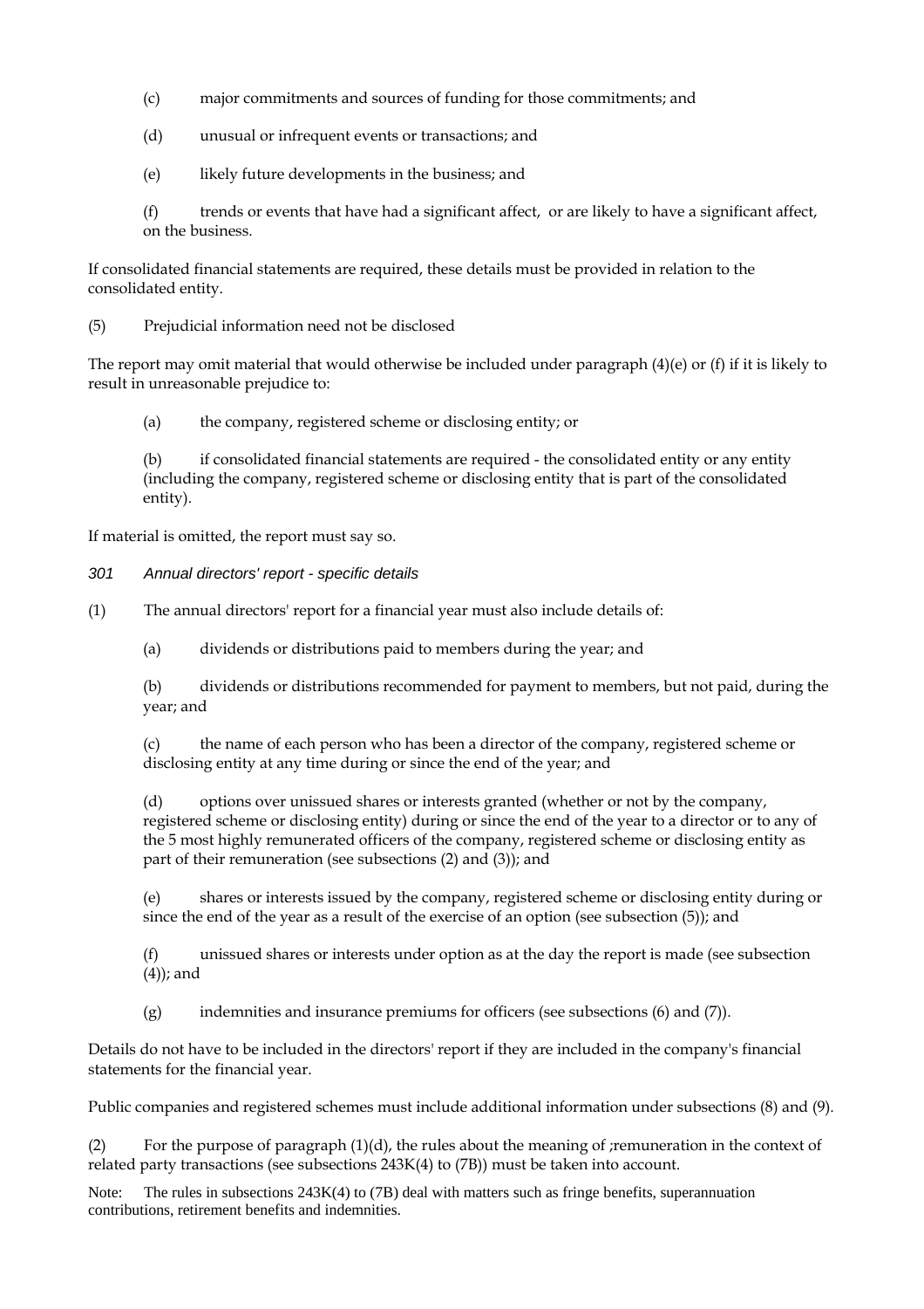(c) major commitments and sources of funding for those commitments; and

(d) unusual or infrequent events or transactions; and

(e) likely future developments in the business; and

(f) trends or events that have had a significant affect, or are likely to have a significant affect, on the business.

If consolidated financial statements are required, these details must be provided in relation to the consolidated entity.

(5) Prejudicial information need not be disclosed

The report may omit material that would otherwise be included under paragraph (4)(e) or (f) if it is likely to result in unreasonable prejudice to:

(a) the company, registered scheme or disclosing entity; or

(b) if consolidated financial statements are required - the consolidated entity or any entity (including the company, registered scheme or disclosing entity that is part of the consolidated entity).

If material is omitted, the report must say so.

*301 Annual directors' report - specific details*

(1) The annual directors' report for a financial year must also include details of:

(a) dividends or distributions paid to members during the year; and

(b) dividends or distributions recommended for payment to members, but not paid, during the year; and

(c) the name of each person who has been a director of the company, registered scheme or disclosing entity at any time during or since the end of the year; and

(d) options over unissued shares or interests granted (whether or not by the company, registered scheme or disclosing entity) during or since the end of the year to a director or to any of the 5 most highly remunerated officers of the company, registered scheme or disclosing entity as part of their remuneration (see subsections (2) and (3)); and

(e) shares or interests issued by the company, registered scheme or disclosing entity during or since the end of the year as a result of the exercise of an option (see subsection (5)); and

(f) unissued shares or interests under option as at the day the report is made (see subsection (4)); and

(g) indemnities and insurance premiums for officers (see subsections (6) and (7)).

Details do not have to be included in the directors' report if they are included in the company's financial statements for the financial year.

Public companies and registered schemes must include additional information under subsections (8) and (9).

(2) For the purpose of paragraph (1)(d), the rules about the meaning of ;remuneration in the context of related party transactions (see subsections 243K(4) to (7B)) must be taken into account.

Note: The rules in subsections 243K(4) to (7B) deal with matters such as fringe benefits, superannuation contributions, retirement benefits and indemnities.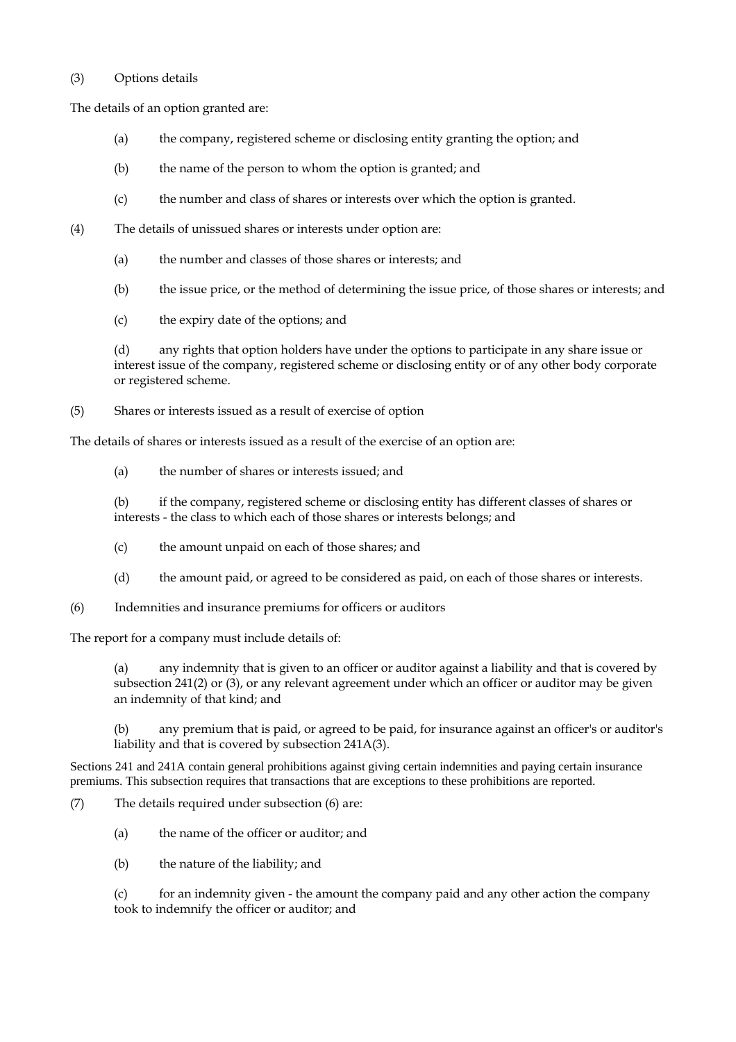(3) Options details

The details of an option granted are:

(a) the company, registered scheme or disclosing entity granting the option; and

(b) the name of the person to whom the option is granted; and

(c) the number and class of shares or interests over which the option is granted.

(4) The details of unissued shares or interests under option are:

(a) the number and classes of those shares or interests; and

(b) the issue price, or the method of determining the issue price, of those shares or interests; and

(c) the expiry date of the options; and

(d) any rights that option holders have under the options to participate in any share issue or interest issue of the company, registered scheme or disclosing entity or of any other body corporate or registered scheme.

(5) Shares or interests issued as a result of exercise of option

The details of shares or interests issued as a result of the exercise of an option are:

(a) the number of shares or interests issued; and

(b) if the company, registered scheme or disclosing entity has different classes of shares or interests - the class to which each of those shares or interests belongs; and

(c) the amount unpaid on each of those shares; and

(d) the amount paid, or agreed to be considered as paid, on each of those shares or interests.

(6) Indemnities and insurance premiums for officers or auditors

The report for a company must include details of:

(a) any indemnity that is given to an officer or auditor against a liability and that is covered by subsection 241(2) or (3), or any relevant agreement under which an officer or auditor may be given an indemnity of that kind; and

(b) any premium that is paid, or agreed to be paid, for insurance against an officer's or auditor's liability and that is covered by subsection 241A(3).

Sections 241 and 241A contain general prohibitions against giving certain indemnities and paying certain insurance premiums. This subsection requires that transactions that are exceptions to these prohibitions are reported.

(7) The details required under subsection (6) are:

(a) the name of the officer or auditor; and

(b) the nature of the liability; and

(c) for an indemnity given - the amount the company paid and any other action the company took to indemnify the officer or auditor; and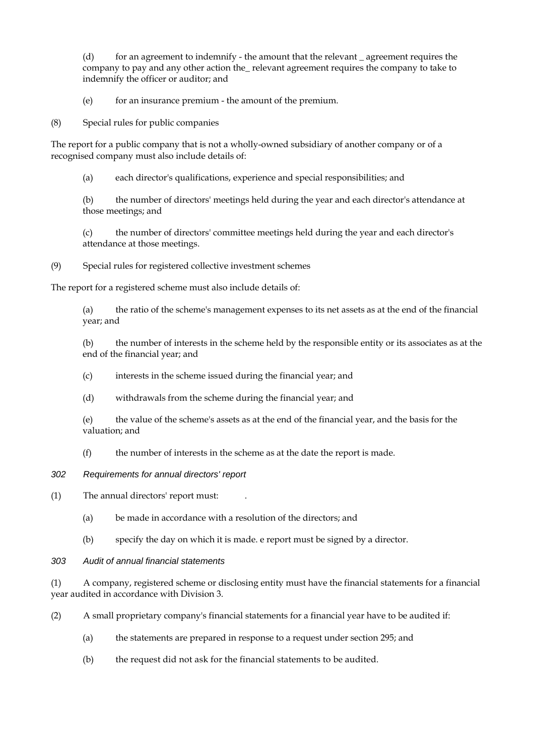(d) for an agreement to indemnify - the amount that the relevant _ agreement requires the company to pay and any other action the_ relevant agreement requires the company to take to indemnify the officer or auditor; and

(e) for an insurance premium - the amount of the premium.

(8) Special rules for public companies

The report for a public company that is not a wholly-owned subsidiary of another company or of a recognised company must also include details of:

(a) each director's qualifications, experience and special responsibilities; and

(b) the number of directors' meetings held during the year and each director's attendance at those meetings; and

(c) the number of directors' committee meetings held during the year and each director's attendance at those meetings.

(9) Special rules for registered collective investment schemes

The report for a registered scheme must also include details of:

(a) the ratio of the scheme's management expenses to its net assets as at the end of the financial year; and

(b) the number of interests in the scheme held by the responsible entity or its associates as at the end of the financial year; and

(c) interests in the scheme issued during the financial year; and

(d) withdrawals from the scheme during the financial year; and

(e) the value of the scheme's assets as at the end of the financial year, and the basis for the valuation; and

(f) the number of interests in the scheme as at the date the report is made.

*302 Requirements for annual directors' report*

(1) The annual directors' report must: .

(a) be made in accordance with a resolution of the directors; and

(b) specify the day on which it is made. e report must be signed by a director.

*303 Audit of annual financial statements*

(1) A company, registered scheme or disclosing entity must have the financial statements for a financial year audited in accordance with Division 3.

(2) A small proprietary company's financial statements for a financial year have to be audited if:

(a) the statements are prepared in response to a request under section 295; and

(b) the request did not ask for the financial statements to be audited.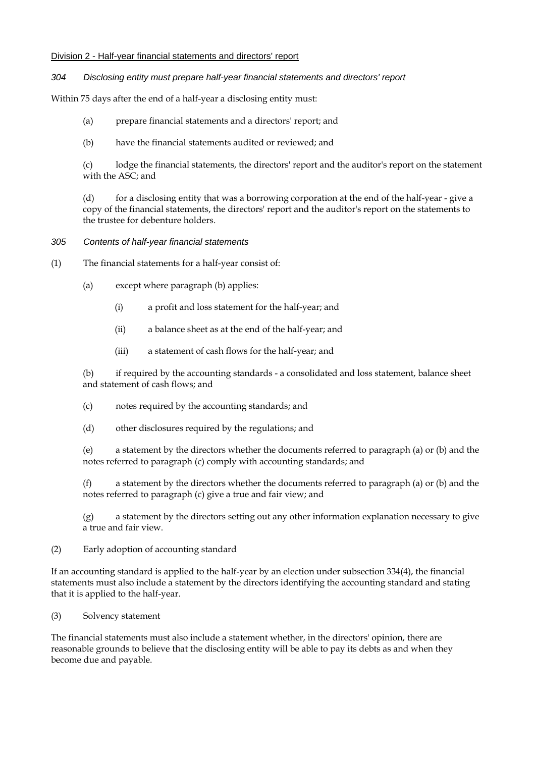Division 2 - Half-year financial statements and directors' report

### *304 Disclosing entity must prepare half-year financial statements and directors' report*

Within 75 days after the end of a half-year a disclosing entity must:

(a) prepare financial statements and a directors' report; and

(b) have the financial statements audited or reviewed; and

(c) lodge the financial statements, the directors' report and the auditor's report on the statement with the ASC; and

(d) for a disclosing entity that was a borrowing corporation at the end of the half-year - give a copy of the financial statements, the directors' report and the auditor's report on the statements to the trustee for debenture holders.

### *305 Contents of half-year financial statements*

(1) The financial statements for a half-year consist of:

(a) except where paragraph (b) applies:

(i) a profit and loss statement for the half-year; and

(ii) a balance sheet as at the end of the half-year; and

(iii) a statement of cash flows for the half-year; and

(b) if required by the accounting standards - a consolidated and loss statement, balance sheet and statement of cash flows; and

(c) notes required by the accounting standards; and

(d) other disclosures required by the regulations; and

(e) a statement by the directors whether the documents referred to paragraph (a) or (b) and the notes referred to paragraph (c) comply with accounting standards; and

(f) a statement by the directors whether the documents referred to paragraph (a) or (b) and the notes referred to paragraph (c) give a true and fair view; and

(g) a statement by the directors setting out any other information explanation necessary to give a true and fair view.

(2) Early adoption of accounting standard

If an accounting standard is applied to the half-year by an election under subsection 334(4), the financial statements must also include a statement by the directors identifying the accounting standard and stating that it is applied to the half-year.

(3) Solvency statement

The financial statements must also include a statement whether, in the directors' opinion, there are reasonable grounds to believe that the disclosing entity will be able to pay its debts as and when they become due and payable.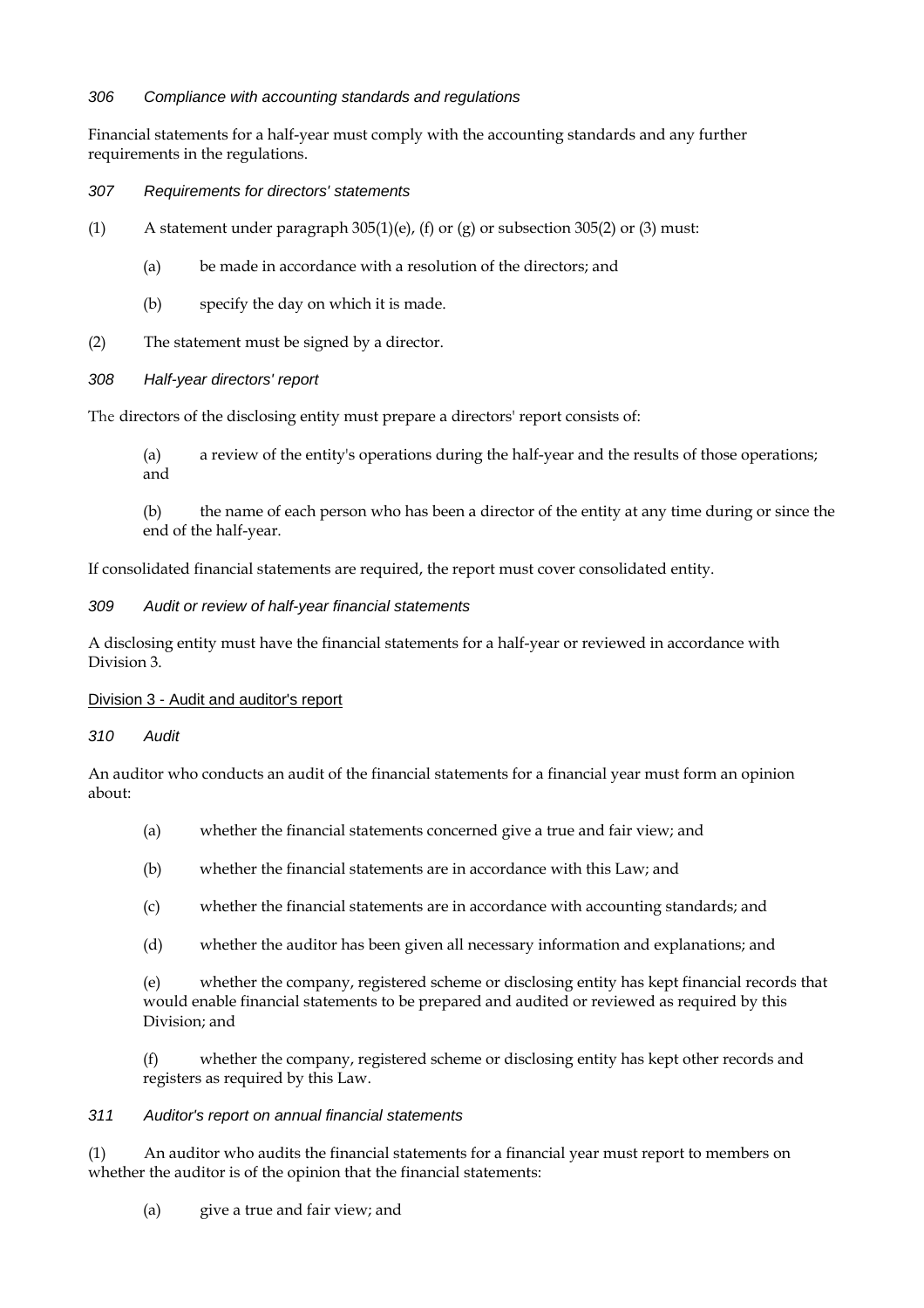*306 Compliance with accounting standards and regulations*

Financial statements for a half-year must comply with the accounting standards and any further requirements in the regulations.

*307 Requirements for directors' statements*

(1) A statement under paragraph 305(1)(e), (f) or (g) or subsection 305(2) or (3) must:

(a) be made in accordance with a resolution of the directors; and

(b) specify the day on which it is made.

(2) The statement must be signed by a director.

*308 Half-year directors' report*

The directors of the disclosing entity must prepare a directors' report consists of:

(a) a review of the entity's operations during the half-year and the results of those operations; and

(b) the name of each person who has been a director of the entity at any time during or since the end of the half-year.

If consolidated financial statements are required, the report must cover consolidated entity.

*309 Audit or review of half-year financial statements*

A disclosing entity must have the financial statements for a half-year or reviewed in accordance with Division 3.

Division 3 - Audit and auditor's report

*310 Audit*

An auditor who conducts an audit of the financial statements for a financial year must form an opinion about:

(a) whether the financial statements concerned give a true and fair view; and

(b) whether the financial statements are in accordance with this Law; and

(c) whether the financial statements are in accordance with accounting standards; and

(d) whether the auditor has been given all necessary information and explanations; and

(e) whether the company, registered scheme or disclosing entity has kept financial records that would enable financial statements to be prepared and audited or reviewed as required by this Division; and

(f) whether the company, registered scheme or disclosing entity has kept other records and registers as required by this Law.

*311 Auditor's report on annual financial statements*

(1) An auditor who audits the financial statements for a financial year must report to members on whether the auditor is of the opinion that the financial statements:

(a) give a true and fair view; and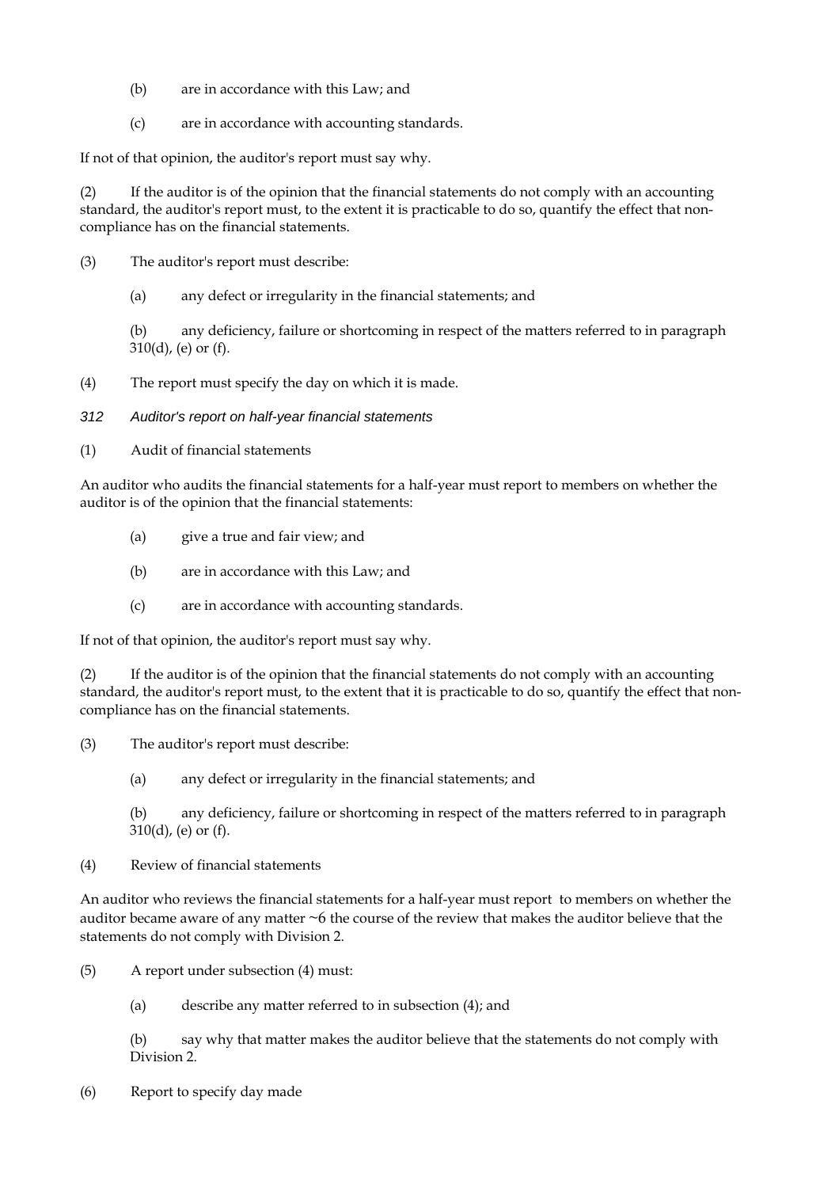(b) are in accordance with this Law; and

(c) are in accordance with accounting standards.

If not of that opinion, the auditor's report must say why.

(2) If the auditor is of the opinion that the financial statements do not comply with an accounting standard, the auditor's report must, to the extent it is practicable to do so, quantify the effect that non-compliance has on the financial statements.

(3) The auditor's report must describe:

(a) any defect or irregularity in the financial statements; and

(b) any deficiency, failure or shortcoming in respect of the matters referred to in paragraph 310(d), (e) or (f).

(4) The report must specify the day on which it is made.

*312 Auditor's report on half-year financial statements*

(1) Audit of financial statements

An auditor who audits the financial statements for a half-year must report to members on whether the auditor is of the opinion that the financial statements:

(a) give a true and fair view; and

(b) are in accordance with this Law; and

(c) are in accordance with accounting standards.

If not of that opinion, the auditor's report must say why.

(2) If the auditor is of the opinion that the financial statements do not comply with an accounting standard, the auditor's report must, to the extent that it is practicable to do so, quantify the effect that non-compliance has on the financial statements.

(3) The auditor's report must describe:

(a) any defect or irregularity in the financial statements; and

(b) any deficiency, failure or shortcoming in respect of the matters referred to in paragraph 310(d), (e) or (f).

(4) Review of financial statements

An auditor who reviews the financial statements for a half-year must report to members on whether the auditor became aware of any matter ~6 the course of the review that makes the auditor believe that the statements do not comply with Division 2.

(5) A report under subsection (4) must:

(a) describe any matter referred to in subsection (4); and

(b) say why that matter makes the auditor believe that the statements do not comply with Division 2.

(6) Report to specify day made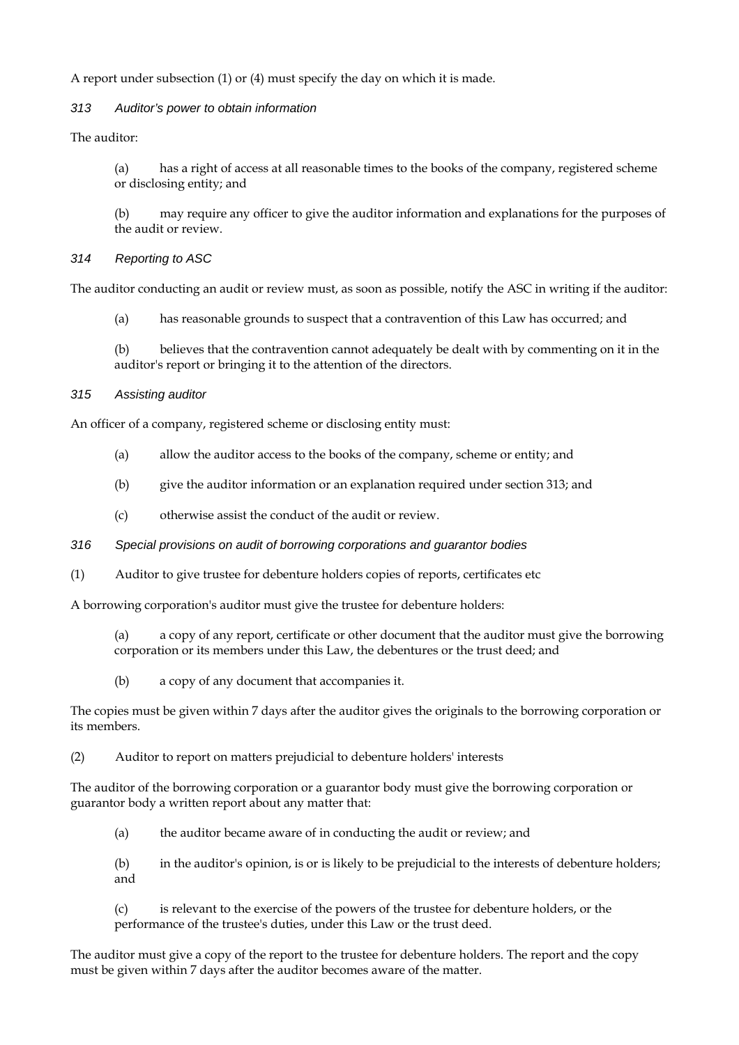A report under subsection (1) or (4) must specify the day on which it is made.

### *313 Auditor's power to obtain information*

The auditor:

(a) has a right of access at all reasonable times to the books of the company, registered scheme or disclosing entity; and

(b) may require any officer to give the auditor information and explanations for the purposes of the audit or review.

### *314 Reporting to ASC*

The auditor conducting an audit or review must, as soon as possible, notify the ASC in writing if the auditor:

(a) has reasonable grounds to suspect that a contravention of this Law has occurred; and

(b) believes that the contravention cannot adequately be dealt with by commenting on it in the auditor's report or bringing it to the attention of the directors.

### *315 Assisting auditor*

An officer of a company, registered scheme or disclosing entity must:

(a) allow the auditor access to the books of the company, scheme or entity; and

(b) give the auditor information or an explanation required under section 313; and

(c) otherwise assist the conduct of the audit or review.

### *316 Special provisions on audit of borrowing corporations and guarantor bodies*

(1) Auditor to give trustee for debenture holders copies of reports, certificates etc

A borrowing corporation's auditor must give the trustee for debenture holders:

(a) a copy of any report, certificate or other document that the auditor must give the borrowing corporation or its members under this Law, the debentures or the trust deed; and

(b) a copy of any document that accompanies it.

The copies must be given within 7 days after the auditor gives the originals to the borrowing corporation or its members.

(2) Auditor to report on matters prejudicial to debenture holders' interests

The auditor of the borrowing corporation or a guarantor body must give the borrowing corporation or guarantor body a written report about any matter that:

(a) the auditor became aware of in conducting the audit or review; and

(b) in the auditor's opinion, is or is likely to be prejudicial to the interests of debenture holders; and

(c) is relevant to the exercise of the powers of the trustee for debenture holders, or the performance of the trustee's duties, under this Law or the trust deed.

The auditor must give a copy of the report to the trustee for debenture holders. The report and the copy must be given within 7 days after the auditor becomes aware of the matter.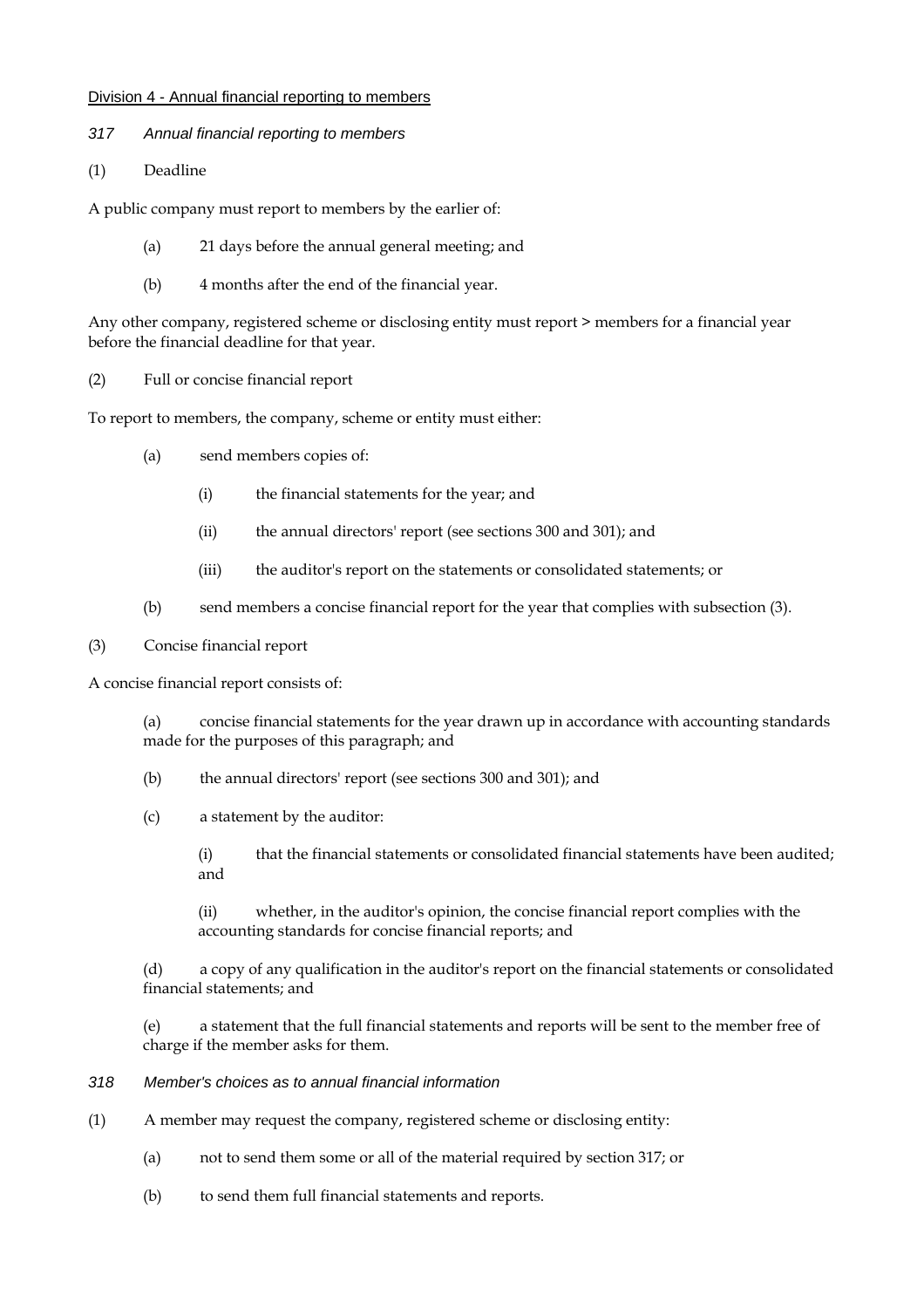Division 4 - Annual financial reporting to members

*317 Annual financial reporting to members*

(1) Deadline

A public company must report to members by the earlier of:

(a) 21 days before the annual general meeting; and

(b) 4 months after the end of the financial year.

Any other company, registered scheme or disclosing entity must report > members for a financial year before the financial deadline for that year.

(2) Full or concise financial report

To report to members, the company, scheme or entity must either:

(a) send members copies of:

(i) the financial statements for the year; and

(ii) the annual directors' report (see sections 300 and 301); and

(iii) the auditor's report on the statements or consolidated statements; or

(b) send members a concise financial report for the year that complies with subsection (3).

(3) Concise financial report

A concise financial report consists of:

(a) concise financial statements for the year drawn up in accordance with accounting standards made for the purposes of this paragraph; and

(b) the annual directors' report (see sections 300 and 301); and

(c) a statement by the auditor:

(i) that the financial statements or consolidated financial statements have been audited; and

(ii) whether, in the auditor's opinion, the concise financial report complies with the accounting standards for concise financial reports; and

(d) a copy of any qualification in the auditor's report on the financial statements or consolidated financial statements; and

(e) a statement that the full financial statements and reports will be sent to the member free of charge if the member asks for them.

*318 Member's choices as to annual financial information*

(1) A member may request the company, registered scheme or disclosing entity:

(a) not to send them some or all of the material required by section 317; or

(b) to send them full financial statements and reports.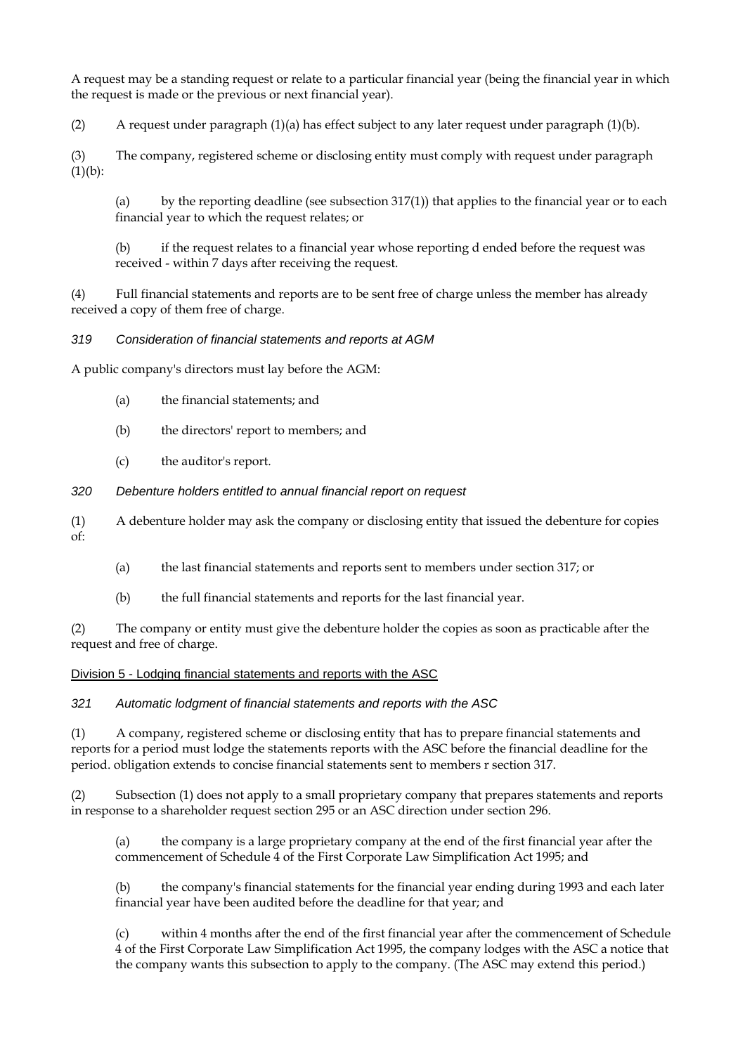A request may be a standing request or relate to a particular financial year (being the financial year in which the request is made or the previous or next financial year).

(2) A request under paragraph (1)(a) has effect subject to any later request under paragraph (1)(b).

(3) The company, registered scheme or disclosing entity must comply with request under paragraph (1)(b):

> (a) by the reporting deadline (see subsection 317(1)) that applies to the financial year or to each financial year to which the request relates; or
>
> (b) if the request relates to a financial year whose reporting d ended before the request was received - within 7 days after receiving the request.

(4) Full financial statements and reports are to be sent free of charge unless the member has already received a copy of them free of charge.

*319 Consideration of financial statements and reports at AGM*

A public company's directors must lay before the AGM:

> (a) the financial statements; and
>
> (b) the directors' report to members; and
>
> (c) the auditor's report.

*320 Debenture holders entitled to annual financial report on request*

(1) A debenture holder may ask the company or disclosing entity that issued the debenture for copies of:

> (a) the last financial statements and reports sent to members under section 317; or
>
> (b) the full financial statements and reports for the last financial year.

(2) The company or entity must give the debenture holder the copies as soon as practicable after the request and free of charge.

Division 5 - Lodging financial statements and reports with the ASC

*321 Automatic lodgment of financial statements and reports with the ASC*

(1) A company, registered scheme or disclosing entity that has to prepare financial statements and reports for a period must lodge the statements reports with the ASC before the financial deadline for the period. obligation extends to concise financial statements sent to members r section 317.

(2) Subsection (1) does not apply to a small proprietary company that prepares statements and reports in response to a shareholder request section 295 or an ASC direction under section 296.

> (a) the company is a large proprietary company at the end of the first financial year after the commencement of Schedule 4 of the First Corporate Law Simplification Act 1995; and
>
> (b) the company's financial statements for the financial year ending during 1993 and each later financial year have been audited before the deadline for that year; and
>
> (c) within 4 months after the end of the first financial year after the commencement of Schedule 4 of the First Corporate Law Simplification Act 1995, the company lodges with the ASC a notice that the company wants this subsection to apply to the company. (The ASC may extend this period.)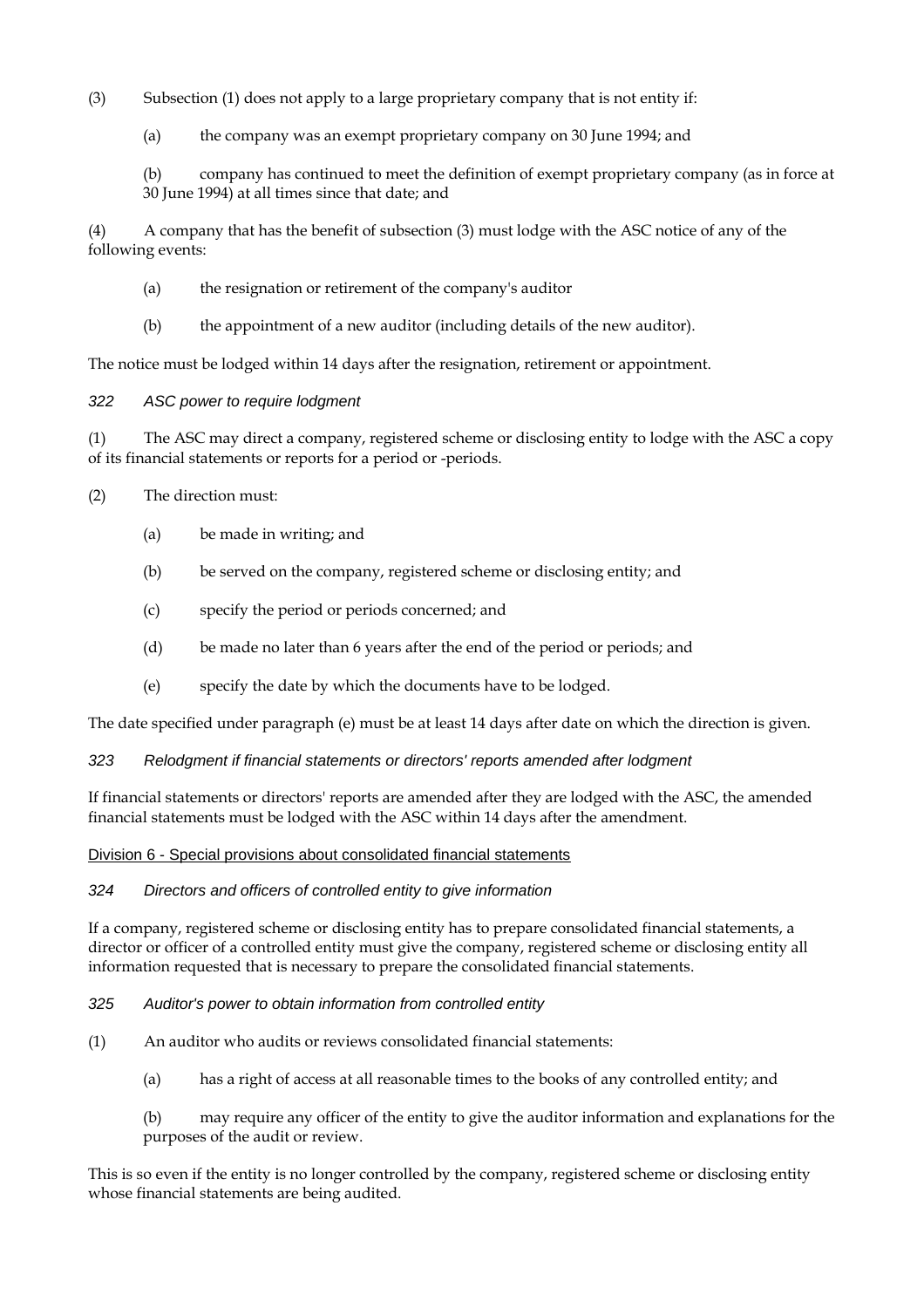(3) Subsection (1) does not apply to a large proprietary company that is not entity if:

(a) the company was an exempt proprietary company on 30 June 1994; and

(b) company has continued to meet the definition of exempt proprietary company (as in force at 30 June 1994) at all times since that date; and

(4) A company that has the benefit of subsection (3) must lodge with the ASC notice of any of the following events:

(a) the resignation or retirement of the company's auditor

(b) the appointment of a new auditor (including details of the new auditor).

The notice must be lodged within 14 days after the resignation, retirement or appointment.

*322 ASC power to require lodgment*

(1) The ASC may direct a company, registered scheme or disclosing entity to lodge with the ASC a copy of its financial statements or reports for a period or -periods.

(2) The direction must:

(a) be made in writing; and

(b) be served on the company, registered scheme or disclosing entity; and

(c) specify the period or periods concerned; and

(d) be made no later than 6 years after the end of the period or periods; and

(e) specify the date by which the documents have to be lodged.

The date specified under paragraph (e) must be at least 14 days after date on which the direction is given.

*323 Relodgment if financial statements or directors' reports amended after lodgment*

If financial statements or directors' reports are amended after they are lodged with the ASC, the amended financial statements must be lodged with the ASC within 14 days after the amendment.

Division 6 - Special provisions about consolidated financial statements

*324 Directors and officers of controlled entity to give information*

If a company, registered scheme or disclosing entity has to prepare consolidated financial statements, a director or officer of a controlled entity must give the company, registered scheme or disclosing entity all information requested that is necessary to prepare the consolidated financial statements.

*325 Auditor's power to obtain information from controlled entity*

(1) An auditor who audits or reviews consolidated financial statements:

(a) has a right of access at all reasonable times to the books of any controlled entity; and

(b) may require any officer of the entity to give the auditor information and explanations for the purposes of the audit or review.

This is so even if the entity is no longer controlled by the company, registered scheme or disclosing entity whose financial statements are being audited.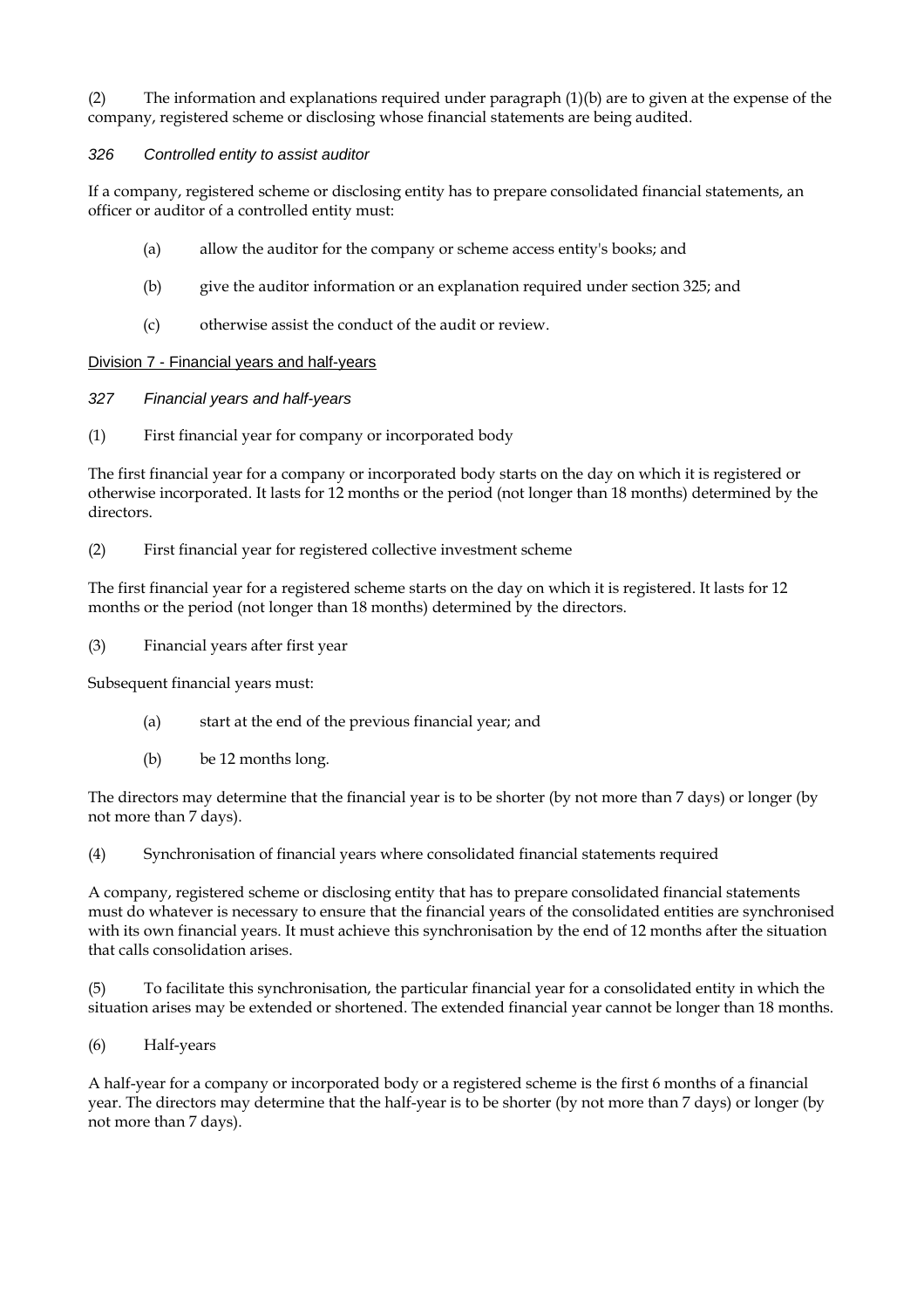(2) The information and explanations required under paragraph (1)(b) are to given at the expense of the company, registered scheme or disclosing whose financial statements are being audited.

*326 Controlled entity to assist auditor*

If a company, registered scheme or disclosing entity has to prepare consolidated financial statements, an officer or auditor of a controlled entity must:

(a) allow the auditor for the company or scheme access entity's books; and

(b) give the auditor information or an explanation required under section 325; and

(c) otherwise assist the conduct of the audit or review.

Division 7 - Financial years and half-years

*327 Financial years and half-years*

(1) First financial year for company or incorporated body

The first financial year for a company or incorporated body starts on the day on which it is registered or otherwise incorporated. It lasts for 12 months or the period (not longer than 18 months) determined by the directors.

(2) First financial year for registered collective investment scheme

The first financial year for a registered scheme starts on the day on which it is registered. It lasts for 12 months or the period (not longer than 18 months) determined by the directors.

(3) Financial years after first year

Subsequent financial years must:

(a) start at the end of the previous financial year; and

(b) be 12 months long.

The directors may determine that the financial year is to be shorter (by not more than 7 days) or longer (by not more than 7 days).

(4) Synchronisation of financial years where consolidated financial statements required

A company, registered scheme or disclosing entity that has to prepare consolidated financial statements must do whatever is necessary to ensure that the financial years of the consolidated entities are synchronised with its own financial years. It must achieve this synchronisation by the end of 12 months after the situation that calls consolidation arises.

(5) To facilitate this synchronisation, the particular financial year for a consolidated entity in which the situation arises may be extended or shortened. The extended financial year cannot be longer than 18 months.

(6) Half-years

A half-year for a company or incorporated body or a registered scheme is the first 6 months of a financial year. The directors may determine that the half-year is to be shorter (by not more than 7 days) or longer (by not more than 7 days).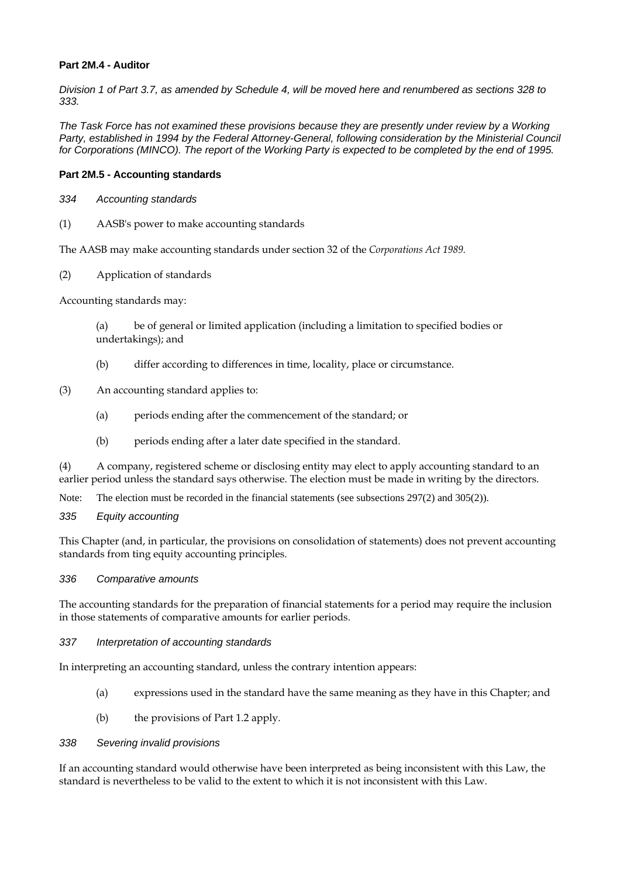**Part 2M.4 - Auditor**

*Division 1 of Part 3.7, as amended by Schedule 4, will be moved here and renumbered as sections 328 to 333.*

*The Task Force has not examined these provisions because they are presently under review by a Working Party, established in 1994 by the Federal Attorney-General, following consideration by the Ministerial Council for Corporations (MINCO). The report of the Working Party is expected to be completed by the end of 1995.*

**Part 2M.5 - Accounting standards**

*334 Accounting standards*

(1) AASB's power to make accounting standards

The AASB may make accounting standards under section 32 of the *Corporations Act 1989*.

(2) Application of standards

Accounting standards may:

(a) be of general or limited application (including a limitation to specified bodies or undertakings); and

(b) differ according to differences in time, locality, place or circumstance.

(3) An accounting standard applies to:

(a) periods ending after the commencement of the standard; or

(b) periods ending after a later date specified in the standard.

(4) A company, registered scheme or disclosing entity may elect to apply accounting standard to an earlier period unless the standard says otherwise. The election must be made in writing by the directors.

Note: The election must be recorded in the financial statements (see subsections 297(2) and 305(2)).

*335 Equity accounting*

This Chapter (and, in particular, the provisions on consolidation of statements) does not prevent accounting standards from ting equity accounting principles.

*336 Comparative amounts*

The accounting standards for the preparation of financial statements for a period may require the inclusion in those statements of comparative amounts for earlier periods.

*337 Interpretation of accounting standards*

In interpreting an accounting standard, unless the contrary intention appears:

(a) expressions used in the standard have the same meaning as they have in this Chapter; and

(b) the provisions of Part 1.2 apply.

*338 Severing invalid provisions*

If an accounting standard would otherwise have been interpreted as being inconsistent with this Law, the standard is nevertheless to be valid to the extent to which it is not inconsistent with this Law.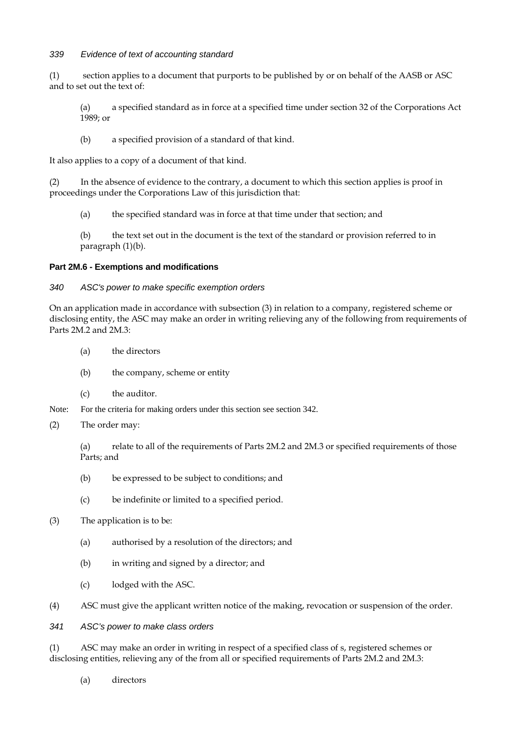*339 Evidence of text of accounting standard*

(1) section applies to a document that purports to be published by or on behalf of the AASB or ASC and to set out the text of:

(a) a specified standard as in force at a specified time under section 32 of the Corporations Act 1989; or

(b) a specified provision of a standard of that kind.

It also applies to a copy of a document of that kind.

(2) In the absence of evidence to the contrary, a document to which this section applies is proof in proceedings under the Corporations Law of this jurisdiction that:

(a) the specified standard was in force at that time under that section; and

(b) the text set out in the document is the text of the standard or provision referred to in paragraph (1)(b).

**Part 2M.6 - Exemptions and modifications**

*340 ASC's power to make specific exemption orders*

On an application made in accordance with subsection (3) in relation to a company, registered scheme or disclosing entity, the ASC may make an order in writing relieving any of the following from requirements of Parts 2M.2 and 2M.3:

(a) the directors

(b) the company, scheme or entity

(c) the auditor.

Note: For the criteria for making orders under this section see section 342.

(2) The order may:

(a) relate to all of the requirements of Parts 2M.2 and 2M.3 or specified requirements of those Parts; and

(b) be expressed to be subject to conditions; and

(c) be indefinite or limited to a specified period.

(3) The application is to be:

(a) authorised by a resolution of the directors; and

(b) in writing and signed by a director; and

(c) lodged with the ASC.

(4) ASC must give the applicant written notice of the making, revocation or suspension of the order.

*341 ASC's power to make class orders*

(1) ASC may make an order in writing in respect of a specified class of s, registered schemes or disclosing entities, relieving any of the from all or specified requirements of Parts 2M.2 and 2M.3:

(a) directors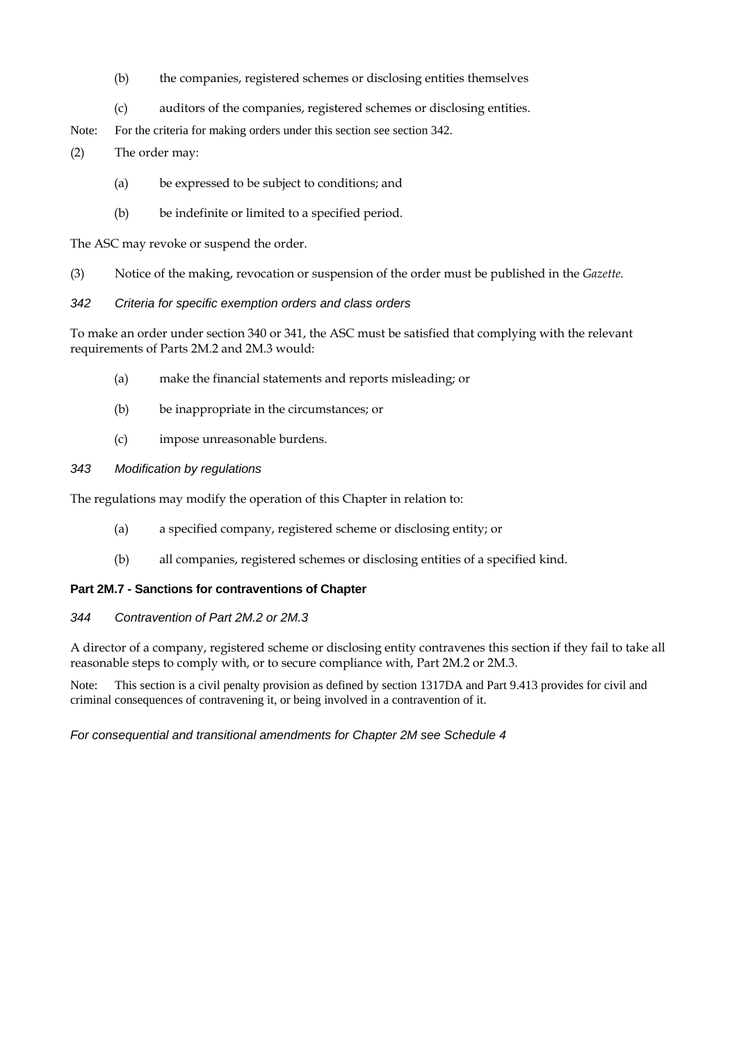(b) the companies, registered schemes or disclosing entities themselves

(c) auditors of the companies, registered schemes or disclosing entities.

Note: For the criteria for making orders under this section see section 342.

(2) The order may:

(a) be expressed to be subject to conditions; and

(b) be indefinite or limited to a specified period.

The ASC may revoke or suspend the order.

(3) Notice of the making, revocation or suspension of the order must be published in the *Gazette.*

### *342 Criteria for specific exemption orders and class orders*

To make an order under section 340 or 341, the ASC must be satisfied that complying with the relevant requirements of Parts 2M.2 and 2M.3 would:

(a) make the financial statements and reports misleading; or

(b) be inappropriate in the circumstances; or

(c) impose unreasonable burdens.

### *343 Modification by regulations*

The regulations may modify the operation of this Chapter in relation to:

(a) a specified company, registered scheme or disclosing entity; or

(b) all companies, registered schemes or disclosing entities of a specified kind.

## **Part 2M.7 - Sanctions for contraventions of Chapter**

### *344 Contravention of Part 2M.2 or 2M.3*

A director of a company, registered scheme or disclosing entity contravenes this section if they fail to take all reasonable steps to comply with, or to secure compliance with, Part 2M.2 or 2M.3.

Note: This section is a civil penalty provision as defined by section 1317DA and Part 9.413 provides for civil and criminal consequences of contravening it, or being involved in a contravention of it.

*For consequential and transitional amendments for Chapter 2M see Schedule 4*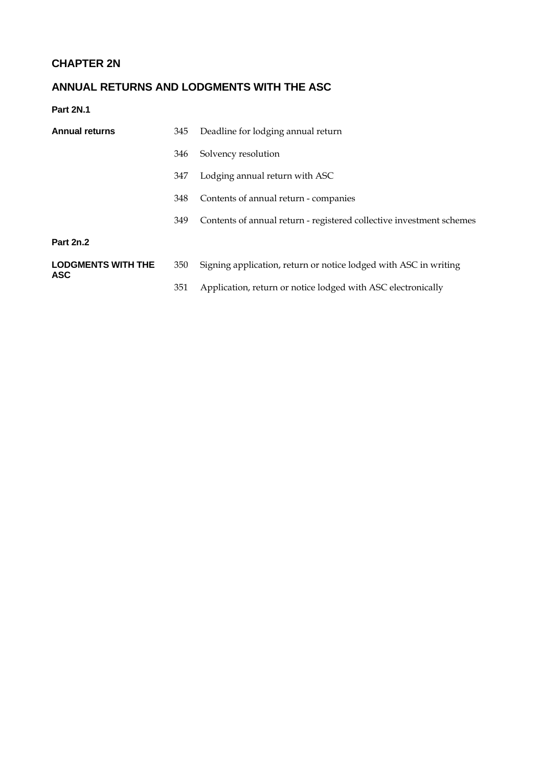## CHAPTER 2N

## ANNUAL RETURNS AND LODGMENTS WITH THE ASC

### Part 2N.1

| **Annual returns** | | |
|---|---|---|
| | 345 | Deadline for lodging annual return |
| | 346 | Solvency resolution |
| | 347 | Lodging annual return with ASC |
| | 348 | Contents of annual return - companies |
| | 349 | Contents of annual return - registered collective investment schemes |

### Part 2n.2

| **LODGMENTS WITH THE ASC** | | |
|---|---|---|
| | 350 | Signing application, return or notice lodged with ASC in writing |
| | 351 | Application, return or notice lodged with ASC electronically |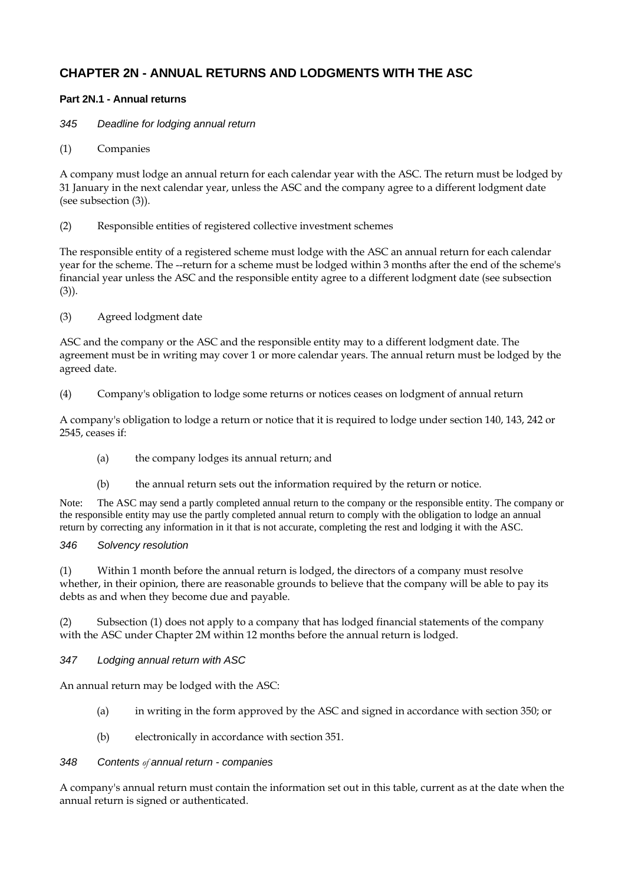# CHAPTER 2N - ANNUAL RETURNS AND LODGMENTS WITH THE ASC

### Part 2N.1 - Annual returns

*345 Deadline for lodging annual return*

(1) Companies

A company must lodge an annual return for each calendar year with the ASC. The return must be lodged by 31 January in the next calendar year, unless the ASC and the company agree to a different lodgment date (see subsection (3)).

(2) Responsible entities of registered collective investment schemes

The responsible entity of a registered scheme must lodge with the ASC an annual return for each calendar year for the scheme. The --return for a scheme must be lodged within 3 months after the end of the scheme's financial year unless the ASC and the responsible entity agree to a different lodgment date (see subsection (3)).

(3) Agreed lodgment date

ASC and the company or the ASC and the responsible entity may to a different lodgment date. The agreement must be in writing may cover 1 or more calendar years. The annual return must be lodged by the agreed date.

(4) Company's obligation to lodge some returns or notices ceases on lodgment of annual return

A company's obligation to lodge a return or notice that it is required to lodge under section 140, 143, 242 or 2545, ceases if:

- (a) the company lodges its annual return; and
- (b) the annual return sets out the information required by the return or notice.

Note: The ASC may send a partly completed annual return to the company or the responsible entity. The company or the responsible entity may use the partly completed annual return to comply with the obligation to lodge an annual return by correcting any information in it that is not accurate, completing the rest and lodging it with the ASC.

*346 Solvency resolution*

(1) Within 1 month before the annual return is lodged, the directors of a company must resolve whether, in their opinion, there are reasonable grounds to believe that the company will be able to pay its debts as and when they become due and payable.

(2) Subsection (1) does not apply to a company that has lodged financial statements of the company with the ASC under Chapter 2M within 12 months before the annual return is lodged.

*347 Lodging annual return with ASC*

An annual return may be lodged with the ASC:

- (a) in writing in the form approved by the ASC and signed in accordance with section 350; or
- (b) electronically in accordance with section 351.

*348 Contents of annual return - companies*

A company's annual return must contain the information set out in this table, current as at the date when the annual return is signed or authenticated.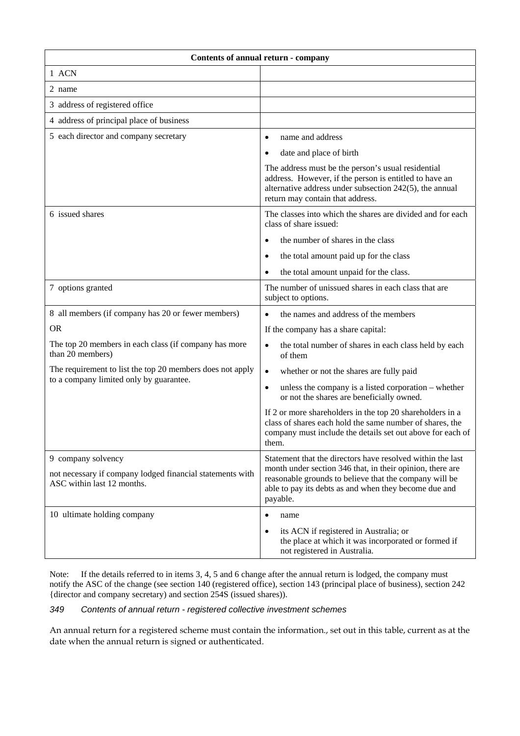| Contents of annual return - company | |
|---|---|
| 1 ACN | |
| 2 name | |
| 3 address of registered office | |
| 4 address of principal place of business | |
| 5 each director and company secretary | • name and address<br>• date and place of birth<br>The address must be the person's usual residential address. However, if the person is entitled to have an alternative address under subsection 242(5), the annual return may contain that address. |
| 6 issued shares | The classes into which the shares are divided and for each class of share issued:<br>• the number of shares in the class<br>• the total amount paid up for the class<br>• the total amount unpaid for the class. |
| 7 options granted | The number of unissued shares in each class that are subject to options. |
| 8 all members (if company has 20 or fewer members)<br>OR<br>The top 20 members in each class (if company has more than 20 members)<br>The requirement to list the top 20 members does not apply to a company limited only by guarantee. | • the names and address of the members<br>If the company has a share capital:<br>• the total number of shares in each class held by each of them<br>• whether or not the shares are fully paid<br>• unless the company is a listed corporation – whether or not the shares are beneficially owned.<br>If 2 or more shareholders in the top 20 shareholders in a class of shares each hold the same number of shares, the company must include the details set out above for each of them. |
| 9 company solvency<br>not necessary if company lodged financial statements with ASC within last 12 months. | Statement that the directors have resolved within the last month under section 346 that, in their opinion, there are reasonable grounds to believe that the company will be able to pay its debts as and when they become due and payable. |
| 10 ultimate holding company | • name<br>• its ACN if registered in Australia; or the place at which it was incorporated or formed if not registered in Australia. |

Note: If the details referred to in items 3, 4, 5 and 6 change after the annual return is lodged, the company must notify the ASC of the change (see section 140 (registered office), section 143 (principal place of business), section 242 {director and company secretary) and section 254S (issued shares)).

*349 Contents of annual return - registered collective investment schemes*

An annual return for a registered scheme must contain the information., set out in this table, current as at the date when the annual return is signed or authenticated.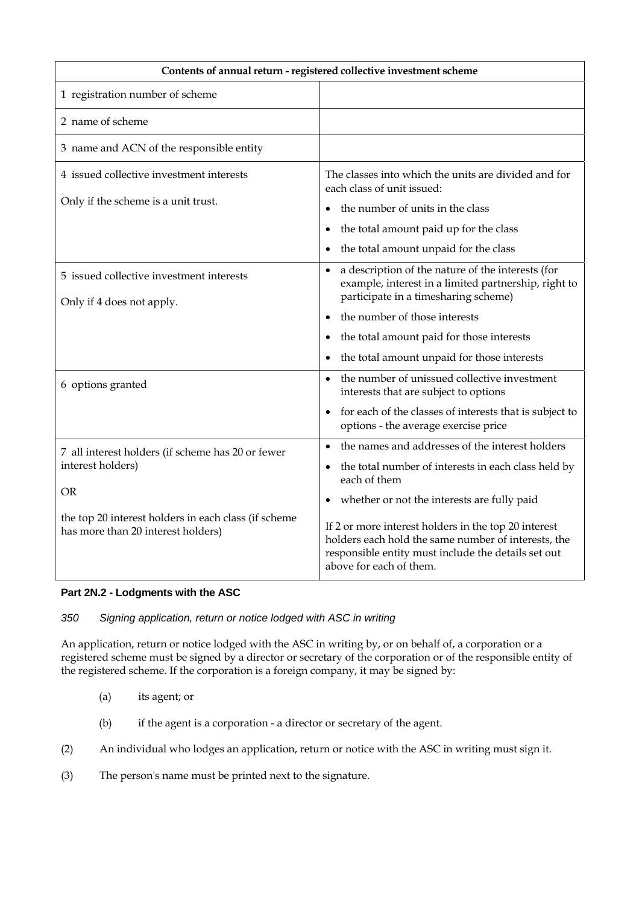| Contents of annual return - registered collective investment scheme | |
|---|---|
| 1 registration number of scheme | |
| 2 name of scheme | |
| 3 name and ACN of the responsible entity | |
| 4 issued collective investment interests<br><br>Only if the scheme is a unit trust. | The classes into which the units are divided and for each class of unit issued:<br>• the number of units in the class<br>• the total amount paid up for the class<br>• the total amount unpaid for the class |
| 5 issued collective investment interests<br><br>Only if 4 does not apply. | • a description of the nature of the interests (for example, interest in a limited partnership, right to participate in a timesharing scheme)<br>• the number of those interests<br>• the total amount paid for those interests<br>• the total amount unpaid for those interests |
| 6 options granted | • the number of unissued collective investment interests that are subject to options<br>• for each of the classes of interests that is subject to options - the average exercise price |
| 7 all interest holders (if scheme has 20 or fewer interest holders)<br><br>OR<br><br>the top 20 interest holders in each class (if scheme has more than 20 interest holders) | • the names and addresses of the interest holders<br>• the total number of interests in each class held by each of them<br>• whether or not the interests are fully paid<br><br>If 2 or more interest holders in the top 20 interest holders each hold the same number of interests, the responsible entity must include the details set out above for each of them. |

### Part 2N.2 - Lodgments with the ASC

*350 Signing application, return or notice lodged with ASC in writing*

An application, return or notice lodged with the ASC in writing by, or on behalf of, a corporation or a registered scheme must be signed by a director or secretary of the corporation or of the responsible entity of the registered scheme. If the corporation is a foreign company, it may be signed by:

(a) its agent; or

(b) if the agent is a corporation - a director or secretary of the agent.

(2) An individual who lodges an application, return or notice with the ASC in writing must sign it.

(3) The person's name must be printed next to the signature.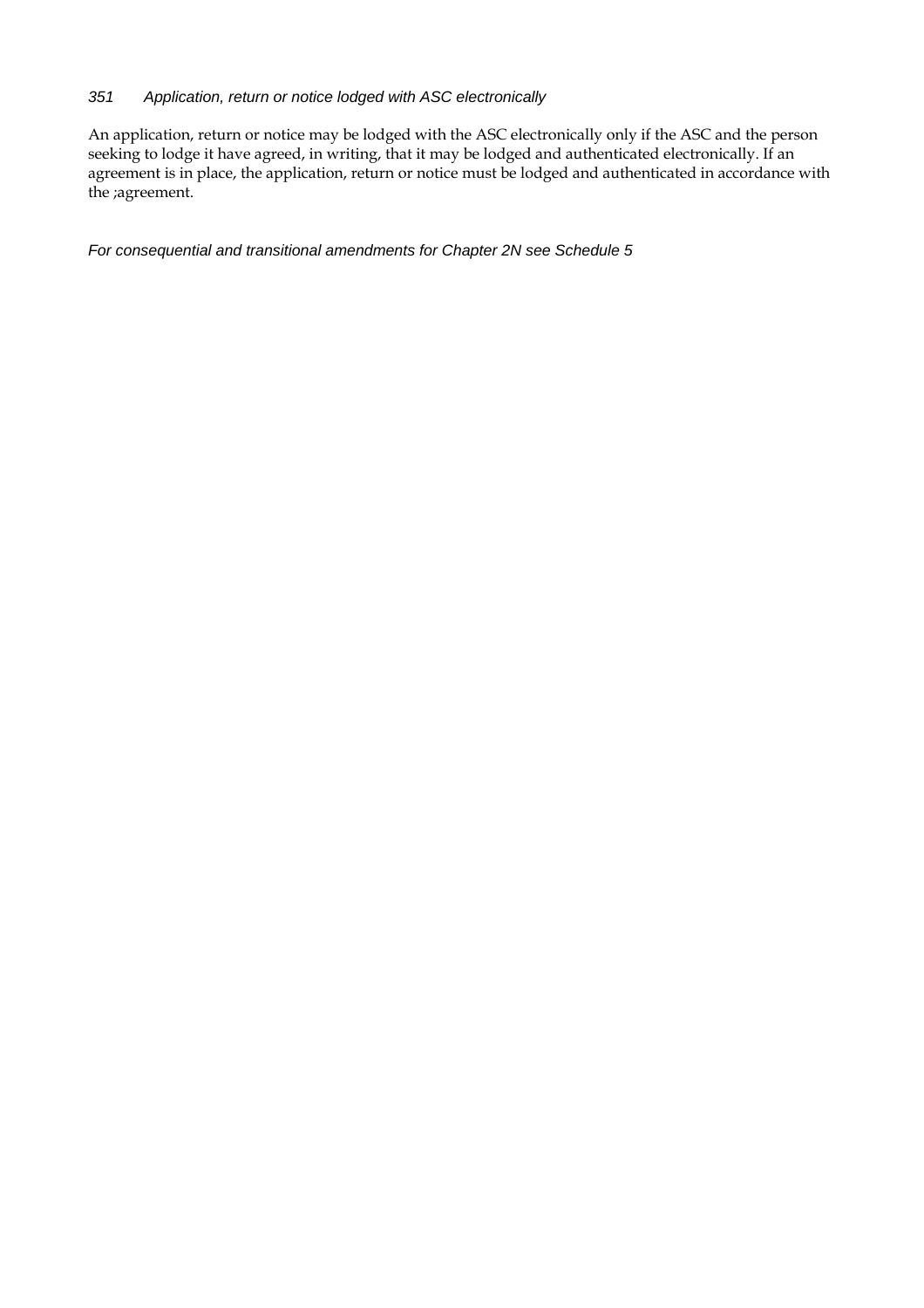*351 Application, return or notice lodged with ASC electronically*

An application, return or notice may be lodged with the ASC electronically only if the ASC and the person seeking to lodge it have agreed, in writing, that it may be lodged and authenticated electronically. If an agreement is in place, the application, return or notice must be lodged and authenticated in accordance with the ;agreement.

*For consequential and transitional amendments for Chapter 2N see Schedule 5*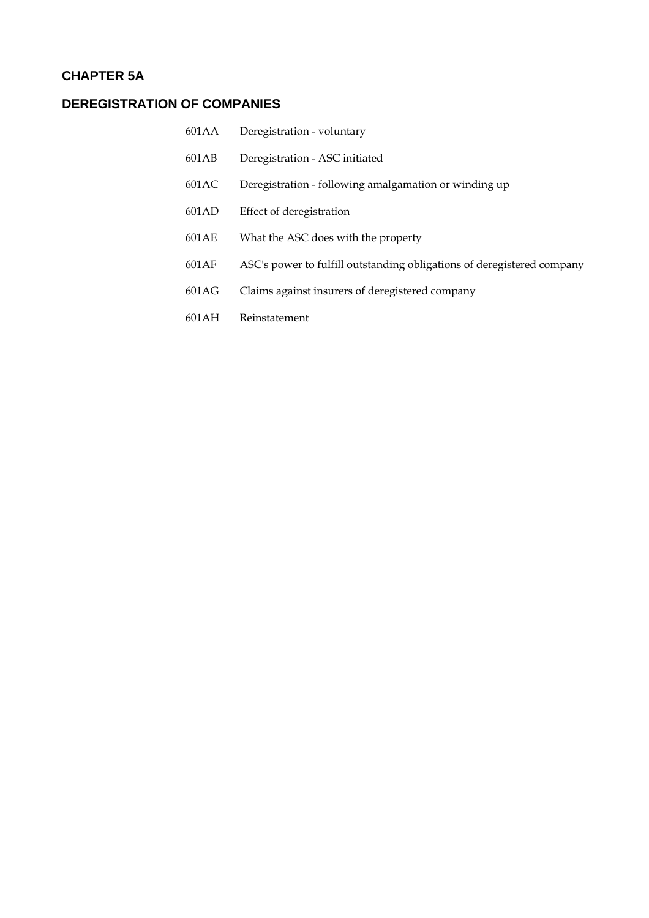## CHAPTER 5A

## DEREGISTRATION OF COMPANIES

| | |
|---|---|
| 601AA | Deregistration - voluntary |
| 601AB | Deregistration - ASC initiated |
| 601AC | Deregistration - following amalgamation or winding up |
| 601AD | Effect of deregistration |
| 601AE | What the ASC does with the property |
| 601AF | ASC's power to fulfill outstanding obligations of deregistered company |
| 601AG | Claims against insurers of deregistered company |
| 601AH | Reinstatement |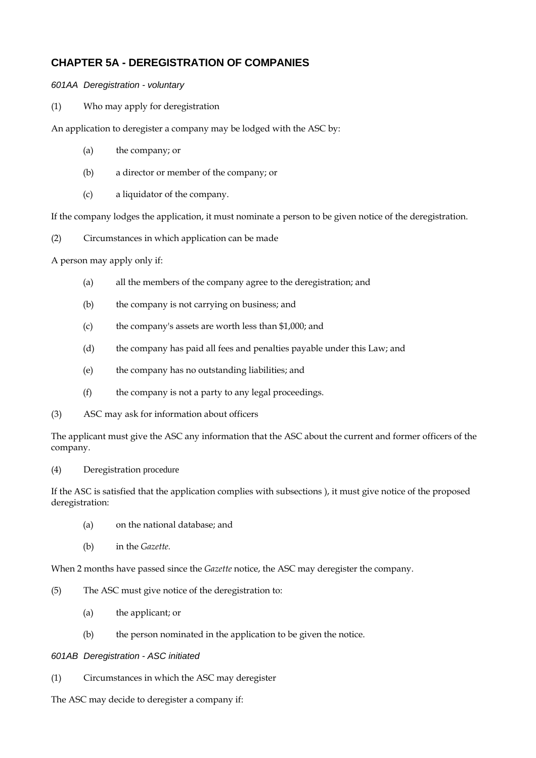## CHAPTER 5A - DEREGISTRATION OF COMPANIES

*601AA Deregistration - voluntary*

(1) Who may apply for deregistration

An application to deregister a company may be lodged with the ASC by:

- (a) the company; or
- (b) a director or member of the company; or
- (c) a liquidator of the company.

If the company lodges the application, it must nominate a person to be given notice of the deregistration.

(2) Circumstances in which application can be made

A person may apply only if:

- (a) all the members of the company agree to the deregistration; and
- (b) the company is not carrying on business; and
- (c) the company's assets are worth less than $1,000; and
- (d) the company has paid all fees and penalties payable under this Law; and
- (e) the company has no outstanding liabilities; and
- (f) the company is not a party to any legal proceedings.

(3) ASC may ask for information about officers

The applicant must give the ASC any information that the ASC about the current and former officers of the company.

(4) Deregistration procedure

If the ASC is satisfied that the application complies with subsections ), it must give notice of the proposed deregistration:

- (a) on the national database; and
- (b) in the *Gazette*.

When 2 months have passed since the *Gazette* notice, the ASC may deregister the company.

(5) The ASC must give notice of the deregistration to:

- (a) the applicant; or
- (b) the person nominated in the application to be given the notice.

*601AB Deregistration - ASC initiated*

(1) Circumstances in which the ASC may deregister

The ASC may decide to deregister a company if: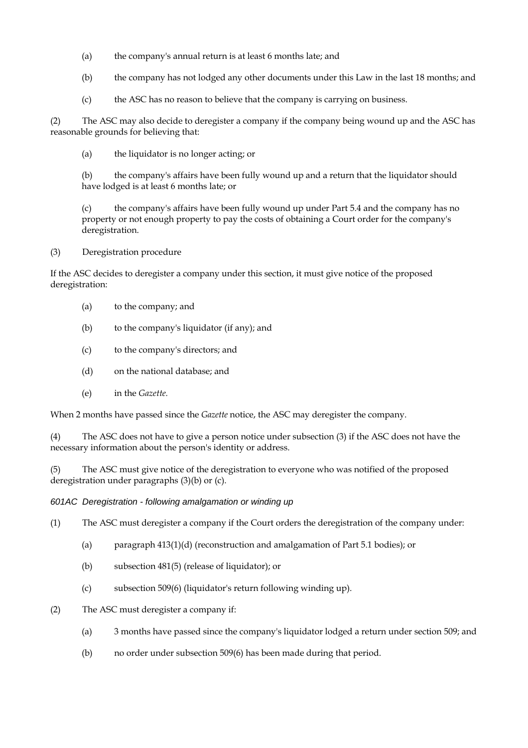(a) the company's annual return is at least 6 months late; and

(b) the company has not lodged any other documents under this Law in the last 18 months; and

(c) the ASC has no reason to believe that the company is carrying on business.

(2) The ASC may also decide to deregister a company if the company being wound up and the ASC has reasonable grounds for believing that:

(a) the liquidator is no longer acting; or

(b) the company's affairs have been fully wound up and a return that the liquidator should have lodged is at least 6 months late; or

(c) the company's affairs have been fully wound up under Part 5.4 and the company has no property or not enough property to pay the costs of obtaining a Court order for the company's deregistration.

(3) Deregistration procedure

If the ASC decides to deregister a company under this section, it must give notice of the proposed deregistration:

(a) to the company; and

(b) to the company's liquidator (if any); and

(c) to the company's directors; and

(d) on the national database; and

(e) in the *Gazette*.

When 2 months have passed since the *Gazette* notice, the ASC may deregister the company.

(4) The ASC does not have to give a person notice under subsection (3) if the ASC does not have the necessary information about the person's identity or address.

(5) The ASC must give notice of the deregistration to everyone who was notified of the proposed deregistration under paragraphs (3)(b) or (c).

*601AC Deregistration - following amalgamation or winding up*

(1) The ASC must deregister a company if the Court orders the deregistration of the company under:

(a) paragraph 413(1)(d) (reconstruction and amalgamation of Part 5.1 bodies); or

(b) subsection 481(5) (release of liquidator); or

(c) subsection 509(6) (liquidator's return following winding up).

(2) The ASC must deregister a company if:

(a) 3 months have passed since the company's liquidator lodged a return under section 509; and

(b) no order under subsection 509(6) has been made during that period.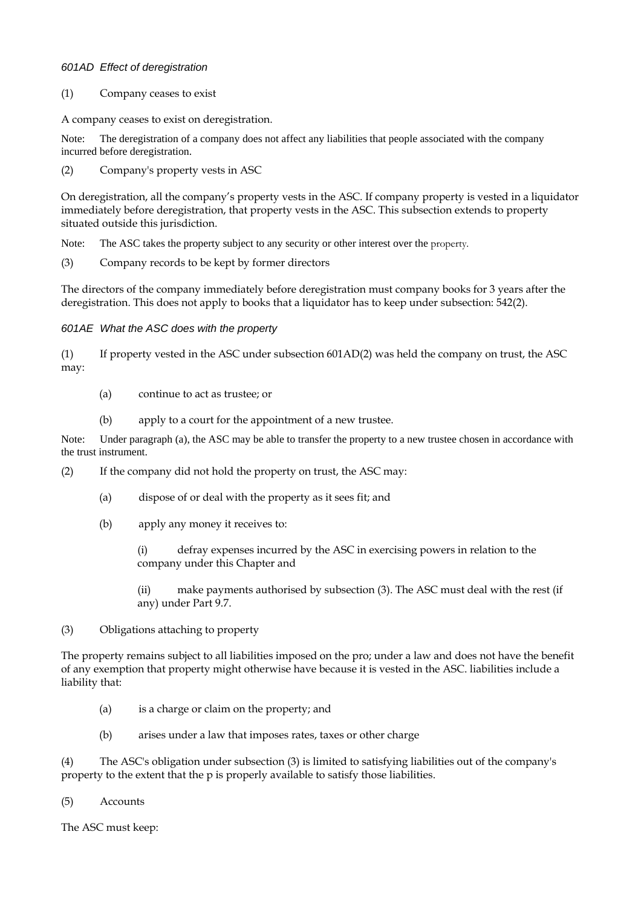### *601AD Effect of deregistration*

(1) Company ceases to exist

A company ceases to exist on deregistration.

Note: The deregistration of a company does not affect any liabilities that people associated with the company incurred before deregistration.

(2) Company's property vests in ASC

On deregistration, all the company's property vests in the ASC. If company property is vested in a liquidator immediately before deregistration, that property vests in the ASC. This subsection extends to property situated outside this jurisdiction.

Note: The ASC takes the property subject to any security or other interest over the property.

(3) Company records to be kept by former directors

The directors of the company immediately before deregistration must company books for 3 years after the deregistration. This does not apply to books that a liquidator has to keep under subsection: 542(2).

### *601AE What the ASC does with the property*

(1) If property vested in the ASC under subsection 601AD(2) was held the company on trust, the ASC may:

- (a) continue to act as trustee; or
- (b) apply to a court for the appointment of a new trustee.

Note: Under paragraph (a), the ASC may be able to transfer the property to a new trustee chosen in accordance with the trust instrument.

(2) If the company did not hold the property on trust, the ASC may:

- (a) dispose of or deal with the property as it sees fit; and
- (b) apply any money it receives to:
  - (i) defray expenses incurred by the ASC in exercising powers in relation to the company under this Chapter and
  - (ii) make payments authorised by subsection (3). The ASC must deal with the rest (if any) under Part 9.7.

(3) Obligations attaching to property

The property remains subject to all liabilities imposed on the pro; under a law and does not have the benefit of any exemption that property might otherwise have because it is vested in the ASC. liabilities include a liability that:

- (a) is a charge or claim on the property; and
- (b) arises under a law that imposes rates, taxes or other charge

(4) The ASC's obligation under subsection (3) is limited to satisfying liabilities out of the company's property to the extent that the p is properly available to satisfy those liabilities.

(5) Accounts

The ASC must keep: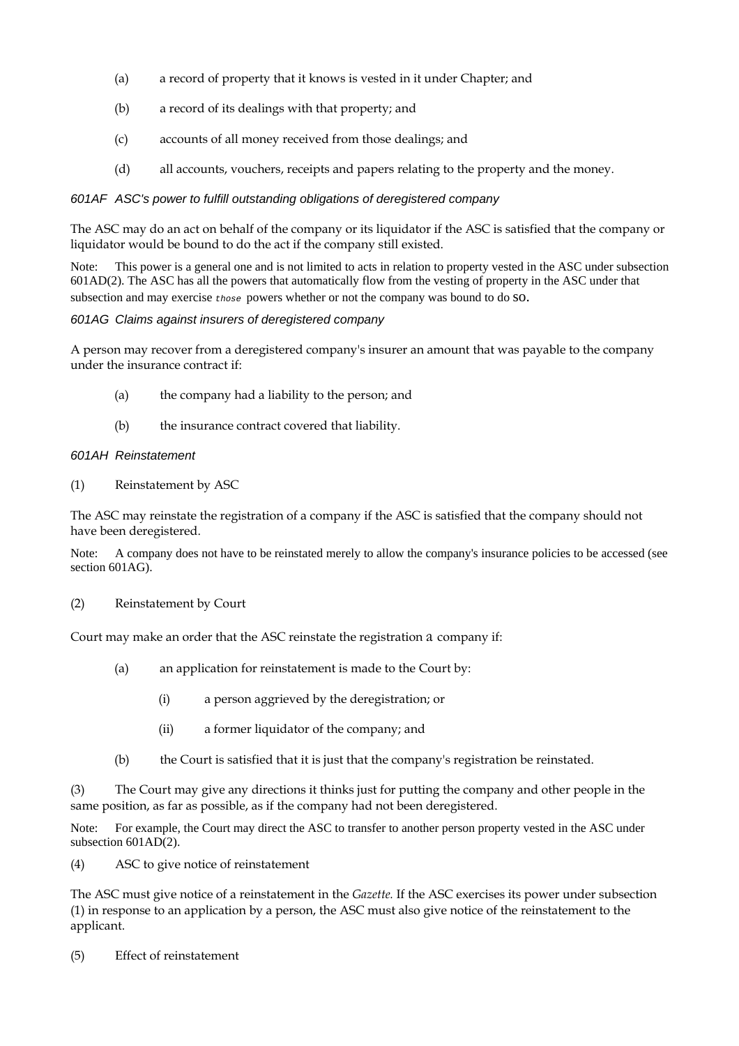(a) a record of property that it knows is vested in it under Chapter; and

(b) a record of its dealings with that property; and

(c) accounts of all money received from those dealings; and

(d) all accounts, vouchers, receipts and papers relating to the property and the money.

*601AF ASC's power to fulfill outstanding obligations of deregistered company*

The ASC may do an act on behalf of the company or its liquidator if the ASC is satisfied that the company or liquidator would be bound to do the act if the company still existed.

Note: This power is a general one and is not limited to acts in relation to property vested in the ASC under subsection 601AD(2). The ASC has all the powers that automatically flow from the vesting of property in the ASC under that subsection and may exercise *those* powers whether or not the company was bound to do so.

*601AG Claims against insurers of deregistered company*

A person may recover from a deregistered company's insurer an amount that was payable to the company under the insurance contract if:

(a) the company had a liability to the person; and

(b) the insurance contract covered that liability.

*601AH Reinstatement*

(1) Reinstatement by ASC

The ASC may reinstate the registration of a company if the ASC is satisfied that the company should not have been deregistered.

Note: A company does not have to be reinstated merely to allow the company's insurance policies to be accessed (see section 601AG).

(2) Reinstatement by Court

Court may make an order that the ASC reinstate the registration a company if:

(a) an application for reinstatement is made to the Court by:

(i) a person aggrieved by the deregistration; or

(ii) a former liquidator of the company; and

(b) the Court is satisfied that it is just that the company's registration be reinstated.

(3) The Court may give any directions it thinks just for putting the company and other people in the same position, as far as possible, as if the company had not been deregistered.

Note: For example, the Court may direct the ASC to transfer to another person property vested in the ASC under subsection 601AD(2).

(4) ASC to give notice of reinstatement

The ASC must give notice of a reinstatement in the *Gazette.* If the ASC exercises its power under subsection (1) in response to an application by a person, the ASC must also give notice of the reinstatement to the applicant.

(5) Effect of reinstatement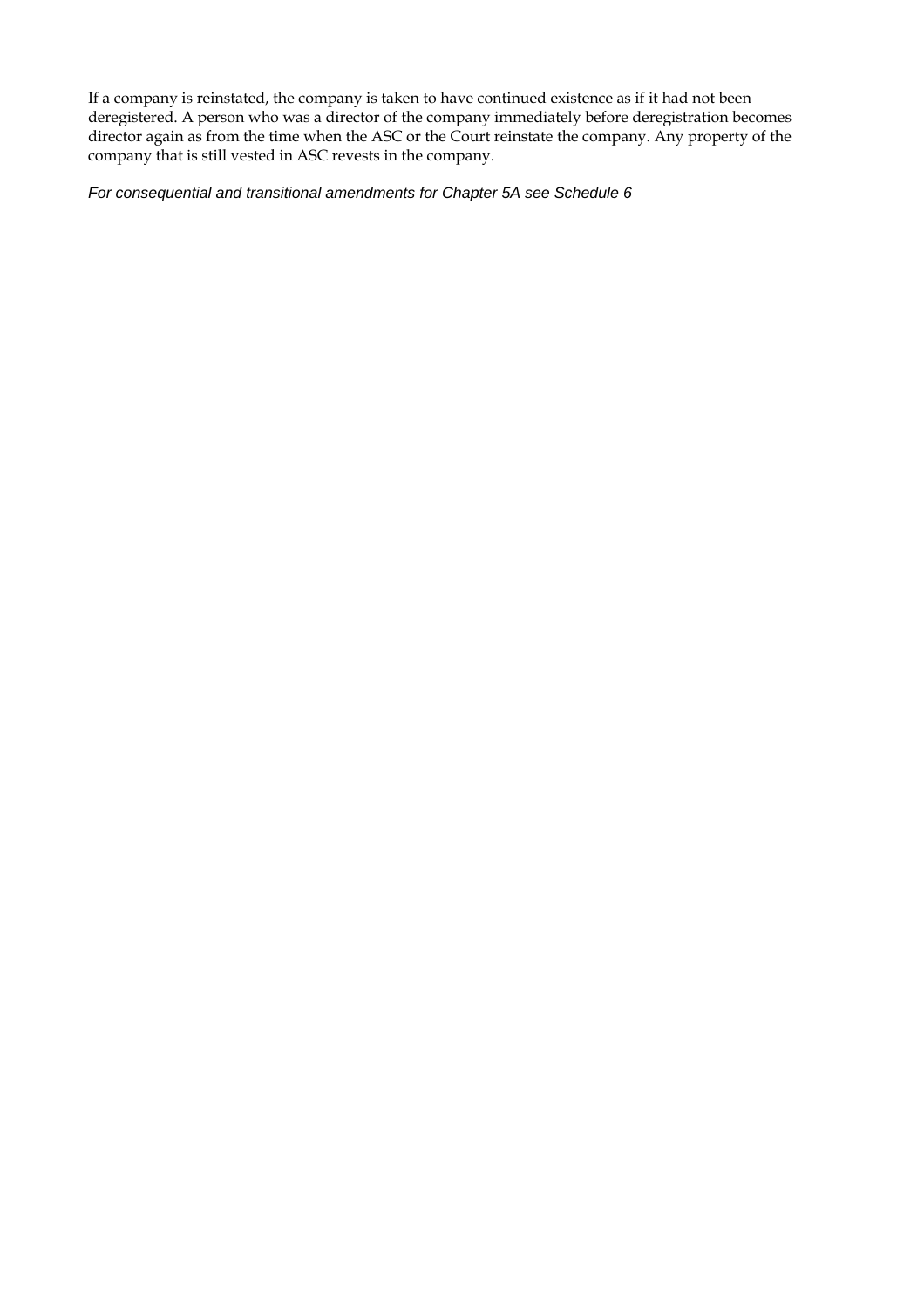If a company is reinstated, the company is taken to have continued existence as if it had not been deregistered. A person who was a director of the company immediately before deregistration becomes director again as from the time when the ASC or the Court reinstate the company. Any property of the company that is still vested in ASC revests in the company.

*For consequential and transitional amendments for Chapter 5A see Schedule 6*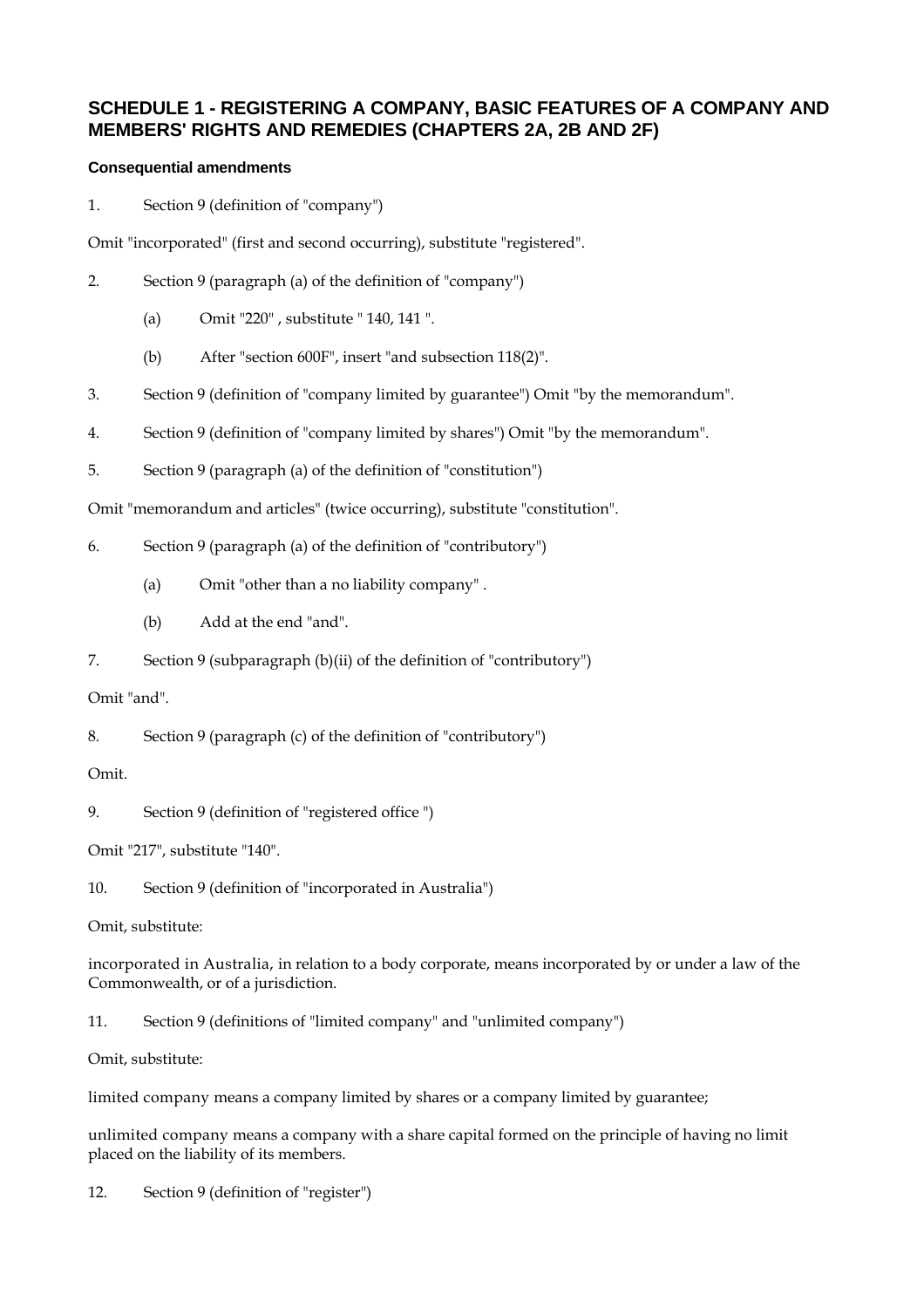## SCHEDULE 1 - REGISTERING A COMPANY, BASIC FEATURES OF A COMPANY AND MEMBERS' RIGHTS AND REMEDIES (CHAPTERS 2A, 2B AND 2F)

#### Consequential amendments

1. Section 9 (definition of "company")

Omit "incorporated" (first and second occurring), substitute "registered".

2. Section 9 (paragraph (a) of the definition of "company")

   (a) Omit "220" , substitute " 140, 141 ".

   (b) After "section 600F", insert "and subsection 118(2)".

3. Section 9 (definition of "company limited by guarantee") Omit "by the memorandum".

4. Section 9 (definition of "company limited by shares") Omit "by the memorandum".

5. Section 9 (paragraph (a) of the definition of "constitution")

Omit "memorandum and articles" (twice occurring), substitute "constitution".

6. Section 9 (paragraph (a) of the definition of "contributory")

   (a) Omit "other than a no liability company" .

   (b) Add at the end "and".

7. Section 9 (subparagraph (b)(ii) of the definition of "contributory")

Omit "and".

8. Section 9 (paragraph (c) of the definition of "contributory")

Omit.

9. Section 9 (definition of "registered office ")

Omit "217", substitute "140".

10. Section 9 (definition of "incorporated in Australia")

Omit, substitute:

incorporated in Australia, in relation to a body corporate, means incorporated by or under a law of the Commonwealth, or of a jurisdiction.

11. Section 9 (definitions of "limited company" and "unlimited company")

Omit, substitute:

limited company means a company limited by shares or a company limited by guarantee;

unlimited company means a company with a share capital formed on the principle of having no limit placed on the liability of its members.

12. Section 9 (definition of "register")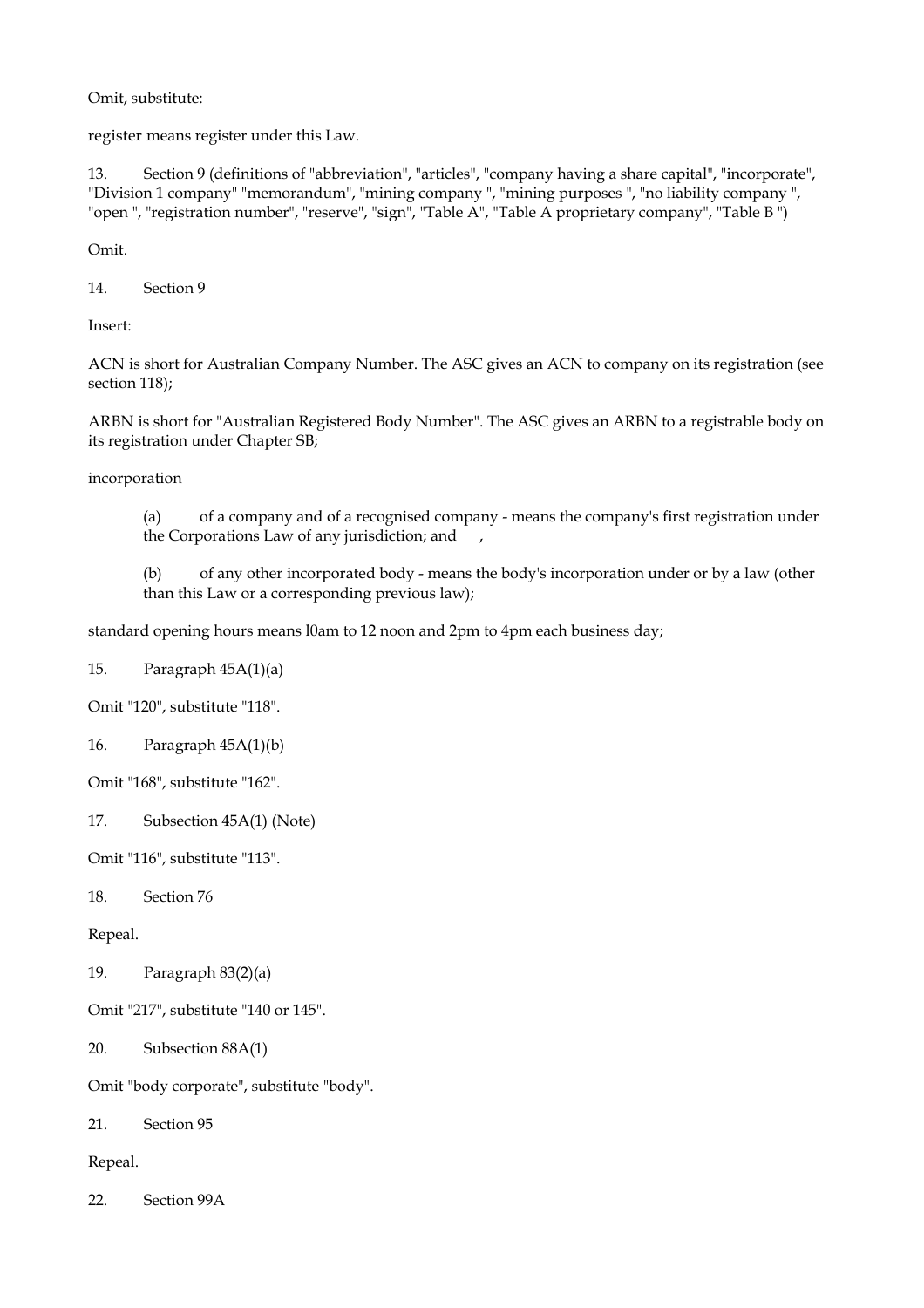Omit, substitute:

register means register under this Law.

13. Section 9 (definitions of "abbreviation", "articles", "company having a share capital", "incorporate", "Division 1 company" "memorandum", "mining company ", "mining purposes ", "no liability company ", "open ", "registration number", "reserve", "sign", "Table A", "Table A proprietary company", "Table B ")

Omit.

14. Section 9

Insert:

ACN is short for Australian Company Number. The ASC gives an ACN to company on its registration (see section 118);

ARBN is short for "Australian Registered Body Number". The ASC gives an ARBN to a registrable body on its registration under Chapter SB;

incorporation

> (a) of a company and of a recognised company - means the company's first registration under the Corporations Law of any jurisdiction; and ,
>
> (b) of any other incorporated body - means the body's incorporation under or by a law (other than this Law or a corresponding previous law);

standard opening hours means l0am to 12 noon and 2pm to 4pm each business day;

15. Paragraph 45A(1)(a)

Omit "120", substitute "118".

16. Paragraph 45A(1)(b)

Omit "168", substitute "162".

17. Subsection 45A(1) (Note)

Omit "116", substitute "113".

18. Section 76

Repeal.

19. Paragraph 83(2)(a)

Omit "217", substitute "140 or 145".

20. Subsection 88A(1)

Omit "body corporate", substitute "body".

21. Section 95

Repeal.

22. Section 99A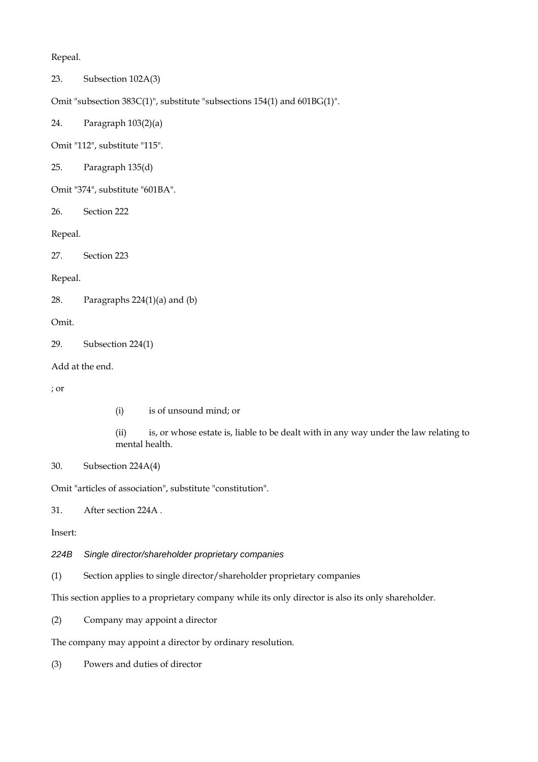Repeal.

23. Subsection 102A(3)

Omit "subsection 383C(1)", substitute "subsections 154(1) and 601BG(1)".

24. Paragraph 103(2)(a)

Omit "112", substitute "115".

25. Paragraph 135(d)

Omit "374", substitute "601BA".

26. Section 222

Repeal.

27. Section 223

Repeal.

28. Paragraphs 224(1)(a) and (b)

Omit.

29. Subsection 224(1)

Add at the end.

; or

(i) is of unsound mind; or

(ii) is, or whose estate is, liable to be dealt with in any way under the law relating to mental health.

30. Subsection 224A(4)

Omit "articles of association", substitute "constitution".

31. After section 224A .

Insert:

*224B Single director/shareholder proprietary companies*

(1) Section applies to single director/shareholder proprietary companies

This section applies to a proprietary company while its only director is also its only shareholder.

(2) Company may appoint a director

The company may appoint a director by ordinary resolution.

(3) Powers and duties of director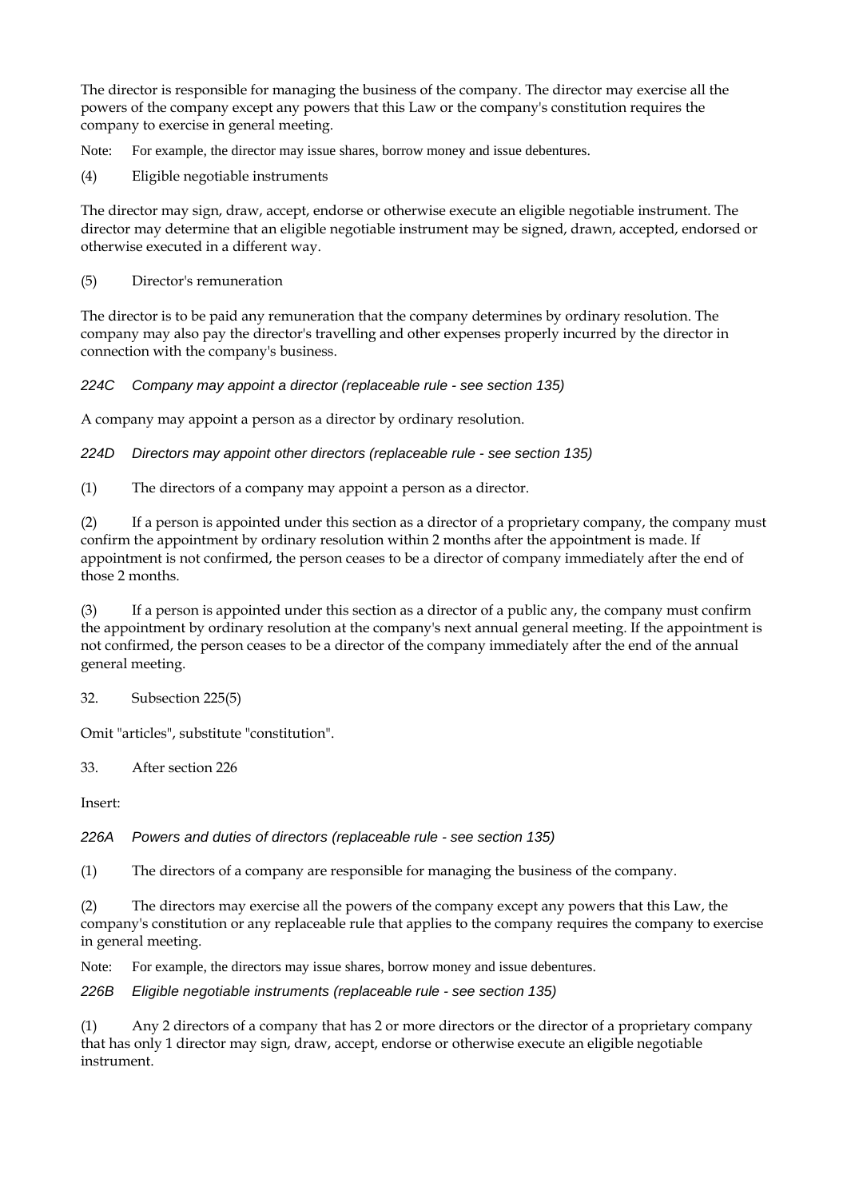The director is responsible for managing the business of the company. The director may exercise all the powers of the company except any powers that this Law or the company's constitution requires the company to exercise in general meeting.

Note: For example, the director may issue shares, borrow money and issue debentures.

(4) Eligible negotiable instruments

The director may sign, draw, accept, endorse or otherwise execute an eligible negotiable instrument. The director may determine that an eligible negotiable instrument may be signed, drawn, accepted, endorsed or otherwise executed in a different way.

(5) Director's remuneration

The director is to be paid any remuneration that the company determines by ordinary resolution. The company may also pay the director's travelling and other expenses properly incurred by the director in connection with the company's business.

*224C Company may appoint a director (replaceable rule - see section 135)*

A company may appoint a person as a director by ordinary resolution.

*224D Directors may appoint other directors (replaceable rule - see section 135)*

(1) The directors of a company may appoint a person as a director.

(2) If a person is appointed under this section as a director of a proprietary company, the company must confirm the appointment by ordinary resolution within 2 months after the appointment is made. If appointment is not confirmed, the person ceases to be a director of company immediately after the end of those 2 months.

(3) If a person is appointed under this section as a director of a public any, the company must confirm the appointment by ordinary resolution at the company's next annual general meeting. If the appointment is not confirmed, the person ceases to be a director of the company immediately after the end of the annual general meeting.

32. Subsection 225(5)

Omit "articles", substitute "constitution".

33. After section 226

Insert:

*226A Powers and duties of directors (replaceable rule - see section 135)*

(1) The directors of a company are responsible for managing the business of the company.

(2) The directors may exercise all the powers of the company except any powers that this Law, the company's constitution or any replaceable rule that applies to the company requires the company to exercise in general meeting.

Note: For example, the directors may issue shares, borrow money and issue debentures.

*226B Eligible negotiable instruments (replaceable rule - see section 135)*

(1) Any 2 directors of a company that has 2 or more directors or the director of a proprietary company that has only 1 director may sign, draw, accept, endorse or otherwise execute an eligible negotiable instrument.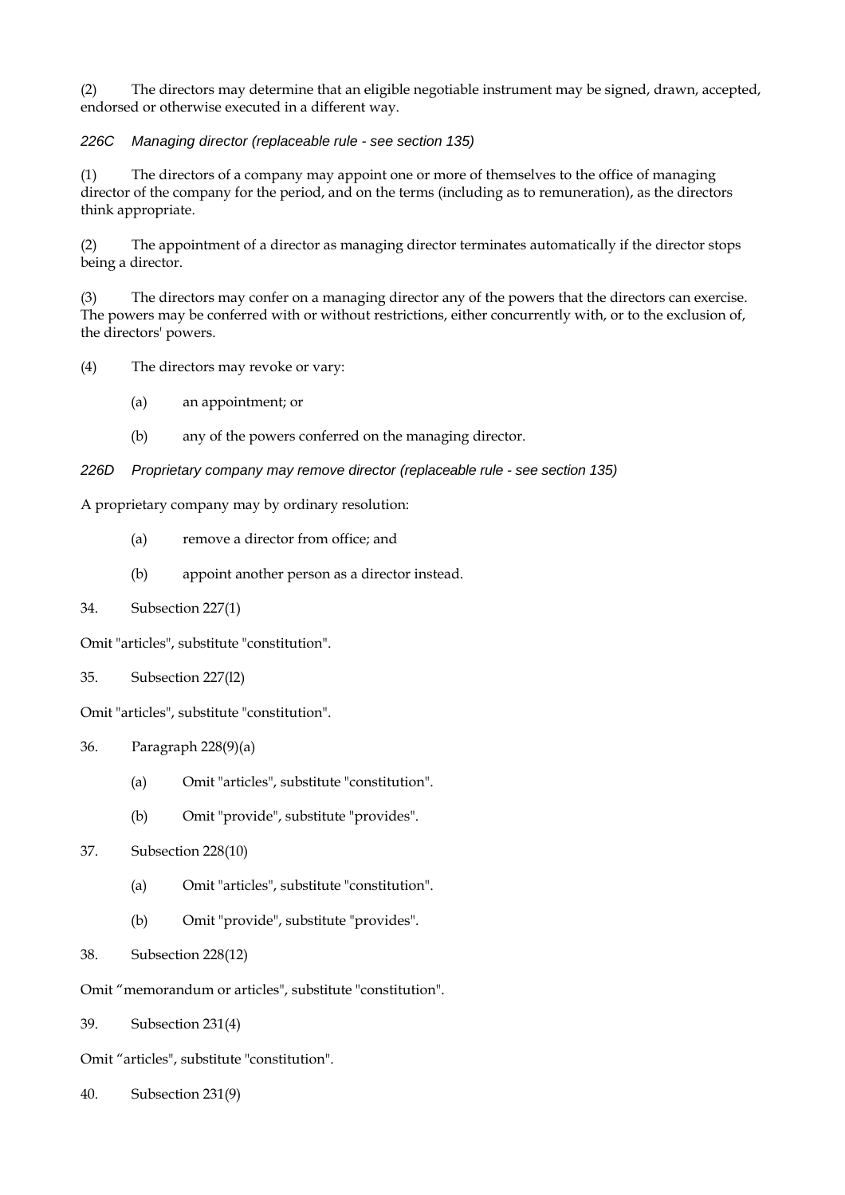(2) The directors may determine that an eligible negotiable instrument may be signed, drawn, accepted, endorsed or otherwise executed in a different way.

*226C Managing director (replaceable rule - see section 135)*

(1) The directors of a company may appoint one or more of themselves to the office of managing director of the company for the period, and on the terms (including as to remuneration), as the directors think appropriate.

(2) The appointment of a director as managing director terminates automatically if the director stops being a director.

(3) The directors may confer on a managing director any of the powers that the directors can exercise. The powers may be conferred with or without restrictions, either concurrently with, or to the exclusion of, the directors' powers.

(4) The directors may revoke or vary:

(a) an appointment; or

(b) any of the powers conferred on the managing director.

*226D Proprietary company may remove director (replaceable rule - see section 135)*

A proprietary company may by ordinary resolution:

(a) remove a director from office; and

(b) appoint another person as a director instead.

34. Subsection 227(1)

Omit "articles", substitute "constitution".

35. Subsection 227(l2)

Omit "articles", substitute "constitution".

36. Paragraph 228(9)(a)

(a) Omit "articles", substitute "constitution".

(b) Omit "provide", substitute "provides".

37. Subsection 228(10)

(a) Omit "articles", substitute "constitution".

(b) Omit "provide", substitute "provides".

38. Subsection 228(12)

Omit “memorandum or articles", substitute "constitution".

39. Subsection 231(4)

Omit “articles", substitute "constitution".

40. Subsection 231(9)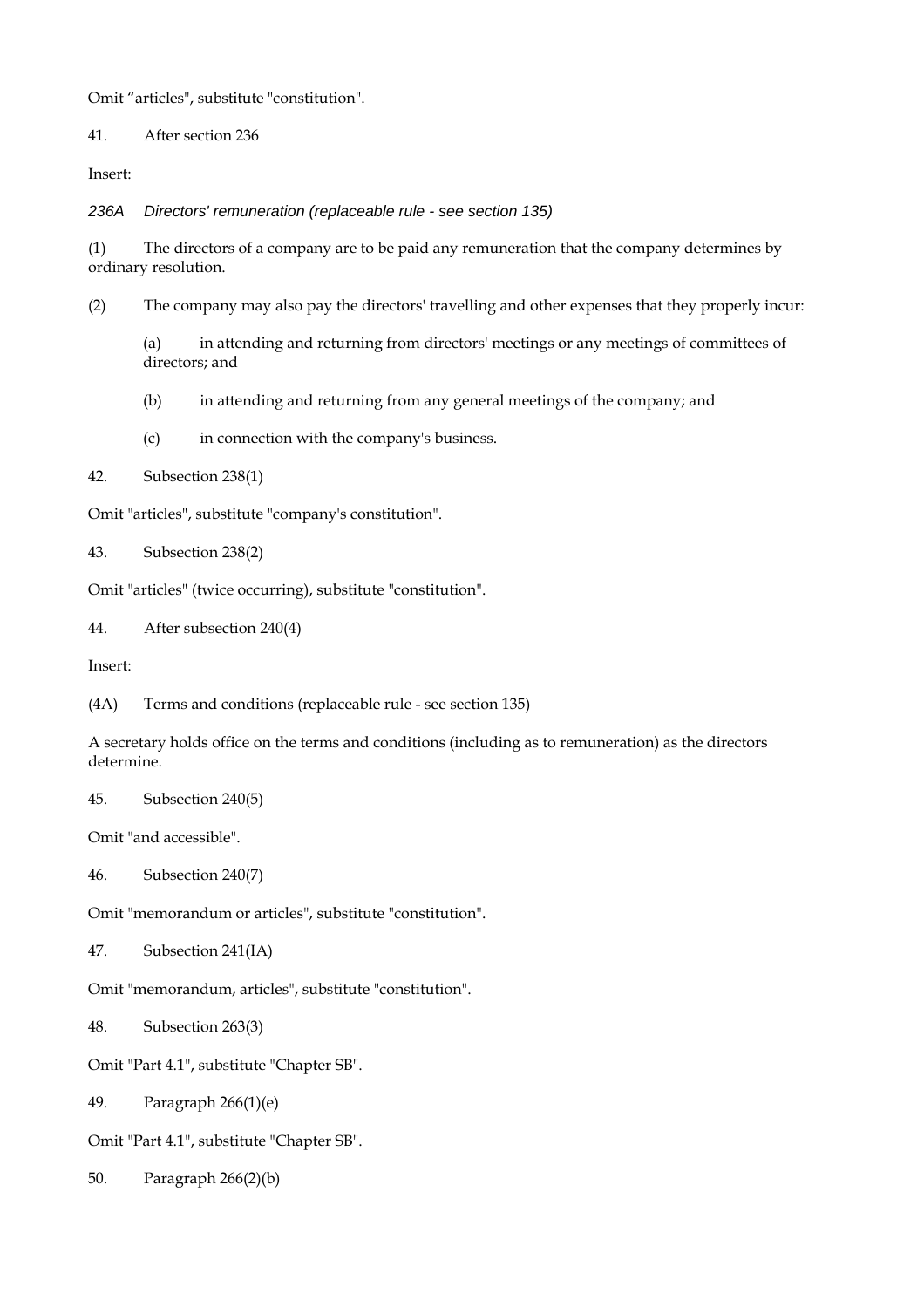Omit “articles", substitute "constitution".

41. After section 236

Insert:

*236A Directors' remuneration (replaceable rule - see section 135)*

(1) The directors of a company are to be paid any remuneration that the company determines by ordinary resolution.

(2) The company may also pay the directors' travelling and other expenses that they properly incur:

(a) in attending and returning from directors' meetings or any meetings of committees of directors; and

(b) in attending and returning from any general meetings of the company; and

(c) in connection with the company's business.

42. Subsection 238(1)

Omit "articles", substitute "company's constitution".

43. Subsection 238(2)

Omit "articles" (twice occurring), substitute "constitution".

44. After subsection 240(4)

Insert:

(4A) Terms and conditions (replaceable rule - see section 135)

A secretary holds office on the terms and conditions (including as to remuneration) as the directors determine.

45. Subsection 240(5)

Omit "and accessible".

46. Subsection 240(7)

Omit "memorandum or articles", substitute "constitution".

47. Subsection 241(IA)

Omit "memorandum, articles", substitute "constitution".

48. Subsection 263(3)

Omit "Part 4.1", substitute "Chapter SB".

49. Paragraph 266(1)(e)

Omit "Part 4.1", substitute "Chapter SB".

50. Paragraph 266(2)(b)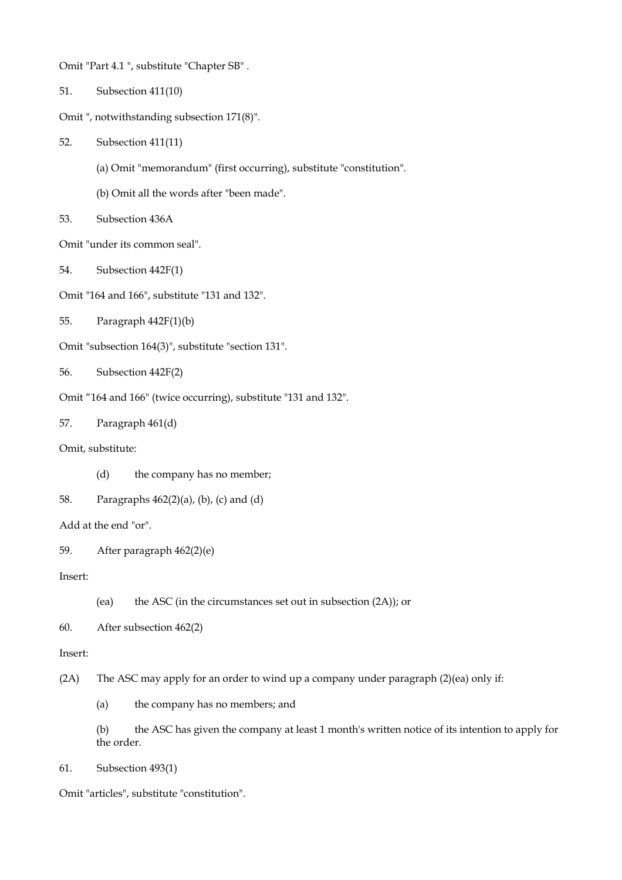Omit "Part 4.1 ", substitute "Chapter SB" .

51. Subsection 411(10)

Omit ", notwithstanding subsection 171(8)".

52. Subsection 411(11)

(a) Omit "memorandum" (first occurring), substitute "constitution".

(b) Omit all the words after "been made".

53. Subsection 436A

Omit "under its common seal".

54. Subsection 442F(1)

Omit "164 and 166", substitute "131 and 132".

55. Paragraph 442F(1)(b)

Omit "subsection 164(3)", substitute "section 131".

56. Subsection 442F(2)

Omit "164 and 166" (twice occurring), substitute "131 and 132".

57. Paragraph 461(d)

Omit, substitute:

(d) the company has no member;

58. Paragraphs 462(2)(a), (b), (c) and (d)

Add at the end "or".

59. After paragraph 462(2)(e)

Insert:

(ea) the ASC (in the circumstances set out in subsection (2A)); or

60. After subsection 462(2)

Insert:

(2A) The ASC may apply for an order to wind up a company under paragraph (2)(ea) only if:

(a) the company has no members; and

(b) the ASC has given the company at least 1 month's written notice of its intention to apply for the order.

61. Subsection 493(1)

Omit "articles", substitute "constitution".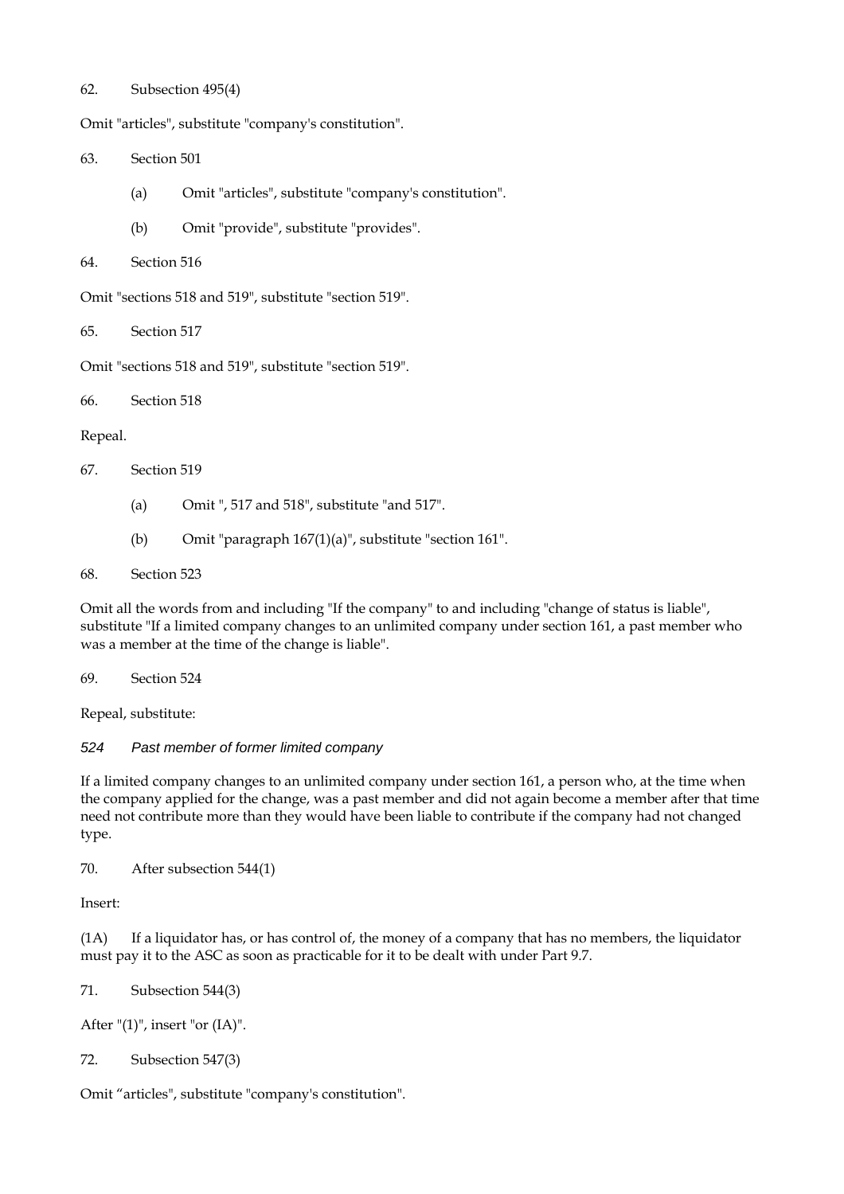62. Subsection 495(4)

Omit "articles", substitute "company's constitution".

63. Section 501

(a) Omit "articles", substitute "company's constitution".

(b) Omit "provide", substitute "provides".

64. Section 516

Omit "sections 518 and 519", substitute "section 519".

65. Section 517

Omit "sections 518 and 519", substitute "section 519".

66. Section 518

Repeal.

67. Section 519

(a) Omit ", 517 and 518", substitute "and 517".

(b) Omit "paragraph 167(1)(a)", substitute "section 161".

68. Section 523

Omit all the words from and including "If the company" to and including "change of status is liable", substitute "If a limited company changes to an unlimited company under section 161, a past member who was a member at the time of the change is liable".

69. Section 524

Repeal, substitute:

*524 Past member of former limited company*

If a limited company changes to an unlimited company under section 161, a person who, at the time when the company applied for the change, was a past member and did not again become a member after that time need not contribute more than they would have been liable to contribute if the company had not changed type.

70. After subsection 544(1)

Insert:

(1A) If a liquidator has, or has control of, the money of a company that has no members, the liquidator must pay it to the ASC as soon as practicable for it to be dealt with under Part 9.7.

71. Subsection 544(3)

After "(1)", insert "or (IA)".

72. Subsection 547(3)

Omit "articles", substitute "company's constitution".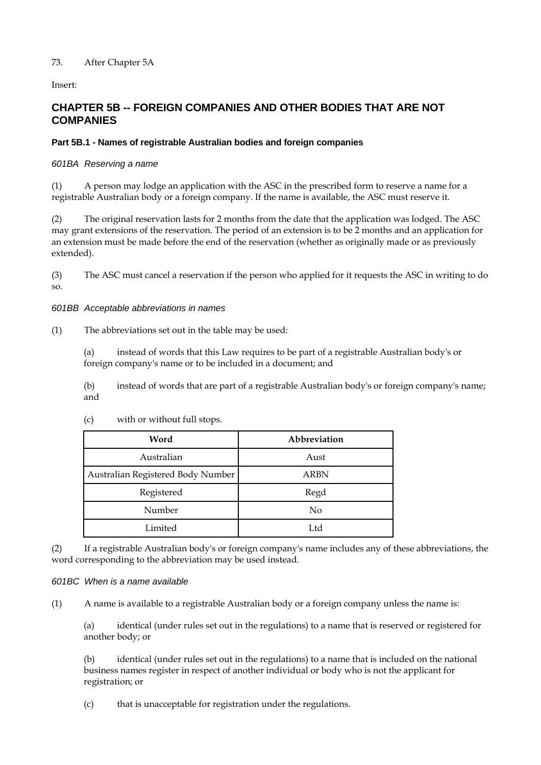73. After Chapter 5A

Insert:

# CHAPTER 5B -- FOREIGN COMPANIES AND OTHER BODIES THAT ARE NOT COMPANIES

## Part 5B.1 - Names of registrable Australian bodies and foreign companies

### *601BA Reserving a name*

(1) A person may lodge an application with the ASC in the prescribed form to reserve a name for a registrable Australian body or a foreign company. If the name is available, the ASC must reserve it.

(2) The original reservation lasts for 2 months from the date that the application was lodged. The ASC may grant extensions of the reservation. The period of an extension is to be 2 months and an application for an extension must be made before the end of the reservation (whether as originally made or as previously extended).

(3) The ASC must cancel a reservation if the person who applied for it requests the ASC in writing to do so.

### *601BB Acceptable abbreviations in names*

(1) The abbreviations set out in the table may be used:

(a) instead of words that this Law requires to be part of a registrable Australian body's or foreign company's name or to be included in a document; and

(b) instead of words that are part of a registrable Australian body's or foreign company's name; and

(c) with or without full stops.

| Word | Abbreviation |
|---|---|
| Australian | Aust |
| Australian Registered Body Number | ARBN |
| Registered | Regd |
| Number | No |
| Limited | Ltd |

(2) If a registrable Australian body's or foreign company's name includes any of these abbreviations, the word corresponding to the abbreviation may be used instead.

### *601BC When is a name available*

(1) A name is available to a registrable Australian body or a foreign company unless the name is:

(a) identical (under rules set out in the regulations) to a name that is reserved or registered for another body; or

(b) identical (under rules set out in the regulations) to a name that is included on the national business names register in respect of another individual or body who is not the applicant for registration; or

(c) that is unacceptable for registration under the regulations.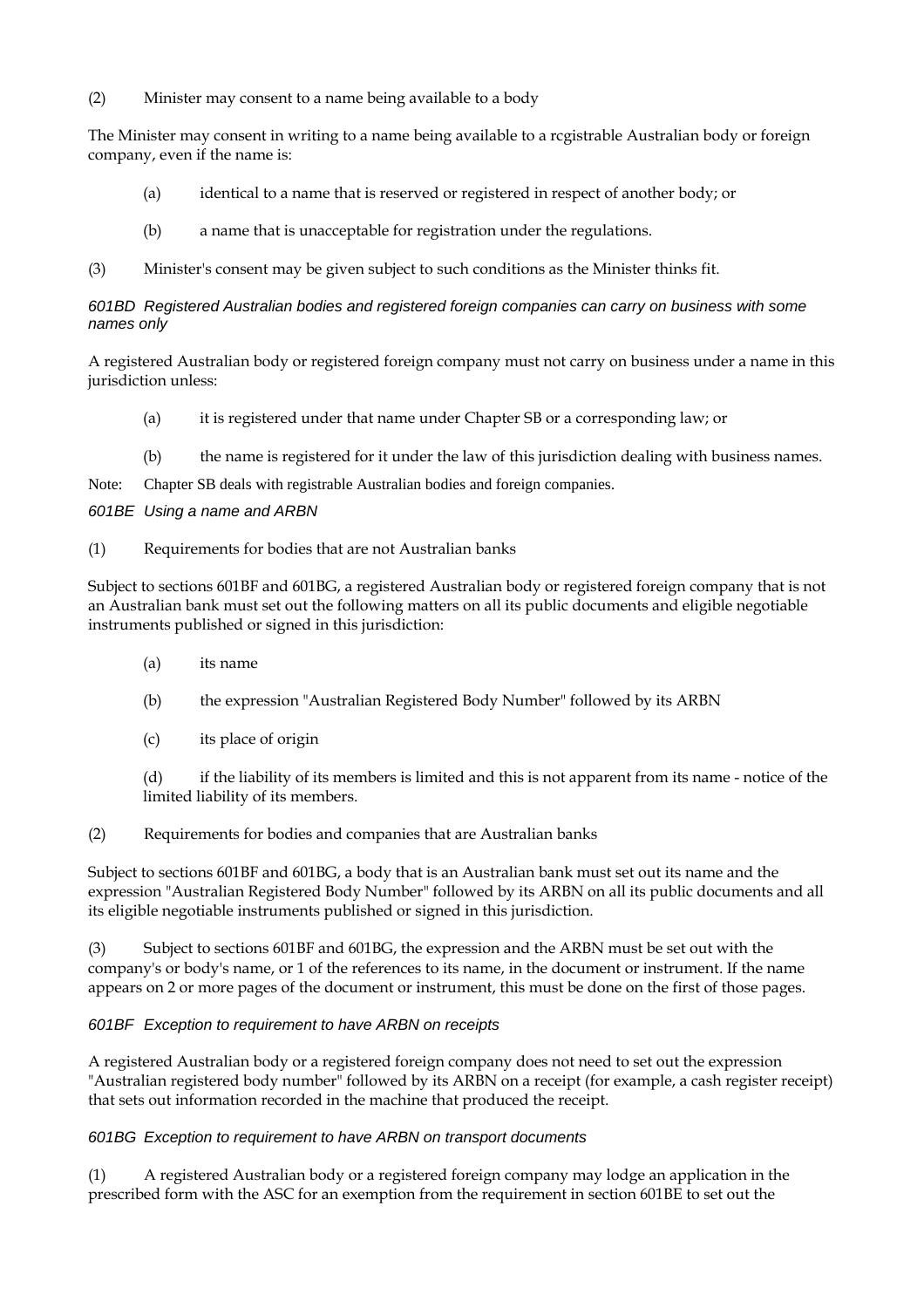(2) Minister may consent to a name being available to a body

The Minister may consent in writing to a name being available to a rcgistrable Australian body or foreign company, even if the name is:

(a) identical to a name that is reserved or registered in respect of another body; or

(b) a name that is unacceptable for registration under the regulations.

(3) Minister's consent may be given subject to such conditions as the Minister thinks fit.

### *601BD Registered Australian bodies and registered foreign companies can carry on business with some names only*

A registered Australian body or registered foreign company must not carry on business under a name in this jurisdiction unless:

(a) it is registered under that name under Chapter SB or a corresponding law; or

(b) the name is registered for it under the law of this jurisdiction dealing with business names.

Note: Chapter SB deals with registrable Australian bodies and foreign companies.

### *601BE Using a name and ARBN*

(1) Requirements for bodies that are not Australian banks

Subject to sections 601BF and 601BG, a registered Australian body or registered foreign company that is not an Australian bank must set out the following matters on all its public documents and eligible negotiable instruments published or signed in this jurisdiction:

(a) its name

(b) the expression "Australian Registered Body Number" followed by its ARBN

(c) its place of origin

(d) if the liability of its members is limited and this is not apparent from its name - notice of the limited liability of its members.

(2) Requirements for bodies and companies that are Australian banks

Subject to sections 601BF and 601BG, a body that is an Australian bank must set out its name and the expression "Australian Registered Body Number" followed by its ARBN on all its public documents and all its eligible negotiable instruments published or signed in this jurisdiction.

(3) Subject to sections 601BF and 601BG, the expression and the ARBN must be set out with the company's or body's name, or 1 of the references to its name, in the document or instrument. If the name appears on 2 or more pages of the document or instrument, this must be done on the first of those pages.

### *601BF Exception to requirement to have ARBN on receipts*

A registered Australian body or a registered foreign company does not need to set out the expression "Australian registered body number" followed by its ARBN on a receipt (for example, a cash register receipt) that sets out information recorded in the machine that produced the receipt.

### *601BG Exception to requirement to have ARBN on transport documents*

(1) A registered Australian body or a registered foreign company may lodge an application in the prescribed form with the ASC for an exemption from the requirement in section 601BE to set out the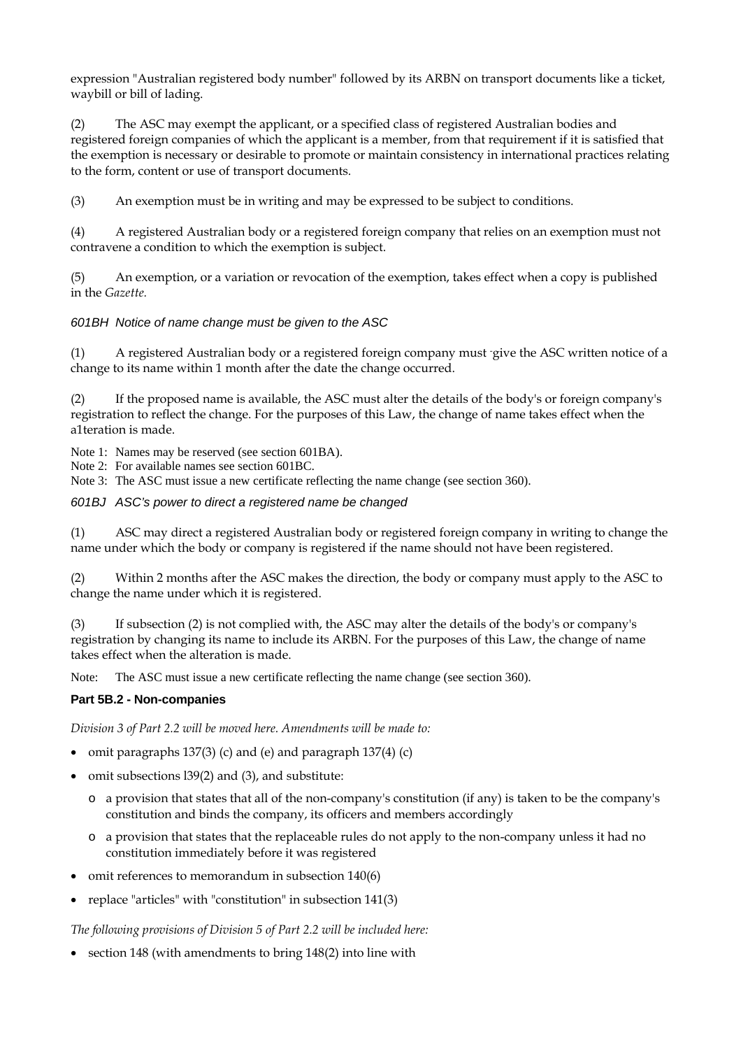expression "Australian registered body number" followed by its ARBN on transport documents like a ticket, waybill or bill of lading.

(2) The ASC may exempt the applicant, or a specified class of registered Australian bodies and registered foreign companies of which the applicant is a member, from that requirement if it is satisfied that the exemption is necessary or desirable to promote or maintain consistency in international practices relating to the form, content or use of transport documents.

(3) An exemption must be in writing and may be expressed to be subject to conditions.

(4) A registered Australian body or a registered foreign company that relies on an exemption must not contravene a condition to which the exemption is subject.

(5) An exemption, or a variation or revocation of the exemption, takes effect when a copy is published in the *Gazette.*

*601BH Notice of name change must be given to the ASC*

(1) A registered Australian body or a registered foreign company must give the ASC written notice of a change to its name within 1 month after the date the change occurred.

(2) If the proposed name is available, the ASC must alter the details of the body's or foreign company's registration to reflect the change. For the purposes of this Law, the change of name takes effect when the a1teration is made.

Note 1: Names may be reserved (see section 601BA).
Note 2: For available names see section 601BC.
Note 3: The ASC must issue a new certificate reflecting the name change (see section 360).

*601BJ ASC's power to direct a registered name be changed*

(1) ASC may direct a registered Australian body or registered foreign company in writing to change the name under which the body or company is registered if the name should not have been registered.

(2) Within 2 months after the ASC makes the direction, the body or company must apply to the ASC to change the name under which it is registered.

(3) If subsection (2) is not complied with, the ASC may alter the details of the body's or company's registration by changing its name to include its ARBN. For the purposes of this Law, the change of name takes effect when the alteration is made.

Note: The ASC must issue a new certificate reflecting the name change (see section 360).

**Part 5B.2 - Non-companies**

*Division 3 of Part 2.2 will be moved here. Amendments will be made to:*

- omit paragraphs 137(3) (c) and (e) and paragraph 137(4) (c)
- omit subsections l39(2) and (3), and substitute:
  - a provision that states that all of the non-company's constitution (if any) is taken to be the company's constitution and binds the company, its officers and members accordingly
  - a provision that states that the replaceable rules do not apply to the non-company unless it had no constitution immediately before it was registered
- omit references to memorandum in subsection 140(6)
- replace "articles" with "constitution" in subsection 141(3)

*The following provisions of Division 5 of Part 2.2 will be included here:*

- section 148 (with amendments to bring 148(2) into line with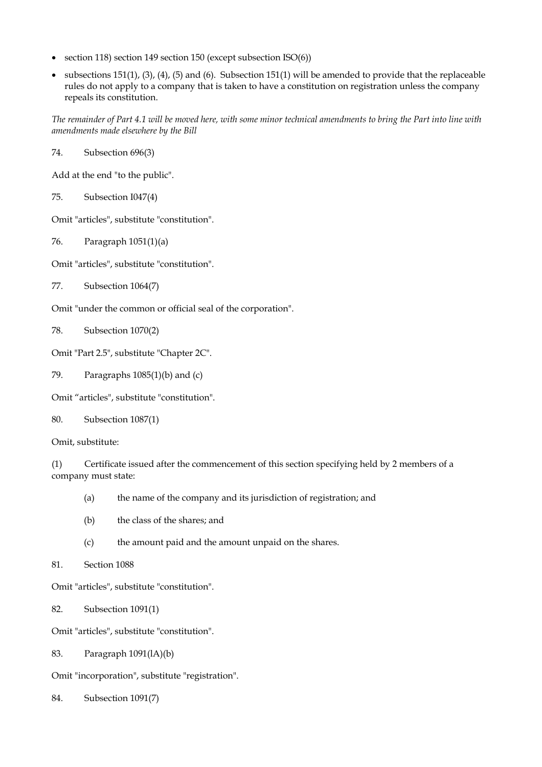- section 118) section 149 section 150 (except subsection ISO(6))
- subsections 151(1), (3), (4), (5) and (6). Subsection 151(1) will be amended to provide that the replaceable rules do not apply to a company that is taken to have a constitution on registration unless the company repeals its constitution.

*The remainder of Part 4.1 will be moved here, with some minor technical amendments to bring the Part into line with amendments made elsewhere by the Bill*

74. Subsection 696(3)

Add at the end "to the public".

75. Subsection I047(4)

Omit "articles", substitute "constitution".

76. Paragraph 1051(1)(a)

Omit "articles", substitute "constitution".

77. Subsection 1064(7)

Omit "under the common or official seal of the corporation".

78. Subsection 1070(2)

Omit "Part 2.5", substitute "Chapter 2C".

79. Paragraphs 1085(1)(b) and (c)

Omit "articles", substitute "constitution".

80. Subsection 1087(1)

Omit, substitute:

(1) Certificate issued after the commencement of this section specifying held by 2 members of a company must state:

(a) the name of the company and its jurisdiction of registration; and

(b) the class of the shares; and

(c) the amount paid and the amount unpaid on the shares.

81. Section 1088

Omit "articles", substitute "constitution".

82. Subsection 1091(1)

Omit "articles", substitute "constitution".

83. Paragraph 1091(lA)(b)

Omit "incorporation", substitute "registration".

84. Subsection 1091(7)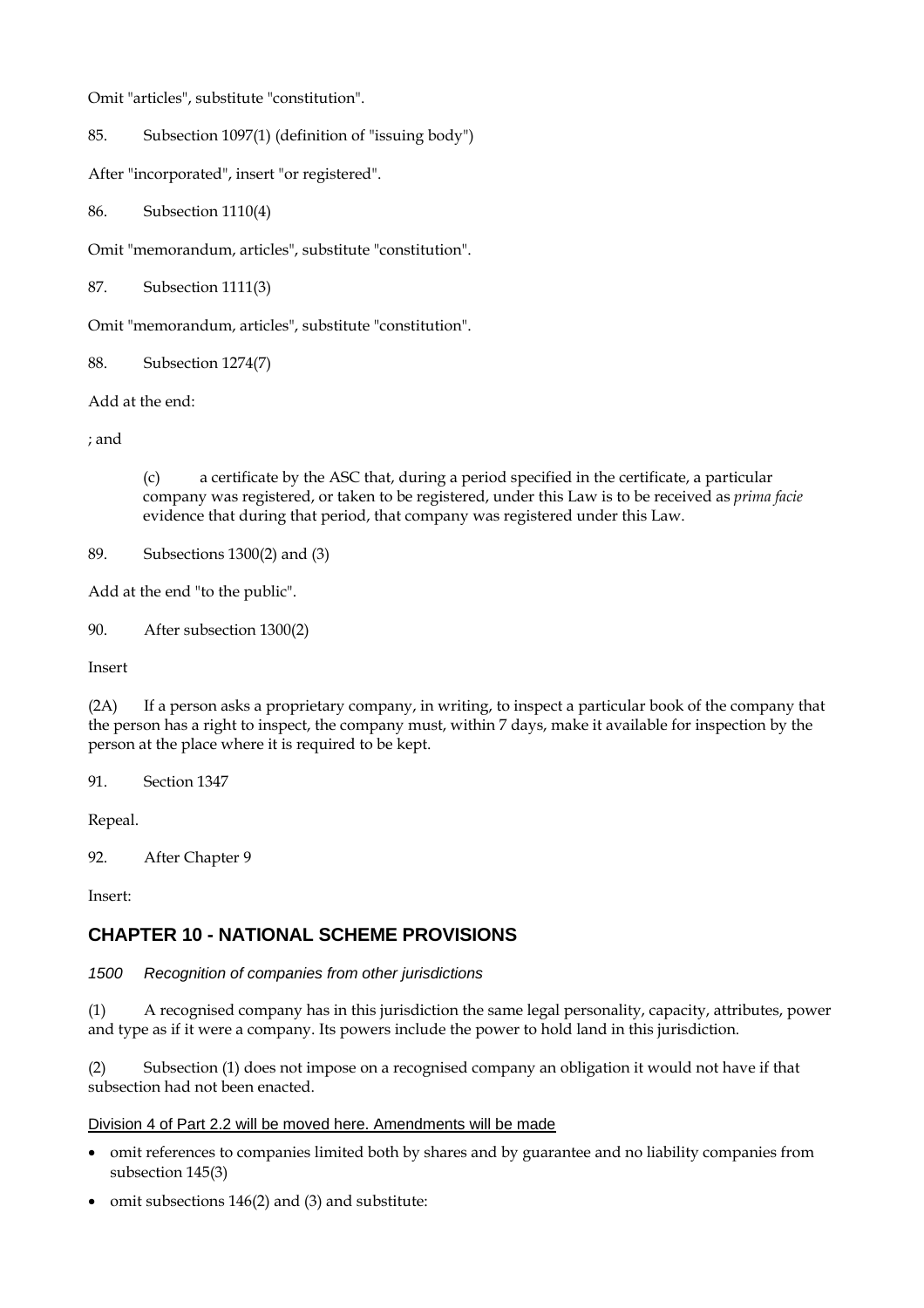Omit "articles", substitute "constitution".

85. Subsection 1097(1) (definition of "issuing body")

After "incorporated", insert "or registered".

86. Subsection 1110(4)

Omit "memorandum, articles", substitute "constitution".

87. Subsection 1111(3)

Omit "memorandum, articles", substitute "constitution".

88. Subsection 1274(7)

Add at the end:

; and

> (c) a certificate by the ASC that, during a period specified in the certificate, a particular company was registered, or taken to be registered, under this Law is to be received as *prima facie* evidence that during that period, that company was registered under this Law.

89. Subsections 1300(2) and (3)

Add at the end "to the public".

90. After subsection 1300(2)

Insert

(2A) If a person asks a proprietary company, in writing, to inspect a particular book of the company that the person has a right to inspect, the company must, within 7 days, make it available for inspection by the person at the place where it is required to be kept.

91. Section 1347

Repeal.

92. After Chapter 9

Insert:

## CHAPTER 10 - NATIONAL SCHEME PROVISIONS

*1500 Recognition of companies from other jurisdictions*

(1) A recognised company has in this jurisdiction the same legal personality, capacity, attributes, power and type as if it were a company. Its powers include the power to hold land in this jurisdiction.

(2) Subsection (1) does not impose on a recognised company an obligation it would not have if that subsection had not been enacted.

<u>Division 4 of Part 2.2 will be moved here. Amendments will be made</u>

- omit references to companies limited both by shares and by guarantee and no liability companies from subsection 145(3)
- omit subsections 146(2) and (3) and substitute: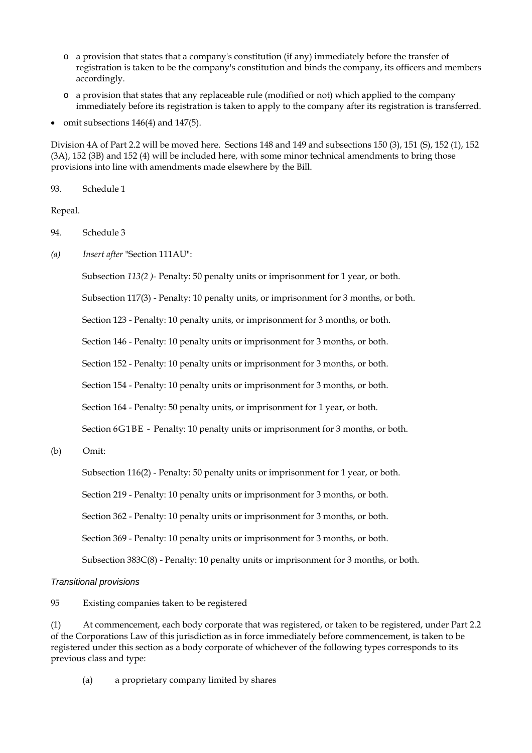- a provision that states that a company's constitution (if any) immediately before the transfer of registration is taken to be the company's constitution and binds the company, its officers and members accordingly.
  - a provision that states that any replaceable rule (modified or not) which applied to the company immediately before its registration is taken to apply to the company after its registration is transferred.
- omit subsections 146(4) and 147(5).

Division 4A of Part 2.2 will be moved here. Sections 148 and 149 and subsections 150 (3), 151 (S), 152 (1), 152 (3A), 152 (3B) and 152 (4) will be included here, with some minor technical amendments to bring those provisions into line with amendments made elsewhere by the Bill.

93. Schedule 1

Repeal.

94. Schedule 3

*(a)* *Insert after* "Section 111AU":

Subsection *113(2 )*- Penalty: 50 penalty units or imprisonment for 1 year, or both.

Subsection 117(3) - Penalty: 10 penalty units, or imprisonment for 3 months, or both.

Section 123 - Penalty: 10 penalty units, or imprisonment for 3 months, or both.

Section 146 - Penalty: 10 penalty units or imprisonment for 3 months, or both.

Section 152 - Penalty: 10 penalty units or imprisonment for 3 months, or both.

Section 154 - Penalty: 10 penalty units or imprisonment for 3 months, or both.

Section 164 - Penalty: 50 penalty units, or imprisonment for 1 year, or both.

Section 6G1BE - Penalty: 10 penalty units or imprisonment for 3 months, or both.

(b) Omit:

Subsection 116(2) - Penalty: 50 penalty units or imprisonment for 1 year, or both.

Section 219 - Penalty: 10 penalty units or imprisonment for 3 months, or both.

Section 362 - Penalty: 10 penalty units or imprisonment for 3 months, or both.

Section 369 - Penalty: 10 penalty units or imprisonment for 3 months, or both.

Subsection 383C(8) - Penalty: 10 penalty units or imprisonment for 3 months, or both.

*Transitional provisions*

95 Existing companies taken to be registered

(1) At commencement, each body corporate that was registered, or taken to be registered, under Part 2.2 of the Corporations Law of this jurisdiction as in force immediately before commencement, is taken to be registered under this section as a body corporate of whichever of the following types corresponds to its previous class and type:

(a) a proprietary company limited by shares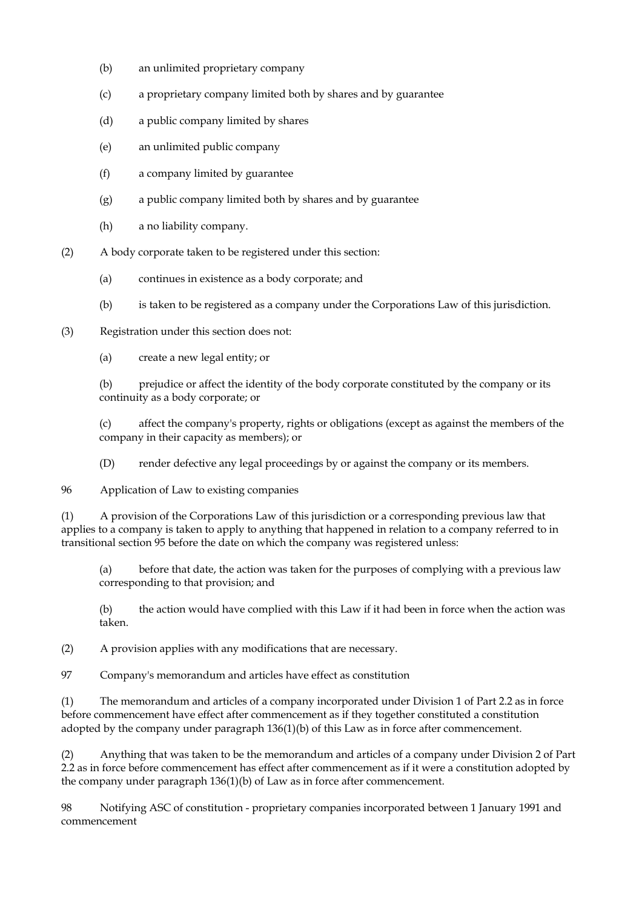(b) an unlimited proprietary company

(c) a proprietary company limited both by shares and by guarantee

(d) a public company limited by shares

(e) an unlimited public company

(f) a company limited by guarantee

(g) a public company limited both by shares and by guarantee

(h) a no liability company.

(2) A body corporate taken to be registered under this section:

(a) continues in existence as a body corporate; and

(b) is taken to be registered as a company under the Corporations Law of this jurisdiction.

(3) Registration under this section does not:

(a) create a new legal entity; or

(b) prejudice or affect the identity of the body corporate constituted by the company or its continuity as a body corporate; or

(c) affect the company's property, rights or obligations (except as against the members of the company in their capacity as members); or

(D) render defective any legal proceedings by or against the company or its members.

96 Application of Law to existing companies

(1) A provision of the Corporations Law of this jurisdiction or a corresponding previous law that applies to a company is taken to apply to anything that happened in relation to a company referred to in transitional section 95 before the date on which the company was registered unless:

(a) before that date, the action was taken for the purposes of complying with a previous law corresponding to that provision; and

(b) the action would have complied with this Law if it had been in force when the action was taken.

(2) A provision applies with any modifications that are necessary.

97 Company's memorandum and articles have effect as constitution

(1) The memorandum and articles of a company incorporated under Division 1 of Part 2.2 as in force before commencement have effect after commencement as if they together constituted a constitution adopted by the company under paragraph 136(1)(b) of this Law as in force after commencement.

(2) Anything that was taken to be the memorandum and articles of a company under Division 2 of Part 2.2 as in force before commencement has effect after commencement as if it were a constitution adopted by the company under paragraph 136(1)(b) of Law as in force after commencement.

98 Notifying ASC of constitution - proprietary companies incorporated between 1 January 1991 and commencement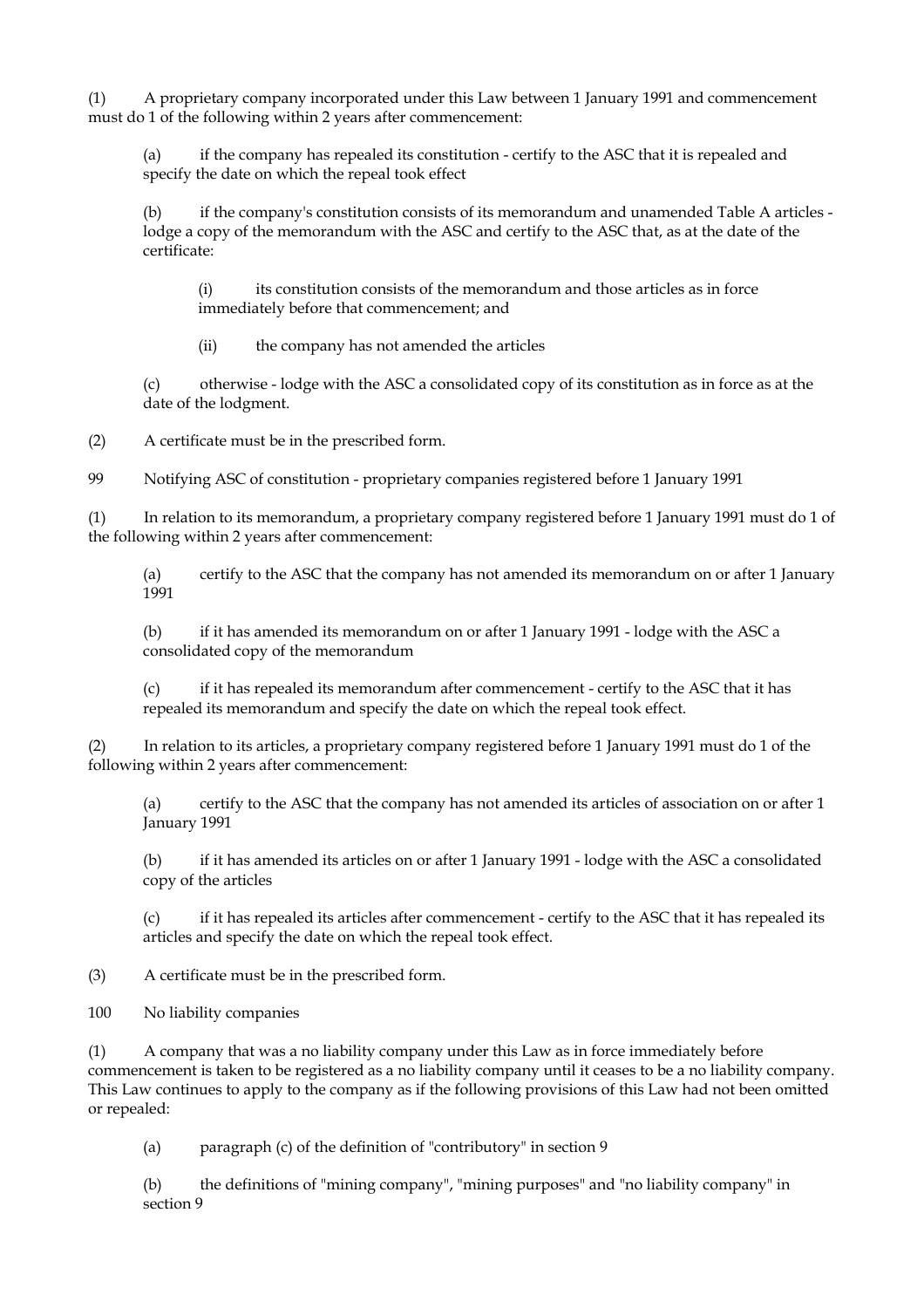(1) A proprietary company incorporated under this Law between 1 January 1991 and commencement must do 1 of the following within 2 years after commencement:

(a) if the company has repealed its constitution - certify to the ASC that it is repealed and specify the date on which the repeal took effect

(b) if the company's constitution consists of its memorandum and unamended Table A articles - lodge a copy of the memorandum with the ASC and certify to the ASC that, as at the date of the certificate:

(i) its constitution consists of the memorandum and those articles as in force immediately before that commencement; and

(ii) the company has not amended the articles

(c) otherwise - lodge with the ASC a consolidated copy of its constitution as in force as at the date of the lodgment.

(2) A certificate must be in the prescribed form.

99 Notifying ASC of constitution - proprietary companies registered before 1 January 1991

(1) In relation to its memorandum, a proprietary company registered before 1 January 1991 must do 1 of the following within 2 years after commencement:

(a) certify to the ASC that the company has not amended its memorandum on or after 1 January 1991

(b) if it has amended its memorandum on or after 1 January 1991 - lodge with the ASC a consolidated copy of the memorandum

(c) if it has repealed its memorandum after commencement - certify to the ASC that it has repealed its memorandum and specify the date on which the repeal took effect.

(2) In relation to its articles, a proprietary company registered before 1 January 1991 must do 1 of the following within 2 years after commencement:

(a) certify to the ASC that the company has not amended its articles of association on or after 1 January 1991

(b) if it has amended its articles on or after 1 January 1991 - lodge with the ASC a consolidated copy of the articles

(c) if it has repealed its articles after commencement - certify to the ASC that it has repealed its articles and specify the date on which the repeal took effect.

(3) A certificate must be in the prescribed form.

100 No liability companies

(1) A company that was a no liability company under this Law as in force immediately before commencement is taken to be registered as a no liability company until it ceases to be a no liability company. This Law continues to apply to the company as if the following provisions of this Law had not been omitted or repealed:

(a) paragraph (c) of the definition of "contributory" in section 9

(b) the definitions of "mining company", "mining purposes" and "no liability company" in section 9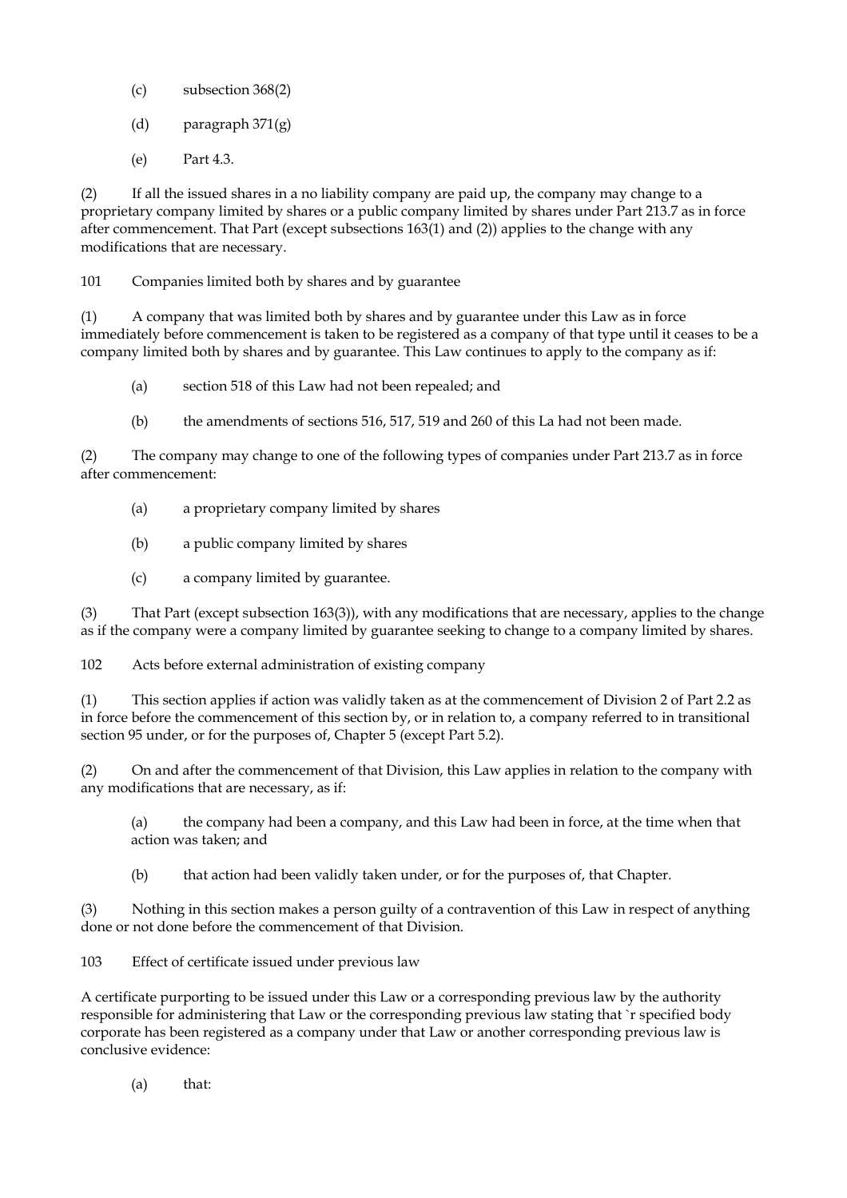(c) subsection 368(2)

(d) paragraph 371(g)

(e) Part 4.3.

(2) If all the issued shares in a no liability company are paid up, the company may change to a proprietary company limited by shares or a public company limited by shares under Part 213.7 as in force after commencement. That Part (except subsections 163(1) and (2)) applies to the change with any modifications that are necessary.

101 Companies limited both by shares and by guarantee

(1) A company that was limited both by shares and by guarantee under this Law as in force immediately before commencement is taken to be registered as a company of that type until it ceases to be a company limited both by shares and by guarantee. This Law continues to apply to the company as if:

(a) section 518 of this Law had not been repealed; and

(b) the amendments of sections 516, 517, 519 and 260 of this La had not been made.

(2) The company may change to one of the following types of companies under Part 213.7 as in force after commencement:

(a) a proprietary company limited by shares

(b) a public company limited by shares

(c) a company limited by guarantee.

(3) That Part (except subsection 163(3)), with any modifications that are necessary, applies to the change as if the company were a company limited by guarantee seeking to change to a company limited by shares.

102 Acts before external administration of existing company

(1) This section applies if action was validly taken as at the commencement of Division 2 of Part 2.2 as in force before the commencement of this section by, or in relation to, a company referred to in transitional section 95 under, or for the purposes of, Chapter 5 (except Part 5.2).

(2) On and after the commencement of that Division, this Law applies in relation to the company with any modifications that are necessary, as if:

(a) the company had been a company, and this Law had been in force, at the time when that action was taken; and

(b) that action had been validly taken under, or for the purposes of, that Chapter.

(3) Nothing in this section makes a person guilty of a contravention of this Law in respect of anything done or not done before the commencement of that Division.

103 Effect of certificate issued under previous law

A certificate purporting to be issued under this Law or a corresponding previous law by the authority responsible for administering that Law or the corresponding previous law stating that `r specified body corporate has been registered as a company under that Law or another corresponding previous law is conclusive evidence:

(a) that: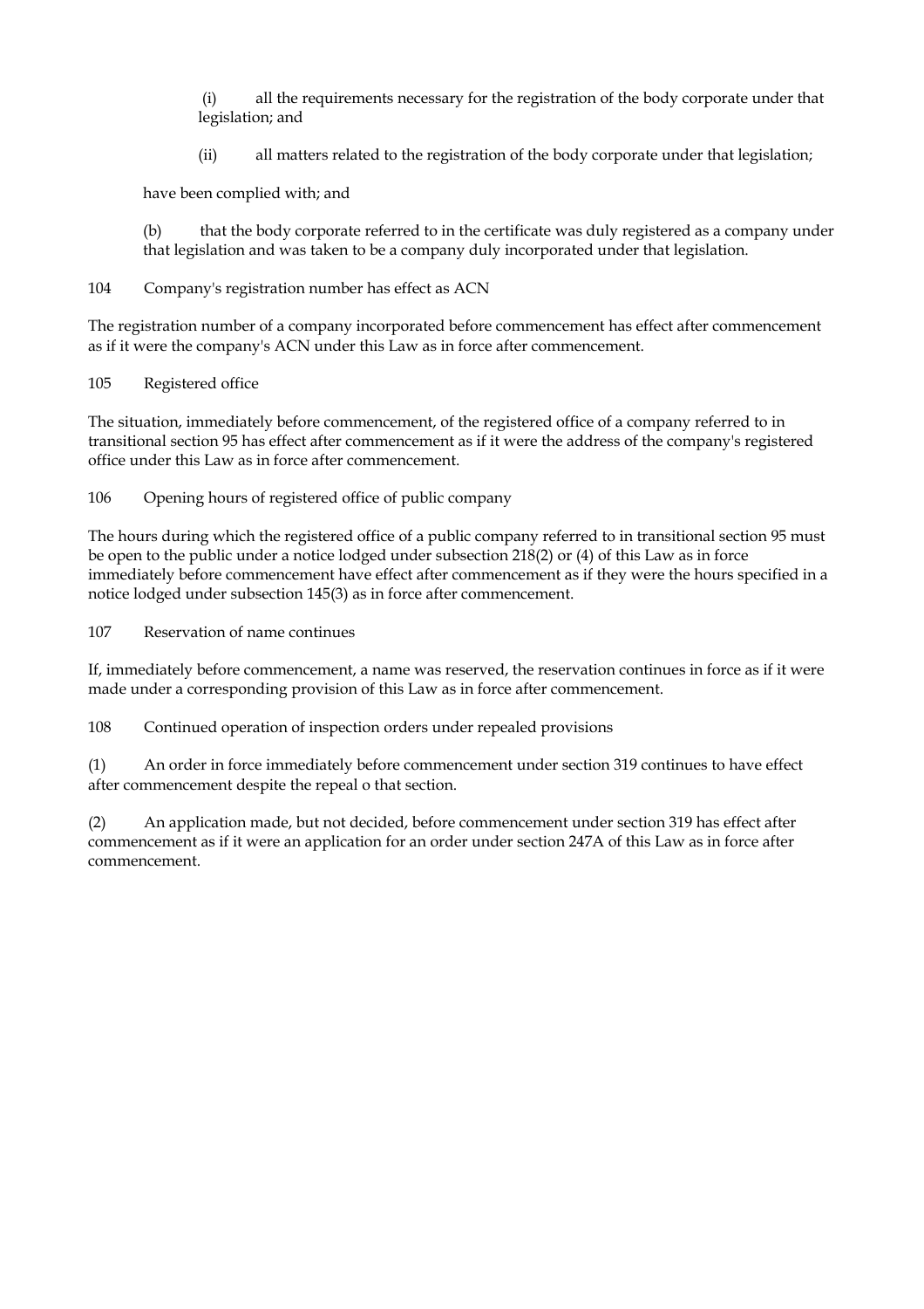(i) all the requirements necessary for the registration of the body corporate under that legislation; and

(ii) all matters related to the registration of the body corporate under that legislation;

have been complied with; and

(b) that the body corporate referred to in the certificate was duly registered as a company under that legislation and was taken to be a company duly incorporated under that legislation.

104 Company's registration number has effect as ACN

The registration number of a company incorporated before commencement has effect after commencement as if it were the company's ACN under this Law as in force after commencement.

105 Registered office

The situation, immediately before commencement, of the registered office of a company referred to in transitional section 95 has effect after commencement as if it were the address of the company's registered office under this Law as in force after commencement.

106 Opening hours of registered office of public company

The hours during which the registered office of a public company referred to in transitional section 95 must be open to the public under a notice lodged under subsection 218(2) or (4) of this Law as in force immediately before commencement have effect after commencement as if they were the hours specified in a notice lodged under subsection 145(3) as in force after commencement.

107 Reservation of name continues

If, immediately before commencement, a name was reserved, the reservation continues in force as if it were made under a corresponding provision of this Law as in force after commencement.

108 Continued operation of inspection orders under repealed provisions

(1) An order in force immediately before commencement under section 319 continues to have effect after commencement despite the repeal o that section.

(2) An application made, but not decided, before commencement under section 319 has effect after commencement as if it were an application for an order under section 247A of this Law as in force after commencement.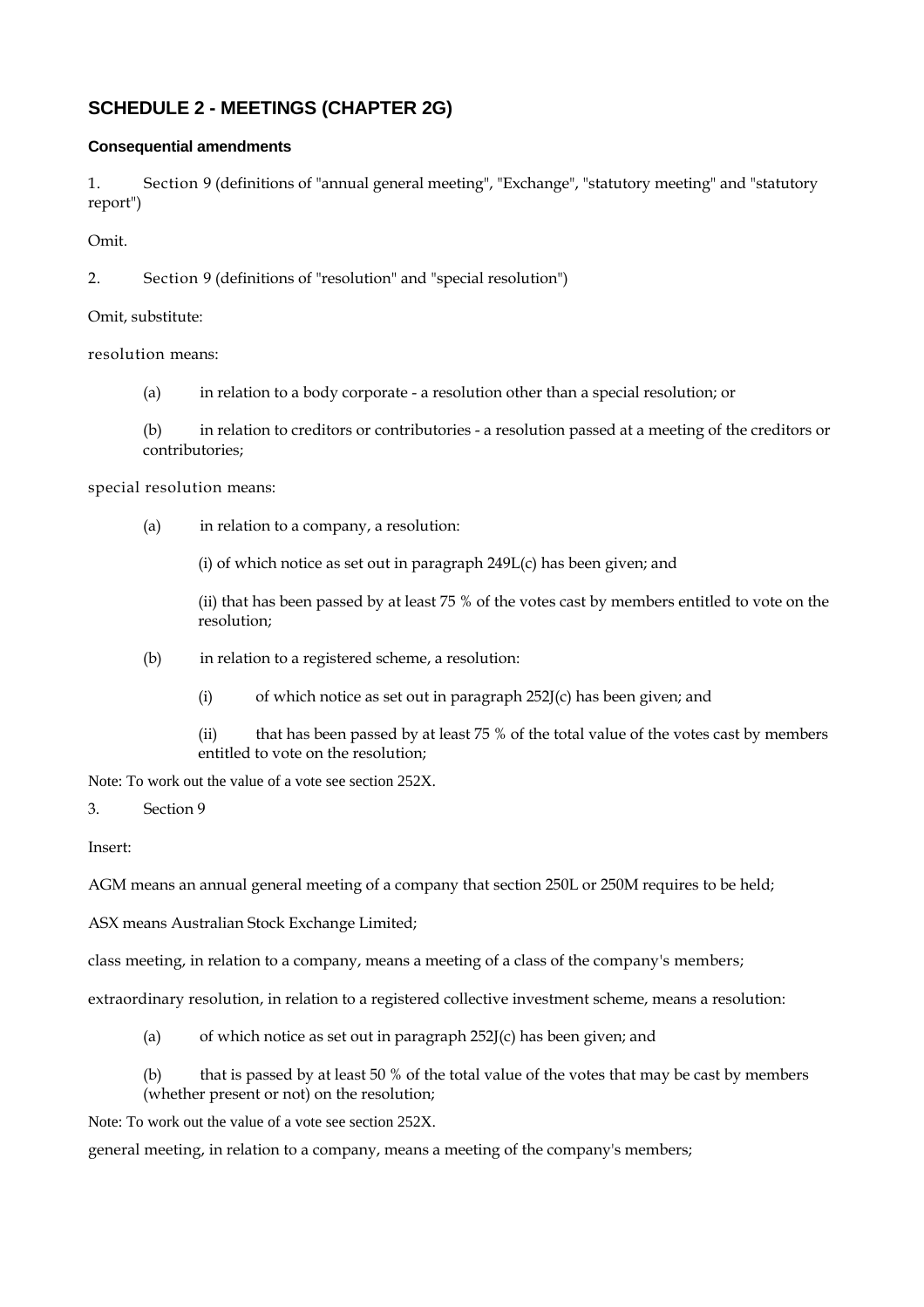## SCHEDULE 2 - MEETINGS (CHAPTER 2G)

### Consequential amendments

1. Section 9 (definitions of "annual general meeting", "Exchange", "statutory meeting" and "statutory report")

Omit.

2. Section 9 (definitions of "resolution" and "special resolution")

Omit, substitute:

resolution means:

(a) in relation to a body corporate - a resolution other than a special resolution; or

(b) in relation to creditors or contributories - a resolution passed at a meeting of the creditors or contributories;

special resolution means:

(a) in relation to a company, a resolution:

(i) of which notice as set out in paragraph 249L(c) has been given; and

(ii) that has been passed by at least 75 % of the votes cast by members entitled to vote on the resolution;

(b) in relation to a registered scheme, a resolution:

(i) of which notice as set out in paragraph 252J(c) has been given; and

(ii) that has been passed by at least 75 % of the total value of the votes cast by members entitled to vote on the resolution;

Note: To work out the value of a vote see section 252X.

3. Section 9

Insert:

AGM means an annual general meeting of a company that section 250L or 250M requires to be held;

ASX means Australian Stock Exchange Limited;

class meeting, in relation to a company, means a meeting of a class of the company's members;

extraordinary resolution, in relation to a registered collective investment scheme, means a resolution:

(a) of which notice as set out in paragraph 252J(c) has been given; and

(b) that is passed by at least 50 % of the total value of the votes that may be cast by members (whether present or not) on the resolution;

Note: To work out the value of a vote see section 252X.

general meeting, in relation to a company, means a meeting of the company's members;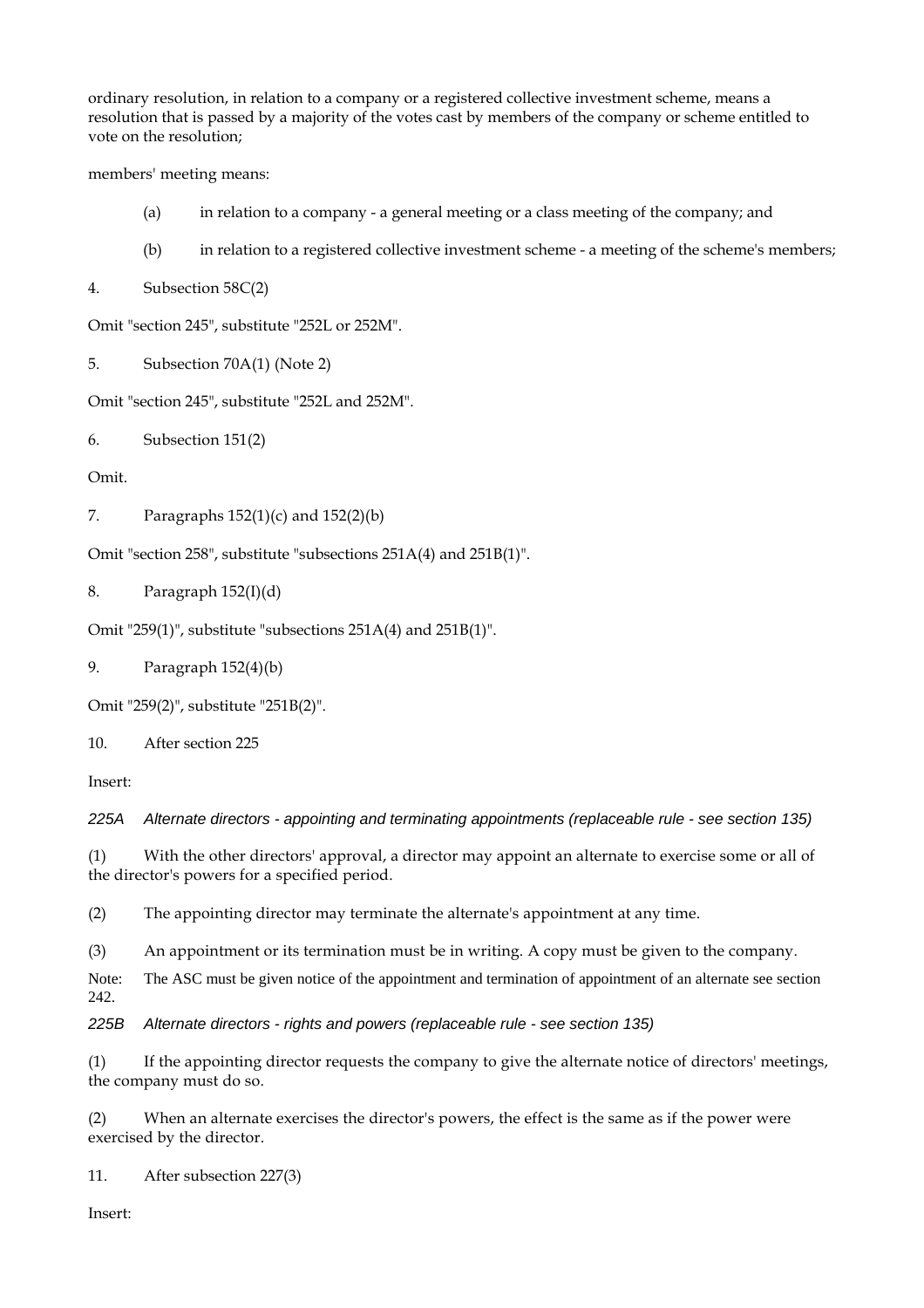ordinary resolution, in relation to a company or a registered collective investment scheme, means a resolution that is passed by a majority of the votes cast by members of the company or scheme entitled to vote on the resolution;

members' meeting means:

(a) in relation to a company - a general meeting or a class meeting of the company; and

(b) in relation to a registered collective investment scheme - a meeting of the scheme's members;

4. Subsection 58C(2)

Omit "section 245", substitute "252L or 252M".

5. Subsection 70A(1) (Note 2)

Omit "section 245", substitute "252L and 252M".

6. Subsection 151(2)

Omit.

7. Paragraphs 152(1)(c) and 152(2)(b)

Omit "section 258", substitute "subsections 251A(4) and 251B(1)".

8. Paragraph 152(I)(d)

Omit "259(1)", substitute "subsections 251A(4) and 251B(1)".

9. Paragraph 152(4)(b)

Omit "259(2)", substitute "251B(2)".

10. After section 225

Insert:

*225A Alternate directors - appointing and terminating appointments (replaceable rule - see section 135)*

(1) With the other directors' approval, a director may appoint an alternate to exercise some or all of the director's powers for a specified period.

(2) The appointing director may terminate the alternate's appointment at any time.

(3) An appointment or its termination must be in writing. A copy must be given to the company.

Note: The ASC must be given notice of the appointment and termination of appointment of an alternate see section 242.

*225B Alternate directors - rights and powers (replaceable rule - see section 135)*

(1) If the appointing director requests the company to give the alternate notice of directors' meetings, the company must do so.

(2) When an alternate exercises the director's powers, the effect is the same as if the power were exercised by the director.

11. After subsection 227(3)

Insert: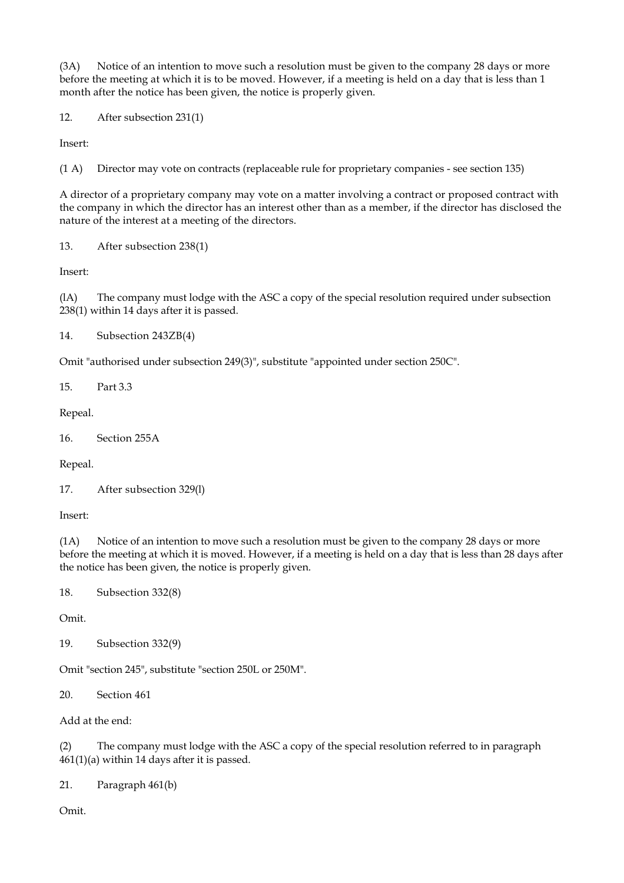(3A) Notice of an intention to move such a resolution must be given to the company 28 days or more before the meeting at which it is to be moved. However, if a meeting is held on a day that is less than 1 month after the notice has been given, the notice is properly given.

12. After subsection 231(1)

Insert:

(1 A) Director may vote on contracts (replaceable rule for proprietary companies - see section 135)

A director of a proprietary company may vote on a matter involving a contract or proposed contract with the company in which the director has an interest other than as a member, if the director has disclosed the nature of the interest at a meeting of the directors.

13. After subsection 238(1)

Insert:

(lA) The company must lodge with the ASC a copy of the special resolution required under subsection 238(1) within 14 days after it is passed.

14. Subsection 243ZB(4)

Omit "authorised under subsection 249(3)", substitute "appointed under section 250C".

15. Part 3.3

Repeal.

16. Section 255A

Repeal.

17. After subsection 329(l)

Insert:

(1A) Notice of an intention to move such a resolution must be given to the company 28 days or more before the meeting at which it is moved. However, if a meeting is held on a day that is less than 28 days after the notice has been given, the notice is properly given.

18. Subsection 332(8)

Omit.

19. Subsection 332(9)

Omit "section 245", substitute "section 250L or 250M".

20. Section 461

Add at the end:

(2) The company must lodge with the ASC a copy of the special resolution referred to in paragraph 461(1)(a) within 14 days after it is passed.

21. Paragraph 461(b)

Omit.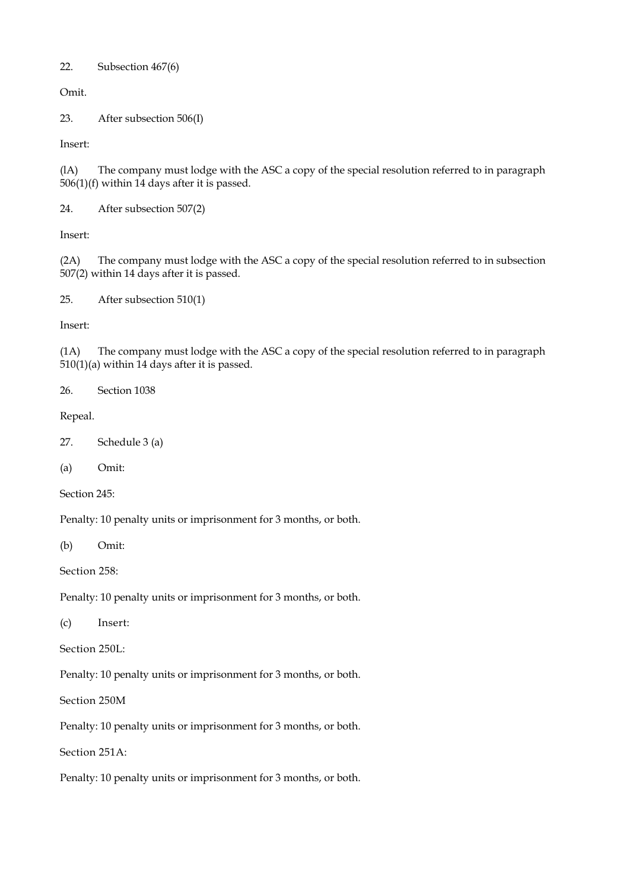22. Subsection 467(6)

Omit.

23. After subsection 506(I)

Insert:

(lA) The company must lodge with the ASC a copy of the special resolution referred to in paragraph 506(1)(f) within 14 days after it is passed.

24. After subsection 507(2)

Insert:

(2A) The company must lodge with the ASC a copy of the special resolution referred to in subsection 507(2) within 14 days after it is passed.

25. After subsection 510(1)

Insert:

(1A) The company must lodge with the ASC a copy of the special resolution referred to in paragraph 510(1)(a) within 14 days after it is passed.

26. Section 1038

Repeal.

27. Schedule 3 (a)

(a) Omit:

Section 245:

Penalty: 10 penalty units or imprisonment for 3 months, or both.

(b) Omit:

Section 258:

Penalty: 10 penalty units or imprisonment for 3 months, or both.

(c) Insert:

Section 250L:

Penalty: 10 penalty units or imprisonment for 3 months, or both.

Section 250M

Penalty: 10 penalty units or imprisonment for 3 months, or both.

Section 251A:

Penalty: 10 penalty units or imprisonment for 3 months, or both.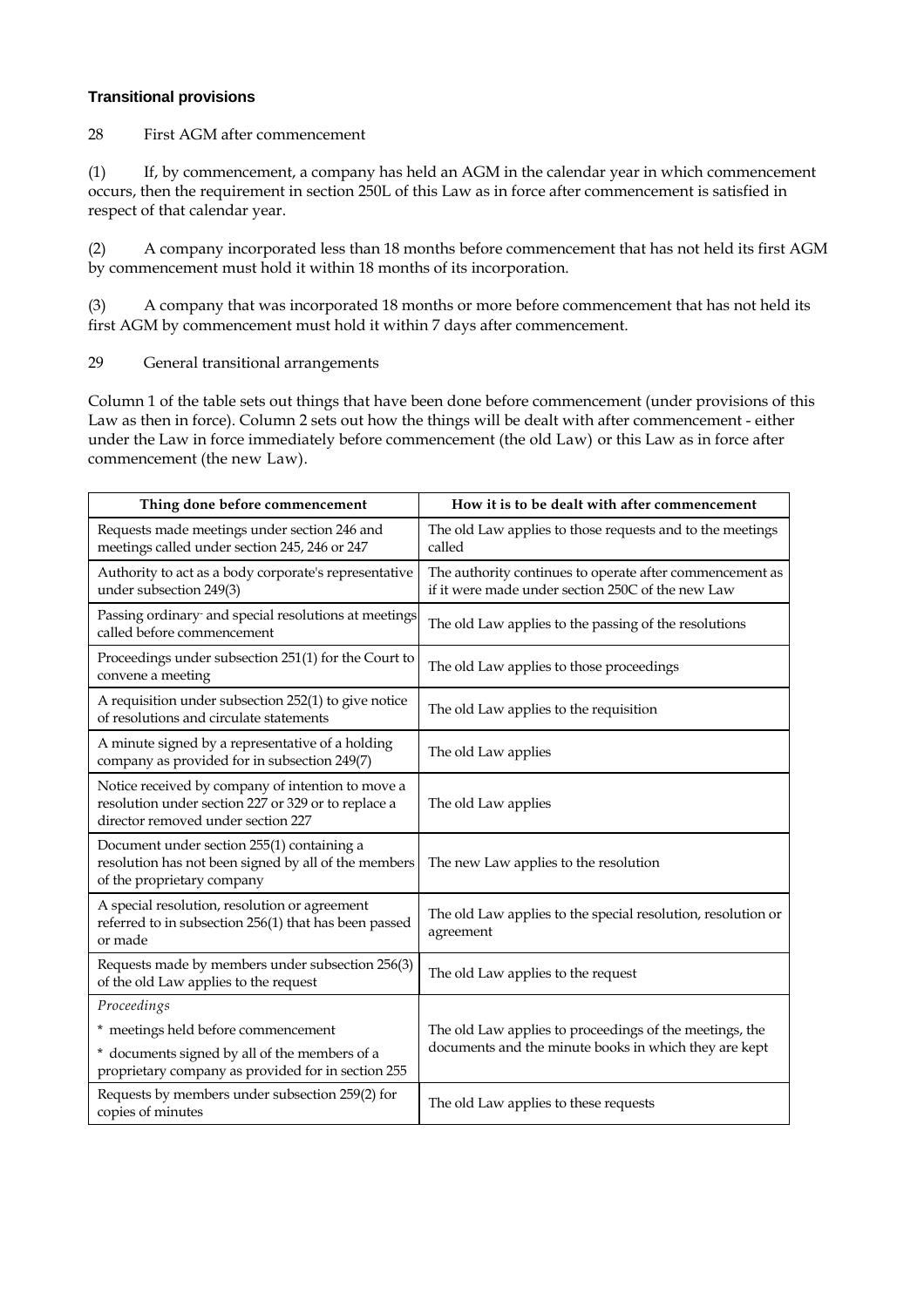## Transitional provisions

28 First AGM after commencement

(1) If, by commencement, a company has held an AGM in the calendar year in which commencement occurs, then the requirement in section 250L of this Law as in force after commencement is satisfied in respect of that calendar year.

(2) A company incorporated less than 18 months before commencement that has not held its first AGM by commencement must hold it within 18 months of its incorporation.

(3) A company that was incorporated 18 months or more before commencement that has not held its first AGM by commencement must hold it within 7 days after commencement.

29 General transitional arrangements

Column 1 of the table sets out things that have been done before commencement (under provisions of this Law as then in force). Column 2 sets out how the things will be dealt with after commencement - either under the Law in force immediately before commencement (the old Law) or this Law as in force after commencement (the new Law).

| Thing done before commencement | How it is to be dealt with after commencement |
|---|---|
| Requests made meetings under section 246 and meetings called under section 245, 246 or 247 | The old Law applies to those requests and to the meetings called |
| Authority to act as a body corporate's representative under subsection 249(3) | The authority continues to operate after commencement as if it were made under section 250C of the new Law |
| Passing ordinary and special resolutions at meetings called before commencement | The old Law applies to the passing of the resolutions |
| Proceedings under subsection 251(1) for the Court to convene a meeting | The old Law applies to those proceedings |
| A requisition under subsection 252(1) to give notice of resolutions and circulate statements | The old Law applies to the requisition |
| A minute signed by a representative of a holding company as provided for in subsection 249(7) | The old Law applies |
| Notice received by company of intention to move a resolution under section 227 or 329 or to replace a director removed under section 227 | The old Law applies |
| Document under section 255(1) containing a resolution has not been signed by all of the members of the proprietary company | The new Law applies to the resolution |
| A special resolution, resolution or agreement referred to in subsection 256(1) that has been passed or made | The old Law applies to the special resolution, resolution or agreement |
| Requests made by members under subsection 256(3) of the old Law applies to the request | The old Law applies to the request |
| *Proceedings*<br>* meetings held before commencement<br>* documents signed by all of the members of a proprietary company as provided for in section 255 | The old Law applies to proceedings of the meetings, the documents and the minute books in which they are kept |
| Requests by members under subsection 259(2) for copies of minutes | The old Law applies to these requests |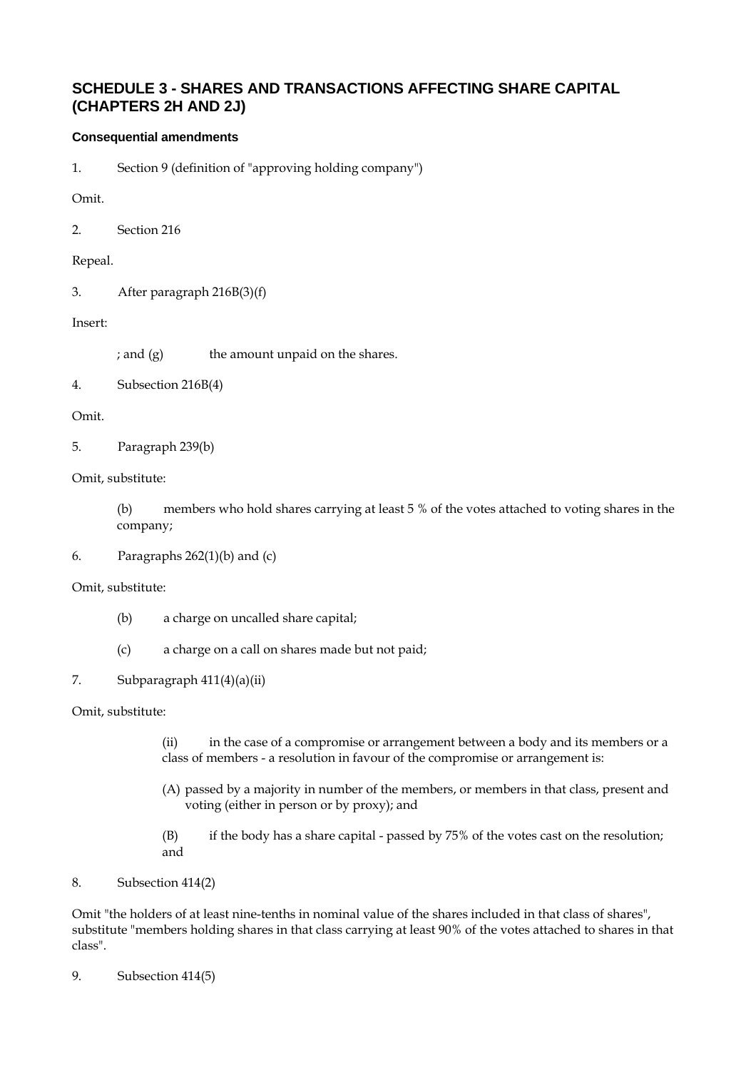## SCHEDULE 3 - SHARES AND TRANSACTIONS AFFECTING SHARE CAPITAL (CHAPTERS 2H AND 2J)

### Consequential amendments

1. Section 9 (definition of "approving holding company")

Omit.

2. Section 216

Repeal.

3. After paragraph 216B(3)(f)

Insert:

; and (g) the amount unpaid on the shares.

4. Subsection 216B(4)

Omit.

5. Paragraph 239(b)

Omit, substitute:

(b) members who hold shares carrying at least 5 % of the votes attached to voting shares in the company;

6. Paragraphs 262(1)(b) and (c)

Omit, substitute:

(b) a charge on uncalled share capital;

(c) a charge on a call on shares made but not paid;

7. Subparagraph 411(4)(a)(ii)

Omit, substitute:

(ii) in the case of a compromise or arrangement between a body and its members or a class of members - a resolution in favour of the compromise or arrangement is:

(A) passed by a majority in number of the members, or members in that class, present and voting (either in person or by proxy); and

(B) if the body has a share capital - passed by 75% of the votes cast on the resolution; and

8. Subsection 414(2)

Omit "the holders of at least nine-tenths in nominal value of the shares included in that class of shares", substitute "members holding shares in that class carrying at least 90% of the votes attached to shares in that class".

9. Subsection 414(5)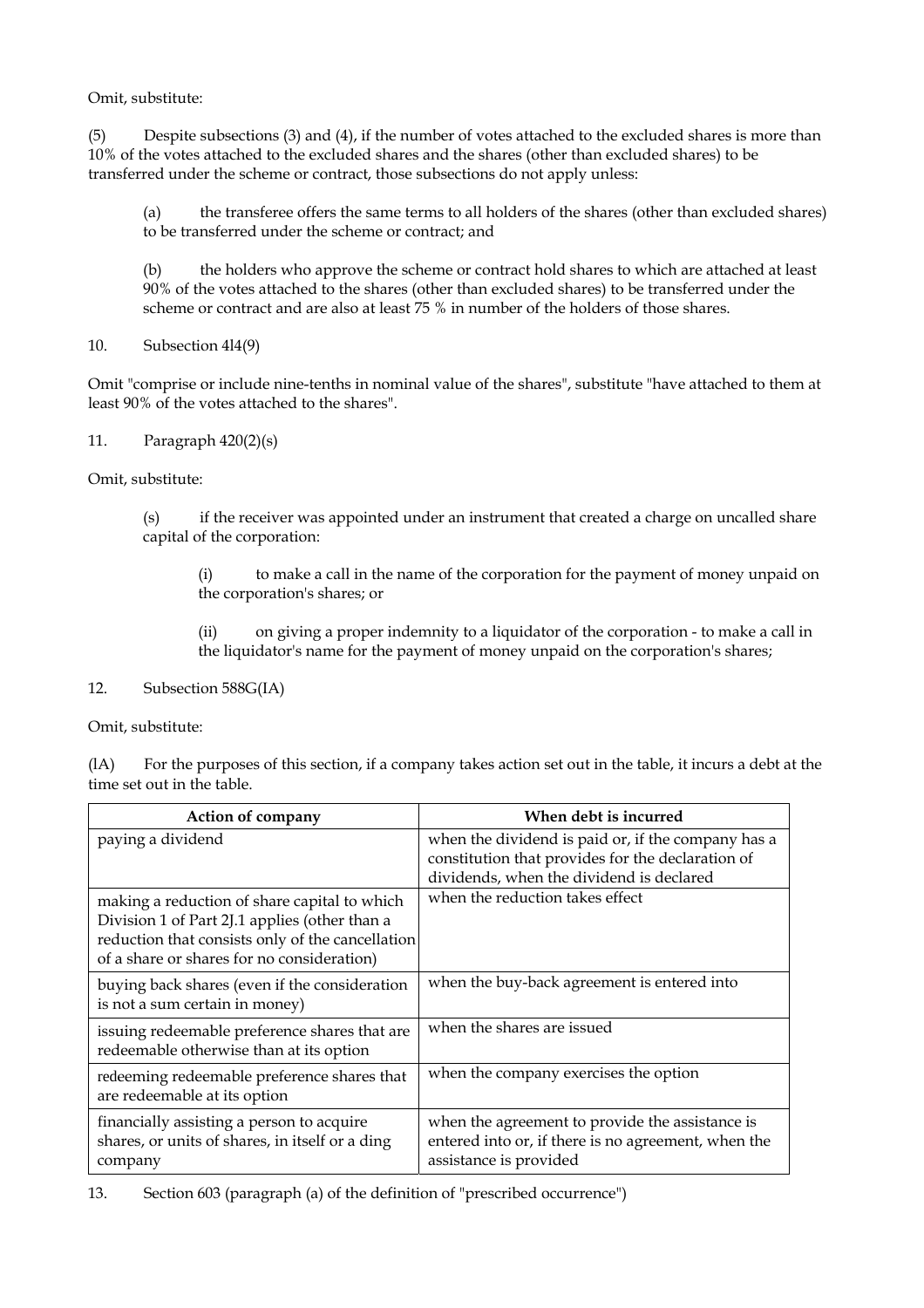Omit, substitute:

(5) Despite subsections (3) and (4), if the number of votes attached to the excluded shares is more than 10% of the votes attached to the excluded shares and the shares (other than excluded shares) to be transferred under the scheme or contract, those subsections do not apply unless:

> (a) the transferee offers the same terms to all holders of the shares (other than excluded shares) to be transferred under the scheme or contract; and
>
> (b) the holders who approve the scheme or contract hold shares to which are attached at least 90% of the votes attached to the shares (other than excluded shares) to be transferred under the scheme or contract and are also at least 75 % in number of the holders of those shares.

10. Subsection 4l4(9)

Omit "comprise or include nine-tenths in nominal value of the shares", substitute "have attached to them at least 90% of the votes attached to the shares".

11. Paragraph 420(2)(s)

Omit, substitute:

> (s) if the receiver was appointed under an instrument that created a charge on uncalled share capital of the corporation:
>
> > (i) to make a call in the name of the corporation for the payment of money unpaid on the corporation's shares; or
> >
> > (ii) on giving a proper indemnity to a liquidator of the corporation - to make a call in the liquidator's name for the payment of money unpaid on the corporation's shares;

12. Subsection 588G(IA)

Omit, substitute:

(lA) For the purposes of this section, if a company takes action set out in the table, it incurs a debt at the time set out in the table.

| Action of company | When debt is incurred |
|---|---|
| paying a dividend | when the dividend is paid or, if the company has a constitution that provides for the declaration of dividends, when the dividend is declared |
| making a reduction of share capital to which Division 1 of Part 2J.1 applies (other than a reduction that consists only of the cancellation of a share or shares for no consideration) | when the reduction takes effect |
| buying back shares (even if the consideration is not a sum certain in money) | when the buy-back agreement is entered into |
| issuing redeemable preference shares that are redeemable otherwise than at its option | when the shares are issued |
| redeeming redeemable preference shares that are redeemable at its option | when the company exercises the option |
| financially assisting a person to acquire shares, or units of shares, in itself or a ding company | when the agreement to provide the assistance is entered into or, if there is no agreement, when the assistance is provided |

13. Section 603 (paragraph (a) of the definition of "prescribed occurrence")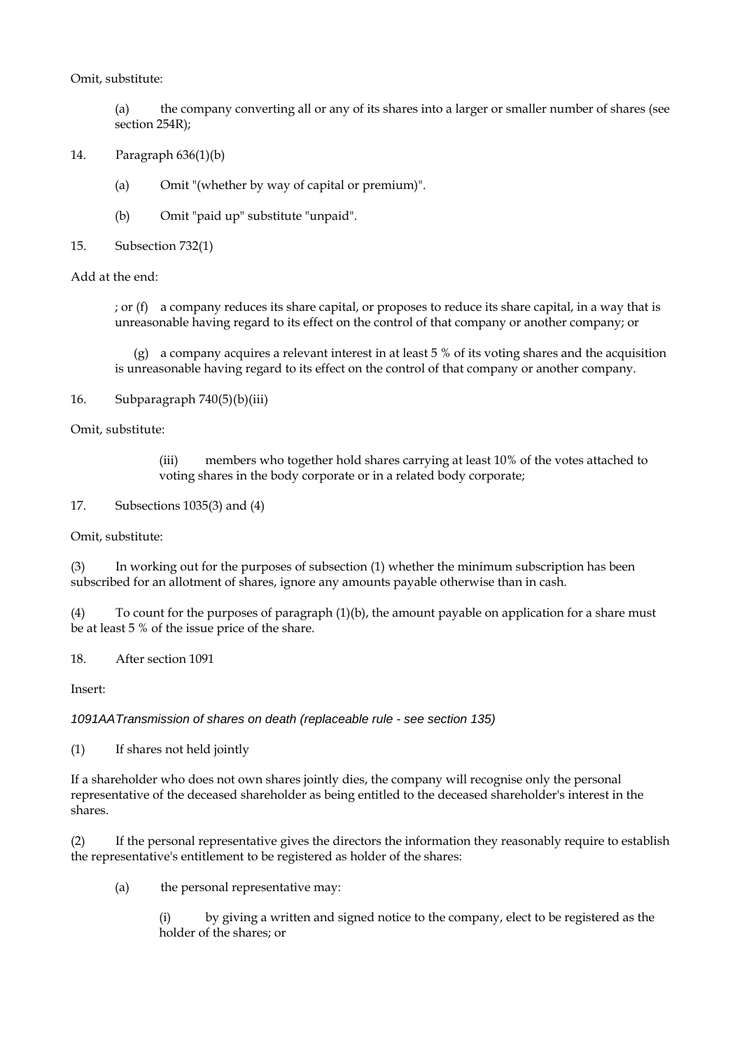Omit, substitute:

(a) the company converting all or any of its shares into a larger or smaller number of shares (see section 254R);

14. Paragraph 636(1)(b)

(a) Omit "(whether by way of capital or premium)".

(b) Omit "paid up" substitute "unpaid".

15. Subsection 732(1)

Add at the end:

; or (f) a company reduces its share capital, or proposes to reduce its share capital, in a way that is unreasonable having regard to its effect on the control of that company or another company; or

(g) a company acquires a relevant interest in at least 5 % of its voting shares and the acquisition is unreasonable having regard to its effect on the control of that company or another company.

16. Subparagraph 740(5)(b)(iii)

Omit, substitute:

(iii) members who together hold shares carrying at least 10% of the votes attached to voting shares in the body corporate or in a related body corporate;

17. Subsections 1035(3) and (4)

Omit, substitute:

(3) In working out for the purposes of subsection (1) whether the minimum subscription has been subscribed for an allotment of shares, ignore any amounts payable otherwise than in cash.

(4) To count for the purposes of paragraph (1)(b), the amount payable on application for a share must be at least 5 % of the issue price of the share.

18. After section 1091

Insert:

*1091AA Transmission of shares on death (replaceable rule - see section 135)*

(1) If shares not held jointly

If a shareholder who does not own shares jointly dies, the company will recognise only the personal representative of the deceased shareholder as being entitled to the deceased shareholder's interest in the shares.

(2) If the personal representative gives the directors the information they reasonably require to establish the representative's entitlement to be registered as holder of the shares:

(a) the personal representative may:

(i) by giving a written and signed notice to the company, elect to be registered as the holder of the shares; or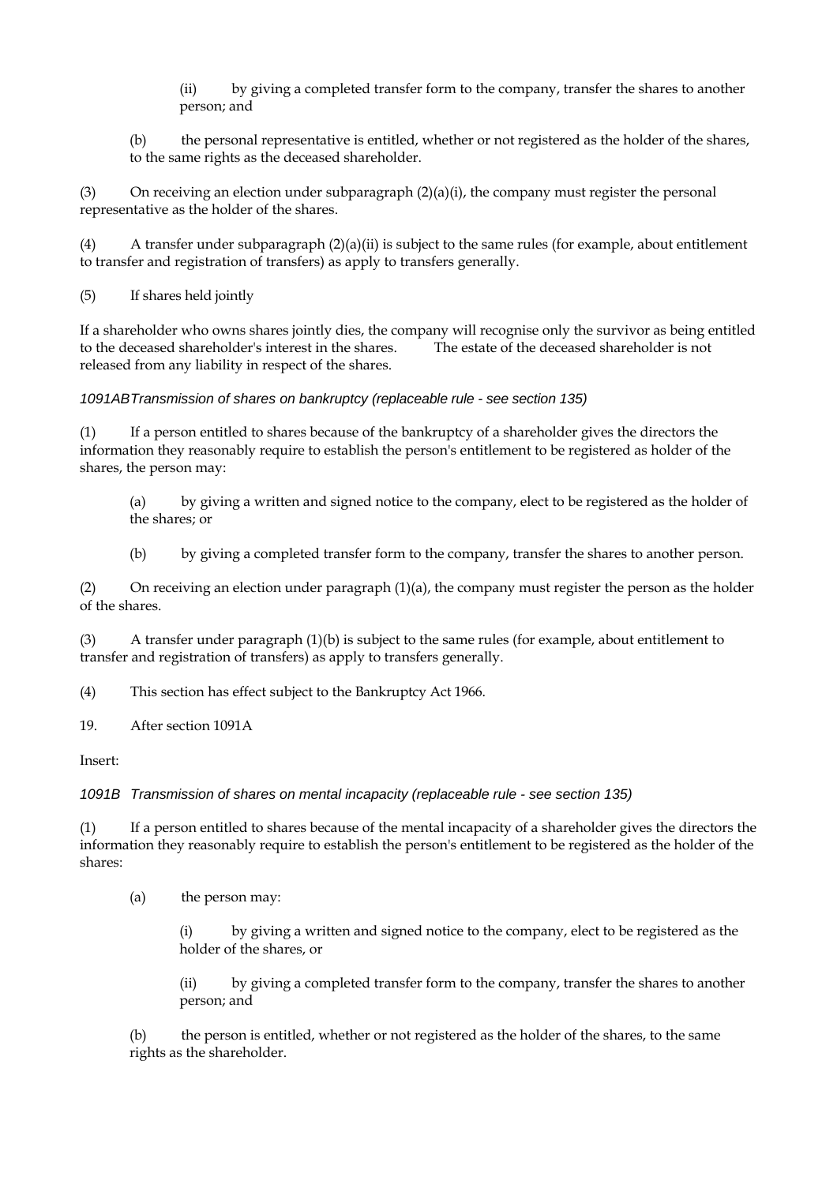(ii) by giving a completed transfer form to the company, transfer the shares to another person; and

(b) the personal representative is entitled, whether or not registered as the holder of the shares, to the same rights as the deceased shareholder.

(3) On receiving an election under subparagraph (2)(a)(i), the company must register the personal representative as the holder of the shares.

(4) A transfer under subparagraph (2)(a)(ii) is subject to the same rules (for example, about entitlement to transfer and registration of transfers) as apply to transfers generally.

(5) If shares held jointly

If a shareholder who owns shares jointly dies, the company will recognise only the survivor as being entitled to the deceased shareholder's interest in the shares. The estate of the deceased shareholder is not released from any liability in respect of the shares.

*1091ABTransmission of shares on bankruptcy (replaceable rule - see section 135)*

(1) If a person entitled to shares because of the bankruptcy of a shareholder gives the directors the information they reasonably require to establish the person's entitlement to be registered as holder of the shares, the person may:

(a) by giving a written and signed notice to the company, elect to be registered as the holder of the shares; or

(b) by giving a completed transfer form to the company, transfer the shares to another person.

(2) On receiving an election under paragraph (1)(a), the company must register the person as the holder of the shares.

(3) A transfer under paragraph (1)(b) is subject to the same rules (for example, about entitlement to transfer and registration of transfers) as apply to transfers generally.

(4) This section has effect subject to the Bankruptcy Act 1966.

19. After section 1091A

Insert:

*1091B Transmission of shares on mental incapacity (replaceable rule - see section 135)*

(1) If a person entitled to shares because of the mental incapacity of a shareholder gives the directors the information they reasonably require to establish the person's entitlement to be registered as the holder of the shares:

(a) the person may:

(i) by giving a written and signed notice to the company, elect to be registered as the holder of the shares, or

(ii) by giving a completed transfer form to the company, transfer the shares to another person; and

(b) the person is entitled, whether or not registered as the holder of the shares, to the same rights as the shareholder.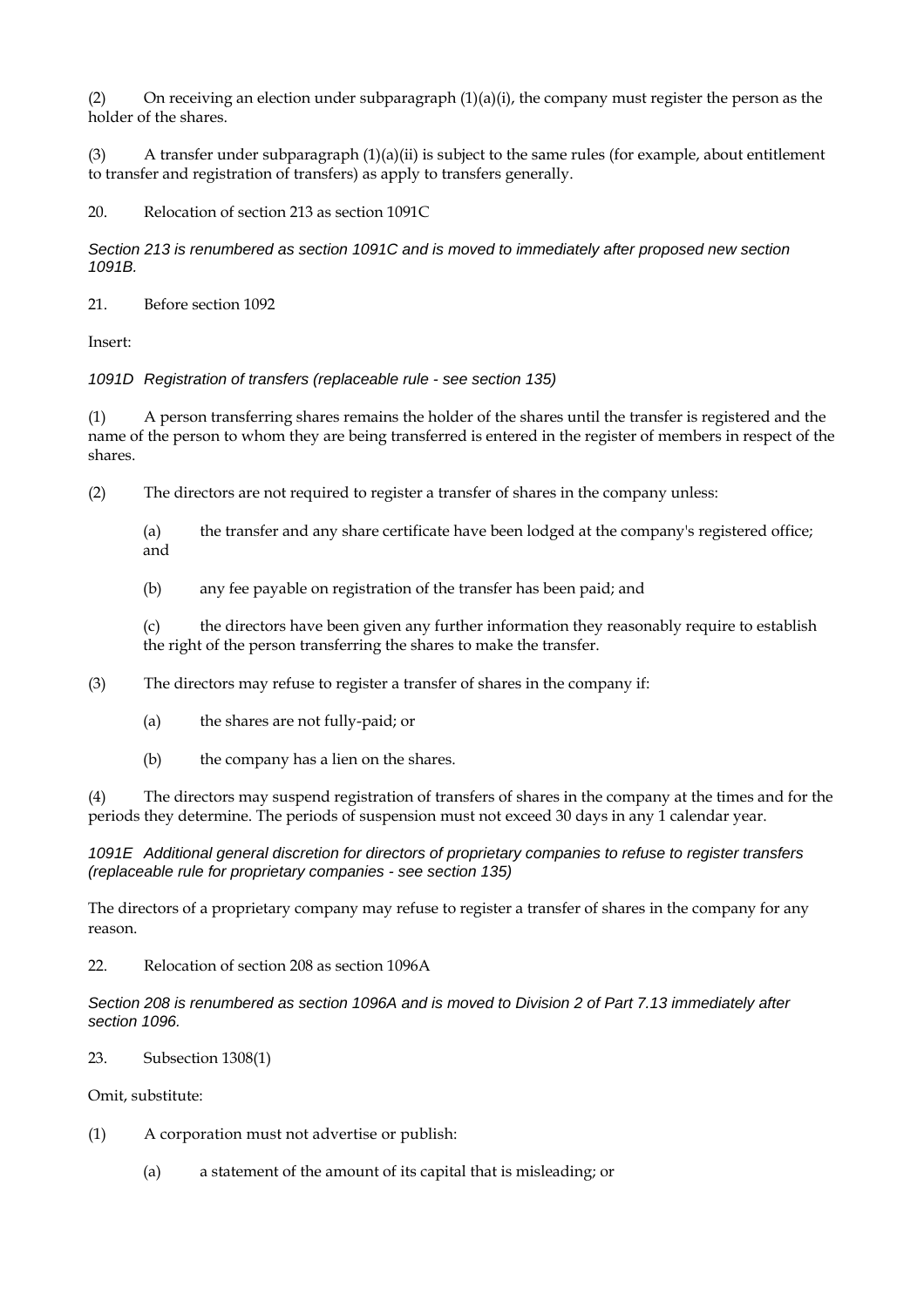(2) On receiving an election under subparagraph (1)(a)(i), the company must register the person as the holder of the shares.

(3) A transfer under subparagraph (1)(a)(ii) is subject to the same rules (for example, about entitlement to transfer and registration of transfers) as apply to transfers generally.

20. Relocation of section 213 as section 1091C

*Section 213 is renumbered as section 1091C and is moved to immediately after proposed new section 1091B.*

21. Before section 1092

Insert:

*1091D Registration of transfers (replaceable rule - see section 135)*

(1) A person transferring shares remains the holder of the shares until the transfer is registered and the name of the person to whom they are being transferred is entered in the register of members in respect of the shares.

(2) The directors are not required to register a transfer of shares in the company unless:

(a) the transfer and any share certificate have been lodged at the company's registered office; and

(b) any fee payable on registration of the transfer has been paid; and

(c) the directors have been given any further information they reasonably require to establish the right of the person transferring the shares to make the transfer.

(3) The directors may refuse to register a transfer of shares in the company if:

(a) the shares are not fully-paid; or

(b) the company has a lien on the shares.

(4) The directors may suspend registration of transfers of shares in the company at the times and for the periods they determine. The periods of suspension must not exceed 30 days in any 1 calendar year.

*1091E Additional general discretion for directors of proprietary companies to refuse to register transfers (replaceable rule for proprietary companies - see section 135)*

The directors of a proprietary company may refuse to register a transfer of shares in the company for any reason.

22. Relocation of section 208 as section 1096A

*Section 208 is renumbered as section 1096A and is moved to Division 2 of Part 7.13 immediately after section 1096.*

23. Subsection 1308(1)

Omit, substitute:

(1) A corporation must not advertise or publish:

(a) a statement of the amount of its capital that is misleading; or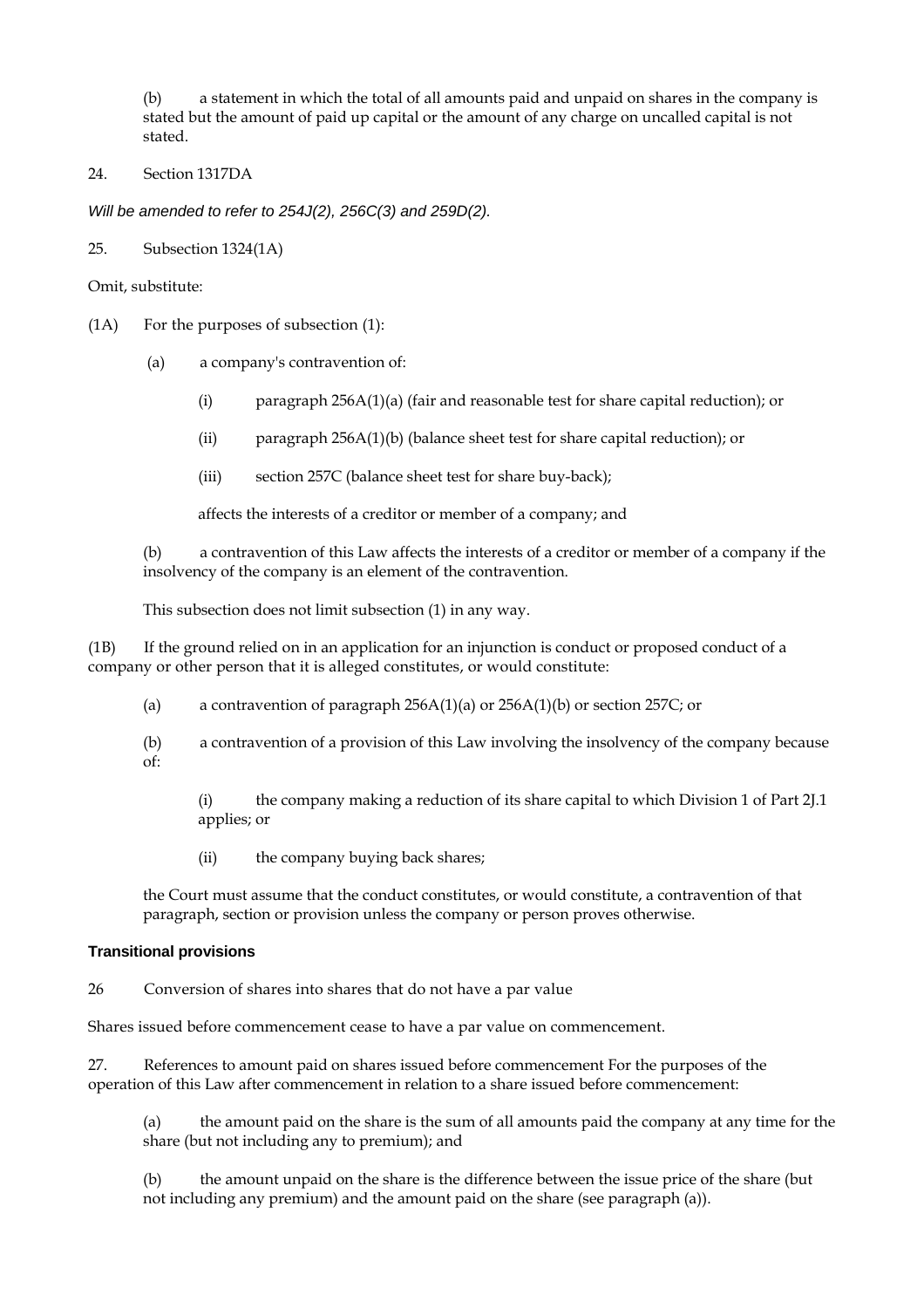(b) a statement in which the total of all amounts paid and unpaid on shares in the company is stated but the amount of paid up capital or the amount of any charge on uncalled capital is not stated.

24. Section 1317DA

*Will be amended to refer to 254J(2), 256C(3) and 259D(2).*

25. Subsection 1324(1A)

Omit, substitute:

(1A) For the purposes of subsection (1):

(a) a company's contravention of:

(i) paragraph 256A(1)(a) (fair and reasonable test for share capital reduction); or

(ii) paragraph 256A(1)(b) (balance sheet test for share capital reduction); or

(iii) section 257C (balance sheet test for share buy-back);

affects the interests of a creditor or member of a company; and

(b) a contravention of this Law affects the interests of a creditor or member of a company if the insolvency of the company is an element of the contravention.

This subsection does not limit subsection (1) in any way.

(1B) If the ground relied on in an application for an injunction is conduct or proposed conduct of a company or other person that it is alleged constitutes, or would constitute:

(a) a contravention of paragraph 256A(1)(a) or 256A(1)(b) or section 257C; or

(b) a contravention of a provision of this Law involving the insolvency of the company because of:

(i) the company making a reduction of its share capital to which Division 1 of Part 2J.1 applies; or

(ii) the company buying back shares;

the Court must assume that the conduct constitutes, or would constitute, a contravention of that paragraph, section or provision unless the company or person proves otherwise.

### Transitional provisions

26 Conversion of shares into shares that do not have a par value

Shares issued before commencement cease to have a par value on commencement.

27. References to amount paid on shares issued before commencement For the purposes of the operation of this Law after commencement in relation to a share issued before commencement:

(a) the amount paid on the share is the sum of all amounts paid the company at any time for the share (but not including any to premium); and

(b) the amount unpaid on the share is the difference between the issue price of the share (but not including any premium) and the amount paid on the share (see paragraph (a)).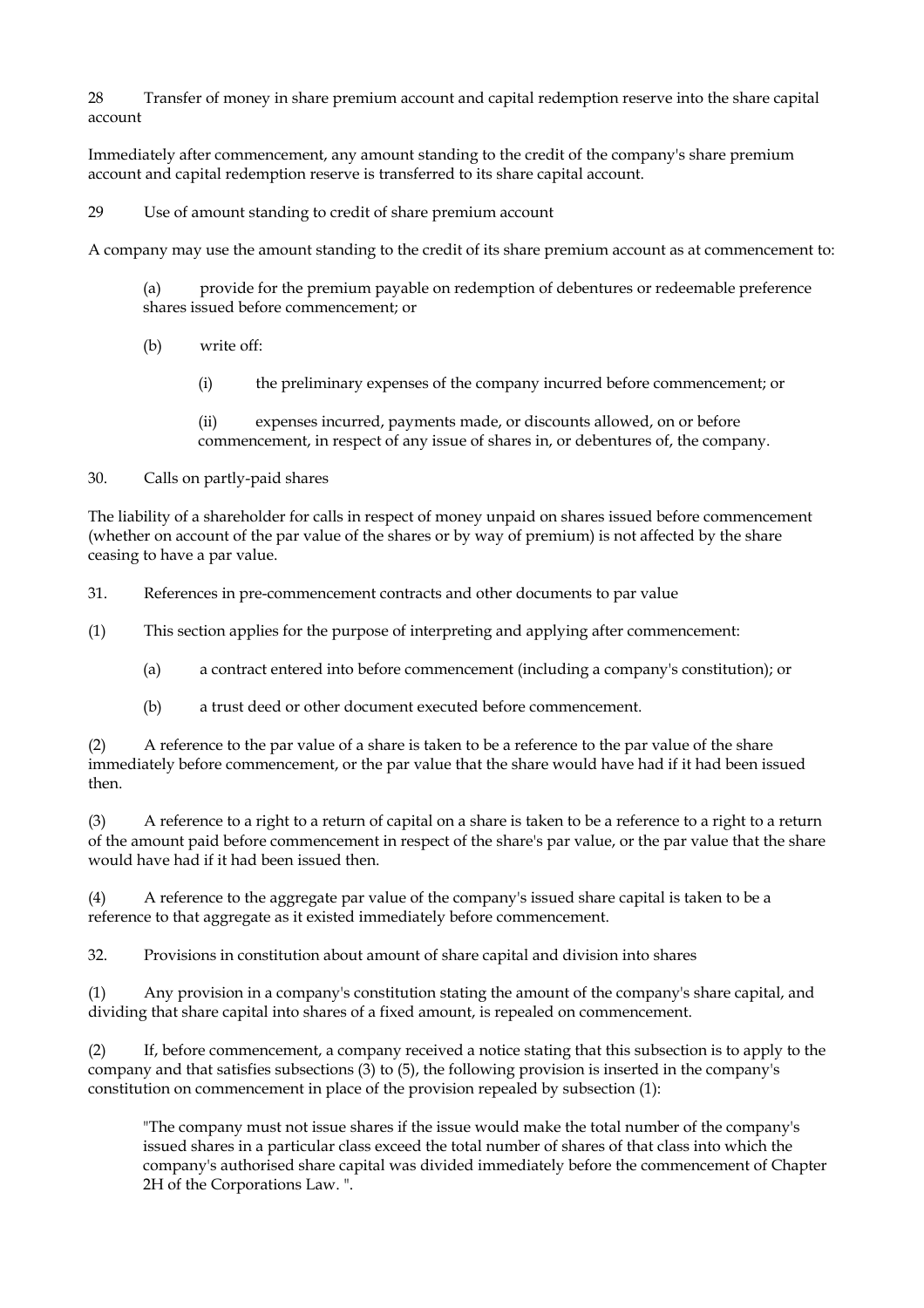28 Transfer of money in share premium account and capital redemption reserve into the share capital account

Immediately after commencement, any amount standing to the credit of the company's share premium account and capital redemption reserve is transferred to its share capital account.

29 Use of amount standing to credit of share premium account

A company may use the amount standing to the credit of its share premium account as at commencement to:

> (a) provide for the premium payable on redemption of debentures or redeemable preference shares issued before commencement; or
>
> (b) write off:
>
> > (i) the preliminary expenses of the company incurred before commencement; or
> >
> > (ii) expenses incurred, payments made, or discounts allowed, on or before commencement, in respect of any issue of shares in, or debentures of, the company.

30. Calls on partly-paid shares

The liability of a shareholder for calls in respect of money unpaid on shares issued before commencement (whether on account of the par value of the shares or by way of premium) is not affected by the share ceasing to have a par value.

31. References in pre-commencement contracts and other documents to par value

(1) This section applies for the purpose of interpreting and applying after commencement:

> (a) a contract entered into before commencement (including a company's constitution); or
>
> (b) a trust deed or other document executed before commencement.

(2) A reference to the par value of a share is taken to be a reference to the par value of the share immediately before commencement, or the par value that the share would have had if it had been issued then.

(3) A reference to a right to a return of capital on a share is taken to be a reference to a right to a return of the amount paid before commencement in respect of the share's par value, or the par value that the share would have had if it had been issued then.

(4) A reference to the aggregate par value of the company's issued share capital is taken to be a reference to that aggregate as it existed immediately before commencement.

32. Provisions in constitution about amount of share capital and division into shares

(1) Any provision in a company's constitution stating the amount of the company's share capital, and dividing that share capital into shares of a fixed amount, is repealed on commencement.

(2) If, before commencement, a company received a notice stating that this subsection is to apply to the company and that satisfies subsections (3) to (5), the following provision is inserted in the company's constitution on commencement in place of the provision repealed by subsection (1):

> "The company must not issue shares if the issue would make the total number of the company's issued shares in a particular class exceed the total number of shares of that class into which the company's authorised share capital was divided immediately before the commencement of Chapter 2H of the Corporations Law. ".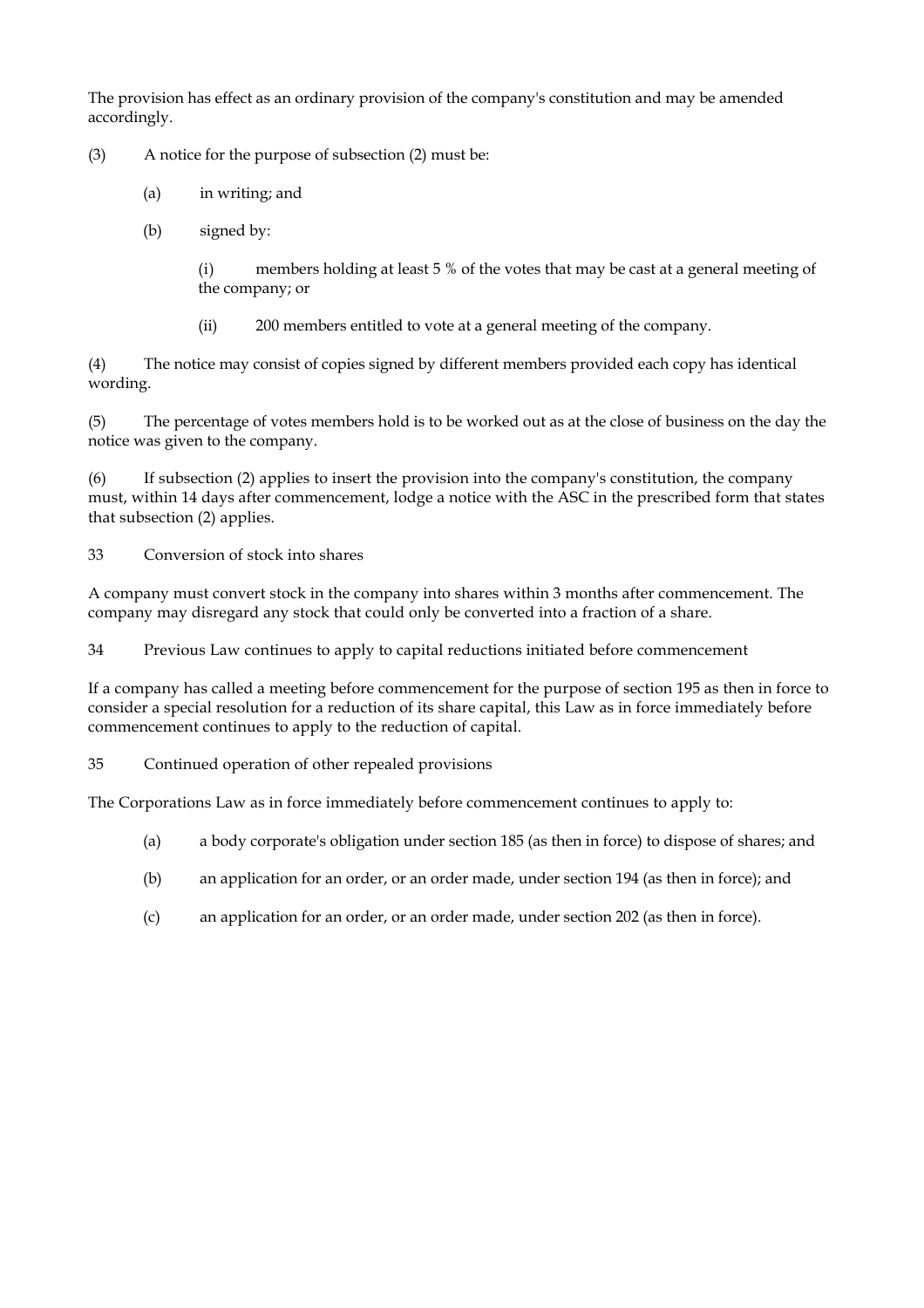The provision has effect as an ordinary provision of the company's constitution and may be amended accordingly.

(3) A notice for the purpose of subsection (2) must be:

(a) in writing; and

(b) signed by:

(i) members holding at least 5 % of the votes that may be cast at a general meeting of the company; or

(ii) 200 members entitled to vote at a general meeting of the company.

(4) The notice may consist of copies signed by different members provided each copy has identical wording.

(5) The percentage of votes members hold is to be worked out as at the close of business on the day the notice was given to the company.

(6) If subsection (2) applies to insert the provision into the company's constitution, the company must, within 14 days after commencement, lodge a notice with the ASC in the prescribed form that states that subsection (2) applies.

33 Conversion of stock into shares

A company must convert stock in the company into shares within 3 months after commencement. The company may disregard any stock that could only be converted into a fraction of a share.

34 Previous Law continues to apply to capital reductions initiated before commencement

If a company has called a meeting before commencement for the purpose of section 195 as then in force to consider a special resolution for a reduction of its share capital, this Law as in force immediately before commencement continues to apply to the reduction of capital.

35 Continued operation of other repealed provisions

The Corporations Law as in force immediately before commencement continues to apply to:

(a) a body corporate's obligation under section 185 (as then in force) to dispose of shares; and

(b) an application for an order, or an order made, under section 194 (as then in force); and

(c) an application for an order, or an order made, under section 202 (as then in force).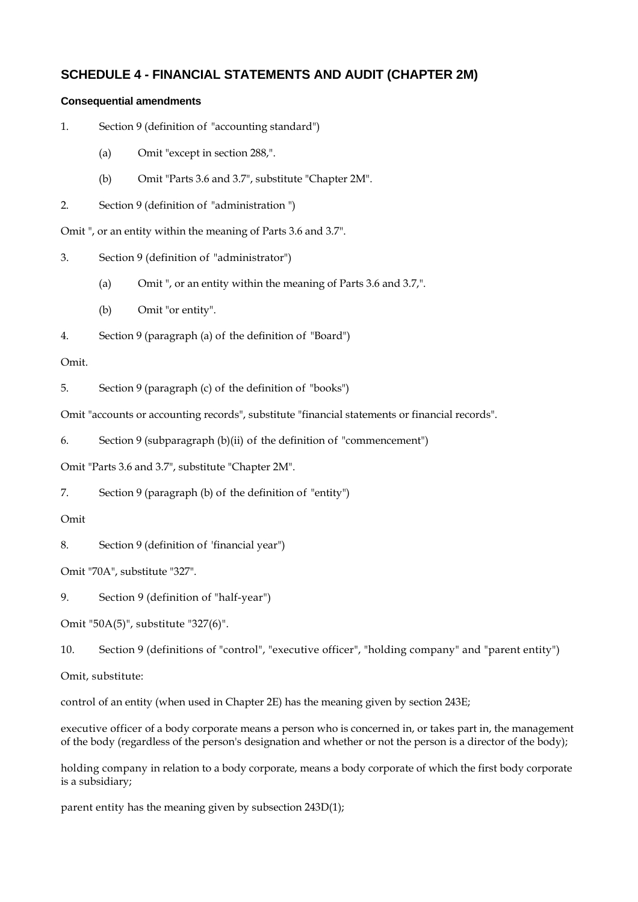## SCHEDULE 4 - FINANCIAL STATEMENTS AND AUDIT (CHAPTER 2M)

### Consequential amendments

1. Section 9 (definition of "accounting standard")

   (a) Omit "except in section 288,".

   (b) Omit "Parts 3.6 and 3.7", substitute "Chapter 2M".

2. Section 9 (definition of "administration ")

Omit ", or an entity within the meaning of Parts 3.6 and 3.7".

3. Section 9 (definition of "administrator")

   (a) Omit ", or an entity within the meaning of Parts 3.6 and 3.7,".

   (b) Omit "or entity".

4. Section 9 (paragraph (a) of the definition of "Board")

Omit.

5. Section 9 (paragraph (c) of the definition of "books")

Omit "accounts or accounting records", substitute "financial statements or financial records".

6. Section 9 (subparagraph (b)(ii) of the definition of "commencement")

Omit "Parts 3.6 and 3.7", substitute "Chapter 2M".

7. Section 9 (paragraph (b) of the definition of "entity")

Omit

8. Section 9 (definition of 'financial year")

Omit "70A", substitute "327".

9. Section 9 (definition of "half-year")

Omit "50A(5)", substitute "327(6)".

10. Section 9 (definitions of "control", "executive officer", "holding company" and "parent entity")

Omit, substitute:

control of an entity (when used in Chapter 2E) has the meaning given by section 243E;

executive officer of a body corporate means a person who is concerned in, or takes part in, the management of the body (regardless of the person's designation and whether or not the person is a director of the body);

holding company in relation to a body corporate, means a body corporate of which the first body corporate is a subsidiary;

parent entity has the meaning given by subsection 243D(1);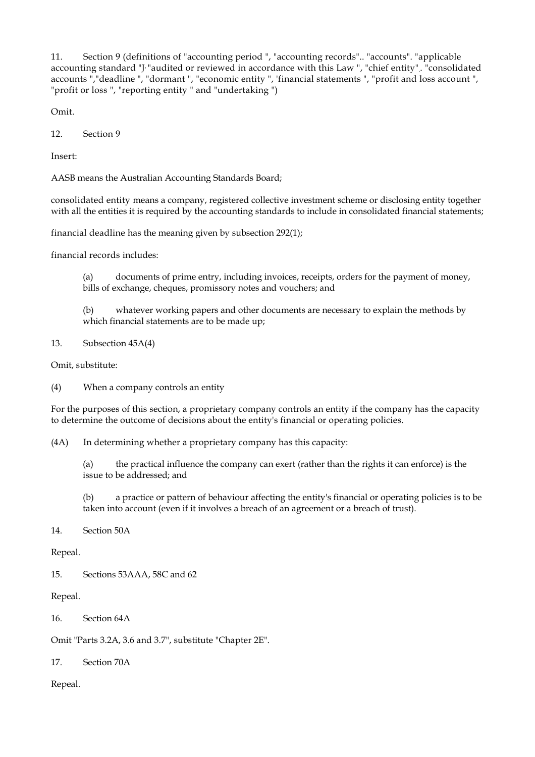11. Section 9 (definitions of "accounting period ", "accounting records".. "accounts". "applicable accounting standard "J, "audited or reviewed in accordance with this Law ", "chief entity". "consolidated accounts ","deadline ", "dormant ", "economic entity ", 'financial statements ", "profit and loss account ", "profit or loss ", "reporting entity " and "undertaking ")

Omit.

12. Section 9

Insert:

AASB means the Australian Accounting Standards Board;

consolidated entity means a company, registered collective investment scheme or disclosing entity together with all the entities it is required by the accounting standards to include in consolidated financial statements;

financial deadline has the meaning given by subsection 292(1);

financial records includes:

(a) documents of prime entry, including invoices, receipts, orders for the payment of money, bills of exchange, cheques, promissory notes and vouchers; and

(b) whatever working papers and other documents are necessary to explain the methods by which financial statements are to be made up;

13. Subsection 45A(4)

Omit, substitute:

(4) When a company controls an entity

For the purposes of this section, a proprietary company controls an entity if the company has the capacity to determine the outcome of decisions about the entity's financial or operating policies.

(4A) In determining whether a proprietary company has this capacity:

(a) the practical influence the company can exert (rather than the rights it can enforce) is the issue to be addressed; and

(b) a practice or pattern of behaviour affecting the entity's financial or operating policies is to be taken into account (even if it involves a breach of an agreement or a breach of trust).

14. Section 50A

Repeal.

15. Sections 53AAA, 58C and 62

Repeal.

16. Section 64A

Omit "Parts 3.2A, 3.6 and 3.7", substitute "Chapter 2E".

17. Section 70A

Repeal.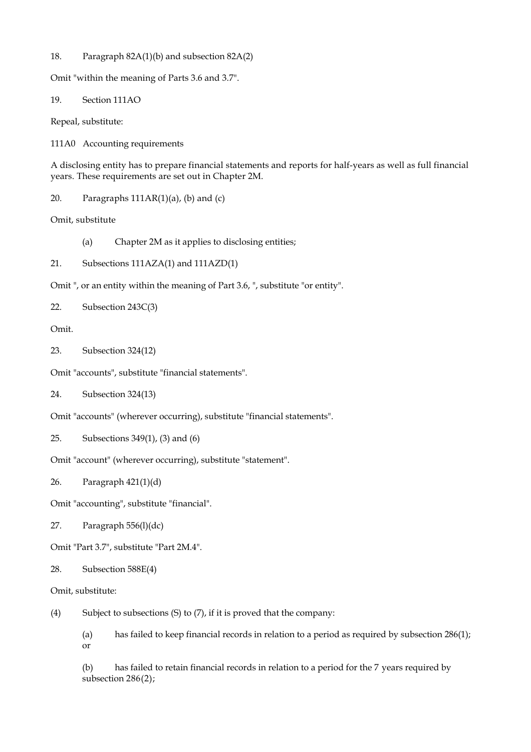18. Paragraph 82A(1)(b) and subsection 82A(2)

Omit "within the meaning of Parts 3.6 and 3.7".

19. Section 111AO

Repeal, substitute:

111A0 Accounting requirements

A disclosing entity has to prepare financial statements and reports for half-years as well as full financial years. These requirements are set out in Chapter 2M.

20. Paragraphs 111AR(1)(a), (b) and (c)

Omit, substitute

(a) Chapter 2M as it applies to disclosing entities;

21. Subsections 111AZA(1) and 111AZD(1)

Omit ", or an entity within the meaning of Part 3.6, ", substitute "or entity".

22. Subsection 243C(3)

Omit.

23. Subsection 324(12)

Omit "accounts", substitute "financial statements".

24. Subsection 324(13)

Omit "accounts" (wherever occurring), substitute "financial statements".

25. Subsections 349(1), (3) and (6)

Omit "account" (wherever occurring), substitute "statement".

26. Paragraph 421(1)(d)

Omit "accounting", substitute "financial".

27. Paragraph 556(l)(dc)

Omit "Part 3.7", substitute "Part 2M.4".

28. Subsection 588E(4)

Omit, substitute:

(4) Subject to subsections (S) to (7), if it is proved that the company:

(a) has failed to keep financial records in relation to a period as required by subsection 286(1); or

(b) has failed to retain financial records in relation to a period for the 7 years required by subsection 286(2);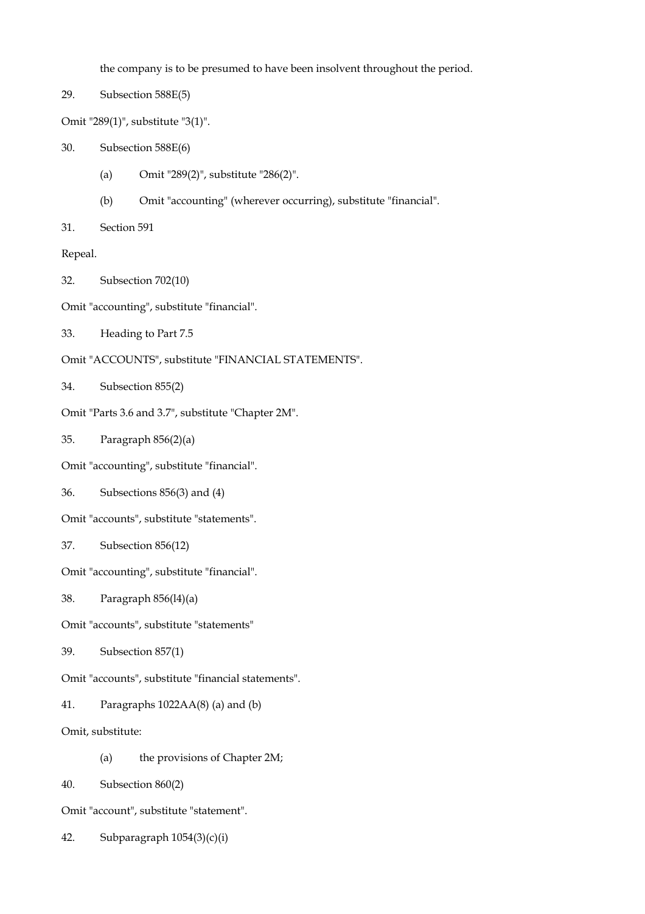the company is to be presumed to have been insolvent throughout the period.

29. Subsection 588E(5)

Omit "289(1)", substitute "3(1)".

30. Subsection 588E(6)

(a) Omit "289(2)", substitute "286(2)".

(b) Omit "accounting" (wherever occurring), substitute "financial".

31. Section 591

Repeal.

32. Subsection 702(10)

Omit "accounting", substitute "financial".

33. Heading to Part 7.5

Omit "ACCOUNTS", substitute "FINANCIAL STATEMENTS".

34. Subsection 855(2)

Omit "Parts 3.6 and 3.7", substitute "Chapter 2M".

35. Paragraph 856(2)(a)

Omit "accounting", substitute "financial".

36. Subsections 856(3) and (4)

Omit "accounts", substitute "statements".

37. Subsection 856(12)

Omit "accounting", substitute "financial".

38. Paragraph 856(l4)(a)

Omit "accounts", substitute "statements"

39. Subsection 857(1)

Omit "accounts", substitute "financial statements".

41. Paragraphs 1022AA(8) (a) and (b)

Omit, substitute:

(a) the provisions of Chapter 2M;

40. Subsection 860(2)

Omit "account", substitute "statement".

42. Subparagraph 1054(3)(c)(i)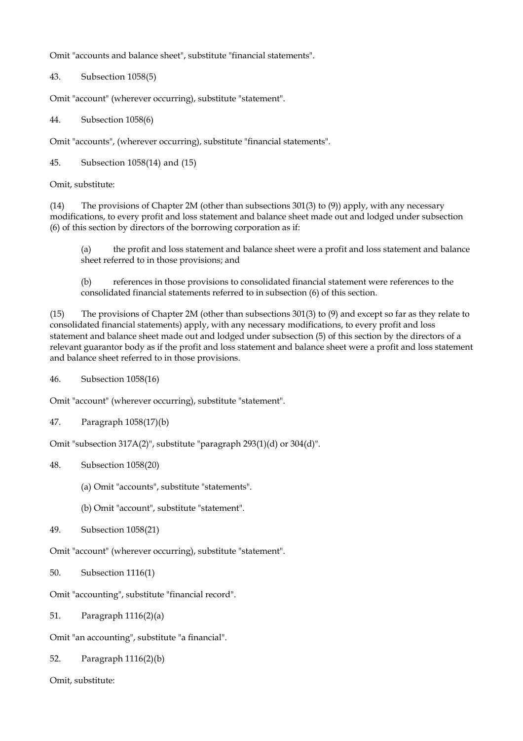Omit "accounts and balance sheet", substitute "financial statements".

43. Subsection 1058(5)

Omit "account" (wherever occurring), substitute "statement".

44. Subsection 1058(6)

Omit "accounts", (wherever occurring), substitute "financial statements".

45. Subsection 1058(14) and (15)

Omit, substitute:

(14) The provisions of Chapter 2M (other than subsections 301(3) to (9)) apply, with any necessary modifications, to every profit and loss statement and balance sheet made out and lodged under subsection (6) of this section by directors of the borrowing corporation as if:

> (a) the profit and loss statement and balance sheet were a profit and loss statement and balance sheet referred to in those provisions; and
>
> (b) references in those provisions to consolidated financial statement were references to the consolidated financial statements referred to in subsection (6) of this section.

(15) The provisions of Chapter 2M (other than subsections 301(3) to (9) and except so far as they relate to consolidated financial statements) apply, with any necessary modifications, to every profit and loss statement and balance sheet made out and lodged under subsection (5) of this section by the directors of a relevant guarantor body as if the profit and loss statement and balance sheet were a profit and loss statement and balance sheet referred to in those provisions.

46. Subsection 1058(16)

Omit "account" (wherever occurring), substitute "statement".

47. Paragraph 1058(17)(b)

Omit "subsection 317A(2)", substitute "paragraph 293(1)(d) or 304(d)".

48. Subsection 1058(20)

> (a) Omit "accounts", substitute "statements".
>
> (b) Omit "account", substitute "statement".

49. Subsection 1058(21)

Omit "account" (wherever occurring), substitute "statement".

50. Subsection 1116(1)

Omit "accounting", substitute "financial record".

51. Paragraph 1116(2)(a)

Omit "an accounting", substitute "a financial".

52. Paragraph 1116(2)(b)

Omit, substitute: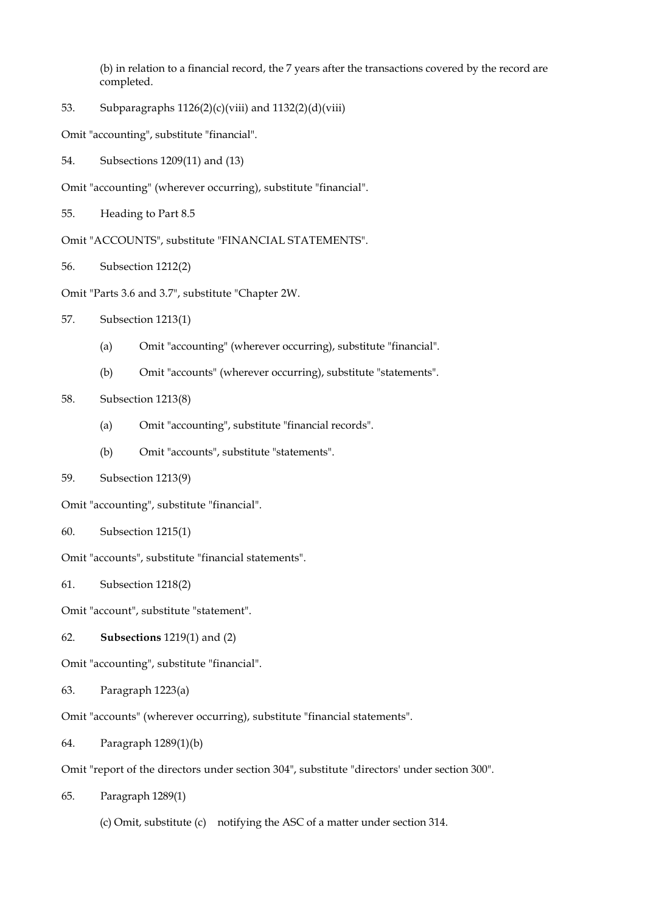(b) in relation to a financial record, the 7 years after the transactions covered by the record are completed.

53. Subparagraphs 1126(2)(c)(viii) and 1132(2)(d)(viii)

Omit "accounting", substitute "financial".

54. Subsections 1209(11) and (13)

Omit "accounting" (wherever occurring), substitute "financial".

55. Heading to Part 8.5

Omit "ACCOUNTS", substitute "FINANCIAL STATEMENTS".

56. Subsection 1212(2)

Omit "Parts 3.6 and 3.7", substitute "Chapter 2W.

57. Subsection 1213(1)

(a) Omit "accounting" (wherever occurring), substitute "financial".

(b) Omit "accounts" (wherever occurring), substitute "statements".

58. Subsection 1213(8)

(a) Omit "accounting", substitute "financial records".

(b) Omit "accounts", substitute "statements".

59. Subsection 1213(9)

Omit "accounting", substitute "financial".

60. Subsection 1215(1)

Omit "accounts", substitute "financial statements".

61. Subsection 1218(2)

Omit "account", substitute "statement".

62. **Subsections** 1219(1) and (2)

Omit "accounting", substitute "financial".

63. Paragraph 1223(a)

Omit "accounts" (wherever occurring), substitute "financial statements".

64. Paragraph 1289(1)(b)

Omit "report of the directors under section 304", substitute "directors' under section 300".

65. Paragraph 1289(1)

(c) Omit, substitute (c) notifying the ASC of a matter under section 314.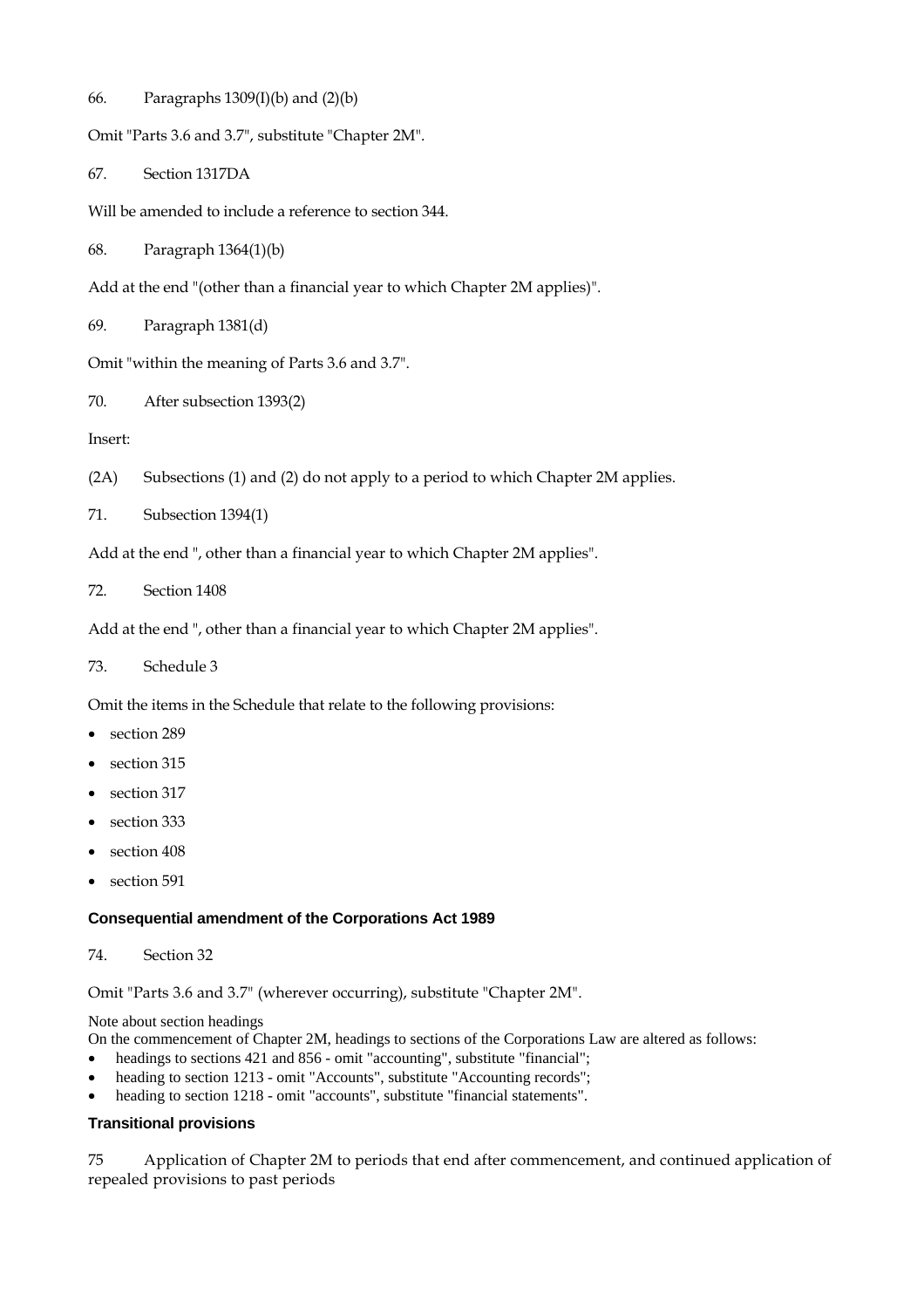66. Paragraphs 1309(l)(b) and (2)(b)

Omit "Parts 3.6 and 3.7", substitute "Chapter 2M".

67. Section 1317DA

Will be amended to include a reference to section 344.

68. Paragraph 1364(1)(b)

Add at the end "(other than a financial year to which Chapter 2M applies)".

69. Paragraph 1381(d)

Omit "within the meaning of Parts 3.6 and 3.7".

70. After subsection 1393(2)

Insert:

(2A) Subsections (1) and (2) do not apply to a period to which Chapter 2M applies.

71. Subsection 1394(1)

Add at the end ", other than a financial year to which Chapter 2M applies".

72. Section 1408

Add at the end ", other than a financial year to which Chapter 2M applies".

73. Schedule 3

Omit the items in the Schedule that relate to the following provisions:

- section 289
- section 315
- section 317
- section 333
- section 408
- section 591

**Consequential amendment of the Corporations Act 1989**

74. Section 32

Omit "Parts 3.6 and 3.7" (wherever occurring), substitute "Chapter 2M".

Note about section headings
On the commencement of Chapter 2M, headings to sections of the Corporations Law are altered as follows:

- headings to sections 421 and 856 - omit "accounting", substitute "financial";
- heading to section 1213 - omit "Accounts", substitute "Accounting records";
- heading to section 1218 - omit "accounts", substitute "financial statements".

**Transitional provisions**

75 Application of Chapter 2M to periods that end after commencement, and continued application of repealed provisions to past periods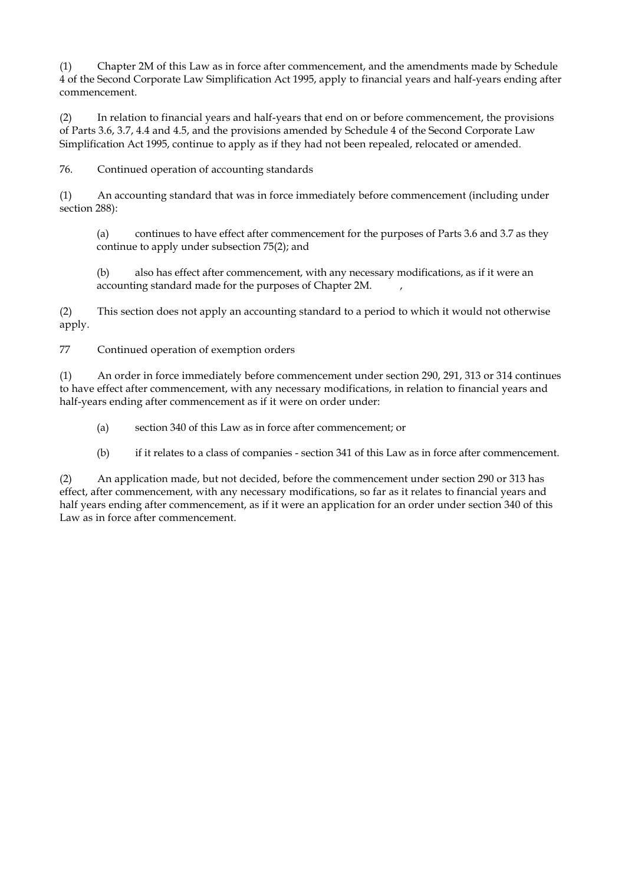(1) Chapter 2M of this Law as in force after commencement, and the amendments made by Schedule 4 of the Second Corporate Law Simplification Act 1995, apply to financial years and half-years ending after commencement.

(2) In relation to financial years and half-years that end on or before commencement, the provisions of Parts 3.6, 3.7, 4.4 and 4.5, and the provisions amended by Schedule 4 of the Second Corporate Law Simplification Act 1995, continue to apply as if they had not been repealed, relocated or amended.

76. Continued operation of accounting standards

(1) An accounting standard that was in force immediately before commencement (including under section 288):

> (a) continues to have effect after commencement for the purposes of Parts 3.6 and 3.7 as they continue to apply under subsection 75(2); and
>
> (b) also has effect after commencement, with any necessary modifications, as if it were an accounting standard made for the purposes of Chapter 2M. ,

(2) This section does not apply an accounting standard to a period to which it would not otherwise apply.

77 Continued operation of exemption orders

(1) An order in force immediately before commencement under section 290, 291, 313 or 314 continues to have effect after commencement, with any necessary modifications, in relation to financial years and half-years ending after commencement as if it were on order under:

> (a) section 340 of this Law as in force after commencement; or
>
> (b) if it relates to a class of companies - section 341 of this Law as in force after commencement.

(2) An application made, but not decided, before the commencement under section 290 or 313 has effect, after commencement, with any necessary modifications, so far as it relates to financial years and half years ending after commencement, as if it were an application for an order under section 340 of this Law as in force after commencement.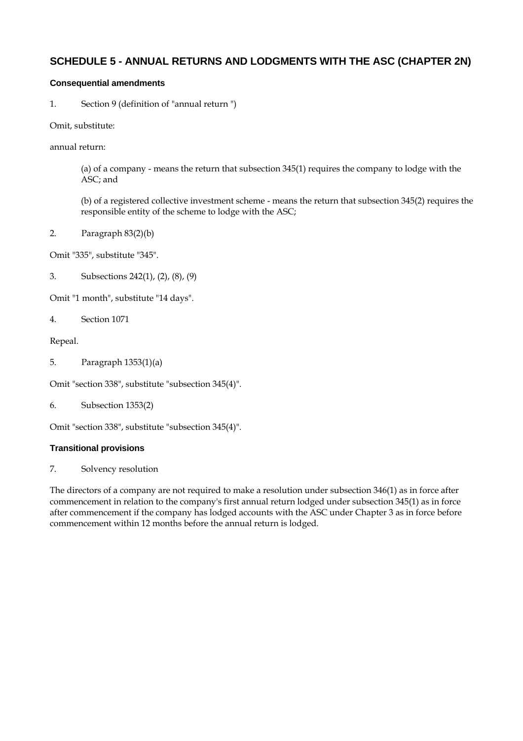## SCHEDULE 5 - ANNUAL RETURNS AND LODGMENTS WITH THE ASC (CHAPTER 2N)

### Consequential amendments

1. Section 9 (definition of "annual return ")

Omit, substitute:

annual return:

> (a) of a company - means the return that subsection 345(1) requires the company to lodge with the ASC; and
>
> (b) of a registered collective investment scheme - means the return that subsection 345(2) requires the responsible entity of the scheme to lodge with the ASC;

2. Paragraph 83(2)(b)

Omit "335", substitute "345".

3. Subsections 242(1), (2), (8), (9)

Omit "1 month", substitute "14 days".

4. Section 1071

Repeal.

5. Paragraph 1353(1)(a)

Omit "section 338", substitute "subsection 345(4)".

6. Subsection 1353(2)

Omit "section 338", substitute "subsection 345(4)".

### Transitional provisions

7. Solvency resolution

The directors of a company are not required to make a resolution under subsection 346(1) as in force after commencement in relation to the company's first annual return lodged under subsection 345(1) as in force after commencement if the company has lodged accounts with the ASC under Chapter 3 as in force before commencement within 12 months before the annual return is lodged.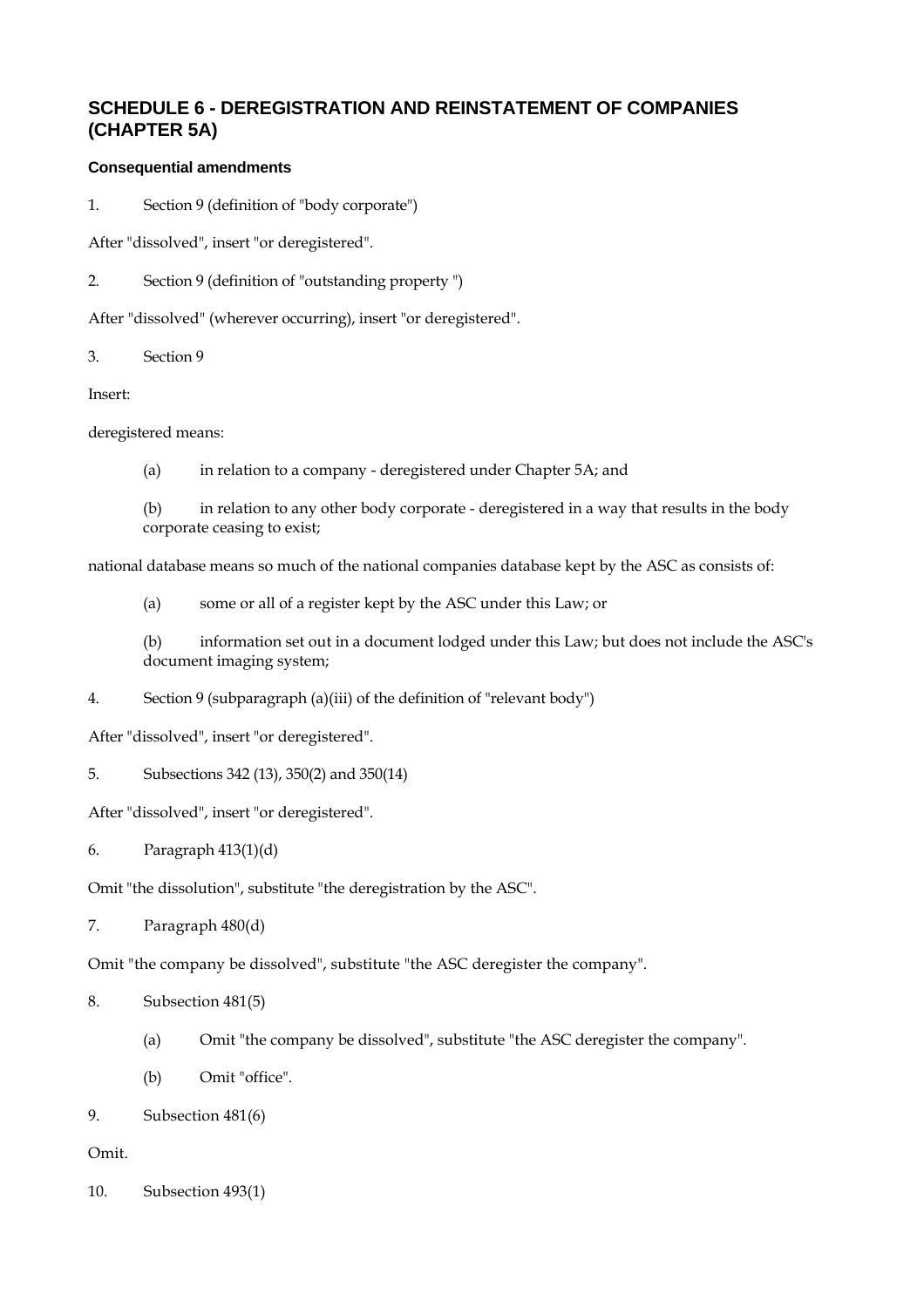## SCHEDULE 6 - DEREGISTRATION AND REINSTATEMENT OF COMPANIES (CHAPTER 5A)

#### Consequential amendments

1. Section 9 (definition of "body corporate")

After "dissolved", insert "or deregistered".

2. Section 9 (definition of "outstanding property ")

After "dissolved" (wherever occurring), insert "or deregistered".

3. Section 9

Insert:

deregistered means:

(a) in relation to a company - deregistered under Chapter 5A; and

(b) in relation to any other body corporate - deregistered in a way that results in the body corporate ceasing to exist;

national database means so much of the national companies database kept by the ASC as consists of:

(a) some or all of a register kept by the ASC under this Law; or

(b) information set out in a document lodged under this Law; but does not include the ASC's document imaging system;

4. Section 9 (subparagraph (a)(iii) of the definition of "relevant body")

After "dissolved", insert "or deregistered".

5. Subsections 342 (13), 350(2) and 350(14)

After "dissolved", insert "or deregistered".

6. Paragraph 413(1)(d)

Omit "the dissolution", substitute "the deregistration by the ASC".

7. Paragraph 480(d)

Omit "the company be dissolved", substitute "the ASC deregister the company".

8. Subsection 481(5)

(a) Omit "the company be dissolved", substitute "the ASC deregister the company".

(b) Omit "office".

9. Subsection 481(6)

Omit.

10. Subsection 493(1)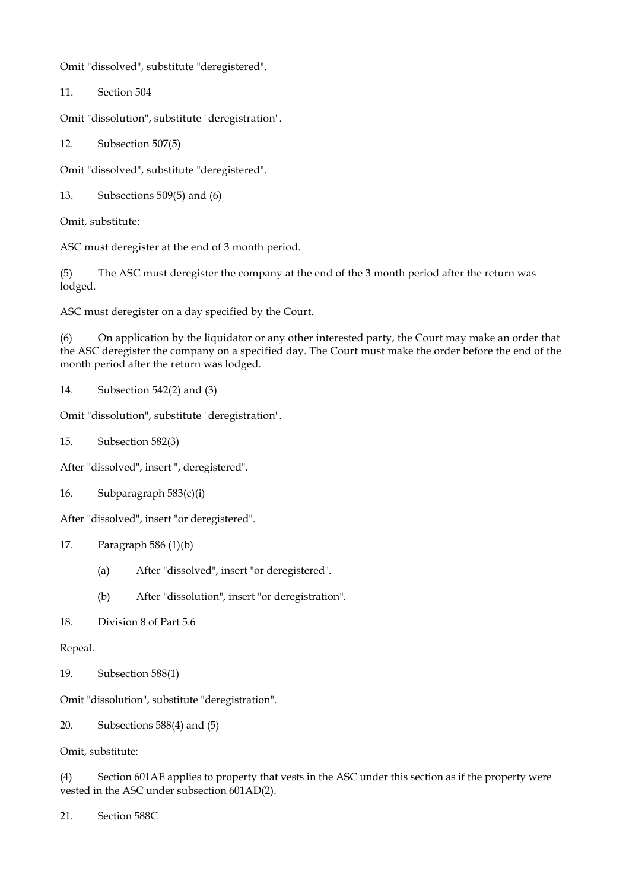Omit "dissolved", substitute "deregistered".

11. Section 504

Omit "dissolution", substitute "deregistration".

12. Subsection 507(5)

Omit "dissolved", substitute "deregistered".

13. Subsections 509(5) and (6)

Omit, substitute:

ASC must deregister at the end of 3 month period.

(5) The ASC must deregister the company at the end of the 3 month period after the return was lodged.

ASC must deregister on a day specified by the Court.

(6) On application by the liquidator or any other interested party, the Court may make an order that the ASC deregister the company on a specified day. The Court must make the order before the end of the month period after the return was lodged.

14. Subsection 542(2) and (3)

Omit "dissolution", substitute "deregistration".

15. Subsection 582(3)

After "dissolved", insert ", deregistered".

16. Subparagraph 583(c)(i)

After "dissolved", insert "or deregistered".

17. Paragraph 586 (1)(b)

- (a) After "dissolved", insert "or deregistered".
- (b) After "dissolution", insert "or deregistration".

18. Division 8 of Part 5.6

Repeal.

19. Subsection 588(1)

Omit "dissolution", substitute "deregistration".

20. Subsections 588(4) and (5)

Omit, substitute:

(4) Section 601AE applies to property that vests in the ASC under this section as if the property were vested in the ASC under subsection 601AD(2).

21. Section 588C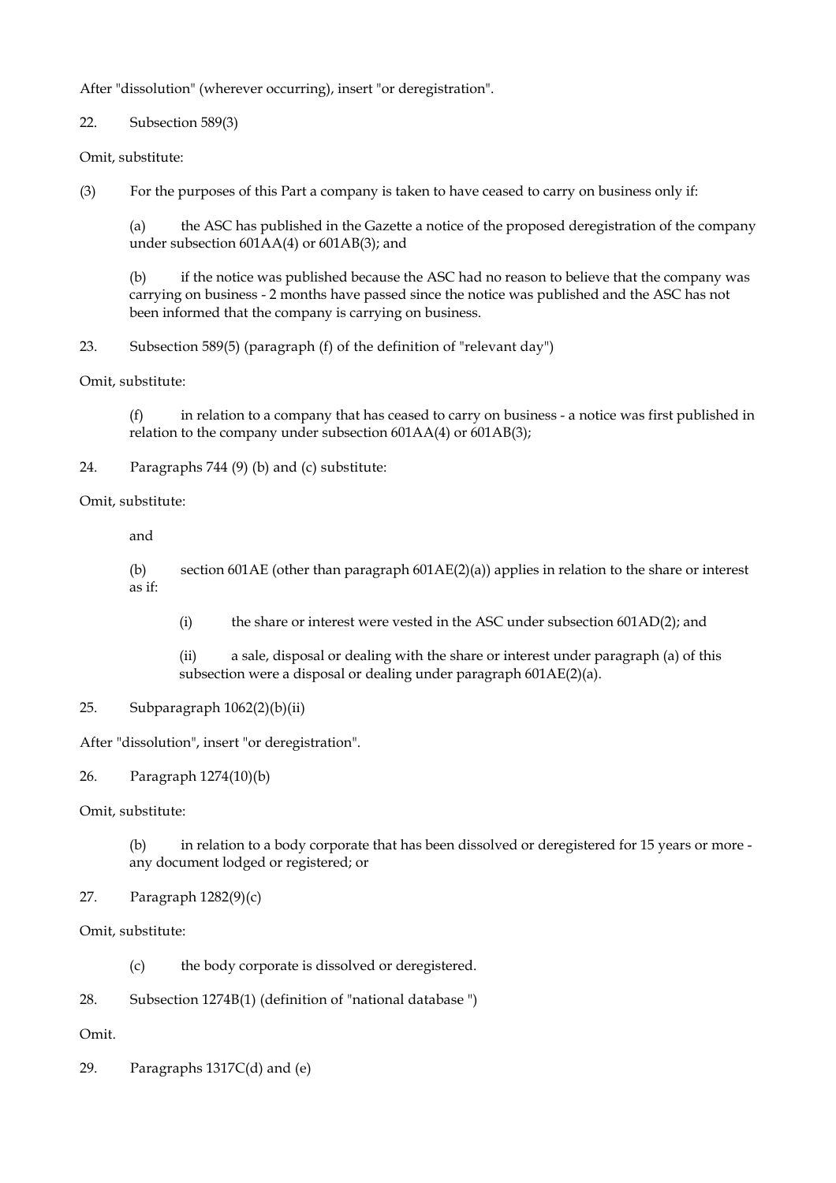After "dissolution" (wherever occurring), insert "or deregistration".

22. Subsection 589(3)

Omit, substitute:

(3) For the purposes of this Part a company is taken to have ceased to carry on business only if:

> (a) the ASC has published in the Gazette a notice of the proposed deregistration of the company under subsection 601AA(4) or 601AB(3); and
>
> (b) if the notice was published because the ASC had no reason to believe that the company was carrying on business - 2 months have passed since the notice was published and the ASC has not been informed that the company is carrying on business.

23. Subsection 589(5) (paragraph (f) of the definition of "relevant day")

Omit, substitute:

> (f) in relation to a company that has ceased to carry on business - a notice was first published in relation to the company under subsection 601AA(4) or 601AB(3);

24. Paragraphs 744 (9) (b) and (c) substitute:

Omit, substitute:

> and
>
> (b) section 601AE (other than paragraph 601AE(2)(a)) applies in relation to the share or interest as if:
>
> > (i) the share or interest were vested in the ASC under subsection 601AD(2); and
> >
> > (ii) a sale, disposal or dealing with the share or interest under paragraph (a) of this subsection were a disposal or dealing under paragraph 601AE(2)(a).

25. Subparagraph 1062(2)(b)(ii)

After "dissolution", insert "or deregistration".

26. Paragraph 1274(10)(b)

Omit, substitute:

> (b) in relation to a body corporate that has been dissolved or deregistered for 15 years or more - any document lodged or registered; or

27. Paragraph 1282(9)(c)

Omit, substitute:

> (c) the body corporate is dissolved or deregistered.

28. Subsection 1274B(1) (definition of "national database ")

Omit.

29. Paragraphs 1317C(d) and (e)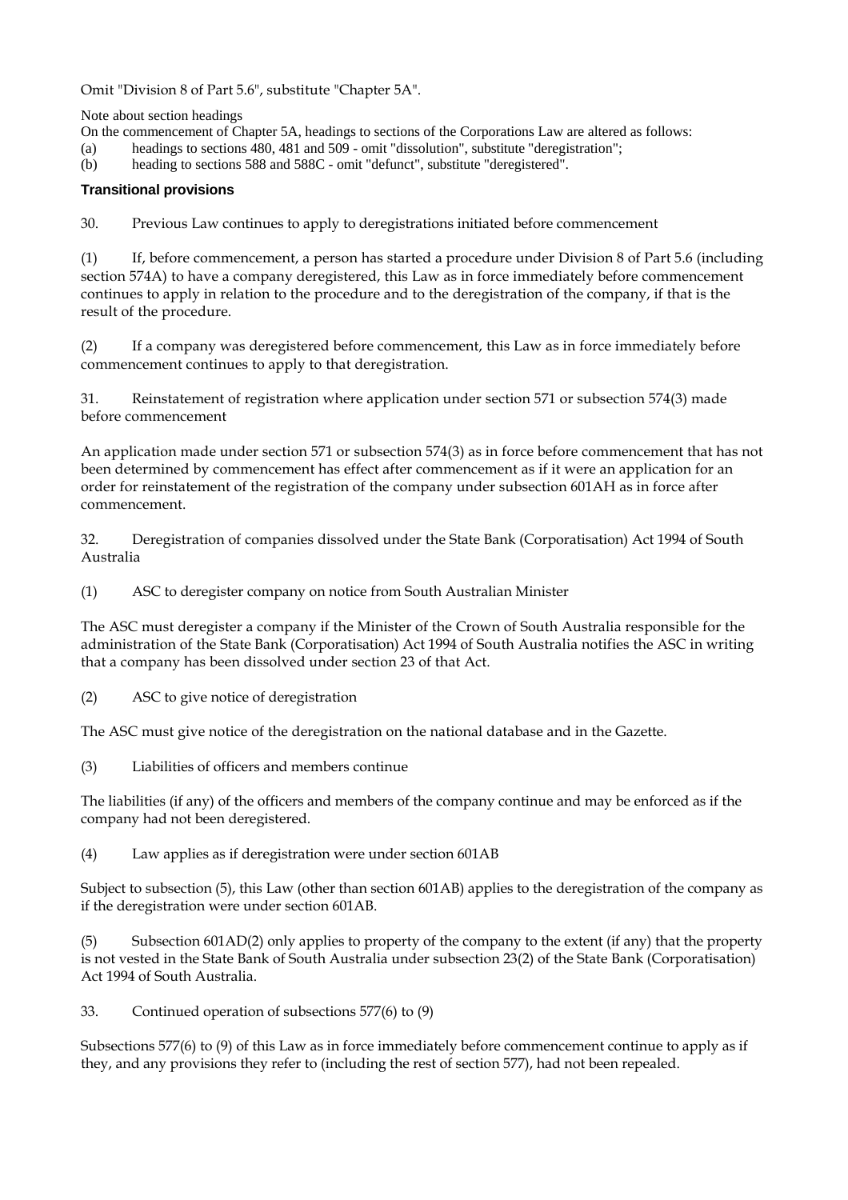Omit "Division 8 of Part 5.6", substitute "Chapter 5A".

Note about section headings

On the commencement of Chapter 5A, headings to sections of the Corporations Law are altered as follows:

(a) headings to sections 480, 481 and 509 - omit "dissolution", substitute "deregistration";

(b) heading to sections 588 and 588C - omit "defunct", substitute "deregistered".

### Transitional provisions

30. Previous Law continues to apply to deregistrations initiated before commencement

(1) If, before commencement, a person has started a procedure under Division 8 of Part 5.6 (including section 574A) to have a company deregistered, this Law as in force immediately before commencement continues to apply in relation to the procedure and to the deregistration of the company, if that is the result of the procedure.

(2) If a company was deregistered before commencement, this Law as in force immediately before commencement continues to apply to that deregistration.

31. Reinstatement of registration where application under section 571 or subsection 574(3) made before commencement

An application made under section 571 or subsection 574(3) as in force before commencement that has not been determined by commencement has effect after commencement as if it were an application for an order for reinstatement of the registration of the company under subsection 601AH as in force after commencement.

32. Deregistration of companies dissolved under the State Bank (Corporatisation) Act 1994 of South Australia

(1) ASC to deregister company on notice from South Australian Minister

The ASC must deregister a company if the Minister of the Crown of South Australia responsible for the administration of the State Bank (Corporatisation) Act 1994 of South Australia notifies the ASC in writing that a company has been dissolved under section 23 of that Act.

(2) ASC to give notice of deregistration

The ASC must give notice of the deregistration on the national database and in the Gazette.

(3) Liabilities of officers and members continue

The liabilities (if any) of the officers and members of the company continue and may be enforced as if the company had not been deregistered.

(4) Law applies as if deregistration were under section 601AB

Subject to subsection (5), this Law (other than section 601AB) applies to the deregistration of the company as if the deregistration were under section 601AB.

(5) Subsection 601AD(2) only applies to property of the company to the extent (if any) that the property is not vested in the State Bank of South Australia under subsection 23(2) of the State Bank (Corporatisation) Act 1994 of South Australia.

33. Continued operation of subsections 577(6) to (9)

Subsections 577(6) to (9) of this Law as in force immediately before commencement continue to apply as if they, and any provisions they refer to (including the rest of section 577), had not been repealed.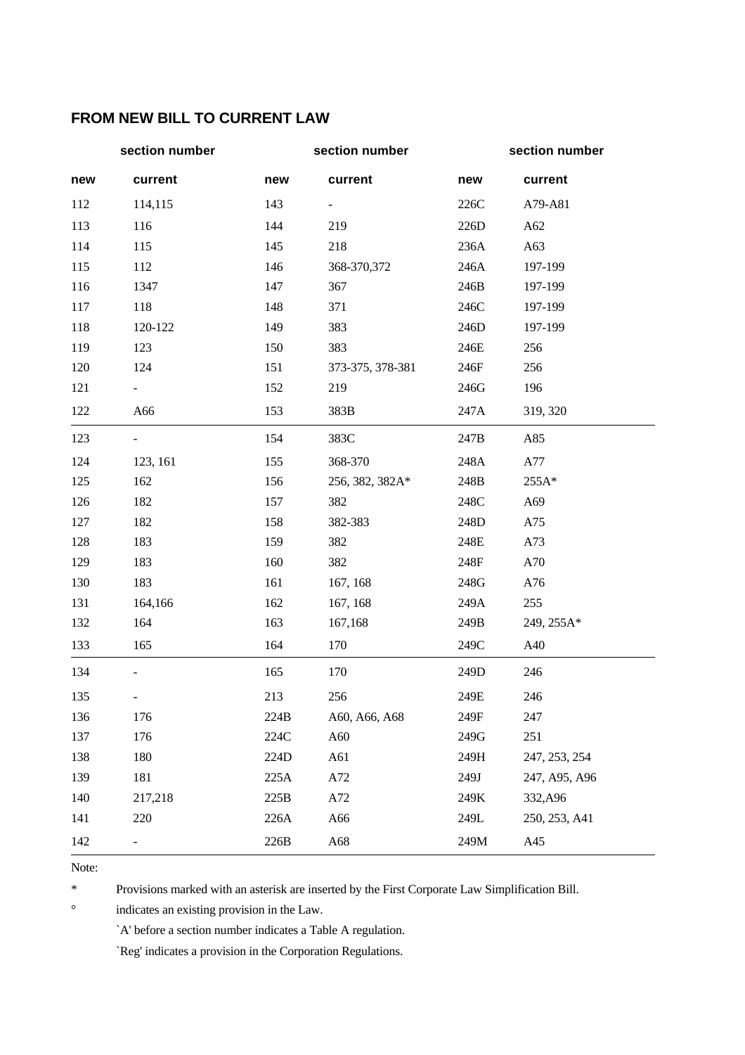## FROM NEW BILL TO CURRENT LAW

| section number | | section number | | section number | |
|---|---|---|---|---|---|
| new | current | new | current | new | current |
| 112 | 114,115 | 143 | - | 226C | A79-A81 |
| 113 | 116 | 144 | 219 | 226D | A62 |
| 114 | 115 | 145 | 218 | 236A | A63 |
| 115 | 112 | 146 | 368-370,372 | 246A | 197-199 |
| 116 | 1347 | 147 | 367 | 246B | 197-199 |
| 117 | 118 | 148 | 371 | 246C | 197-199 |
| 118 | 120-122 | 149 | 383 | 246D | 197-199 |
| 119 | 123 | 150 | 383 | 246E | 256 |
| 120 | 124 | 151 | 373-375, 378-381 | 246F | 256 |
| 121 | - | 152 | 219 | 246G | 196 |
| 122 | A66 | 153 | 383B | 247A | 319, 320 |
| 123 | - | 154 | 383C | 247B | A85 |
| 124 | 123, 161 | 155 | 368-370 | 248A | A77 |
| 125 | 162 | 156 | 256, 382, 382A* | 248B | 255A* |
| 126 | 182 | 157 | 382 | 248C | A69 |
| 127 | 182 | 158 | 382-383 | 248D | A75 |
| 128 | 183 | 159 | 382 | 248E | A73 |
| 129 | 183 | 160 | 382 | 248F | A70 |
| 130 | 183 | 161 | 167, 168 | 248G | A76 |
| 131 | 164,166 | 162 | 167, 168 | 249A | 255 |
| 132 | 164 | 163 | 167,168 | 249B | 249, 255A* |
| 133 | 165 | 164 | 170 | 249C | A40 |
| 134 | - | 165 | 170 | 249D | 246 |
| 135 | - | 213 | 256 | 249E | 246 |
| 136 | 176 | 224B | A60, A66, A68 | 249F | 247 |
| 137 | 176 | 224C | A60 | 249G | 251 |
| 138 | 180 | 224D | A61 | 249H | 247, 253, 254 |
| 139 | 181 | 225A | A72 | 249J | 247, A95, A96 |
| 140 | 217,218 | 225B | A72 | 249K | 332,A96 |
| 141 | 220 | 226A | A66 | 249L | 250, 253, A41 |
| 142 | - | 226B | A68 | 249M | A45 |

Note:

* Provisions marked with an asterisk are inserted by the First Corporate Law Simplification Bill.

° indicates an existing provision in the Law.

`A' before a section number indicates a Table A regulation.

`Reg' indicates a provision in the Corporation Regulations.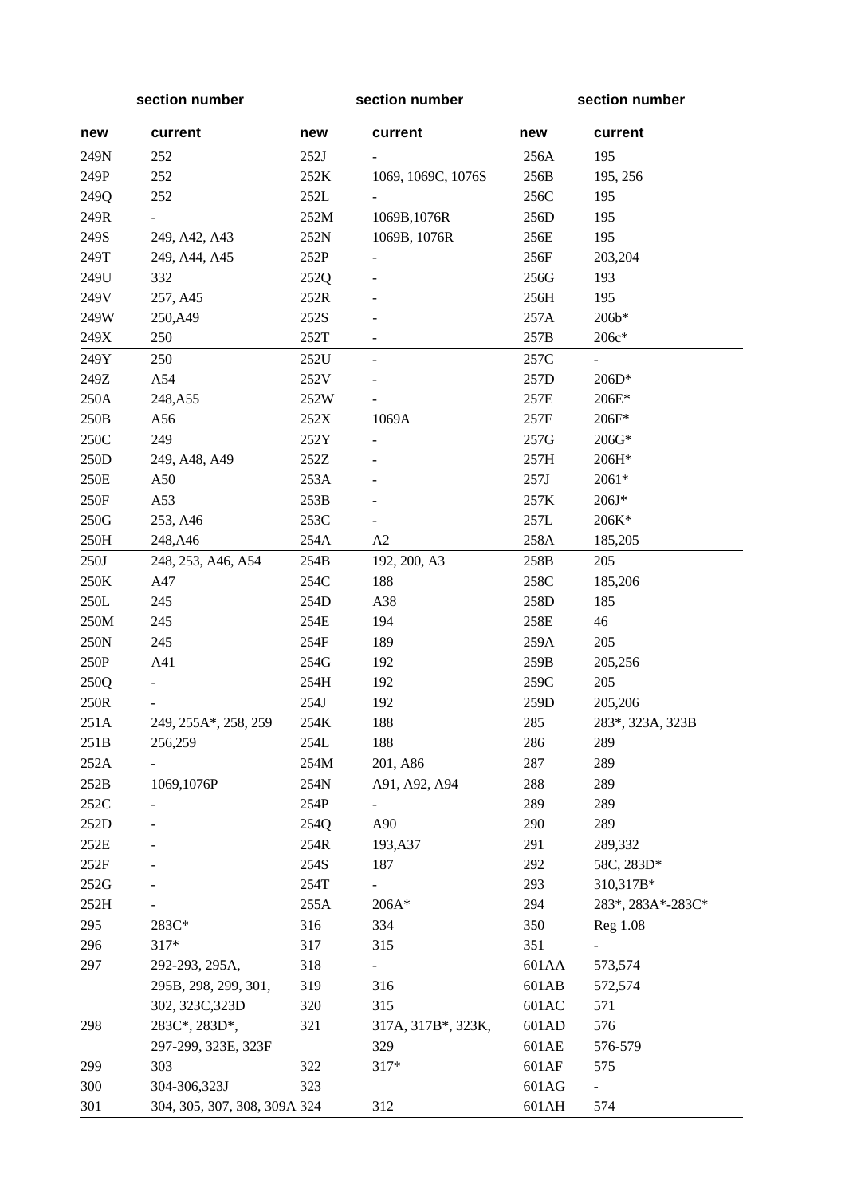| section number | | section number | | section number | |
|---|---|---|---|---|---|
| new | current | new | current | new | current |
| 249N | 252 | 252J | - | 256A | 195 |
| 249P | 252 | 252K | 1069, 1069C, 1076S | 256B | 195, 256 |
| 249Q | 252 | 252L | - | 256C | 195 |
| 249R | - | 252M | 1069B,1076R | 256D | 195 |
| 249S | 249, A42, A43 | 252N | 1069B, 1076R | 256E | 195 |
| 249T | 249, A44, A45 | 252P | - | 256F | 203,204 |
| 249U | 332 | 252Q | - | 256G | 193 |
| 249V | 257, A45 | 252R | - | 256H | 195 |
| 249W | 250,A49 | 252S | - | 257A | 206b* |
| 249X | 250 | 252T | - | 257B | 206c* |
| 249Y | 250 | 252U | - | 257C | - |
| 249Z | A54 | 252V | - | 257D | 206D* |
| 250A | 248,A55 | 252W | - | 257E | 206E* |
| 250B | A56 | 252X | 1069A | 257F | 206F* |
| 250C | 249 | 252Y | - | 257G | 206G* |
| 250D | 249, A48, A49 | 252Z | - | 257H | 206H* |
| 250E | A50 | 253A | - | 257J | 2061* |
| 250F | A53 | 253B | - | 257K | 206J* |
| 250G | 253, A46 | 253C | - | 257L | 206K* |
| 250H | 248,A46 | 254A | A2 | 258A | 185,205 |
| 250J | 248, 253, A46, A54 | 254B | 192, 200, A3 | 258B | 205 |
| 250K | A47 | 254C | 188 | 258C | 185,206 |
| 250L | 245 | 254D | A38 | 258D | 185 |
| 250M | 245 | 254E | 194 | 258E | 46 |
| 250N | 245 | 254F | 189 | 259A | 205 |
| 250P | A41 | 254G | 192 | 259B | 205,256 |
| 250Q | - | 254H | 192 | 259C | 205 |
| 250R | - | 254J | 192 | 259D | 205,206 |
| 251A | 249, 255A*, 258, 259 | 254K | 188 | 285 | 283*, 323A, 323B |
| 251B | 256,259 | 254L | 188 | 286 | 289 |
| 252A | - | 254M | 201, A86 | 287 | 289 |
| 252B | 1069,1076P | 254N | A91, A92, A94 | 288 | 289 |
| 252C | - | 254P | - | 289 | 289 |
| 252D | - | 254Q | A90 | 290 | 289 |
| 252E | - | 254R | 193,A37 | 291 | 289,332 |
| 252F | - | 254S | 187 | 292 | 58C, 283D* |
| 252G | - | 254T | - | 293 | 310,317B* |
| 252H | - | 255A | 206A* | 294 | 283*, 283A*-283C* |
| 295 | 283C* | 316 | 334 | 350 | Reg 1.08 |
| 296 | 317* | 317 | 315 | 351 | - |
| 297 | 292-293, 295A, | 318 | - | 601AA | 573,574 |
| | 295B, 298, 299, 301, | 319 | 316 | 601AB | 572,574 |
| | 302, 323C,323D | 320 | 315 | 601AC | 571 |
| 298 | 283C*, 283D*, | 321 | 317A, 317B*, 323K, | 601AD | 576 |
| | 297-299, 323E, 323F | | 329 | 601AE | 576-579 |
| 299 | 303 | 322 | 317* | 601AF | 575 |
| 300 | 304-306,323J | 323 | | 601AG | - |
| 301 | 304, 305, 307, 308, 309A | 324 | 312 | 601AH | 574 |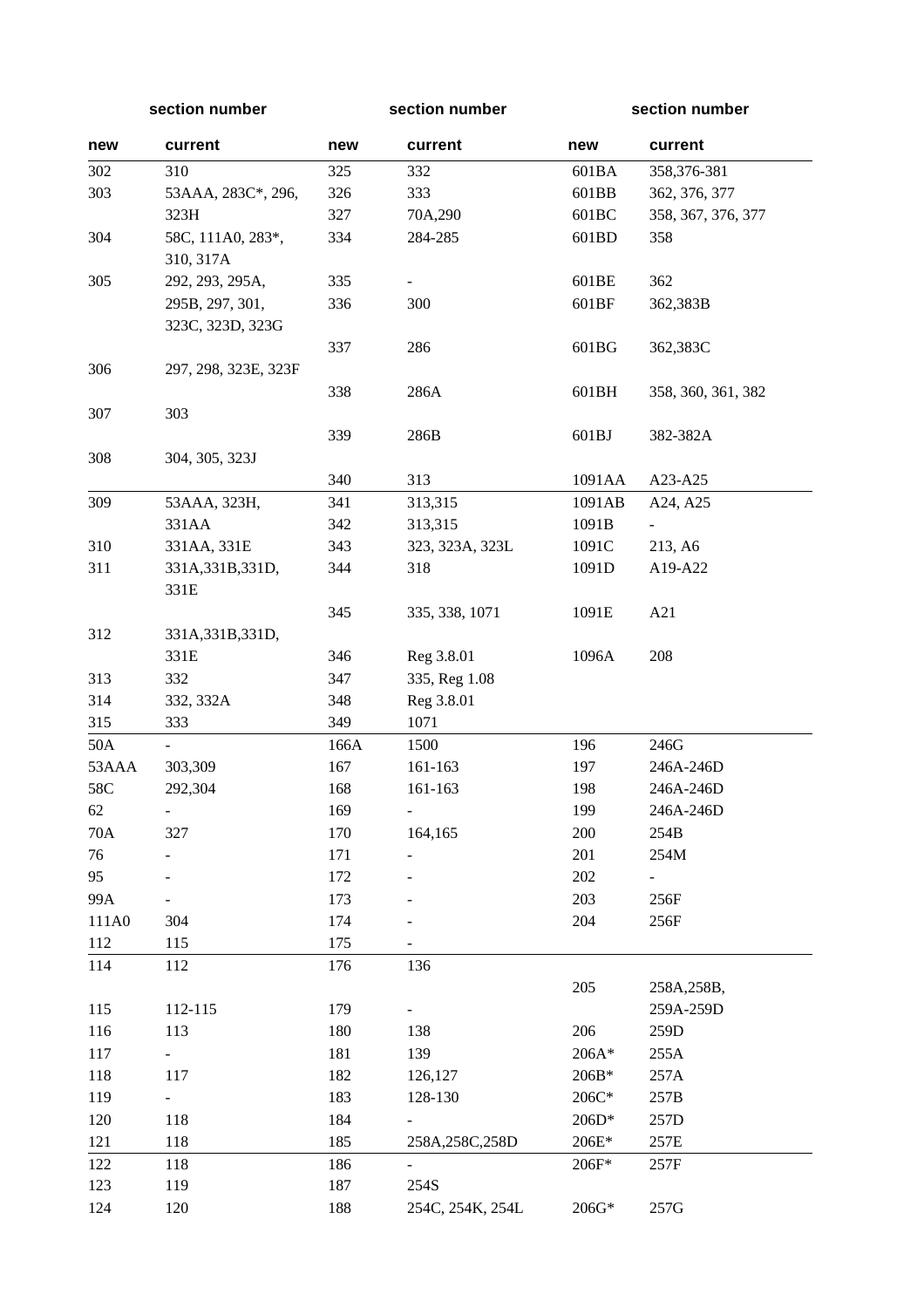| section number | | section number | | section number | |
|---|---|---|---|---|---|
| new | current | new | current | new | current |
| 302 | 310 | 325 | 332 | 601BA | 358,376-381 |
| 303 | 53AAA, 283C*, 296, 323H | 326 | 333 | 601BB | 362, 376, 377 |
| | | 327 | 70A,290 | 601BC | 358, 367, 376, 377 |
| 304 | 58C, 111A0, 283*, 310, 317A | 334 | 284-285 | 601BD | 358 |
| 305 | 292, 293, 295A, 295B, 297, 301, 323C, 323D, 323G | 335 | - | 601BE | 362 |
| | | 336 | 300 | 601BF | 362,383B |
| | | 337 | 286 | 601BG | 362,383C |
| 306 | 297, 298, 323E, 323F | | | | |
| | | 338 | 286A | 601BH | 358, 360, 361, 382 |
| 307 | 303 | | | | |
| | | 339 | 286B | 601BJ | 382-382A |
| 308 | 304, 305, 323J | | | | |
| | | 340 | 313 | 1091AA | A23-A25 |
| 309 | 53AAA, 323H, 331AA | 341 | 313,315 | 1091AB | A24, A25 |
| | | 342 | 313,315 | 1091B | - |
| 310 | 331AA, 331E | 343 | 323, 323A, 323L | 1091C | 213, A6 |
| 311 | 331A,331B,331D, 331E | 344 | 318 | 1091D | A19-A22 |
| | | 345 | 335, 338, 1071 | 1091E | A21 |
| 312 | 331A,331B,331D, 331E | | | | |
| | | 346 | Reg 3.8.01 | 1096A | 208 |
| 313 | 332 | 347 | 335, Reg 1.08 | | |
| 314 | 332, 332A | 348 | Reg 3.8.01 | | |
| 315 | 333 | 349 | 1071 | | |
| 50A | - | 166A | 1500 | 196 | 246G |
| 53AAA | 303,309 | 167 | 161-163 | 197 | 246A-246D |
| 58C | 292,304 | 168 | 161-163 | 198 | 246A-246D |
| 62 | - | 169 | - | 199 | 246A-246D |
| 70A | 327 | 170 | 164,165 | 200 | 254B |
| 76 | - | 171 | - | 201 | 254M |
| 95 | - | 172 | - | 202 | - |
| 99A | - | 173 | - | 203 | 256F |
| 111A0 | 304 | 174 | - | 204 | 256F |
| 112 | 115 | 175 | - | | |
| 114 | 112 | 176 | 136 | | |
| | | | | 205 | 258A,258B, 259A-259D |
| 115 | 112-115 | 179 | - | | |
| 116 | 113 | 180 | 138 | 206 | 259D |
| 117 | - | 181 | 139 | 206A* | 255A |
| 118 | 117 | 182 | 126,127 | 206B* | 257A |
| 119 | - | 183 | 128-130 | 206C* | 257B |
| 120 | 118 | 184 | - | 206D* | 257D |
| 121 | 118 | 185 | 258A,258C,258D | 206E* | 257E |
| 122 | 118 | 186 | - | 206F* | 257F |
| 123 | 119 | 187 | 254S | | |
| 124 | 120 | 188 | 254C, 254K, 254L | 206G* | 257G |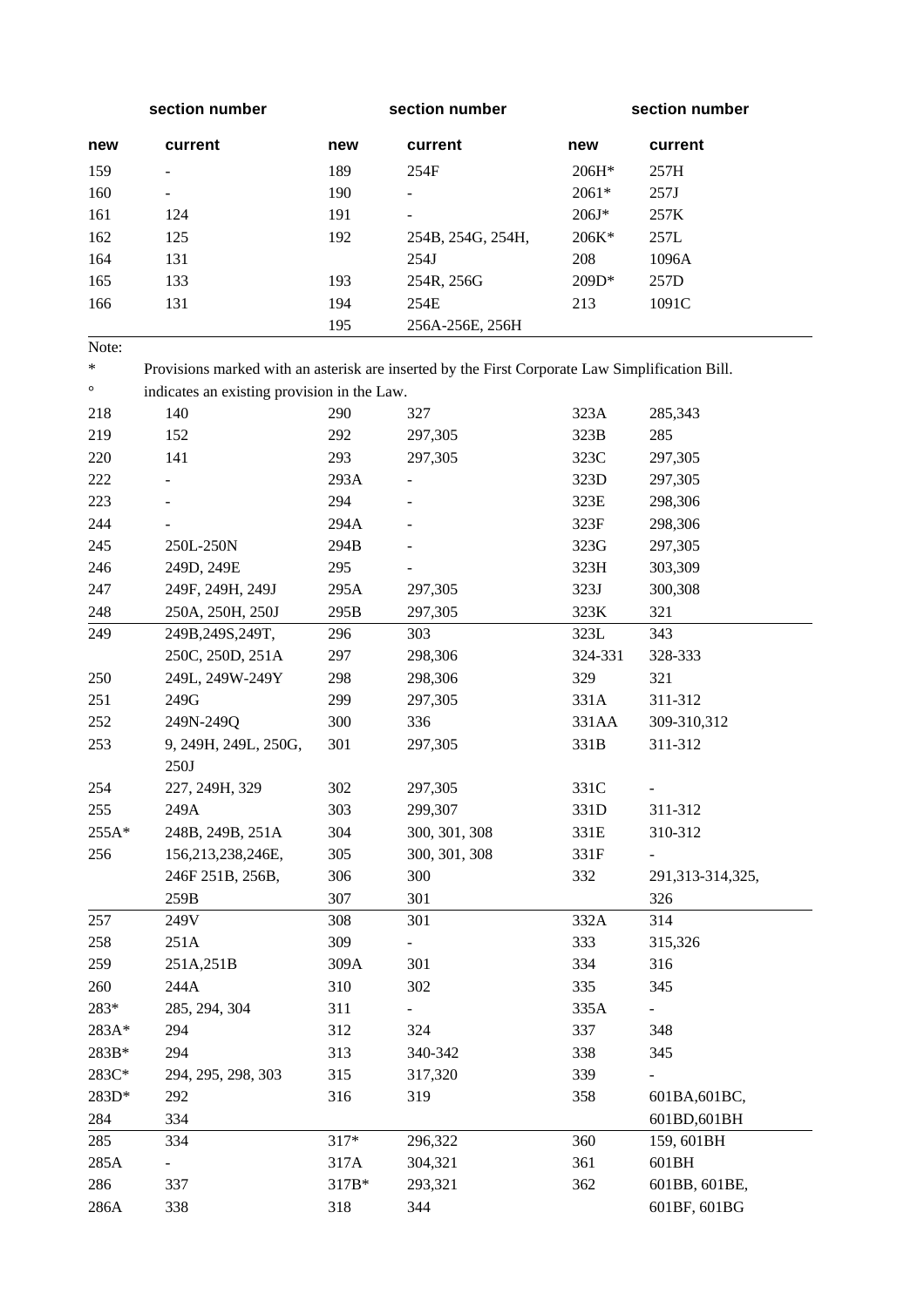| section number | | section number | | section number | |
|---|---|---|---|---|---|
| new | current | new | current | new | current |
| 159 | - | 189 | 254F | 206H* | 257H |
| 160 | - | 190 | - | 2061* | 257J |
| 161 | 124 | 191 | - | 206J* | 257K |
| 162 | 125 | 192 | 254B, 254G, 254H, 254J | 206K* | 257L |
| 164 | 131 | | | 208 | 1096A |
| 165 | 133 | 193 | 254R, 256G | 209D* | 257D |
| 166 | 131 | 194 | 254E | 213 | 1091C |
| | | 195 | 256A-256E, 256H | | |

Note:

\* Provisions marked with an asterisk are inserted by the First Corporate Law Simplification Bill.

° indicates an existing provision in the Law.

| new | current | new | current | new | current |
|---|---|---|---|---|---|
| 218 | 140 | 290 | 327 | 323A | 285,343 |
| 219 | 152 | 292 | 297,305 | 323B | 285 |
| 220 | 141 | 293 | 297,305 | 323C | 297,305 |
| 222 | - | 293A | - | 323D | 297,305 |
| 223 | - | 294 | - | 323E | 298,306 |
| 244 | - | 294A | - | 323F | 298,306 |
| 245 | 250L-250N | 294B | - | 323G | 297,305 |
| 246 | 249D, 249E | 295 | - | 323H | 303,309 |
| 247 | 249F, 249H, 249J | 295A | 297,305 | 323J | 300,308 |
| 248 | 250A, 250H, 250J | 295B | 297,305 | 323K | 321 |
| 249 | 249B,249S,249T, 250C, 250D, 251A | 296 | 303 | 323L | 343 |
| | | 297 | 298,306 | 324-331 | 328-333 |
| 250 | 249L, 249W-249Y | 298 | 298,306 | 329 | 321 |
| 251 | 249G | 299 | 297,305 | 331A | 311-312 |
| 252 | 249N-249Q | 300 | 336 | 331AA | 309-310,312 |
| 253 | 9, 249H, 249L, 250G, 250J | 301 | 297,305 | 331B | 311-312 |
| 254 | 227, 249H, 329 | 302 | 297,305 | 331C | - |
| 255 | 249A | 303 | 299,307 | 331D | 311-312 |
| 255A* | 248B, 249B, 251A | 304 | 300, 301, 308 | 331E | 310-312 |
| 256 | 156,213,238,246E, 246F 251B, 256B, 259B | 305 | 300, 301, 308 | 331F | - |
| | | 306 | 300 | 332 | 291,313-314,325, 326 |
| | | 307 | 301 | | |
| 257 | 249V | 308 | 301 | 332A | 314 |
| 258 | 251A | 309 | - | 333 | 315,326 |
| 259 | 251A,251B | 309A | 301 | 334 | 316 |
| 260 | 244A | 310 | 302 | 335 | 345 |
| 283* | 285, 294, 304 | 311 | - | 335A | - |
| 283A* | 294 | 312 | 324 | 337 | 348 |
| 283B* | 294 | 313 | 340-342 | 338 | 345 |
| 283C* | 294, 295, 298, 303 | 315 | 317,320 | 339 | - |
| 283D* | 292 | 316 | 319 | 358 | 601BA,601BC, 601BD,601BH |
| 284 | 334 | | | | |
| 285 | 334 | 317* | 296,322 | 360 | 159, 601BH |
| 285A | - | 317A | 304,321 | 361 | 601BH |
| 286 | 337 | 317B* | 293,321 | 362 | 601BB, 601BE, 601BF, 601BG |
| 286A | 338 | 318 | 344 | | |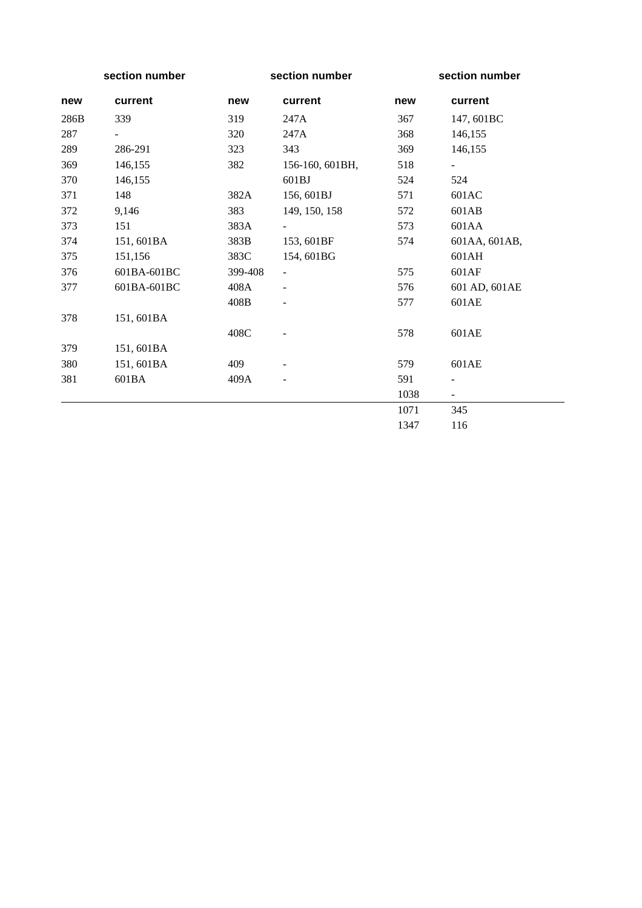| section number | | section number | | section number | |
|---|---|---|---|---|---|
| **new** | **current** | **new** | **current** | **new** | **current** |
| 286B | 339 | 319 | 247A | 367 | 147, 601BC |
| 287 | - | 320 | 247A | 368 | 146,155 |
| 289 | 286-291 | 323 | 343 | 369 | 146,155 |
| 369 | 146,155 | 382 | 156-160, 601BH, 601BJ | 518 | - |
| 370 | 146,155 | | | 524 | 524 |
| 371 | 148 | 382A | 156, 601BJ | 571 | 601AC |
| 372 | 9,146 | 383 | 149, 150, 158 | 572 | 601AB |
| 373 | 151 | 383A | - | 573 | 601AA |
| 374 | 151, 601BA | 383B | 153, 601BF | 574 | 601AA, 601AB, 601AH |
| 375 | 151,156 | 383C | 154, 601BG | | |
| 376 | 601BA-601BC | 399-408 | - | 575 | 601AF |
| 377 | 601BA-601BC | 408A | - | 576 | 601 AD, 601AE |
| | | 408B | - | 577 | 601AE |
| 378 | 151, 601BA | | | | |
| | | 408C | - | 578 | 601AE |
| 379 | 151, 601BA | | | | |
| 380 | 151, 601BA | 409 | - | 579 | 601AE |
| 381 | 601BA | 409A | - | 591 | - |
| | | | | 1038 | - |
| | | | | 1071 | 345 |
| | | | | 1347 | 116 |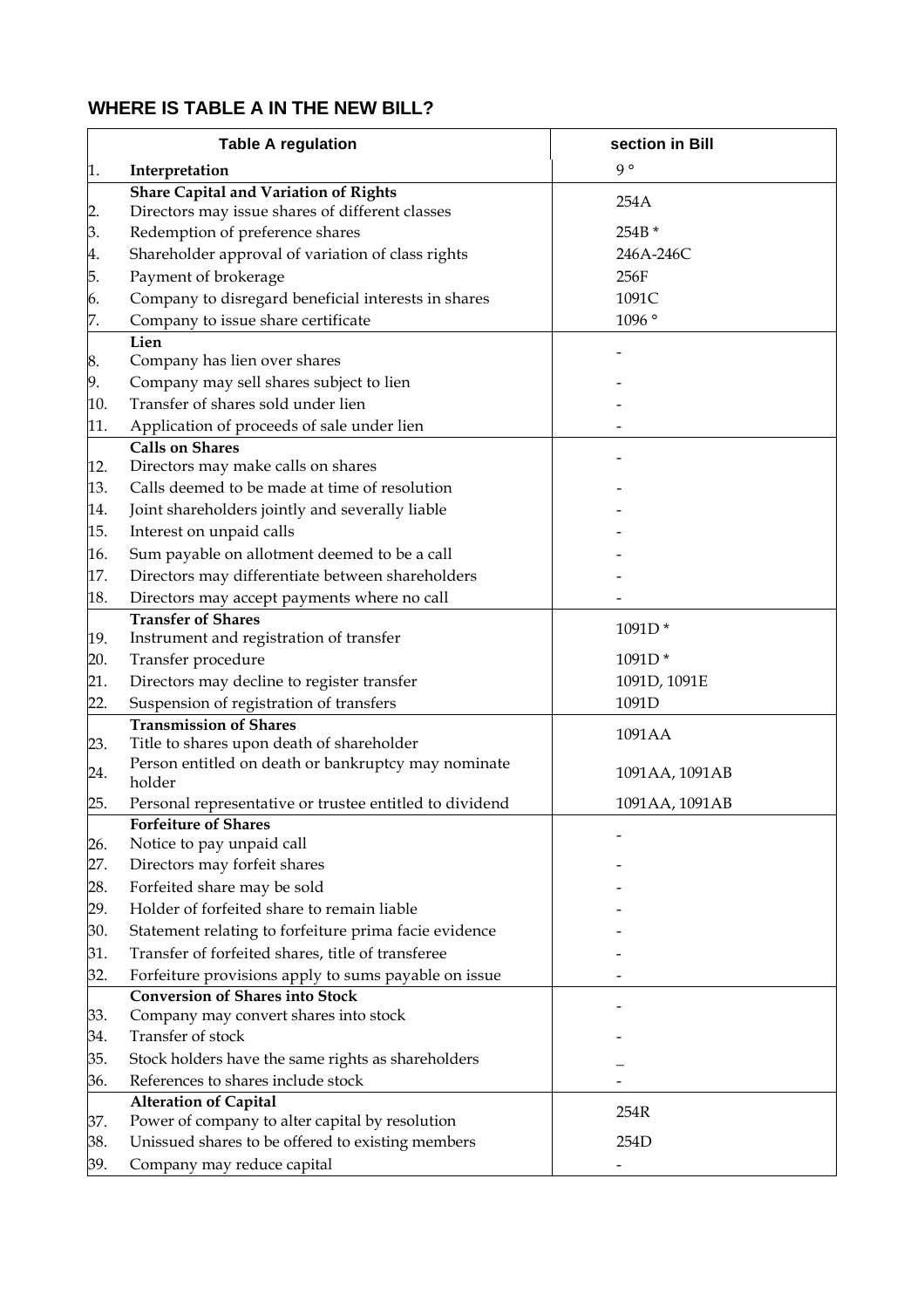## WHERE IS TABLE A IN THE NEW BILL?

| | Table A regulation | section in Bill |
|---|---|---|
| 1. | **Interpretation** | 9 ° |
| | **Share Capital and Variation of Rights** | |
| 2. | Directors may issue shares of different classes | 254A |
| 3. | Redemption of preference shares | 254B * |
| 4. | Shareholder approval of variation of class rights | 246A-246C |
| 5. | Payment of brokerage | 256F |
| 6. | Company to disregard beneficial interests in shares | 1091C |
| 7. | Company to issue share certificate | 1096 ° |
| | **Lien** | |
| 8. | Company has lien over shares | - |
| 9. | Company may sell shares subject to lien | - |
| 10. | Transfer of shares sold under lien | - |
| 11. | Application of proceeds of sale under lien | - |
| | **Calls on Shares** | |
| 12. | Directors may make calls on shares | - |
| 13. | Calls deemed to be made at time of resolution | - |
| 14. | Joint shareholders jointly and severally liable | - |
| 15. | Interest on unpaid calls | - |
| 16. | Sum payable on allotment deemed to be a call | - |
| 17. | Directors may differentiate between shareholders | - |
| 18. | Directors may accept payments where no call | - |
| | **Transfer of Shares** | |
| 19. | Instrument and registration of transfer | 1091D * |
| 20. | Transfer procedure | 1091D * |
| 21. | Directors may decline to register transfer | 1091D, 1091E |
| 22. | Suspension of registration of transfers | 1091D |
| | **Transmission of Shares** | |
| 23. | Title to shares upon death of shareholder | 1091AA |
| 24. | Person entitled on death or bankruptcy may nominate holder | 1091AA, 1091AB |
| 25. | Personal representative or trustee entitled to dividend | 1091AA, 1091AB |
| | **Forfeiture of Shares** | |
| 26. | Notice to pay unpaid call | - |
| 27. | Directors may forfeit shares | - |
| 28. | Forfeited share may be sold | - |
| 29. | Holder of forfeited share to remain liable | - |
| 30. | Statement relating to forfeiture prima facie evidence | - |
| 31. | Transfer of forfeited shares, title of transferee | - |
| 32. | Forfeiture provisions apply to sums payable on issue | - |
| | **Conversion of Shares into Stock** | |
| 33. | Company may convert shares into stock | - |
| 34. | Transfer of stock | - |
| 35. | Stock holders have the same rights as shareholders | _ |
| 36. | References to shares include stock | - |
| | **Alteration of Capital** | |
| 37. | Power of company to alter capital by resolution | 254R |
| 38. | Unissued shares to be offered to existing members | 254D |
| 39. | Company may reduce capital | - |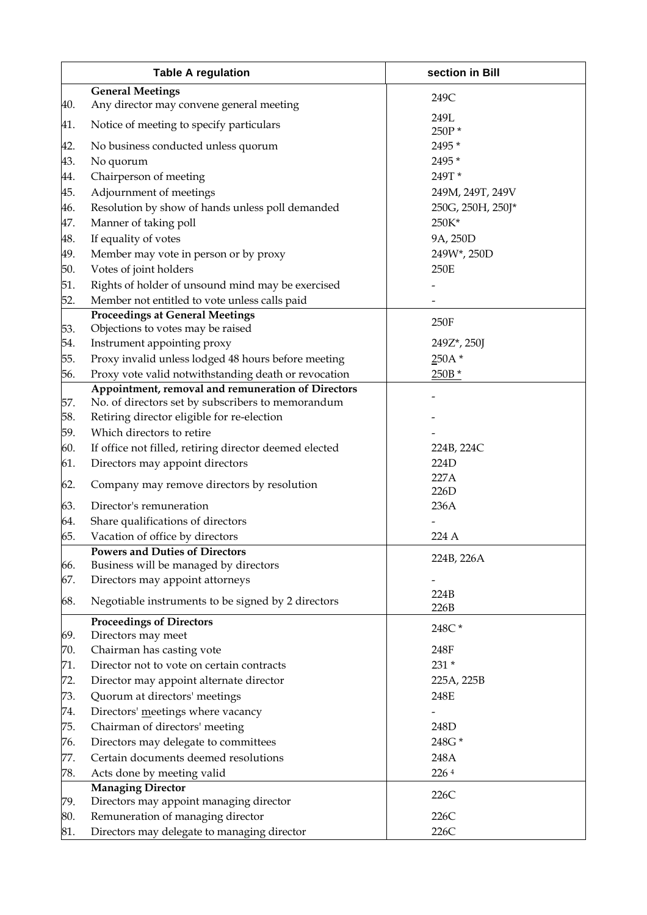| Table A regulation | | section in Bill |
|---|---|---|
| | **General Meetings** | |
| 40. | Any director may convene general meeting | 249C |
| 41. | Notice of meeting to specify particulars | 249L<br>250P * |
| 42. | No business conducted unless quorum | 2495 * |
| 43. | No quorum | 2495 * |
| 44. | Chairperson of meeting | 249T * |
| 45. | Adjournment of meetings | 249M, 249T, 249V |
| 46. | Resolution by show of hands unless poll demanded | 250G, 250H, 250J* |
| 47. | Manner of taking poll | 250K* |
| 48. | If equality of votes | 9A, 250D |
| 49. | Member may vote in person or by proxy | 249W*, 250D |
| 50. | Votes of joint holders | 250E |
| 51. | Rights of holder of unsound mind may be exercised | - |
| 52. | Member not entitled to vote unless calls paid | - |
| | **Proceedings at General Meetings** | |
| 53. | Objections to votes may be raised | 250F |
| 54. | Instrument appointing proxy | 249Z*, 250J |
| 55. | Proxy invalid unless lodged 48 hours before meeting | 250A * |
| 56. | Proxy vote valid notwithstanding death or revocation | 250B * |
| | **Appointment, removal and remuneration of Directors** | |
| 57. | No. of directors set by subscribers to memorandum | - |
| 58. | Retiring director eligible for re-election | - |
| 59. | Which directors to retire | - |
| 60. | If office not filled, retiring director deemed elected | 224B, 224C |
| 61. | Directors may appoint directors | 224D |
| 62. | Company may remove directors by resolution | 227A<br>226D |
| 63. | Director's remuneration | 236A |
| 64. | Share qualifications of directors | - |
| 65. | Vacation of office by directors | 224 A |
| | **Powers and Duties of Directors** | |
| 66. | Business will be managed by directors | 224B, 226A |
| 67. | Directors may appoint attorneys | - |
| 68. | Negotiable instruments to be signed by 2 directors | 224B<br>226B |
| | **Proceedings of Directors** | |
| 69. | Directors may meet | 248C * |
| 70. | Chairman has casting vote | 248F |
| 71. | Director not to vote on certain contracts | 231 * |
| 72. | Director may appoint alternate director | 225A, 225B |
| 73. | Quorum at directors' meetings | 248E |
| 74. | Directors' meetings where vacancy | - |
| 75. | Chairman of directors' meeting | 248D |
| 76. | Directors may delegate to committees | 248G * |
| 77. | Certain documents deemed resolutions | 248A |
| 78. | Acts done by meeting valid | 226 [4] |
| | **Managing Director** | |
| 79. | Directors may appoint managing director | 226C |
| 80. | Remuneration of managing director | 226C |
| 81. | Directors may delegate to managing director | 226C |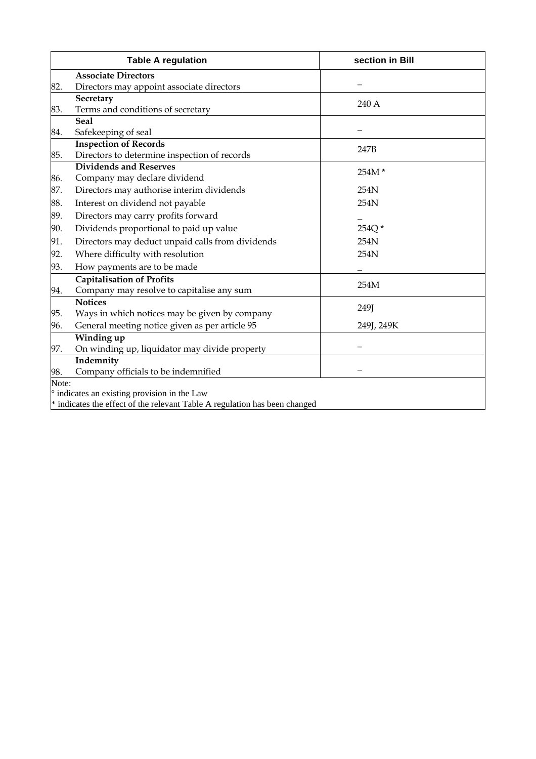| Table A regulation | | section in Bill |
|---|---|---|
| | **Associate Directors** | |
| 82. | Directors may appoint associate directors | – |
| | **Secretary** | |
| 83. | Terms and conditions of secretary | 240 A |
| | **Seal** | |
| 84. | Safekeeping of seal | – |
| | **Inspection of Records** | |
| 85. | Directors to determine inspection of records | 247B |
| | **Dividends and Reserves** | |
| 86. | Company may declare dividend | 254M * |
| 87. | Directors may authorise interim dividends | 254N |
| 88. | Interest on dividend not payable | 254N |
| 89. | Directors may carry profits forward | – |
| 90. | Dividends proportional to paid up value | 254Q * |
| 91. | Directors may deduct unpaid calls from dividends | 254N |
| 92. | Where difficulty with resolution | 254N |
| 93. | How payments are to be made | – |
| | **Capitalisation of Profits** | |
| 94. | Company may resolve to capitalise any sum | 254M |
| | **Notices** | |
| 95. | Ways in which notices may be given by company | 249J |
| 96. | General meeting notice given as per article 95 | 249J, 249K |
| | **Winding up** | |
| 97. | On winding up, liquidator may divide property | – |
| | **Indemnity** | |
| 98. | Company officials to be indemnified | – |

Note:

° indicates an existing provision in the Law

* indicates the effect of the relevant Table A regulation has been changed